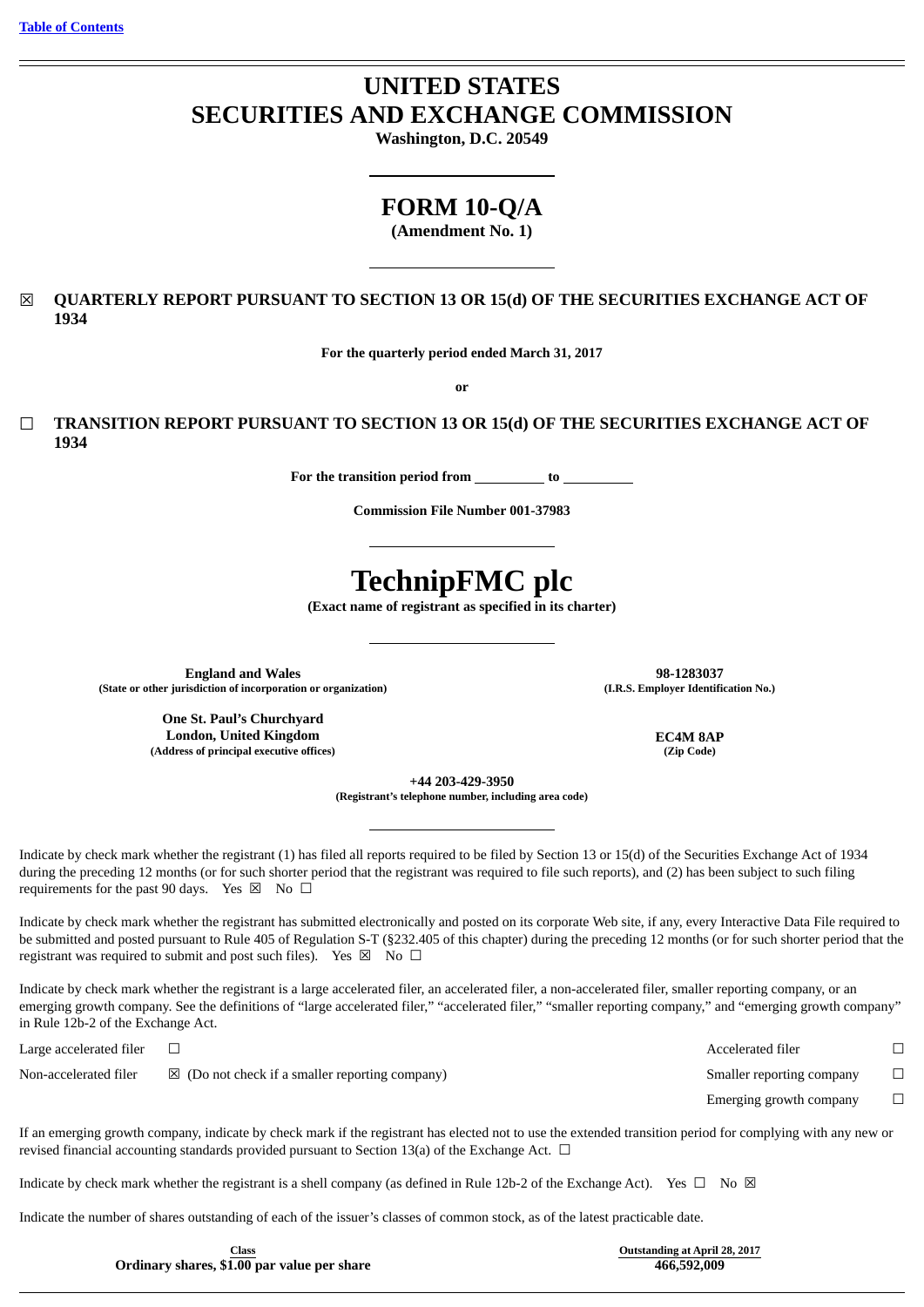[Table of Contents](#)

# UNITED STATES
# SECURITIES AND EXCHANGE COMMISSION

**Washington, D.C. 20549**

# FORM 10-Q/A

**(Amendment No. 1)**

☒ **QUARTERLY REPORT PURSUANT TO SECTION 13 OR 15(d) OF THE SECURITIES EXCHANGE ACT OF 1934**

**For the quarterly period ended March 31, 2017**

**or**

☐ **TRANSITION REPORT PURSUANT TO SECTION 13 OR 15(d) OF THE SECURITIES EXCHANGE ACT OF 1934**

**For the transition period from \_\_\_\_\_\_\_\_\_\_ to \_\_\_\_\_\_\_\_\_\_**

**Commission File Number 001-37983**

# TechnipFMC plc

**(Exact name of registrant as specified in its charter)**

| | |
|---|---|
| **England and Wales**<br>**(State or other jurisdiction of incorporation or organization)** | **98-1283037**<br>**(I.R.S. Employer Identification No.)** |
| **One St. Paul's Churchyard**<br>**London, United Kingdom**<br>**(Address of principal executive offices)** | **EC4M 8AP**<br>**(Zip Code)** |

**+44 203-429-3950**
**(Registrant's telephone number, including area code)**

Indicate by check mark whether the registrant (1) has filed all reports required to be filed by Section 13 or 15(d) of the Securities Exchange Act of 1934 during the preceding 12 months (or for such shorter period that the registrant was required to file such reports), and (2) has been subject to such filing requirements for the past 90 days. Yes ☒ No ☐

Indicate by check mark whether the registrant has submitted electronically and posted on its corporate Web site, if any, every Interactive Data File required to be submitted and posted pursuant to Rule 405 of Regulation S-T (§232.405 of this chapter) during the preceding 12 months (or for such shorter period that the registrant was required to submit and post such files). Yes ☒ No ☐

Indicate by check mark whether the registrant is a large accelerated filer, an accelerated filer, a non-accelerated filer, smaller reporting company, or an emerging growth company. See the definitions of "large accelerated filer," "accelerated filer," "smaller reporting company," and "emerging growth company" in Rule 12b-2 of the Exchange Act.

| | | | |
|---|---|---|---|
| Large accelerated filer | ☐ | Accelerated filer | ☐ |
| Non-accelerated filer | ☒ (Do not check if a smaller reporting company) | Smaller reporting company | ☐ |
| | | Emerging growth company | ☐ |

If an emerging growth company, indicate by check mark if the registrant has elected not to use the extended transition period for complying with any new or revised financial accounting standards provided pursuant to Section 13(a) of the Exchange Act. ☐

Indicate by check mark whether the registrant is a shell company (as defined in Rule 12b-2 of the Exchange Act). Yes ☐ No ☒

Indicate the number of shares outstanding of each of the issuer's classes of common stock, as of the latest practicable date.

| Class | Outstanding at April 28, 2017 |
|---|---|
| **Ordinary shares, $1.00 par value per share** | **466,592,009** |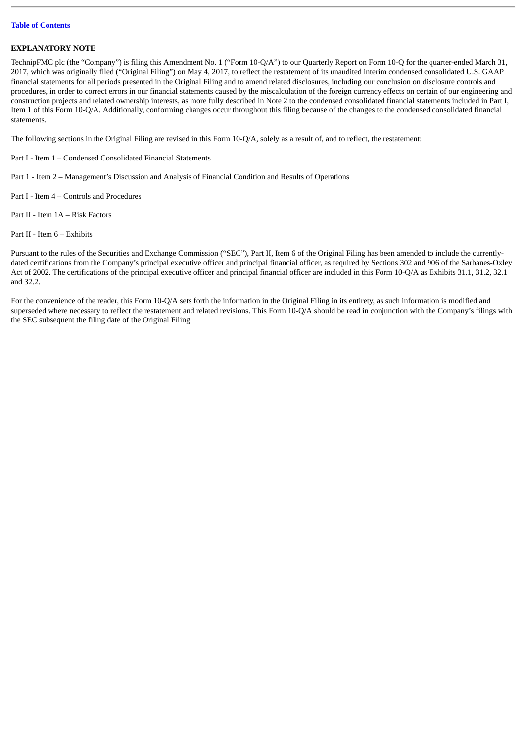[Table of Contents]

## EXPLANATORY NOTE

TechnipFMC plc (the "Company") is filing this Amendment No. 1 ("Form 10-Q/A") to our Quarterly Report on Form 10-Q for the quarter-ended March 31, 2017, which was originally filed ("Original Filing") on May 4, 2017, to reflect the restatement of its unaudited interim condensed consolidated U.S. GAAP financial statements for all periods presented in the Original Filing and to amend related disclosures, including our conclusion on disclosure controls and procedures, in order to correct errors in our financial statements caused by the miscalculation of the foreign currency effects on certain of our engineering and construction projects and related ownership interests, as more fully described in Note 2 to the condensed consolidated financial statements included in Part I, Item 1 of this Form 10-Q/A. Additionally, conforming changes occur throughout this filing because of the changes to the condensed consolidated financial statements.

The following sections in the Original Filing are revised in this Form 10-Q/A, solely as a result of, and to reflect, the restatement:

Part I - Item 1 – Condensed Consolidated Financial Statements

Part 1 - Item 2 – Management's Discussion and Analysis of Financial Condition and Results of Operations

Part I - Item 4 – Controls and Procedures

Part II - Item 1A – Risk Factors

Part II - Item 6 – Exhibits

Pursuant to the rules of the Securities and Exchange Commission ("SEC"), Part II, Item 6 of the Original Filing has been amended to include the currently-dated certifications from the Company's principal executive officer and principal financial officer, as required by Sections 302 and 906 of the Sarbanes-Oxley Act of 2002. The certifications of the principal executive officer and principal financial officer are included in this Form 10-Q/A as Exhibits 31.1, 31.2, 32.1 and 32.2.

For the convenience of the reader, this Form 10-Q/A sets forth the information in the Original Filing in its entirety, as such information is modified and superseded where necessary to reflect the restatement and related revisions. This Form 10-Q/A should be read in conjunction with the Company's filings with the SEC subsequent the filing date of the Original Filing.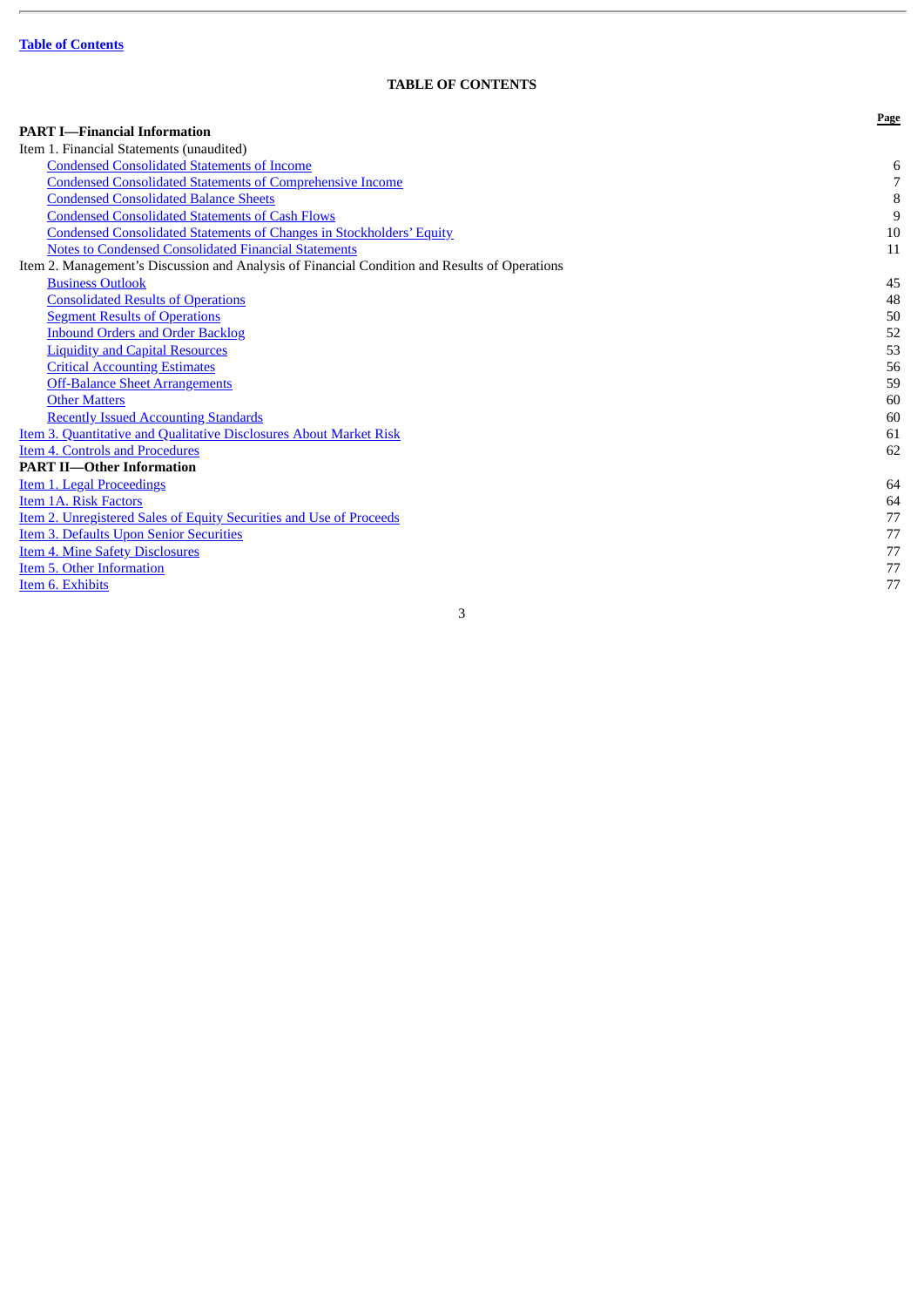Table of Contents

# TABLE OF CONTENTS

| | Page |
|---|---|
| **PART I—Financial Information** | |
| Item 1. Financial Statements (unaudited) | |
| Condensed Consolidated Statements of Income | 6 |
| Condensed Consolidated Statements of Comprehensive Income | 7 |
| Condensed Consolidated Balance Sheets | 8 |
| Condensed Consolidated Statements of Cash Flows | 9 |
| Condensed Consolidated Statements of Changes in Stockholders' Equity | 10 |
| Notes to Condensed Consolidated Financial Statements | 11 |
| Item 2. Management's Discussion and Analysis of Financial Condition and Results of Operations | |
| Business Outlook | 45 |
| Consolidated Results of Operations | 48 |
| Segment Results of Operations | 50 |
| Inbound Orders and Order Backlog | 52 |
| Liquidity and Capital Resources | 53 |
| Critical Accounting Estimates | 56 |
| Off-Balance Sheet Arrangements | 59 |
| Other Matters | 60 |
| Recently Issued Accounting Standards | 60 |
| Item 3. Quantitative and Qualitative Disclosures About Market Risk | 61 |
| Item 4. Controls and Procedures | 62 |
| **PART II—Other Information** | |
| Item 1. Legal Proceedings | 64 |
| Item 1A. Risk Factors | 64 |
| Item 2. Unregistered Sales of Equity Securities and Use of Proceeds | 77 |
| Item 3. Defaults Upon Senior Securities | 77 |
| Item 4. Mine Safety Disclosures | 77 |
| Item 5. Other Information | 77 |
| Item 6. Exhibits | 77 |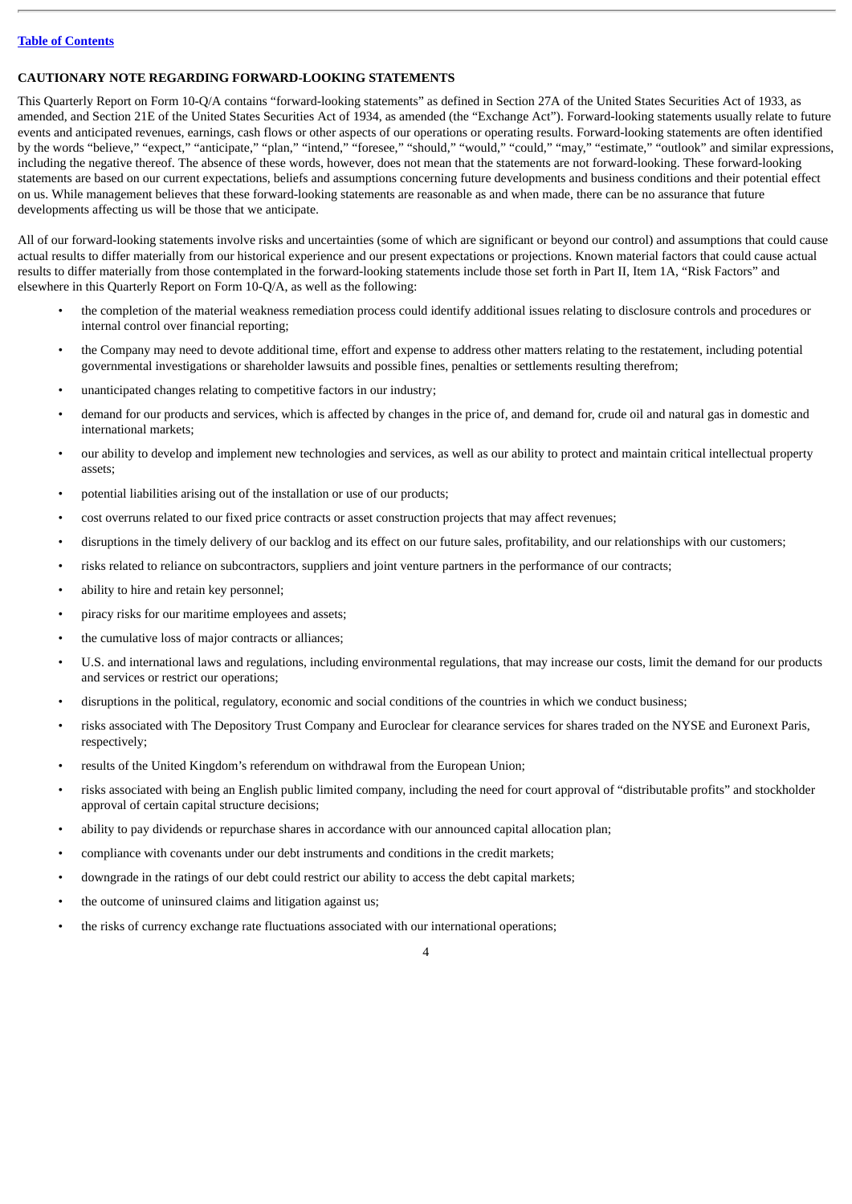## CAUTIONARY NOTE REGARDING FORWARD-LOOKING STATEMENTS

This Quarterly Report on Form 10-Q/A contains "forward-looking statements" as defined in Section 27A of the United States Securities Act of 1933, as amended, and Section 21E of the United States Securities Act of 1934, as amended (the "Exchange Act"). Forward-looking statements usually relate to future events and anticipated revenues, earnings, cash flows or other aspects of our operations or operating results. Forward-looking statements are often identified by the words "believe," "expect," "anticipate," "plan," "intend," "foresee," "should," "would," "could," "may," "estimate," "outlook" and similar expressions, including the negative thereof. The absence of these words, however, does not mean that the statements are not forward-looking. These forward-looking statements are based on our current expectations, beliefs and assumptions concerning future developments and business conditions and their potential effect on us. While management believes that these forward-looking statements are reasonable as and when made, there can be no assurance that future developments affecting us will be those that we anticipate.

All of our forward-looking statements involve risks and uncertainties (some of which are significant or beyond our control) and assumptions that could cause actual results to differ materially from our historical experience and our present expectations or projections. Known material factors that could cause actual results to differ materially from those contemplated in the forward-looking statements include those set forth in Part II, Item 1A, "Risk Factors" and elsewhere in this Quarterly Report on Form 10-Q/A, as well as the following:

- the completion of the material weakness remediation process could identify additional issues relating to disclosure controls and procedures or internal control over financial reporting;
- the Company may need to devote additional time, effort and expense to address other matters relating to the restatement, including potential governmental investigations or shareholder lawsuits and possible fines, penalties or settlements resulting therefrom;
- unanticipated changes relating to competitive factors in our industry;
- demand for our products and services, which is affected by changes in the price of, and demand for, crude oil and natural gas in domestic and international markets;
- our ability to develop and implement new technologies and services, as well as our ability to protect and maintain critical intellectual property assets;
- potential liabilities arising out of the installation or use of our products;
- cost overruns related to our fixed price contracts or asset construction projects that may affect revenues;
- disruptions in the timely delivery of our backlog and its effect on our future sales, profitability, and our relationships with our customers;
- risks related to reliance on subcontractors, suppliers and joint venture partners in the performance of our contracts;
- ability to hire and retain key personnel;
- piracy risks for our maritime employees and assets;
- the cumulative loss of major contracts or alliances;
- U.S. and international laws and regulations, including environmental regulations, that may increase our costs, limit the demand for our products and services or restrict our operations;
- disruptions in the political, regulatory, economic and social conditions of the countries in which we conduct business;
- risks associated with The Depository Trust Company and Euroclear for clearance services for shares traded on the NYSE and Euronext Paris, respectively;
- results of the United Kingdom's referendum on withdrawal from the European Union;
- risks associated with being an English public limited company, including the need for court approval of "distributable profits" and stockholder approval of certain capital structure decisions;
- ability to pay dividends or repurchase shares in accordance with our announced capital allocation plan;
- compliance with covenants under our debt instruments and conditions in the credit markets;
- downgrade in the ratings of our debt could restrict our ability to access the debt capital markets;
- the outcome of uninsured claims and litigation against us;
- the risks of currency exchange rate fluctuations associated with our international operations;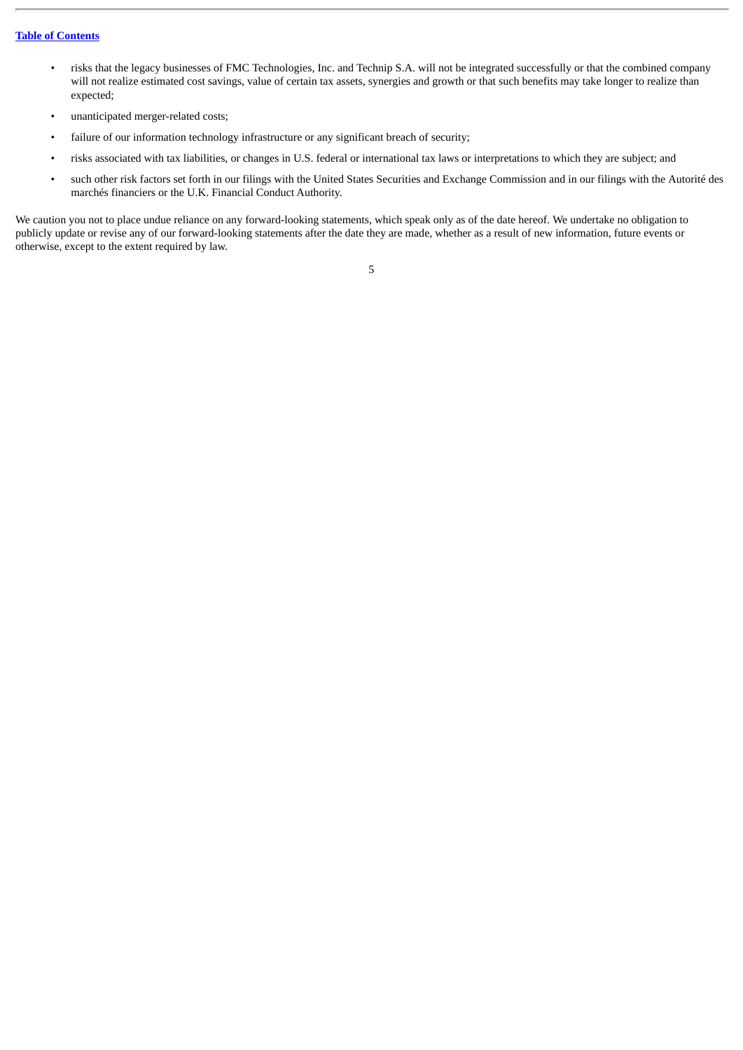- risks that the legacy businesses of FMC Technologies, Inc. and Technip S.A. will not be integrated successfully or that the combined company will not realize estimated cost savings, value of certain tax assets, synergies and growth or that such benefits may take longer to realize than expected;
- unanticipated merger-related costs;
- failure of our information technology infrastructure or any significant breach of security;
- risks associated with tax liabilities, or changes in U.S. federal or international tax laws or interpretations to which they are subject; and
- such other risk factors set forth in our filings with the United States Securities and Exchange Commission and in our filings with the Autorité des marchés financiers or the U.K. Financial Conduct Authority.

We caution you not to place undue reliance on any forward-looking statements, which speak only as of the date hereof. We undertake no obligation to publicly update or revise any of our forward-looking statements after the date they are made, whether as a result of new information, future events or otherwise, except to the extent required by law.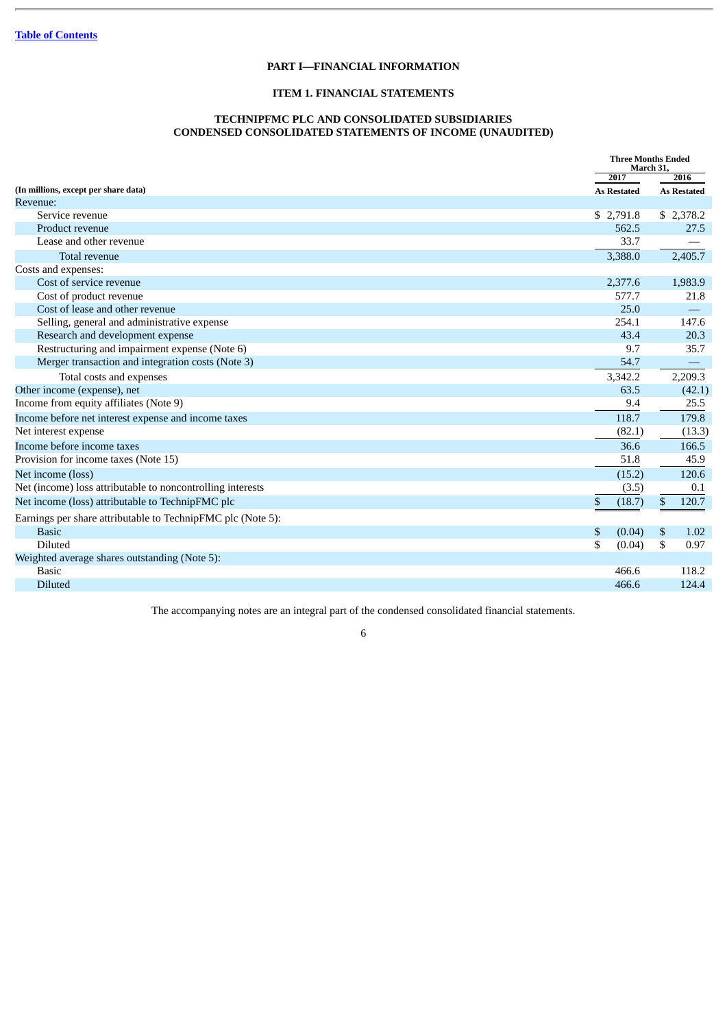[Table of Contents](#)

## PART I—FINANCIAL INFORMATION

### ITEM 1. FINANCIAL STATEMENTS

### TECHNIPFMC PLC AND CONSOLIDATED SUBSIDIARIES
### CONDENSED CONSOLIDATED STATEMENTS OF INCOME (UNAUDITED)

| (In millions, except per share data) | Three Months Ended March 31, 2017 As Restated | Three Months Ended March 31, 2016 As Restated |
|---|---|---|
| Revenue: | | |
| Service revenue | $ 2,791.8 | $ 2,378.2 |
| Product revenue | 562.5 | 27.5 |
| Lease and other revenue | 33.7 | — |
| Total revenue | 3,388.0 | 2,405.7 |
| Costs and expenses: | | |
| Cost of service revenue | 2,377.6 | 1,983.9 |
| Cost of product revenue | 577.7 | 21.8 |
| Cost of lease and other revenue | 25.0 | — |
| Selling, general and administrative expense | 254.1 | 147.6 |
| Research and development expense | 43.4 | 20.3 |
| Restructuring and impairment expense (Note 6) | 9.7 | 35.7 |
| Merger transaction and integration costs (Note 3) | 54.7 | — |
| Total costs and expenses | 3,342.2 | 2,209.3 |
| Other income (expense), net | 63.5 | (42.1) |
| Income from equity affiliates (Note 9) | 9.4 | 25.5 |
| Income before net interest expense and income taxes | 118.7 | 179.8 |
| Net interest expense | (82.1) | (13.3) |
| Income before income taxes | 36.6 | 166.5 |
| Provision for income taxes (Note 15) | 51.8 | 45.9 |
| Net income (loss) | (15.2) | 120.6 |
| Net (income) loss attributable to noncontrolling interests | (3.5) | 0.1 |
| Net income (loss) attributable to TechnipFMC plc | $ (18.7) | $ 120.7 |
| Earnings per share attributable to TechnipFMC plc (Note 5): | | |
| Basic | $ (0.04) | $ 1.02 |
| Diluted | $ (0.04) | $ 0.97 |
| Weighted average shares outstanding (Note 5): | | |
| Basic | 466.6 | 118.2 |
| Diluted | 466.6 | 124.4 |

The accompanying notes are an integral part of the condensed consolidated financial statements.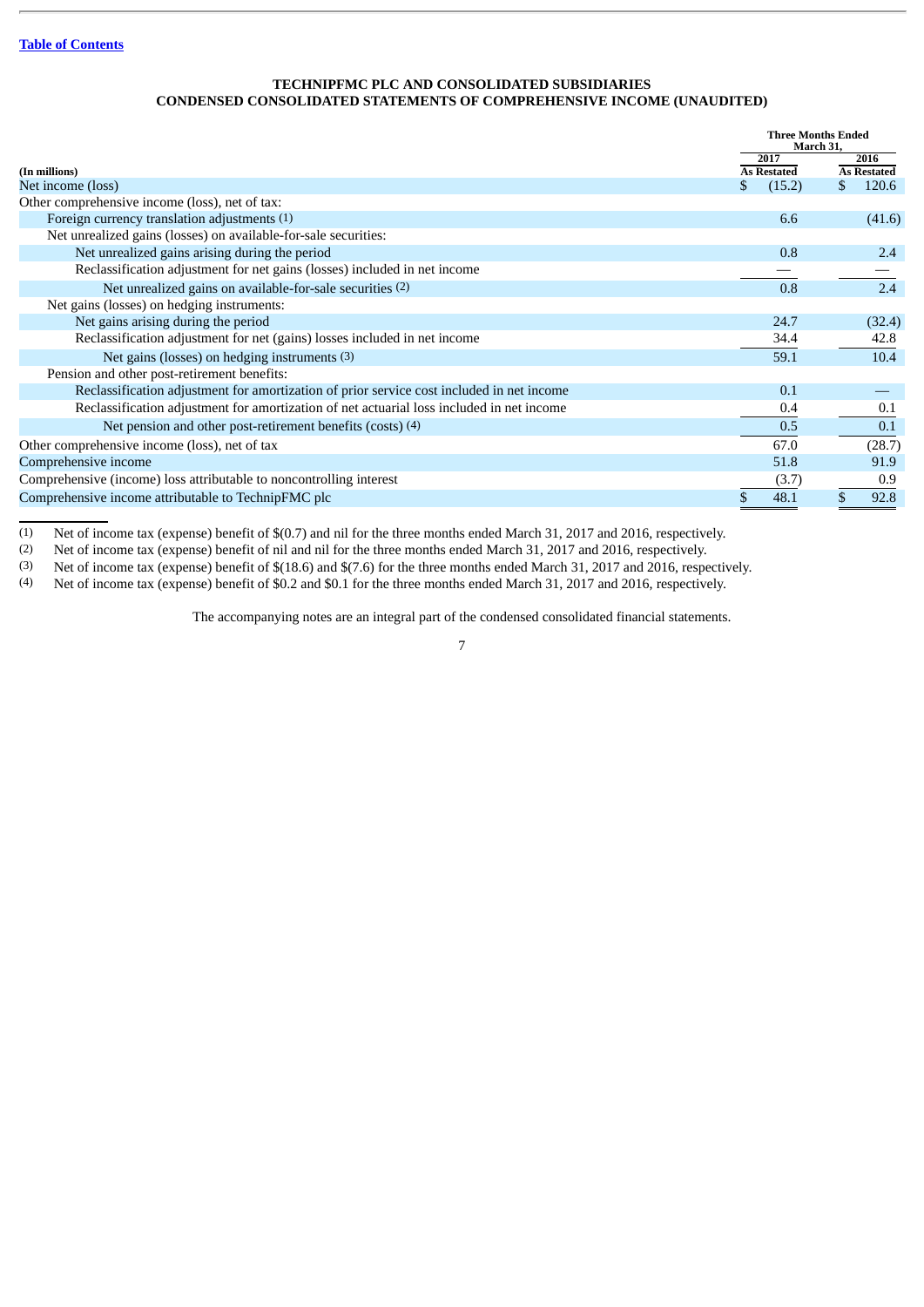[Table of Contents](#)

**TECHNIPFMC PLC AND CONSOLIDATED SUBSIDIARIES**
**CONDENSED CONSOLIDATED STATEMENTS OF COMPREHENSIVE INCOME (UNAUDITED)**

| (In millions) | Three Months Ended March 31, 2017 As Restated | Three Months Ended March 31, 2016 As Restated |
|---|---|---|
| Net income (loss) | $ (15.2) | $ 120.6 |
| Other comprehensive income (loss), net of tax: | | |
| Foreign currency translation adjustments (1) | 6.6 | (41.6) |
| Net unrealized gains (losses) on available-for-sale securities: | | |
| Net unrealized gains arising during the period | 0.8 | 2.4 |
| Reclassification adjustment for net gains (losses) included in net income | — | — |
| Net unrealized gains on available-for-sale securities (2) | 0.8 | 2.4 |
| Net gains (losses) on hedging instruments: | | |
| Net gains arising during the period | 24.7 | (32.4) |
| Reclassification adjustment for net (gains) losses included in net income | 34.4 | 42.8 |
| Net gains (losses) on hedging instruments (3) | 59.1 | 10.4 |
| Pension and other post-retirement benefits: | | |
| Reclassification adjustment for amortization of prior service cost included in net income | 0.1 | — |
| Reclassification adjustment for amortization of net actuarial loss included in net income | 0.4 | 0.1 |
| Net pension and other post-retirement benefits (costs) (4) | 0.5 | 0.1 |
| Other comprehensive income (loss), net of tax | 67.0 | (28.7) |
| Comprehensive income | 51.8 | 91.9 |
| Comprehensive (income) loss attributable to noncontrolling interest | (3.7) | 0.9 |
| Comprehensive income attributable to TechnipFMC plc | $ 48.1 | $ 92.8 |

(1) Net of income tax (expense) benefit of $(0.7) and nil for the three months ended March 31, 2017 and 2016, respectively.

(2) Net of income tax (expense) benefit of nil and nil for the three months ended March 31, 2017 and 2016, respectively.

(3) Net of income tax (expense) benefit of $(18.6) and $(7.6) for the three months ended March 31, 2017 and 2016, respectively.

(4) Net of income tax (expense) benefit of $0.2 and $0.1 for the three months ended March 31, 2017 and 2016, respectively.

The accompanying notes are an integral part of the condensed consolidated financial statements.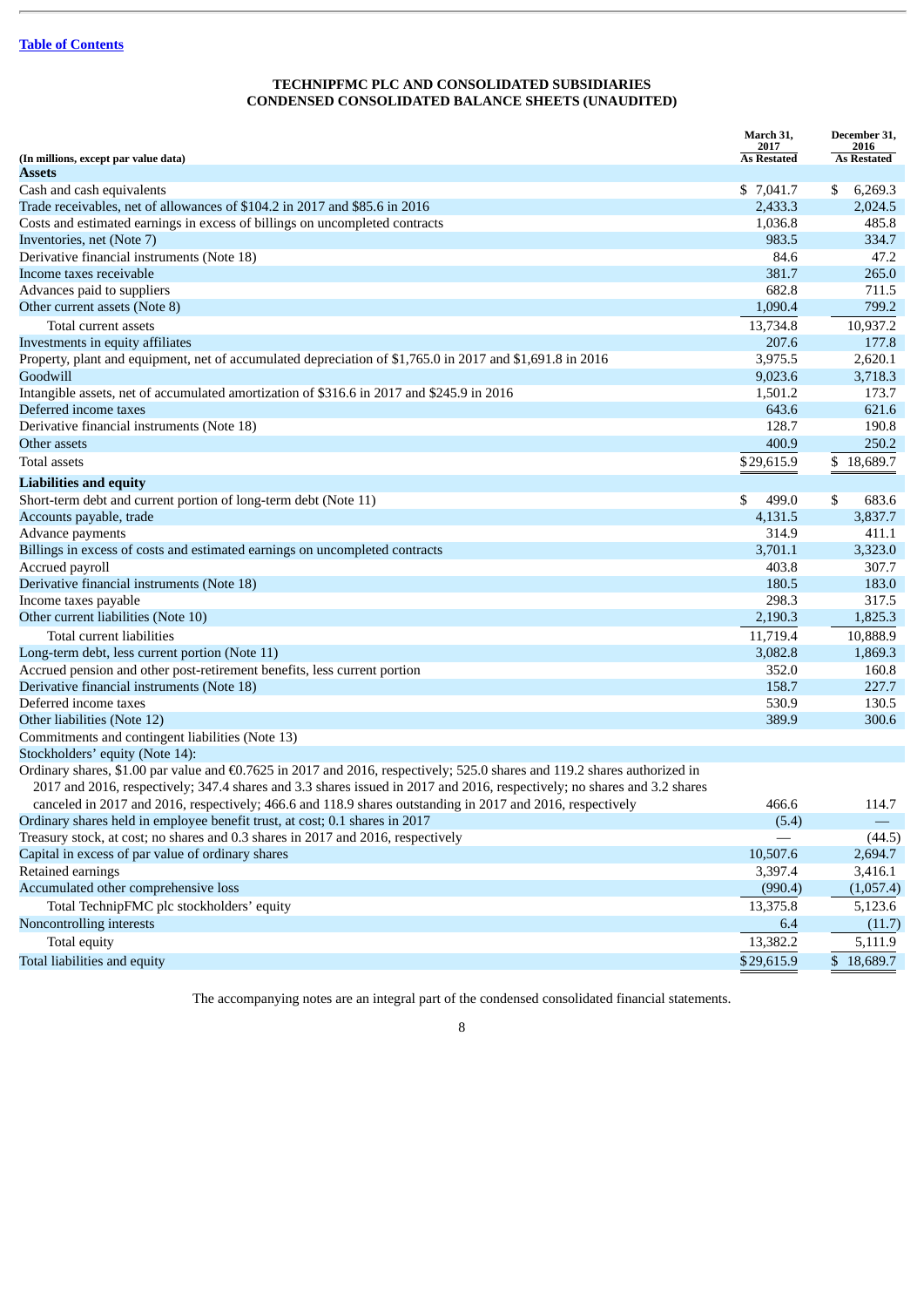[Table of Contents](#)

# TECHNIPFMC PLC AND CONSOLIDATED SUBSIDIARIES
## CONDENSED CONSOLIDATED BALANCE SHEETS (UNAUDITED)

| (In millions, except par value data) | March 31, 2017 As Restated | December 31, 2016 As Restated |
|---|---|---|
| **Assets** | | |
| Cash and cash equivalents | $ 7,041.7 | $ 6,269.3 |
| Trade receivables, net of allowances of $104.2 in 2017 and $85.6 in 2016 | 2,433.3 | 2,024.5 |
| Costs and estimated earnings in excess of billings on uncompleted contracts | 1,036.8 | 485.8 |
| Inventories, net (Note 7) | 983.5 | 334.7 |
| Derivative financial instruments (Note 18) | 84.6 | 47.2 |
| Income taxes receivable | 381.7 | 265.0 |
| Advances paid to suppliers | 682.8 | 711.5 |
| Other current assets (Note 8) | 1,090.4 | 799.2 |
| Total current assets | 13,734.8 | 10,937.2 |
| Investments in equity affiliates | 207.6 | 177.8 |
| Property, plant and equipment, net of accumulated depreciation of $1,765.0 in 2017 and $1,691.8 in 2016 | 3,975.5 | 2,620.1 |
| Goodwill | 9,023.6 | 3,718.3 |
| Intangible assets, net of accumulated amortization of $316.6 in 2017 and $245.9 in 2016 | 1,501.2 | 173.7 |
| Deferred income taxes | 643.6 | 621.6 |
| Derivative financial instruments (Note 18) | 128.7 | 190.8 |
| Other assets | 400.9 | 250.2 |
| Total assets | $29,615.9 | $ 18,689.7 |
| **Liabilities and equity** | | |
| Short-term debt and current portion of long-term debt (Note 11) | $ 499.0 | $ 683.6 |
| Accounts payable, trade | 4,131.5 | 3,837.7 |
| Advance payments | 314.9 | 411.1 |
| Billings in excess of costs and estimated earnings on uncompleted contracts | 3,701.1 | 3,323.0 |
| Accrued payroll | 403.8 | 307.7 |
| Derivative financial instruments (Note 18) | 180.5 | 183.0 |
| Income taxes payable | 298.3 | 317.5 |
| Other current liabilities (Note 10) | 2,190.3 | 1,825.3 |
| Total current liabilities | 11,719.4 | 10,888.9 |
| Long-term debt, less current portion (Note 11) | 3,082.8 | 1,869.3 |
| Accrued pension and other post-retirement benefits, less current portion | 352.0 | 160.8 |
| Derivative financial instruments (Note 18) | 158.7 | 227.7 |
| Deferred income taxes | 530.9 | 130.5 |
| Other liabilities (Note 12) | 389.9 | 300.6 |
| Commitments and contingent liabilities (Note 13) | | |
| Stockholders' equity (Note 14): | | |
| Ordinary shares, $1.00 par value and €0.7625 in 2017 and 2016, respectively; 525.0 shares and 119.2 shares authorized in 2017 and 2016, respectively; 347.4 shares and 3.3 shares issued in 2017 and 2016, respectively; no shares and 3.2 shares canceled in 2017 and 2016, respectively; 466.6 and 118.9 shares outstanding in 2017 and 2016, respectively | 466.6 | 114.7 |
| Ordinary shares held in employee benefit trust, at cost; 0.1 shares in 2017 | (5.4) | — |
| Treasury stock, at cost; no shares and 0.3 shares in 2017 and 2016, respectively | — | (44.5) |
| Capital in excess of par value of ordinary shares | 10,507.6 | 2,694.7 |
| Retained earnings | 3,397.4 | 3,416.1 |
| Accumulated other comprehensive loss | (990.4) | (1,057.4) |
| Total TechnipFMC plc stockholders' equity | 13,375.8 | 5,123.6 |
| Noncontrolling interests | 6.4 | (11.7) |
| Total equity | 13,382.2 | 5,111.9 |
| Total liabilities and equity | $29,615.9 | $ 18,689.7 |

The accompanying notes are an integral part of the condensed consolidated financial statements.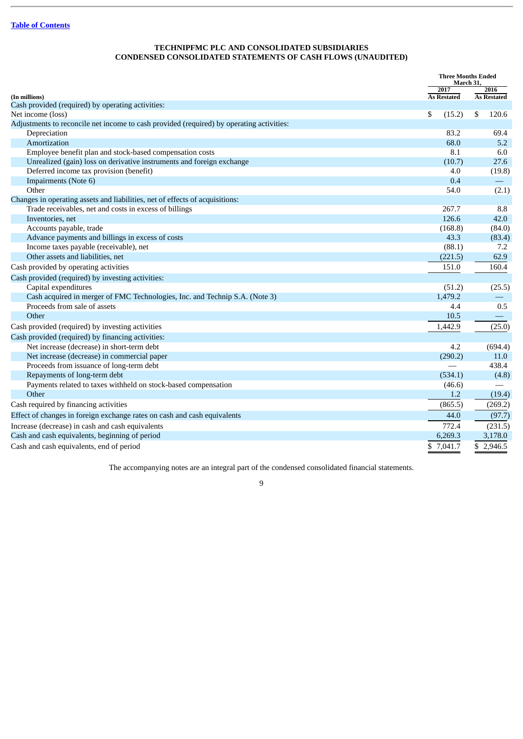Table of Contents

**TECHNIPFMC PLC AND CONSOLIDATED SUBSIDIARIES**
**CONDENSED CONSOLIDATED STATEMENTS OF CASH FLOWS (UNAUDITED)**

| (In millions) | Three Months Ended March 31, 2017 As Restated | Three Months Ended March 31, 2016 As Restated |
|---|---|---|
| Cash provided (required) by operating activities: | | |
| Net income (loss) | $ (15.2) | $ 120.6 |
| Adjustments to reconcile net income to cash provided (required) by operating activities: | | |
| Depreciation | 83.2 | 69.4 |
| Amortization | 68.0 | 5.2 |
| Employee benefit plan and stock-based compensation costs | 8.1 | 6.0 |
| Unrealized (gain) loss on derivative instruments and foreign exchange | (10.7) | 27.6 |
| Deferred income tax provision (benefit) | 4.0 | (19.8) |
| Impairments (Note 6) | 0.4 | — |
| Other | 54.0 | (2.1) |
| Changes in operating assets and liabilities, net of effects of acquisitions: | | |
| Trade receivables, net and costs in excess of billings | 267.7 | 8.8 |
| Inventories, net | 126.6 | 42.0 |
| Accounts payable, trade | (168.8) | (84.0) |
| Advance payments and billings in excess of costs | 43.3 | (83.4) |
| Income taxes payable (receivable), net | (88.1) | 7.2 |
| Other assets and liabilities, net | (221.5) | 62.9 |
| Cash provided by operating activities | 151.0 | 160.4 |
| Cash provided (required) by investing activities: | | |
| Capital expenditures | (51.2) | (25.5) |
| Cash acquired in merger of FMC Technologies, Inc. and Technip S.A. (Note 3) | 1,479.2 | — |
| Proceeds from sale of assets | 4.4 | 0.5 |
| Other | 10.5 | — |
| Cash provided (required) by investing activities | 1,442.9 | (25.0) |
| Cash provided (required) by financing activities: | | |
| Net increase (decrease) in short-term debt | 4.2 | (694.4) |
| Net increase (decrease) in commercial paper | (290.2) | 11.0 |
| Proceeds from issuance of long-term debt | — | 438.4 |
| Repayments of long-term debt | (534.1) | (4.8) |
| Payments related to taxes withheld on stock-based compensation | (46.6) | — |
| Other | 1.2 | (19.4) |
| Cash required by financing activities | (865.5) | (269.2) |
| Effect of changes in foreign exchange rates on cash and cash equivalents | 44.0 | (97.7) |
| Increase (decrease) in cash and cash equivalents | 772.4 | (231.5) |
| Cash and cash equivalents, beginning of period | 6,269.3 | 3,178.0 |
| Cash and cash equivalents, end of period | $ 7,041.7 | $ 2,946.5 |

The accompanying notes are an integral part of the condensed consolidated financial statements.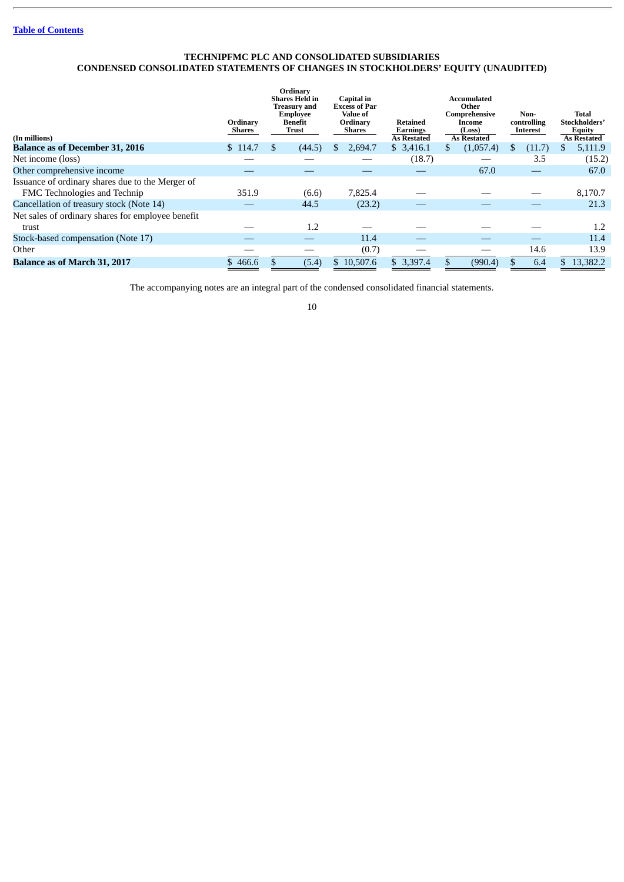[Table of Contents](#)

**TECHNIPFMC PLC AND CONSOLIDATED SUBSIDIARIES**
**CONDENSED CONSOLIDATED STATEMENTS OF CHANGES IN STOCKHOLDERS' EQUITY (UNAUDITED)**

| (In millions) | Ordinary Shares | Ordinary Shares Held in Treasury and Employee Benefit Trust | Capital in Excess of Par Value of Ordinary Shares | Retained Earnings As Restated | Accumulated Other Comprehensive Income (Loss) As Restated | Non-controlling Interest | Total Stockholders' Equity As Restated |
|---|---|---|---|---|---|---|---|
| **Balance as of December 31, 2016** | $ 114.7 | $ (44.5) | $ 2,694.7 | $ 3,416.1 | $ (1,057.4) | $ (11.7) | $ 5,111.9 |
| Net income (loss) | — | — | — | (18.7) | — | 3.5 | (15.2) |
| Other comprehensive income | — | — | — | — | 67.0 | — | 67.0 |
| Issuance of ordinary shares due to the Merger of FMC Technologies and Technip | 351.9 | (6.6) | 7,825.4 | — | — | — | 8,170.7 |
| Cancellation of treasury stock (Note 14) | — | 44.5 | (23.2) | — | — | — | 21.3 |
| Net sales of ordinary shares for employee benefit trust | — | 1.2 | — | — | — | — | 1.2 |
| Stock-based compensation (Note 17) | — | — | 11.4 | — | — | — | 11.4 |
| Other | — | — | (0.7) | — | — | 14.6 | 13.9 |
| **Balance as of March 31, 2017** | $ 466.6 | $ (5.4) | $ 10,507.6 | $ 3,397.4 | $ (990.4) | $ 6.4 | $ 13,382.2 |

The accompanying notes are an integral part of the condensed consolidated financial statements.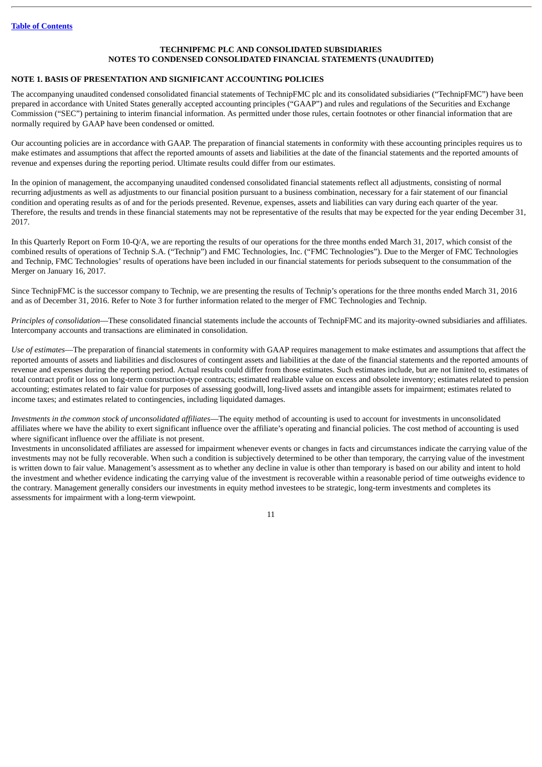## TECHNIPFMC PLC AND CONSOLIDATED SUBSIDIARIES
## NOTES TO CONDENSED CONSOLIDATED FINANCIAL STATEMENTS (UNAUDITED)

### NOTE 1. BASIS OF PRESENTATION AND SIGNIFICANT ACCOUNTING POLICIES

The accompanying unaudited condensed consolidated financial statements of TechnipFMC plc and its consolidated subsidiaries ("TechnipFMC") have been prepared in accordance with United States generally accepted accounting principles ("GAAP") and rules and regulations of the Securities and Exchange Commission ("SEC") pertaining to interim financial information. As permitted under those rules, certain footnotes or other financial information that are normally required by GAAP have been condensed or omitted.

Our accounting policies are in accordance with GAAP. The preparation of financial statements in conformity with these accounting principles requires us to make estimates and assumptions that affect the reported amounts of assets and liabilities at the date of the financial statements and the reported amounts of revenue and expenses during the reporting period. Ultimate results could differ from our estimates.

In the opinion of management, the accompanying unaudited condensed consolidated financial statements reflect all adjustments, consisting of normal recurring adjustments as well as adjustments to our financial position pursuant to a business combination, necessary for a fair statement of our financial condition and operating results as of and for the periods presented. Revenue, expenses, assets and liabilities can vary during each quarter of the year. Therefore, the results and trends in these financial statements may not be representative of the results that may be expected for the year ending December 31, 2017.

In this Quarterly Report on Form 10-Q/A, we are reporting the results of our operations for the three months ended March 31, 2017, which consist of the combined results of operations of Technip S.A. ("Technip") and FMC Technologies, Inc. ("FMC Technologies"). Due to the Merger of FMC Technologies and Technip, FMC Technologies' results of operations have been included in our financial statements for periods subsequent to the consummation of the Merger on January 16, 2017.

Since TechnipFMC is the successor company to Technip, we are presenting the results of Technip's operations for the three months ended March 31, 2016 and as of December 31, 2016. Refer to Note 3 for further information related to the merger of FMC Technologies and Technip.

*Principles of consolidation*—These consolidated financial statements include the accounts of TechnipFMC and its majority-owned subsidiaries and affiliates. Intercompany accounts and transactions are eliminated in consolidation.

*Use of estimates*—The preparation of financial statements in conformity with GAAP requires management to make estimates and assumptions that affect the reported amounts of assets and liabilities and disclosures of contingent assets and liabilities at the date of the financial statements and the reported amounts of revenue and expenses during the reporting period. Actual results could differ from those estimates. Such estimates include, but are not limited to, estimates of total contract profit or loss on long-term construction-type contracts; estimated realizable value on excess and obsolete inventory; estimates related to pension accounting; estimates related to fair value for purposes of assessing goodwill, long-lived assets and intangible assets for impairment; estimates related to income taxes; and estimates related to contingencies, including liquidated damages.

*Investments in the common stock of unconsolidated affiliates*—The equity method of accounting is used to account for investments in unconsolidated affiliates where we have the ability to exert significant influence over the affiliate's operating and financial policies. The cost method of accounting is used where significant influence over the affiliate is not present.

Investments in unconsolidated affiliates are assessed for impairment whenever events or changes in facts and circumstances indicate the carrying value of the investments may not be fully recoverable. When such a condition is subjectively determined to be other than temporary, the carrying value of the investment is written down to fair value. Management's assessment as to whether any decline in value is other than temporary is based on our ability and intent to hold the investment and whether evidence indicating the carrying value of the investment is recoverable within a reasonable period of time outweighs evidence to the contrary. Management generally considers our investments in equity method investees to be strategic, long-term investments and completes its assessments for impairment with a long-term viewpoint.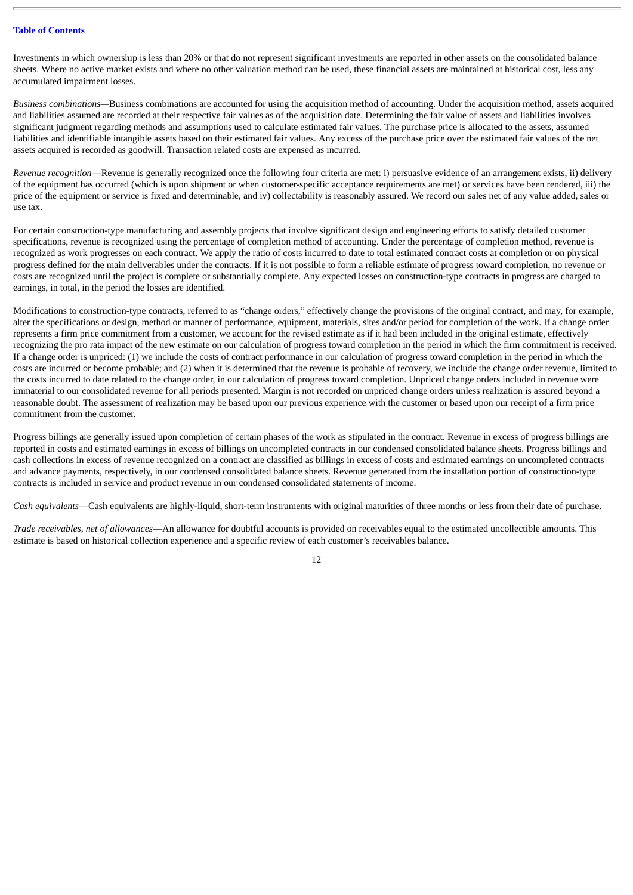Investments in which ownership is less than 20% or that do not represent significant investments are reported in other assets on the consolidated balance sheets. Where no active market exists and where no other valuation method can be used, these financial assets are maintained at historical cost, less any accumulated impairment losses.

*Business combinations*—Business combinations are accounted for using the acquisition method of accounting. Under the acquisition method, assets acquired and liabilities assumed are recorded at their respective fair values as of the acquisition date. Determining the fair value of assets and liabilities involves significant judgment regarding methods and assumptions used to calculate estimated fair values. The purchase price is allocated to the assets, assumed liabilities and identifiable intangible assets based on their estimated fair values. Any excess of the purchase price over the estimated fair values of the net assets acquired is recorded as goodwill. Transaction related costs are expensed as incurred.

*Revenue recognition*—Revenue is generally recognized once the following four criteria are met: i) persuasive evidence of an arrangement exists, ii) delivery of the equipment has occurred (which is upon shipment or when customer-specific acceptance requirements are met) or services have been rendered, iii) the price of the equipment or service is fixed and determinable, and iv) collectability is reasonably assured. We record our sales net of any value added, sales or use tax.

For certain construction-type manufacturing and assembly projects that involve significant design and engineering efforts to satisfy detailed customer specifications, revenue is recognized using the percentage of completion method of accounting. Under the percentage of completion method, revenue is recognized as work progresses on each contract. We apply the ratio of costs incurred to date to total estimated contract costs at completion or on physical progress defined for the main deliverables under the contracts. If it is not possible to form a reliable estimate of progress toward completion, no revenue or costs are recognized until the project is complete or substantially complete. Any expected losses on construction-type contracts in progress are charged to earnings, in total, in the period the losses are identified.

Modifications to construction-type contracts, referred to as "change orders," effectively change the provisions of the original contract, and may, for example, alter the specifications or design, method or manner of performance, equipment, materials, sites and/or period for completion of the work. If a change order represents a firm price commitment from a customer, we account for the revised estimate as if it had been included in the original estimate, effectively recognizing the pro rata impact of the new estimate on our calculation of progress toward completion in the period in which the firm commitment is received. If a change order is unpriced: (1) we include the costs of contract performance in our calculation of progress toward completion in the period in which the costs are incurred or become probable; and (2) when it is determined that the revenue is probable of recovery, we include the change order revenue, limited to the costs incurred to date related to the change order, in our calculation of progress toward completion. Unpriced change orders included in revenue were immaterial to our consolidated revenue for all periods presented. Margin is not recorded on unpriced change orders unless realization is assured beyond a reasonable doubt. The assessment of realization may be based upon our previous experience with the customer or based upon our receipt of a firm price commitment from the customer.

Progress billings are generally issued upon completion of certain phases of the work as stipulated in the contract. Revenue in excess of progress billings are reported in costs and estimated earnings in excess of billings on uncompleted contracts in our condensed consolidated balance sheets. Progress billings and cash collections in excess of revenue recognized on a contract are classified as billings in excess of costs and estimated earnings on uncompleted contracts and advance payments, respectively, in our condensed consolidated balance sheets. Revenue generated from the installation portion of construction-type contracts is included in service and product revenue in our condensed consolidated statements of income.

*Cash equivalents*—Cash equivalents are highly-liquid, short-term instruments with original maturities of three months or less from their date of purchase.

*Trade receivables, net of allowances*—An allowance for doubtful accounts is provided on receivables equal to the estimated uncollectible amounts. This estimate is based on historical collection experience and a specific review of each customer's receivables balance.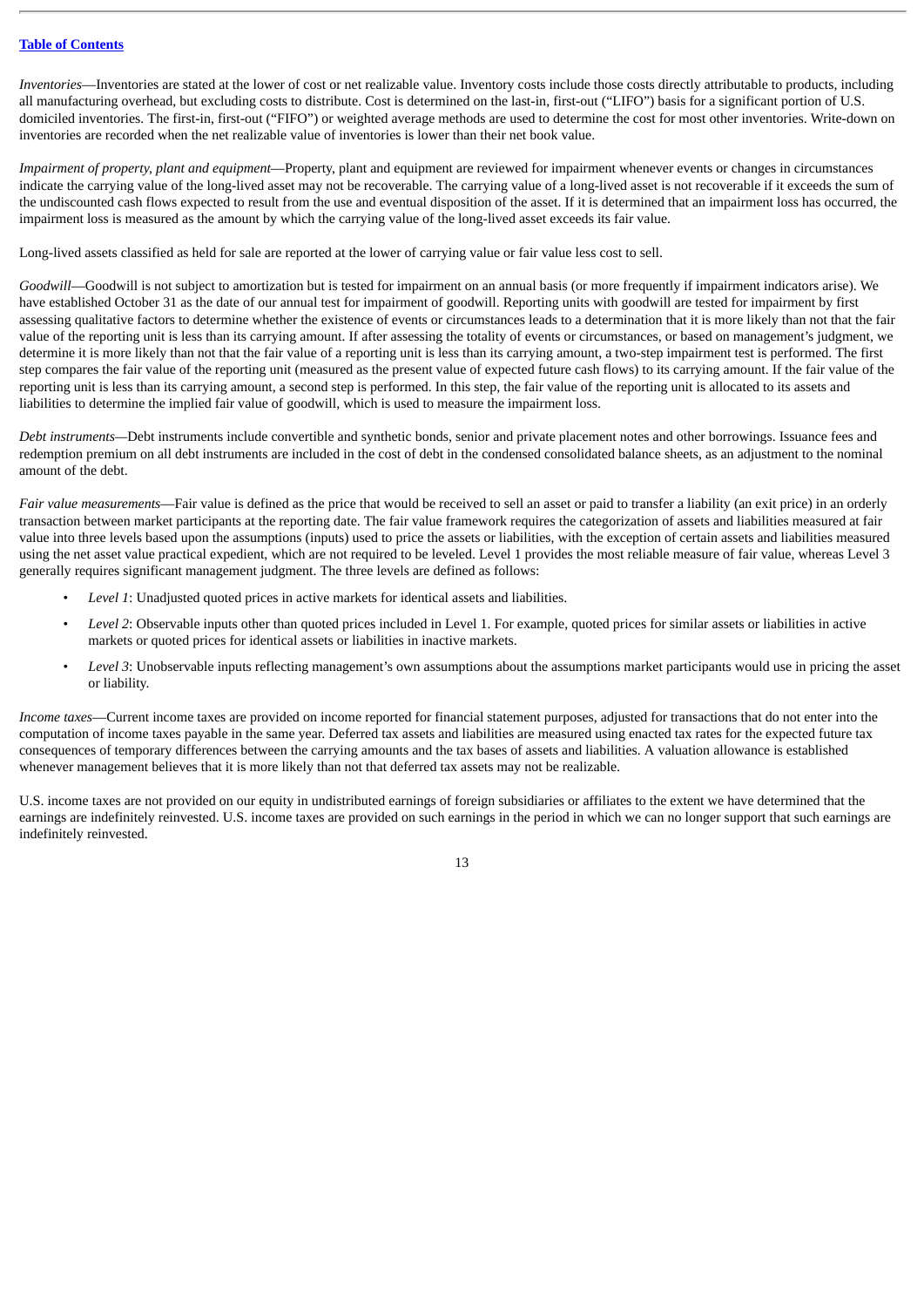[Table of Contents]

*Inventories*—Inventories are stated at the lower of cost or net realizable value. Inventory costs include those costs directly attributable to products, including all manufacturing overhead, but excluding costs to distribute. Cost is determined on the last-in, first-out ("LIFO") basis for a significant portion of U.S. domiciled inventories. The first-in, first-out ("FIFO") or weighted average methods are used to determine the cost for most other inventories. Write-down on inventories are recorded when the net realizable value of inventories is lower than their net book value.

*Impairment of property, plant and equipment*—Property, plant and equipment are reviewed for impairment whenever events or changes in circumstances indicate the carrying value of the long-lived asset may not be recoverable. The carrying value of a long-lived asset is not recoverable if it exceeds the sum of the undiscounted cash flows expected to result from the use and eventual disposition of the asset. If it is determined that an impairment loss has occurred, the impairment loss is measured as the amount by which the carrying value of the long-lived asset exceeds its fair value.

Long-lived assets classified as held for sale are reported at the lower of carrying value or fair value less cost to sell.

*Goodwill*—Goodwill is not subject to amortization but is tested for impairment on an annual basis (or more frequently if impairment indicators arise). We have established October 31 as the date of our annual test for impairment of goodwill. Reporting units with goodwill are tested for impairment by first assessing qualitative factors to determine whether the existence of events or circumstances leads to a determination that it is more likely than not that the fair value of the reporting unit is less than its carrying amount. If after assessing the totality of events or circumstances, or based on management's judgment, we determine it is more likely than not that the fair value of a reporting unit is less than its carrying amount, a two-step impairment test is performed. The first step compares the fair value of the reporting unit (measured as the present value of expected future cash flows) to its carrying amount. If the fair value of the reporting unit is less than its carrying amount, a second step is performed. In this step, the fair value of the reporting unit is allocated to its assets and liabilities to determine the implied fair value of goodwill, which is used to measure the impairment loss.

*Debt instruments*—Debt instruments include convertible and synthetic bonds, senior and private placement notes and other borrowings. Issuance fees and redemption premium on all debt instruments are included in the cost of debt in the condensed consolidated balance sheets, as an adjustment to the nominal amount of the debt.

*Fair value measurements*—Fair value is defined as the price that would be received to sell an asset or paid to transfer a liability (an exit price) in an orderly transaction between market participants at the reporting date. The fair value framework requires the categorization of assets and liabilities measured at fair value into three levels based upon the assumptions (inputs) used to price the assets or liabilities, with the exception of certain assets and liabilities measured using the net asset value practical expedient, which are not required to be leveled. Level 1 provides the most reliable measure of fair value, whereas Level 3 generally requires significant management judgment. The three levels are defined as follows:

- *Level 1*: Unadjusted quoted prices in active markets for identical assets and liabilities.
- *Level 2*: Observable inputs other than quoted prices included in Level 1. For example, quoted prices for similar assets or liabilities in active markets or quoted prices for identical assets or liabilities in inactive markets.
- *Level 3*: Unobservable inputs reflecting management's own assumptions about the assumptions market participants would use in pricing the asset or liability.

*Income taxes*—Current income taxes are provided on income reported for financial statement purposes, adjusted for transactions that do not enter into the computation of income taxes payable in the same year. Deferred tax assets and liabilities are measured using enacted tax rates for the expected future tax consequences of temporary differences between the carrying amounts and the tax bases of assets and liabilities. A valuation allowance is established whenever management believes that it is more likely than not that deferred tax assets may not be realizable.

U.S. income taxes are not provided on our equity in undistributed earnings of foreign subsidiaries or affiliates to the extent we have determined that the earnings are indefinitely reinvested. U.S. income taxes are provided on such earnings in the period in which we can no longer support that such earnings are indefinitely reinvested.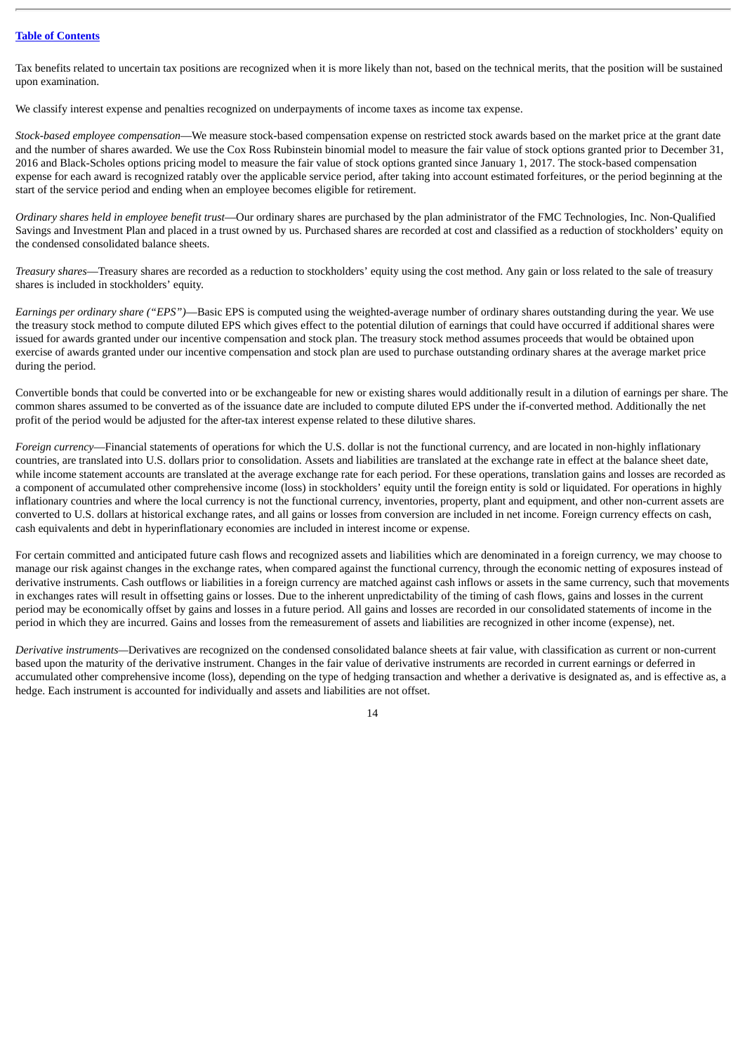Tax benefits related to uncertain tax positions are recognized when it is more likely than not, based on the technical merits, that the position will be sustained upon examination.

We classify interest expense and penalties recognized on underpayments of income taxes as income tax expense.

*Stock-based employee compensation*—We measure stock-based compensation expense on restricted stock awards based on the market price at the grant date and the number of shares awarded. We use the Cox Ross Rubinstein binomial model to measure the fair value of stock options granted prior to December 31, 2016 and Black-Scholes options pricing model to measure the fair value of stock options granted since January 1, 2017. The stock-based compensation expense for each award is recognized ratably over the applicable service period, after taking into account estimated forfeitures, or the period beginning at the start of the service period and ending when an employee becomes eligible for retirement.

*Ordinary shares held in employee benefit trust*—Our ordinary shares are purchased by the plan administrator of the FMC Technologies, Inc. Non-Qualified Savings and Investment Plan and placed in a trust owned by us. Purchased shares are recorded at cost and classified as a reduction of stockholders' equity on the condensed consolidated balance sheets.

*Treasury shares*—Treasury shares are recorded as a reduction to stockholders' equity using the cost method. Any gain or loss related to the sale of treasury shares is included in stockholders' equity.

*Earnings per ordinary share ("EPS")*—Basic EPS is computed using the weighted-average number of ordinary shares outstanding during the year. We use the treasury stock method to compute diluted EPS which gives effect to the potential dilution of earnings that could have occurred if additional shares were issued for awards granted under our incentive compensation and stock plan. The treasury stock method assumes proceeds that would be obtained upon exercise of awards granted under our incentive compensation and stock plan are used to purchase outstanding ordinary shares at the average market price during the period.

Convertible bonds that could be converted into or be exchangeable for new or existing shares would additionally result in a dilution of earnings per share. The common shares assumed to be converted as of the issuance date are included to compute diluted EPS under the if-converted method. Additionally the net profit of the period would be adjusted for the after-tax interest expense related to these dilutive shares.

*Foreign currency*—Financial statements of operations for which the U.S. dollar is not the functional currency, and are located in non-highly inflationary countries, are translated into U.S. dollars prior to consolidation. Assets and liabilities are translated at the exchange rate in effect at the balance sheet date, while income statement accounts are translated at the average exchange rate for each period. For these operations, translation gains and losses are recorded as a component of accumulated other comprehensive income (loss) in stockholders' equity until the foreign entity is sold or liquidated. For operations in highly inflationary countries and where the local currency is not the functional currency, inventories, property, plant and equipment, and other non-current assets are converted to U.S. dollars at historical exchange rates, and all gains or losses from conversion are included in net income. Foreign currency effects on cash, cash equivalents and debt in hyperinflationary economies are included in interest income or expense.

For certain committed and anticipated future cash flows and recognized assets and liabilities which are denominated in a foreign currency, we may choose to manage our risk against changes in the exchange rates, when compared against the functional currency, through the economic netting of exposures instead of derivative instruments. Cash outflows or liabilities in a foreign currency are matched against cash inflows or assets in the same currency, such that movements in exchanges rates will result in offsetting gains or losses. Due to the inherent unpredictability of the timing of cash flows, gains and losses in the current period may be economically offset by gains and losses in a future period. All gains and losses are recorded in our consolidated statements of income in the period in which they are incurred. Gains and losses from the remeasurement of assets and liabilities are recognized in other income (expense), net.

*Derivative instruments*—Derivatives are recognized on the condensed consolidated balance sheets at fair value, with classification as current or non-current based upon the maturity of the derivative instrument. Changes in the fair value of derivative instruments are recorded in current earnings or deferred in accumulated other comprehensive income (loss), depending on the type of hedging transaction and whether a derivative is designated as, and is effective as, a hedge. Each instrument is accounted for individually and assets and liabilities are not offset.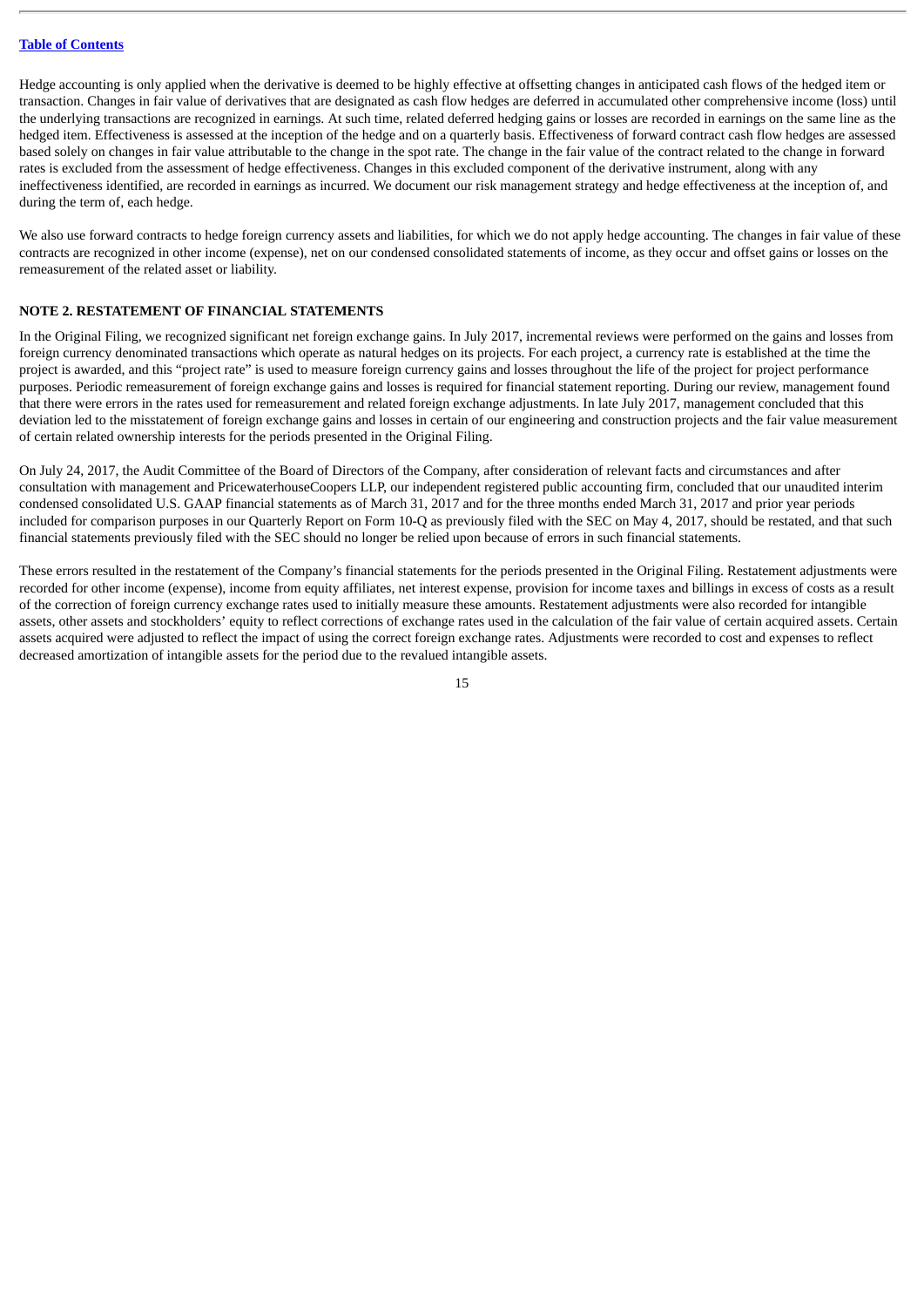Hedge accounting is only applied when the derivative is deemed to be highly effective at offsetting changes in anticipated cash flows of the hedged item or transaction. Changes in fair value of derivatives that are designated as cash flow hedges are deferred in accumulated other comprehensive income (loss) until the underlying transactions are recognized in earnings. At such time, related deferred hedging gains or losses are recorded in earnings on the same line as the hedged item. Effectiveness is assessed at the inception of the hedge and on a quarterly basis. Effectiveness of forward contract cash flow hedges are assessed based solely on changes in fair value attributable to the change in the spot rate. The change in the fair value of the contract related to the change in forward rates is excluded from the assessment of hedge effectiveness. Changes in this excluded component of the derivative instrument, along with any ineffectiveness identified, are recorded in earnings as incurred. We document our risk management strategy and hedge effectiveness at the inception of, and during the term of, each hedge.

We also use forward contracts to hedge foreign currency assets and liabilities, for which we do not apply hedge accounting. The changes in fair value of these contracts are recognized in other income (expense), net on our condensed consolidated statements of income, as they occur and offset gains or losses on the remeasurement of the related asset or liability.

## NOTE 2. RESTATEMENT OF FINANCIAL STATEMENTS

In the Original Filing, we recognized significant net foreign exchange gains. In July 2017, incremental reviews were performed on the gains and losses from foreign currency denominated transactions which operate as natural hedges on its projects. For each project, a currency rate is established at the time the project is awarded, and this "project rate" is used to measure foreign currency gains and losses throughout the life of the project for project performance purposes. Periodic remeasurement of foreign exchange gains and losses is required for financial statement reporting. During our review, management found that there were errors in the rates used for remeasurement and related foreign exchange adjustments. In late July 2017, management concluded that this deviation led to the misstatement of foreign exchange gains and losses in certain of our engineering and construction projects and the fair value measurement of certain related ownership interests for the periods presented in the Original Filing.

On July 24, 2017, the Audit Committee of the Board of Directors of the Company, after consideration of relevant facts and circumstances and after consultation with management and PricewaterhouseCoopers LLP, our independent registered public accounting firm, concluded that our unaudited interim condensed consolidated U.S. GAAP financial statements as of March 31, 2017 and for the three months ended March 31, 2017 and prior year periods included for comparison purposes in our Quarterly Report on Form 10-Q as previously filed with the SEC on May 4, 2017, should be restated, and that such financial statements previously filed with the SEC should no longer be relied upon because of errors in such financial statements.

These errors resulted in the restatement of the Company's financial statements for the periods presented in the Original Filing. Restatement adjustments were recorded for other income (expense), income from equity affiliates, net interest expense, provision for income taxes and billings in excess of costs as a result of the correction of foreign currency exchange rates used to initially measure these amounts. Restatement adjustments were also recorded for intangible assets, other assets and stockholders' equity to reflect corrections of exchange rates used in the calculation of the fair value of certain acquired assets. Certain assets acquired were adjusted to reflect the impact of using the correct foreign exchange rates. Adjustments were recorded to cost and expenses to reflect decreased amortization of intangible assets for the period due to the revalued intangible assets.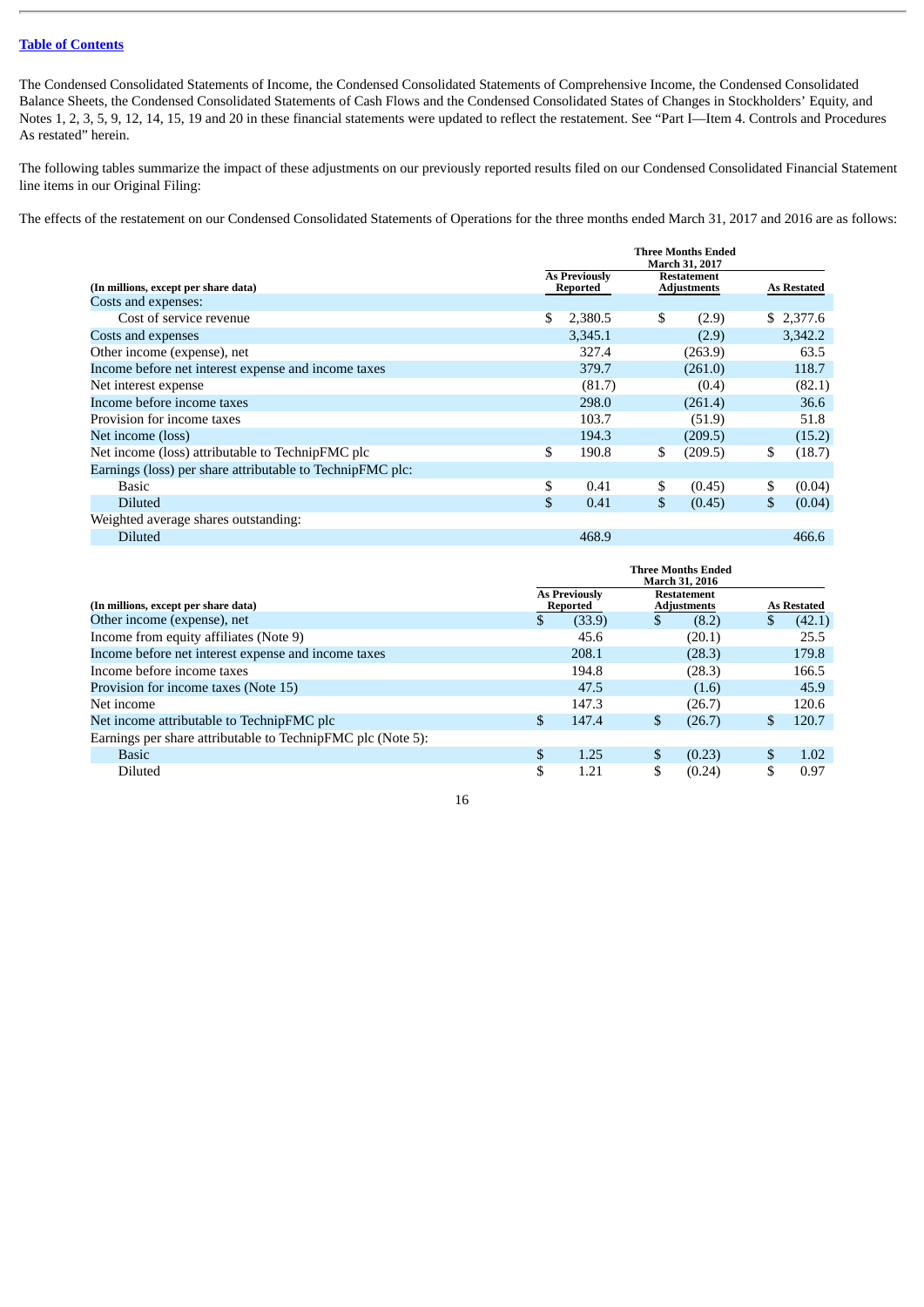[Table of Contents](#)

The Condensed Consolidated Statements of Income, the Condensed Consolidated Statements of Comprehensive Income, the Condensed Consolidated Balance Sheets, the Condensed Consolidated Statements of Cash Flows and the Condensed Consolidated States of Changes in Stockholders' Equity, and Notes 1, 2, 3, 5, 9, 12, 14, 15, 19 and 20 in these financial statements were updated to reflect the restatement. See "Part I—Item 4. Controls and Procedures As restated" herein.

The following tables summarize the impact of these adjustments on our previously reported results filed on our Condensed Consolidated Financial Statement line items in our Original Filing:

The effects of the restatement on our Condensed Consolidated Statements of Operations for the three months ended March 31, 2017 and 2016 are as follows:

| (In millions, except per share data) | Three Months Ended March 31, 2017 | | |
|---|---|---|---|
| | As Previously Reported | Restatement Adjustments | As Restated |
| Costs and expenses: | | | |
| Cost of service revenue | $ 2,380.5 | $ (2.9) | $ 2,377.6 |
| Costs and expenses | 3,345.1 | (2.9) | 3,342.2 |
| Other income (expense), net | 327.4 | (263.9) | 63.5 |
| Income before net interest expense and income taxes | 379.7 | (261.0) | 118.7 |
| Net interest expense | (81.7) | (0.4) | (82.1) |
| Income before income taxes | 298.0 | (261.4) | 36.6 |
| Provision for income taxes | 103.7 | (51.9) | 51.8 |
| Net income (loss) | 194.3 | (209.5) | (15.2) |
| Net income (loss) attributable to TechnipFMC plc | $ 190.8 | $ (209.5) | $ (18.7) |
| Earnings (loss) per share attributable to TechnipFMC plc: | | | |
| Basic | $ 0.41 | $ (0.45) | $ (0.04) |
| Diluted | $ 0.41 | $ (0.45) | $ (0.04) |
| Weighted average shares outstanding: | | | |
| Diluted | 468.9 | | 466.6 |

| (In millions, except per share data) | Three Months Ended March 31, 2016 | | |
|---|---|---|---|
| | As Previously Reported | Restatement Adjustments | As Restated |
| Other income (expense), net | $ (33.9) | $ (8.2) | $ (42.1) |
| Income from equity affiliates (Note 9) | 45.6 | (20.1) | 25.5 |
| Income before net interest expense and income taxes | 208.1 | (28.3) | 179.8 |
| Income before income taxes | 194.8 | (28.3) | 166.5 |
| Provision for income taxes (Note 15) | 47.5 | (1.6) | 45.9 |
| Net income | 147.3 | (26.7) | 120.6 |
| Net income attributable to TechnipFMC plc | $ 147.4 | $ (26.7) | $ 120.7 |
| Earnings per share attributable to TechnipFMC plc (Note 5): | | | |
| Basic | $ 1.25 | $ (0.23) | $ 1.02 |
| Diluted | $ 1.21 | $ (0.24) | $ 0.97 |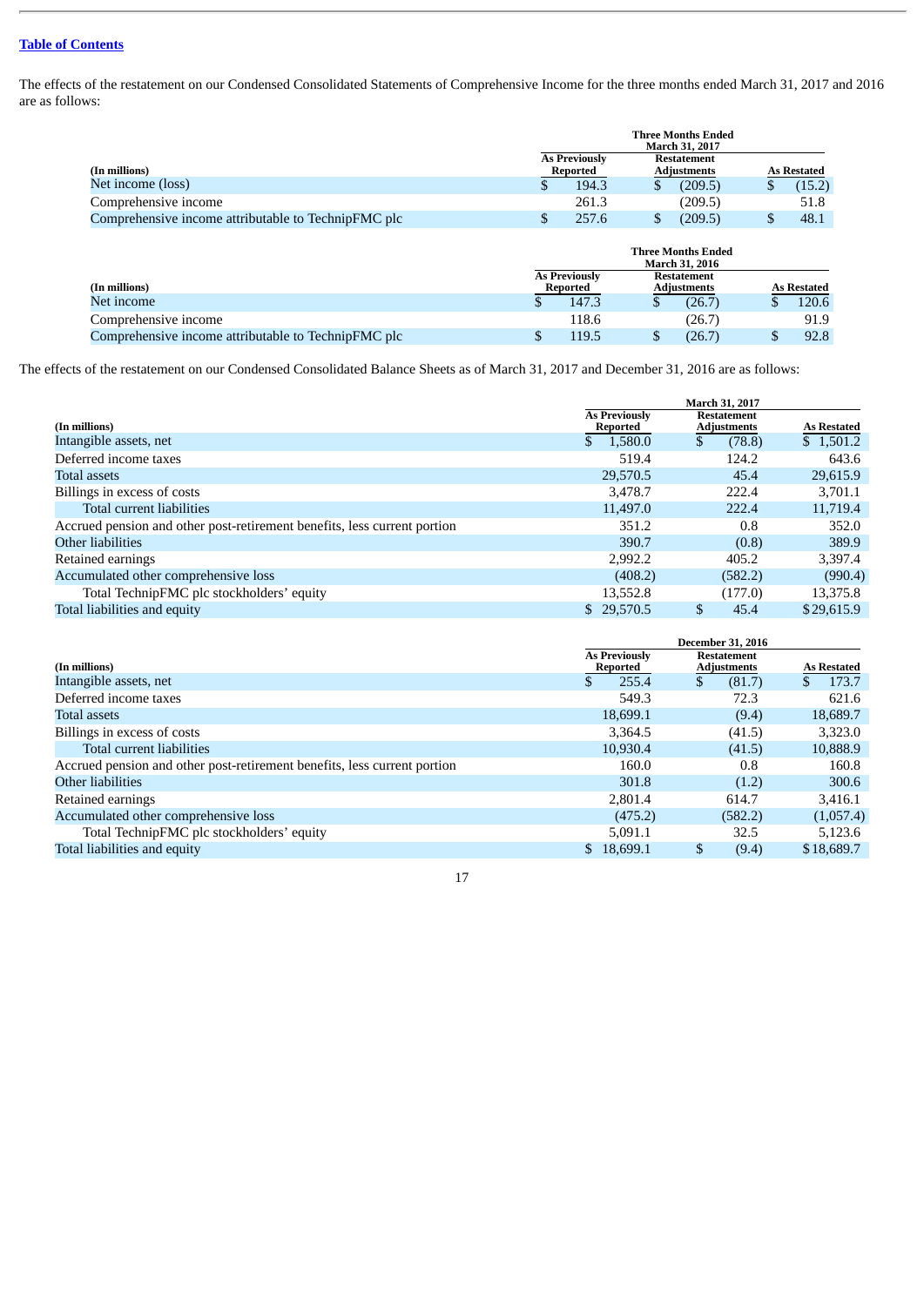[Table of Contents](#)

The effects of the restatement on our Condensed Consolidated Statements of Comprehensive Income for the three months ended March 31, 2017 and 2016 are as follows:

| (In millions) | Three Months Ended March 31, 2017 | | |
|---|---|---|---|
| | As Previously Reported | Restatement Adjustments | As Restated |
| Net income (loss) | $ 194.3 | $ (209.5) | $ (15.2) |
| Comprehensive income | 261.3 | (209.5) | 51.8 |
| Comprehensive income attributable to TechnipFMC plc | $ 257.6 | $ (209.5) | $ 48.1 |

| (In millions) | Three Months Ended March 31, 2016 | | |
|---|---|---|---|
| | As Previously Reported | Restatement Adjustments | As Restated |
| Net income | $ 147.3 | $ (26.7) | $ 120.6 |
| Comprehensive income | 118.6 | (26.7) | 91.9 |
| Comprehensive income attributable to TechnipFMC plc | $ 119.5 | $ (26.7) | $ 92.8 |

The effects of the restatement on our Condensed Consolidated Balance Sheets as of March 31, 2017 and December 31, 2016 are as follows:

| (In millions) | March 31, 2017 | | |
|---|---|---|---|
| | As Previously Reported | Restatement Adjustments | As Restated |
| Intangible assets, net | $ 1,580.0 | $ (78.8) | $ 1,501.2 |
| Deferred income taxes | 519.4 | 124.2 | 643.6 |
| Total assets | 29,570.5 | 45.4 | 29,615.9 |
| Billings in excess of costs | 3,478.7 | 222.4 | 3,701.1 |
| Total current liabilities | 11,497.0 | 222.4 | 11,719.4 |
| Accrued pension and other post-retirement benefits, less current portion | 351.2 | 0.8 | 352.0 |
| Other liabilities | 390.7 | (0.8) | 389.9 |
| Retained earnings | 2,992.2 | 405.2 | 3,397.4 |
| Accumulated other comprehensive loss | (408.2) | (582.2) | (990.4) |
| Total TechnipFMC plc stockholders' equity | 13,552.8 | (177.0) | 13,375.8 |
| Total liabilities and equity | $ 29,570.5 | $ 45.4 | $ 29,615.9 |

| (In millions) | December 31, 2016 | | |
|---|---|---|---|
| | As Previously Reported | Restatement Adjustments | As Restated |
| Intangible assets, net | $ 255.4 | $ (81.7) | $ 173.7 |
| Deferred income taxes | 549.3 | 72.3 | 621.6 |
| Total assets | 18,699.1 | (9.4) | 18,689.7 |
| Billings in excess of costs | 3,364.5 | (41.5) | 3,323.0 |
| Total current liabilities | 10,930.4 | (41.5) | 10,888.9 |
| Accrued pension and other post-retirement benefits, less current portion | 160.0 | 0.8 | 160.8 |
| Other liabilities | 301.8 | (1.2) | 300.6 |
| Retained earnings | 2,801.4 | 614.7 | 3,416.1 |
| Accumulated other comprehensive loss | (475.2) | (582.2) | (1,057.4) |
| Total TechnipFMC plc stockholders' equity | 5,091.1 | 32.5 | 5,123.6 |
| Total liabilities and equity | $ 18,699.1 | $ (9.4) | $ 18,689.7 |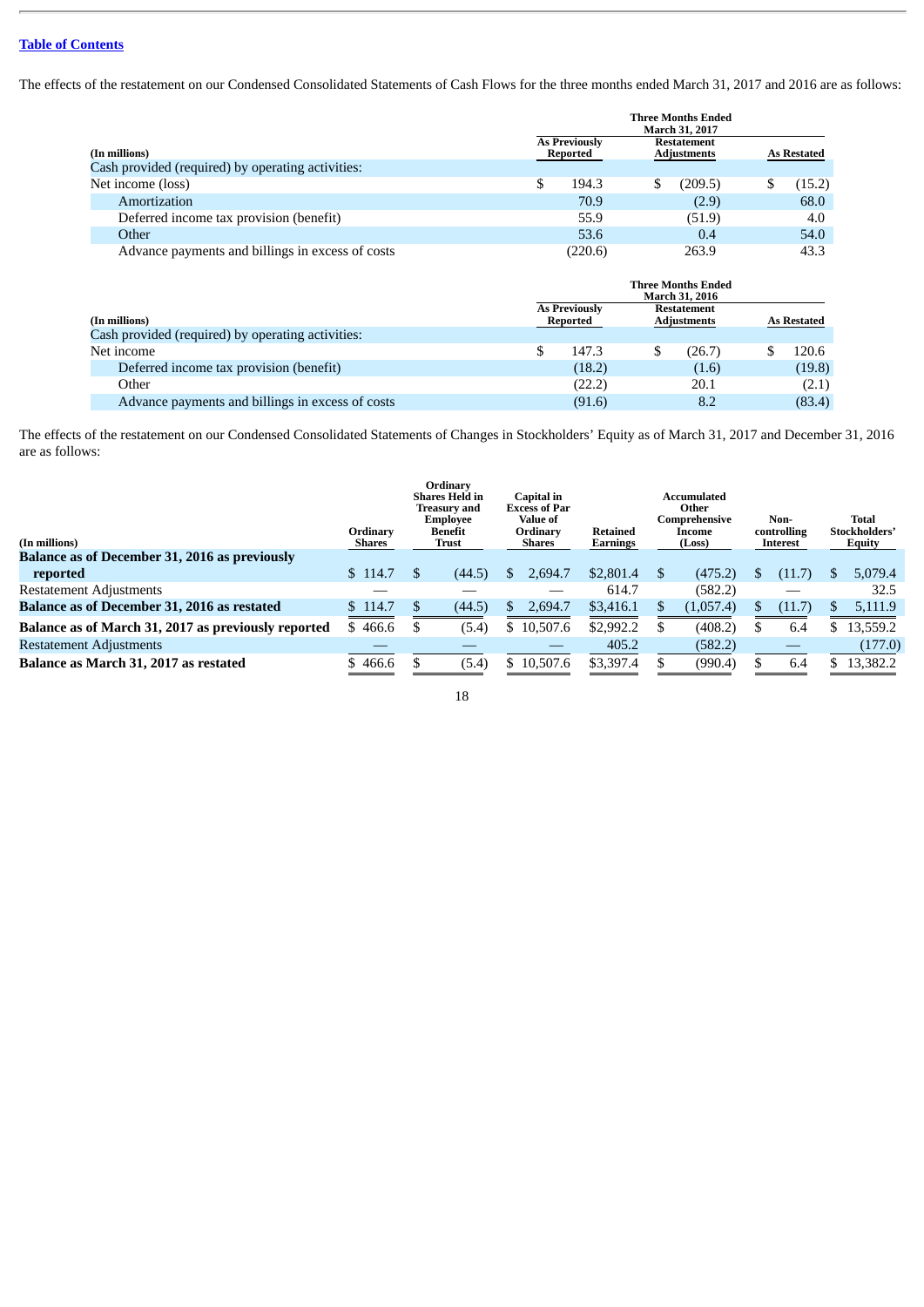[Table of Contents](#)

The effects of the restatement on our Condensed Consolidated Statements of Cash Flows for the three months ended March 31, 2017 and 2016 are as follows:

| (In millions) | Three Months Ended March 31, 2017 As Previously Reported | Restatement Adjustments | As Restated |
|---|---|---|---|
| Cash provided (required) by operating activities: | | | |
| Net income (loss) | $ 194.3 | $ (209.5) | $ (15.2) |
| Amortization | 70.9 | (2.9) | 68.0 |
| Deferred income tax provision (benefit) | 55.9 | (51.9) | 4.0 |
| Other | 53.6 | 0.4 | 54.0 |
| Advance payments and billings in excess of costs | (220.6) | 263.9 | 43.3 |

| (In millions) | Three Months Ended March 31, 2016 As Previously Reported | Restatement Adjustments | As Restated |
|---|---|---|---|
| Cash provided (required) by operating activities: | | | |
| Net income | $ 147.3 | $ (26.7) | $ 120.6 |
| Deferred income tax provision (benefit) | (18.2) | (1.6) | (19.8) |
| Other | (22.2) | 20.1 | (2.1) |
| Advance payments and billings in excess of costs | (91.6) | 8.2 | (83.4) |

The effects of the restatement on our Condensed Consolidated Statements of Changes in Stockholders' Equity as of March 31, 2017 and December 31, 2016 are as follows:

| (In millions) | Ordinary Shares | Ordinary Shares Held in Treasury and Employee Benefit Trust | Capital in Excess of Par Value of Ordinary Shares | Retained Earnings | Accumulated Other Comprehensive Income (Loss) | Non-controlling Interest | Total Stockholders' Equity |
|---|---|---|---|---|---|---|---|
| **Balance as of December 31, 2016 as previously reported** | $ 114.7 | $ (44.5) | $ 2,694.7 | $2,801.4 | $ (475.2) | $ (11.7) | $ 5,079.4 |
| Restatement Adjustments | — | — | — | 614.7 | (582.2) | — | 32.5 |
| **Balance as of December 31, 2016 as restated** | $ 114.7 | $ (44.5) | $ 2,694.7 | $3,416.1 | $ (1,057.4) | $ (11.7) | $ 5,111.9 |
| **Balance as of March 31, 2017 as previously reported** | $ 466.6 | $ (5.4) | $ 10,507.6 | $2,992.2 | $ (408.2) | $ 6.4 | $ 13,559.2 |
| Restatement Adjustments | — | — | — | 405.2 | (582.2) | — | (177.0) |
| **Balance as March 31, 2017 as restated** | $ 466.6 | $ (5.4) | $ 10,507.6 | $3,397.4 | $ (990.4) | $ 6.4 | $ 13,382.2 |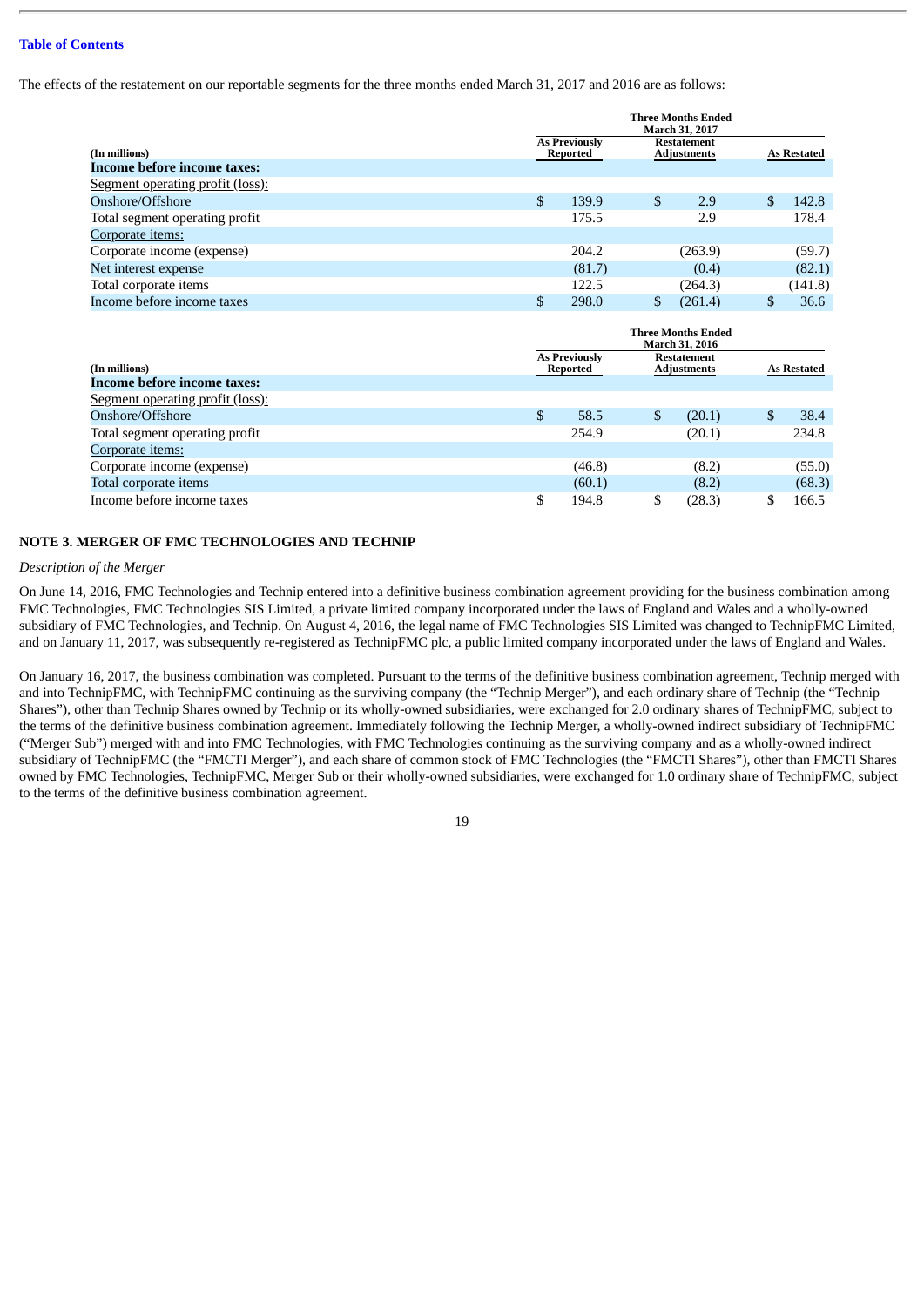The effects of the restatement on our reportable segments for the three months ended March 31, 2017 and 2016 are as follows:

| | Three Months Ended March 31, 2017 | | |
|---|---|---|---|
| (In millions) | As Previously Reported | Restatement Adjustments | As Restated |
| **Income before income taxes:** | | | |
| Segment operating profit (loss): | | | |
| Onshore/Offshore | $ 139.9 | $ 2.9 | $ 142.8 |
| Total segment operating profit | 175.5 | 2.9 | 178.4 |
| Corporate items: | | | |
| Corporate income (expense) | 204.2 | (263.9) | (59.7) |
| Net interest expense | (81.7) | (0.4) | (82.1) |
| Total corporate items | 122.5 | (264.3) | (141.8) |
| Income before income taxes | $ 298.0 | $ (261.4) | $ 36.6 |

| | Three Months Ended March 31, 2016 | | |
|---|---|---|---|
| (In millions) | As Previously Reported | Restatement Adjustments | As Restated |
| **Income before income taxes:** | | | |
| Segment operating profit (loss): | | | |
| Onshore/Offshore | $ 58.5 | $ (20.1) | $ 38.4 |
| Total segment operating profit | 254.9 | (20.1) | 234.8 |
| Corporate items: | | | |
| Corporate income (expense) | (46.8) | (8.2) | (55.0) |
| Total corporate items | (60.1) | (8.2) | (68.3) |
| Income before income taxes | $ 194.8 | $ (28.3) | $ 166.5 |

## NOTE 3. MERGER OF FMC TECHNOLOGIES AND TECHNIP

*Description of the Merger*

On June 14, 2016, FMC Technologies and Technip entered into a definitive business combination agreement providing for the business combination among FMC Technologies, FMC Technologies SIS Limited, a private limited company incorporated under the laws of England and Wales and a wholly-owned subsidiary of FMC Technologies, and Technip. On August 4, 2016, the legal name of FMC Technologies SIS Limited was changed to TechnipFMC Limited, and on January 11, 2017, was subsequently re-registered as TechnipFMC plc, a public limited company incorporated under the laws of England and Wales.

On January 16, 2017, the business combination was completed. Pursuant to the terms of the definitive business combination agreement, Technip merged with and into TechnipFMC, with TechnipFMC continuing as the surviving company (the "Technip Merger"), and each ordinary share of Technip (the "Technip Shares"), other than Technip Shares owned by Technip or its wholly-owned subsidiaries, were exchanged for 2.0 ordinary shares of TechnipFMC, subject to the terms of the definitive business combination agreement. Immediately following the Technip Merger, a wholly-owned indirect subsidiary of TechnipFMC ("Merger Sub") merged with and into FMC Technologies, with FMC Technologies continuing as the surviving company and as a wholly-owned indirect subsidiary of TechnipFMC (the "FMCTI Merger"), and each share of common stock of FMC Technologies (the "FMCTI Shares"), other than FMCTI Shares owned by FMC Technologies, TechnipFMC, Merger Sub or their wholly-owned subsidiaries, were exchanged for 1.0 ordinary share of TechnipFMC, subject to the terms of the definitive business combination agreement.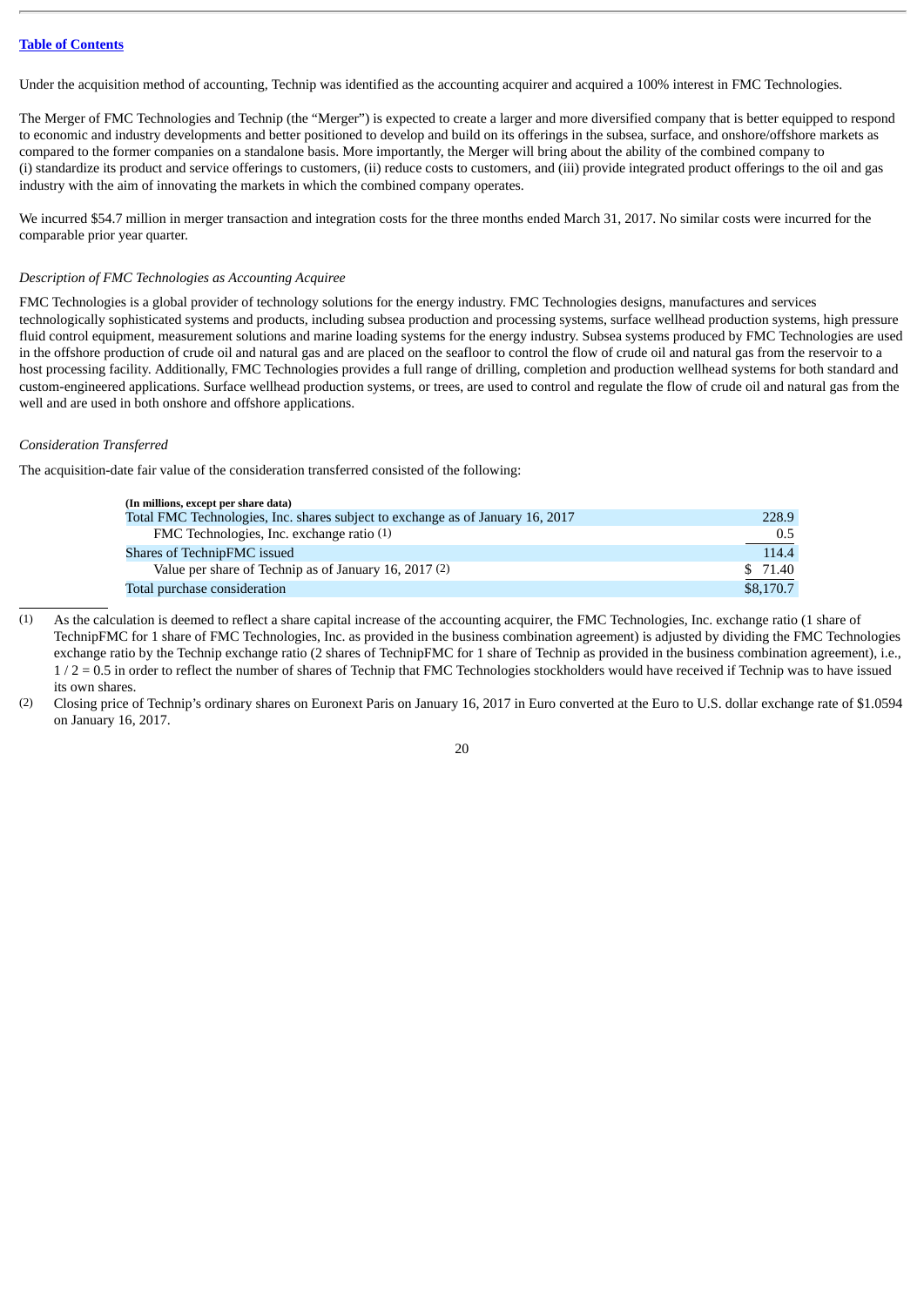[Table of Contents](#)

Under the acquisition method of accounting, Technip was identified as the accounting acquirer and acquired a 100% interest in FMC Technologies.

The Merger of FMC Technologies and Technip (the "Merger") is expected to create a larger and more diversified company that is better equipped to respond to economic and industry developments and better positioned to develop and build on its offerings in the subsea, surface, and onshore/offshore markets as compared to the former companies on a standalone basis. More importantly, the Merger will bring about the ability of the combined company to (i) standardize its product and service offerings to customers, (ii) reduce costs to customers, and (iii) provide integrated product offerings to the oil and gas industry with the aim of innovating the markets in which the combined company operates.

We incurred $54.7 million in merger transaction and integration costs for the three months ended March 31, 2017. No similar costs were incurred for the comparable prior year quarter.

*Description of FMC Technologies as Accounting Acquiree*

FMC Technologies is a global provider of technology solutions for the energy industry. FMC Technologies designs, manufactures and services technologically sophisticated systems and products, including subsea production and processing systems, surface wellhead production systems, high pressure fluid control equipment, measurement solutions and marine loading systems for the energy industry. Subsea systems produced by FMC Technologies are used in the offshore production of crude oil and natural gas and are placed on the seafloor to control the flow of crude oil and natural gas from the reservoir to a host processing facility. Additionally, FMC Technologies provides a full range of drilling, completion and production wellhead systems for both standard and custom-engineered applications. Surface wellhead production systems, or trees, are used to control and regulate the flow of crude oil and natural gas from the well and are used in both onshore and offshore applications.

*Consideration Transferred*

The acquisition-date fair value of the consideration transferred consisted of the following:

| (In millions, except per share data) | |
|---|---|
| Total FMC Technologies, Inc. shares subject to exchange as of January 16, 2017 | 228.9 |
| FMC Technologies, Inc. exchange ratio (1) | 0.5 |
| Shares of TechnipFMC issued | 114.4 |
| Value per share of Technip as of January 16, 2017 (2) | $ 71.40 |
| Total purchase consideration | $8,170.7 |

(1) As the calculation is deemed to reflect a share capital increase of the accounting acquirer, the FMC Technologies, Inc. exchange ratio (1 share of TechnipFMC for 1 share of FMC Technologies, Inc. as provided in the business combination agreement) is adjusted by dividing the FMC Technologies exchange ratio by the Technip exchange ratio (2 shares of TechnipFMC for 1 share of Technip as provided in the business combination agreement), i.e., 1 / 2 = 0.5 in order to reflect the number of shares of Technip that FMC Technologies stockholders would have received if Technip was to have issued its own shares.

(2) Closing price of Technip's ordinary shares on Euronext Paris on January 16, 2017 in Euro converted at the Euro to U.S. dollar exchange rate of $1.0594 on January 16, 2017.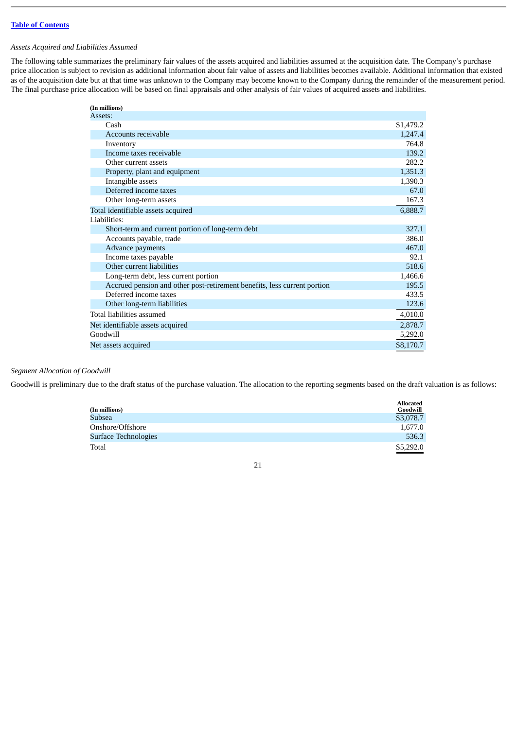[Table of Contents](#)

*Assets Acquired and Liabilities Assumed*

The following table summarizes the preliminary fair values of the assets acquired and liabilities assumed at the acquisition date. The Company's purchase price allocation is subject to revision as additional information about fair value of assets and liabilities becomes available. Additional information that existed as of the acquisition date but at that time was unknown to the Company may become known to the Company during the remainder of the measurement period. The final purchase price allocation will be based on final appraisals and other analysis of fair values of acquired assets and liabilities.

| (In millions) | |
|---|---|
| Assets: | |
| Cash | $1,479.2 |
| Accounts receivable | 1,247.4 |
| Inventory | 764.8 |
| Income taxes receivable | 139.2 |
| Other current assets | 282.2 |
| Property, plant and equipment | 1,351.3 |
| Intangible assets | 1,390.3 |
| Deferred income taxes | 67.0 |
| Other long-term assets | 167.3 |
| Total identifiable assets acquired | 6,888.7 |
| Liabilities: | |
| Short-term and current portion of long-term debt | 327.1 |
| Accounts payable, trade | 386.0 |
| Advance payments | 467.0 |
| Income taxes payable | 92.1 |
| Other current liabilities | 518.6 |
| Long-term debt, less current portion | 1,466.6 |
| Accrued pension and other post-retirement benefits, less current portion | 195.5 |
| Deferred income taxes | 433.5 |
| Other long-term liabilities | 123.6 |
| Total liabilities assumed | 4,010.0 |
| Net identifiable assets acquired | 2,878.7 |
| Goodwill | 5,292.0 |
| Net assets acquired | $8,170.7 |

*Segment Allocation of Goodwill*

Goodwill is preliminary due to the draft status of the purchase valuation. The allocation to the reporting segments based on the draft valuation is as follows:

| (In millions) | Allocated Goodwill |
|---|---|
| Subsea | $3,078.7 |
| Onshore/Offshore | 1,677.0 |
| Surface Technologies | 536.3 |
| Total | $5,292.0 |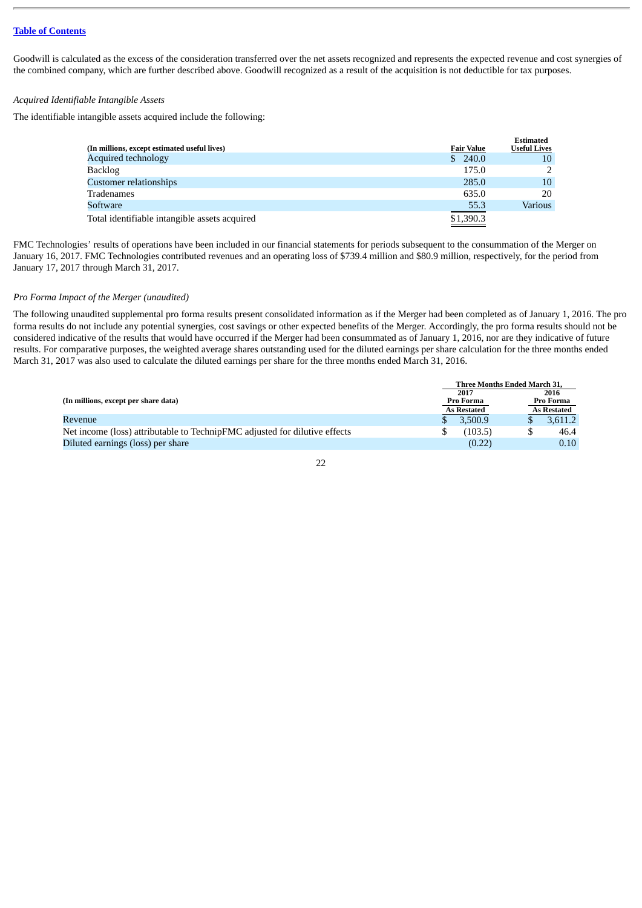[Table of Contents](#)

Goodwill is calculated as the excess of the consideration transferred over the net assets recognized and represents the expected revenue and cost synergies of the combined company, which are further described above. Goodwill recognized as a result of the acquisition is not deductible for tax purposes.

*Acquired Identifiable Intangible Assets*

The identifiable intangible assets acquired include the following:

| (In millions, except estimated useful lives) | Fair Value | Estimated Useful Lives |
|---|---|---|
| Acquired technology | $ 240.0 | 10 |
| Backlog | 175.0 | 2 |
| Customer relationships | 285.0 | 10 |
| Tradenames | 635.0 | 20 |
| Software | 55.3 | Various |
| Total identifiable intangible assets acquired | $1,390.3 | |

FMC Technologies' results of operations have been included in our financial statements for periods subsequent to the consummation of the Merger on January 16, 2017. FMC Technologies contributed revenues and an operating loss of $739.4 million and $80.9 million, respectively, for the period from January 17, 2017 through March 31, 2017.

*Pro Forma Impact of the Merger (unaudited)*

The following unaudited supplemental pro forma results present consolidated information as if the Merger had been completed as of January 1, 2016. The pro forma results do not include any potential synergies, cost savings or other expected benefits of the Merger. Accordingly, the pro forma results should not be considered indicative of the results that would have occurred if the Merger had been consummated as of January 1, 2016, nor are they indicative of future results. For comparative purposes, the weighted average shares outstanding used for the diluted earnings per share calculation for the three months ended March 31, 2017 was also used to calculate the diluted earnings per share for the three months ended March 31, 2016.

| (In millions, except per share data) | Three Months Ended March 31, | |
|---|---|---|
| | 2017 Pro Forma As Restated | 2016 Pro Forma As Restated |
| Revenue | $ 3,500.9 | $ 3,611.2 |
| Net income (loss) attributable to TechnipFMC adjusted for dilutive effects | $ (103.5) | $ 46.4 |
| Diluted earnings (loss) per share | (0.22) | 0.10 |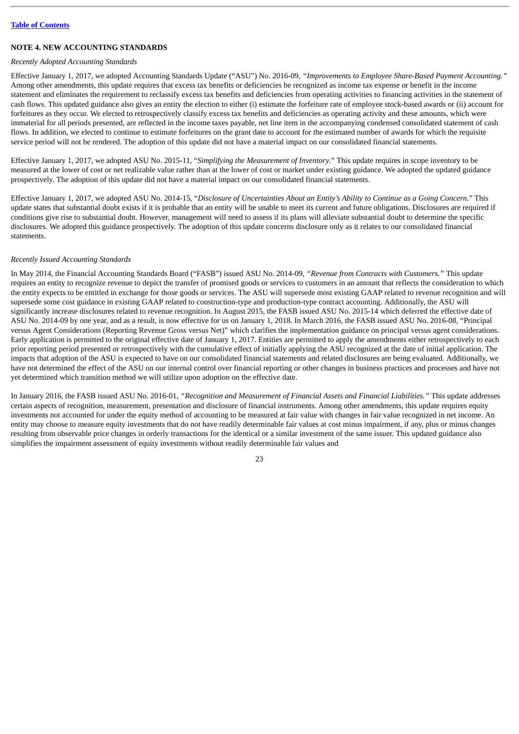Table of Contents

## NOTE 4. NEW ACCOUNTING STANDARDS

*Recently Adopted Accounting Standards*

Effective January 1, 2017, we adopted Accounting Standards Update ("ASU") No. 2016-09, *"Improvements to Employee Share-Based Payment Accounting."* Among other amendments, this update requires that excess tax benefits or deficiencies be recognized as income tax expense or benefit in the income statement and eliminates the requirement to reclassify excess tax benefits and deficiencies from operating activities to financing activities in the statement of cash flows. This updated guidance also gives an entity the election to either (i) estimate the forfeiture rate of employee stock-based awards or (ii) account for forfeitures as they occur. We elected to retrospectively classify excess tax benefits and deficiencies as operating activity and these amounts, which were immaterial for all periods presented, are reflected in the income taxes payable, net line item in the accompanying condensed consolidated statement of cash flows. In addition, we elected to continue to estimate forfeitures on the grant date to account for the estimated number of awards for which the requisite service period will not be rendered. The adoption of this update did not have a material impact on our consolidated financial statements.

Effective January 1, 2017, we adopted ASU No. 2015-11, "*Simplifying the Measurement of Inventory*." This update requires in scope inventory to be measured at the lower of cost or net realizable value rather than at the lower of cost or market under existing guidance. We adopted the updated guidance prospectively. The adoption of this update did not have a material impact on our consolidated financial statements.

Effective January 1, 2017, we adopted ASU No. 2014-15, "*Disclosure of Uncertainties About an Entity's Ability to Continue as a Going Concern.*" This update states that substantial doubt exists if it is probable that an entity will be unable to meet its current and future obligations. Disclosures are required if conditions give rise to substantial doubt. However, management will need to assess if its plans will alleviate substantial doubt to determine the specific disclosures. We adopted this guidance prospectively. The adoption of this update concerns disclosure only as it relates to our consolidated financial statements.

*Recently Issued Accounting Standards*

In May 2014, the Financial Accounting Standards Board ("FASB") issued ASU No. 2014-09, *"Revenue from Contracts with Customers."* This update requires an entity to recognize revenue to depict the transfer of promised goods or services to customers in an amount that reflects the consideration to which the entity expects to be entitled in exchange for those goods or services. The ASU will supersede most existing GAAP related to revenue recognition and will supersede some cost guidance in existing GAAP related to construction-type and production-type contract accounting. Additionally, the ASU will significantly increase disclosures related to revenue recognition. In August 2015, the FASB issued ASU No. 2015-14 which deferred the effective date of ASU No. 2014-09 by one year, and as a result, is now effective for us on January 1, 2018. In March 2016, the FASB issued ASU No. 2016-08, "Principal versus Agent Considerations (Reporting Revenue Gross versus Net)" which clarifies the implementation guidance on principal versus agent considerations. Early application is permitted to the original effective date of January 1, 2017. Entities are permitted to apply the amendments either retrospectively to each prior reporting period presented or retrospectively with the cumulative effect of initially applying the ASU recognized at the date of initial application. The impacts that adoption of the ASU is expected to have on our consolidated financial statements and related disclosures are being evaluated. Additionally, we have not determined the effect of the ASU on our internal control over financial reporting or other changes in business practices and processes and have not yet determined which transition method we will utilize upon adoption on the effective date.

In January 2016, the FASB issued ASU No. 2016-01, *"Recognition and Measurement of Financial Assets and Financial Liabilities."* This update addresses certain aspects of recognition, measurement, presentation and disclosure of financial instruments. Among other amendments, this update requires equity investments not accounted for under the equity method of accounting to be measured at fair value with changes in fair value recognized in net income. An entity may choose to measure equity investments that do not have readily determinable fair values at cost minus impairment, if any, plus or minus changes resulting from observable price changes in orderly transactions for the identical or a similar investment of the same issuer. This updated guidance also simplifies the impairment assessment of equity investments without readily determinable fair values and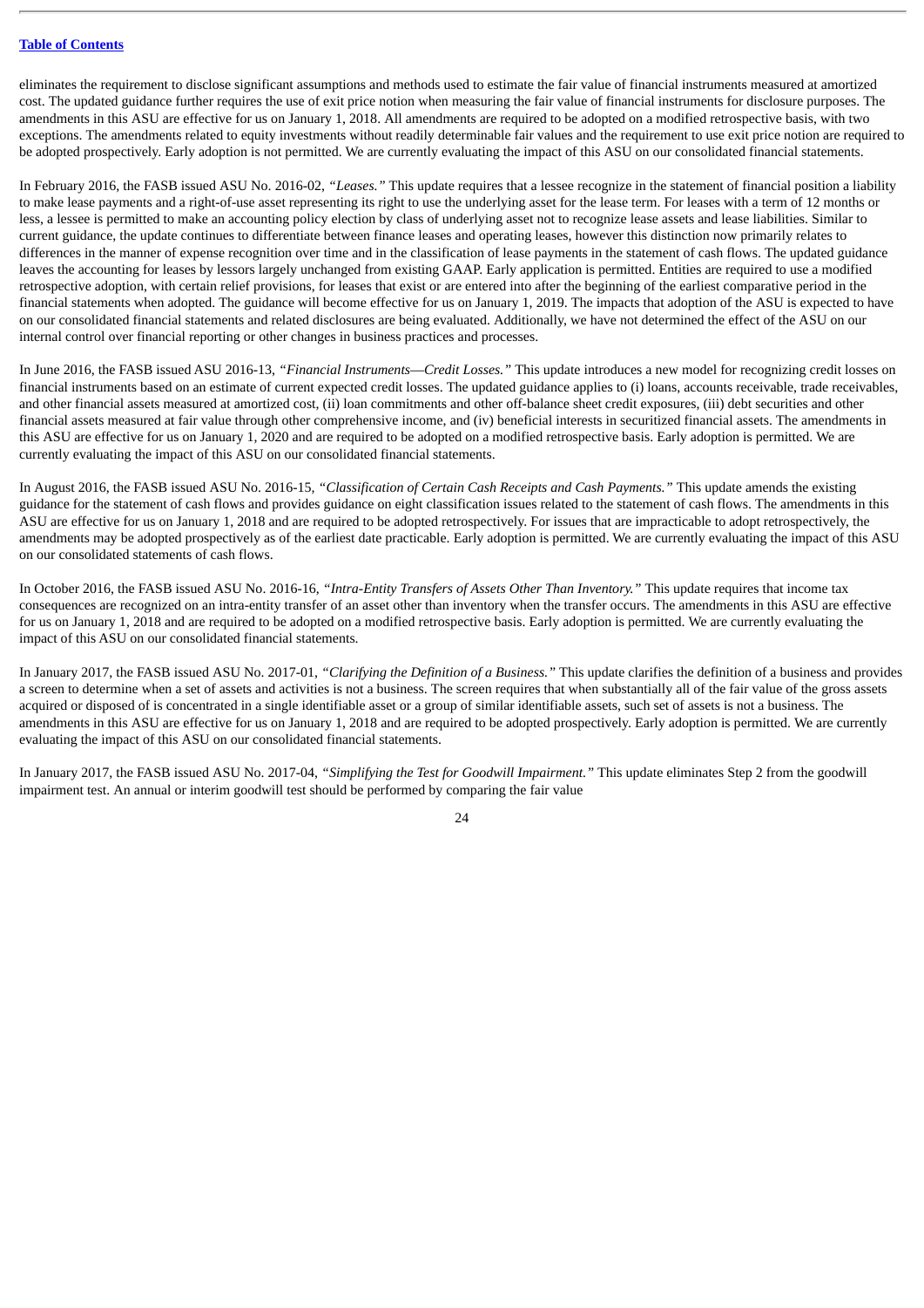eliminates the requirement to disclose significant assumptions and methods used to estimate the fair value of financial instruments measured at amortized cost. The updated guidance further requires the use of exit price notion when measuring the fair value of financial instruments for disclosure purposes. The amendments in this ASU are effective for us on January 1, 2018. All amendments are required to be adopted on a modified retrospective basis, with two exceptions. The amendments related to equity investments without readily determinable fair values and the requirement to use exit price notion are required to be adopted prospectively. Early adoption is not permitted. We are currently evaluating the impact of this ASU on our consolidated financial statements.

In February 2016, the FASB issued ASU No. 2016-02, *"Leases."* This update requires that a lessee recognize in the statement of financial position a liability to make lease payments and a right-of-use asset representing its right to use the underlying asset for the lease term. For leases with a term of 12 months or less, a lessee is permitted to make an accounting policy election by class of underlying asset not to recognize lease assets and lease liabilities. Similar to current guidance, the update continues to differentiate between finance leases and operating leases, however this distinction now primarily relates to differences in the manner of expense recognition over time and in the classification of lease payments in the statement of cash flows. The updated guidance leaves the accounting for leases by lessors largely unchanged from existing GAAP. Early application is permitted. Entities are required to use a modified retrospective adoption, with certain relief provisions, for leases that exist or are entered into after the beginning of the earliest comparative period in the financial statements when adopted. The guidance will become effective for us on January 1, 2019. The impacts that adoption of the ASU is expected to have on our consolidated financial statements and related disclosures are being evaluated. Additionally, we have not determined the effect of the ASU on our internal control over financial reporting or other changes in business practices and processes.

In June 2016, the FASB issued ASU 2016-13, *"Financial Instruments—Credit Losses."* This update introduces a new model for recognizing credit losses on financial instruments based on an estimate of current expected credit losses. The updated guidance applies to (i) loans, accounts receivable, trade receivables, and other financial assets measured at amortized cost, (ii) loan commitments and other off-balance sheet credit exposures, (iii) debt securities and other financial assets measured at fair value through other comprehensive income, and (iv) beneficial interests in securitized financial assets. The amendments in this ASU are effective for us on January 1, 2020 and are required to be adopted on a modified retrospective basis. Early adoption is permitted. We are currently evaluating the impact of this ASU on our consolidated financial statements.

In August 2016, the FASB issued ASU No. 2016-15, *"Classification of Certain Cash Receipts and Cash Payments."* This update amends the existing guidance for the statement of cash flows and provides guidance on eight classification issues related to the statement of cash flows. The amendments in this ASU are effective for us on January 1, 2018 and are required to be adopted retrospectively. For issues that are impracticable to adopt retrospectively, the amendments may be adopted prospectively as of the earliest date practicable. Early adoption is permitted. We are currently evaluating the impact of this ASU on our consolidated statements of cash flows.

In October 2016, the FASB issued ASU No. 2016-16, *"Intra-Entity Transfers of Assets Other Than Inventory."* This update requires that income tax consequences are recognized on an intra-entity transfer of an asset other than inventory when the transfer occurs. The amendments in this ASU are effective for us on January 1, 2018 and are required to be adopted on a modified retrospective basis. Early adoption is permitted. We are currently evaluating the impact of this ASU on our consolidated financial statements.

In January 2017, the FASB issued ASU No. 2017-01, *"Clarifying the Definition of a Business."* This update clarifies the definition of a business and provides a screen to determine when a set of assets and activities is not a business. The screen requires that when substantially all of the fair value of the gross assets acquired or disposed of is concentrated in a single identifiable asset or a group of similar identifiable assets, such set of assets is not a business. The amendments in this ASU are effective for us on January 1, 2018 and are required to be adopted prospectively. Early adoption is permitted. We are currently evaluating the impact of this ASU on our consolidated financial statements.

In January 2017, the FASB issued ASU No. 2017-04, *"Simplifying the Test for Goodwill Impairment."* This update eliminates Step 2 from the goodwill impairment test. An annual or interim goodwill test should be performed by comparing the fair value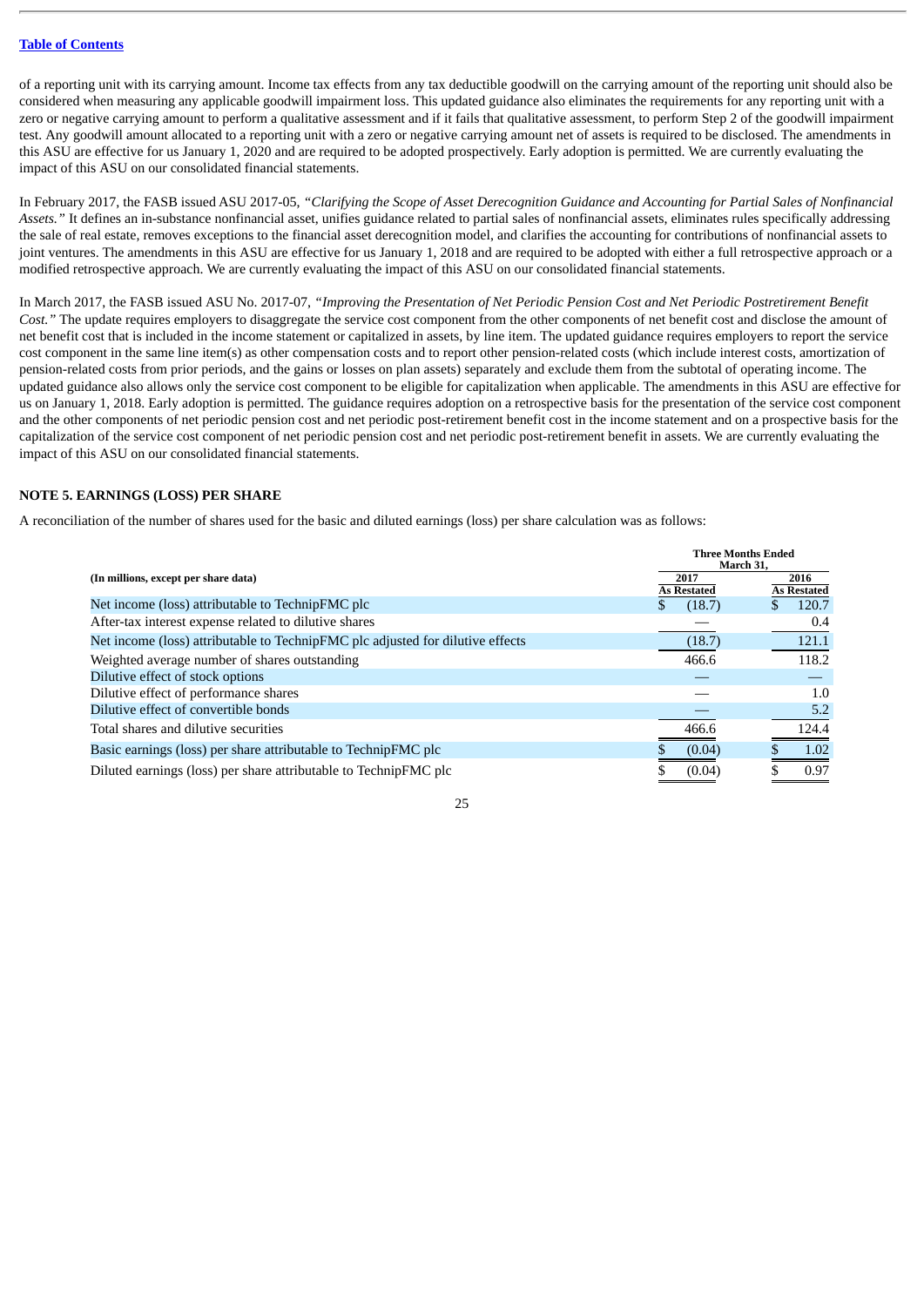of a reporting unit with its carrying amount. Income tax effects from any tax deductible goodwill on the carrying amount of the reporting unit should also be considered when measuring any applicable goodwill impairment loss. This updated guidance also eliminates the requirements for any reporting unit with a zero or negative carrying amount to perform a qualitative assessment and if it fails that qualitative assessment, to perform Step 2 of the goodwill impairment test. Any goodwill amount allocated to a reporting unit with a zero or negative carrying amount net of assets is required to be disclosed. The amendments in this ASU are effective for us January 1, 2020 and are required to be adopted prospectively. Early adoption is permitted. We are currently evaluating the impact of this ASU on our consolidated financial statements.

In February 2017, the FASB issued ASU 2017-05, *"Clarifying the Scope of Asset Derecognition Guidance and Accounting for Partial Sales of Nonfinancial Assets."* It defines an in-substance nonfinancial asset, unifies guidance related to partial sales of nonfinancial assets, eliminates rules specifically addressing the sale of real estate, removes exceptions to the financial asset derecognition model, and clarifies the accounting for contributions of nonfinancial assets to joint ventures. The amendments in this ASU are effective for us January 1, 2018 and are required to be adopted with either a full retrospective approach or a modified retrospective approach. We are currently evaluating the impact of this ASU on our consolidated financial statements.

In March 2017, the FASB issued ASU No. 2017-07, *"Improving the Presentation of Net Periodic Pension Cost and Net Periodic Postretirement Benefit Cost."* The update requires employers to disaggregate the service cost component from the other components of net benefit cost and disclose the amount of net benefit cost that is included in the income statement or capitalized in assets, by line item. The updated guidance requires employers to report the service cost component in the same line item(s) as other compensation costs and to report other pension-related costs (which include interest costs, amortization of pension-related costs from prior periods, and the gains or losses on plan assets) separately and exclude them from the subtotal of operating income. The updated guidance also allows only the service cost component to be eligible for capitalization when applicable. The amendments in this ASU are effective for us on January 1, 2018. Early adoption is permitted. The guidance requires adoption on a retrospective basis for the presentation of the service cost component and the other components of net periodic pension cost and net periodic post-retirement benefit cost in the income statement and on a prospective basis for the capitalization of the service cost component of net periodic pension cost and net periodic post-retirement benefit in assets. We are currently evaluating the impact of this ASU on our consolidated financial statements.

## NOTE 5. EARNINGS (LOSS) PER SHARE

A reconciliation of the number of shares used for the basic and diluted earnings (loss) per share calculation was as follows:

| (In millions, except per share data) | Three Months Ended March 31, | |
|---|---|---|
| | 2017 As Restated | 2016 As Restated |
| Net income (loss) attributable to TechnipFMC plc | $ (18.7) | $ 120.7 |
| After-tax interest expense related to dilutive shares | — | 0.4 |
| Net income (loss) attributable to TechnipFMC plc adjusted for dilutive effects | (18.7) | 121.1 |
| Weighted average number of shares outstanding | 466.6 | 118.2 |
| Dilutive effect of stock options | — | — |
| Dilutive effect of performance shares | — | 1.0 |
| Dilutive effect of convertible bonds | — | 5.2 |
| Total shares and dilutive securities | 466.6 | 124.4 |
| Basic earnings (loss) per share attributable to TechnipFMC plc | $ (0.04) | $ 1.02 |
| Diluted earnings (loss) per share attributable to TechnipFMC plc | $ (0.04) | $ 0.97 |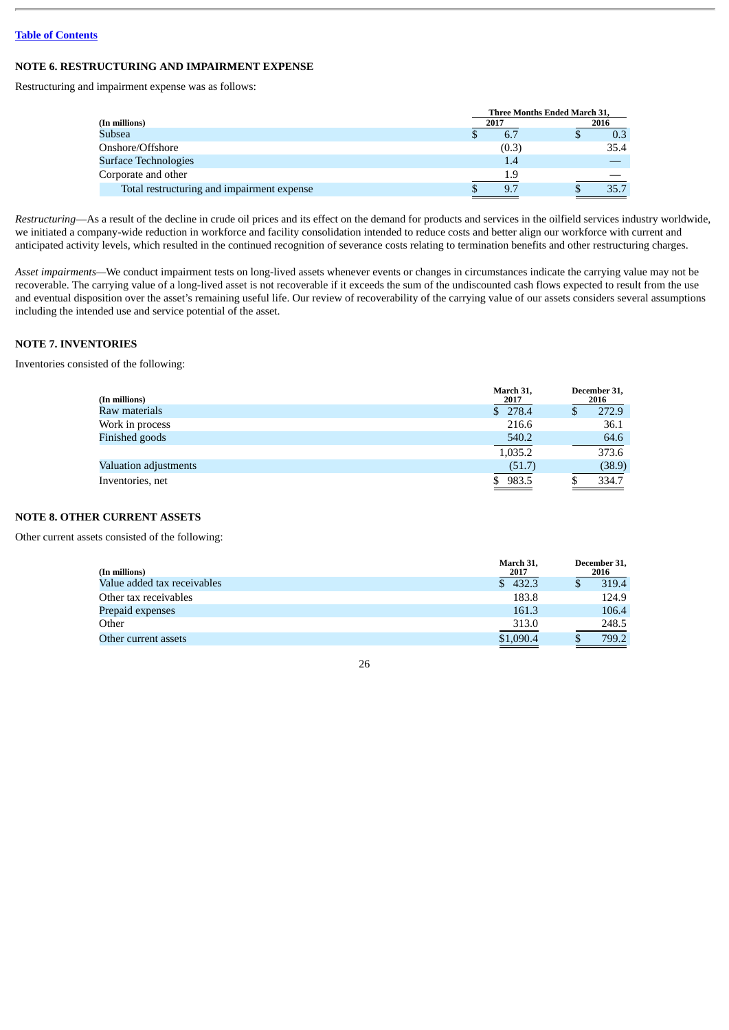[Table of Contents](#)

## NOTE 6. RESTRUCTURING AND IMPAIRMENT EXPENSE

Restructuring and impairment expense was as follows:

| (In millions) | Three Months Ended March 31, 2017 | 2016 |
|---|---|---|
| Subsea | $ 6.7 | $ 0.3 |
| Onshore/Offshore | (0.3) | 35.4 |
| Surface Technologies | 1.4 | — |
| Corporate and other | 1.9 | — |
| Total restructuring and impairment expense | $ 9.7 | $ 35.7 |

*Restructuring*—As a result of the decline in crude oil prices and its effect on the demand for products and services in the oilfield services industry worldwide, we initiated a company-wide reduction in workforce and facility consolidation intended to reduce costs and better align our workforce with current and anticipated activity levels, which resulted in the continued recognition of severance costs relating to termination benefits and other restructuring charges.

*Asset impairments*—We conduct impairment tests on long-lived assets whenever events or changes in circumstances indicate the carrying value may not be recoverable. The carrying value of a long-lived asset is not recoverable if it exceeds the sum of the undiscounted cash flows expected to result from the use and eventual disposition over the asset's remaining useful life. Our review of recoverability of the carrying value of our assets considers several assumptions including the intended use and service potential of the asset.

## NOTE 7. INVENTORIES

Inventories consisted of the following:

| (In millions) | March 31, 2017 | December 31, 2016 |
|---|---|---|
| Raw materials | $ 278.4 | $ 272.9 |
| Work in process | 216.6 | 36.1 |
| Finished goods | 540.2 | 64.6 |
| | 1,035.2 | 373.6 |
| Valuation adjustments | (51.7) | (38.9) |
| Inventories, net | $ 983.5 | $ 334.7 |

## NOTE 8. OTHER CURRENT ASSETS

Other current assets consisted of the following:

| (In millions) | March 31, 2017 | December 31, 2016 |
|---|---|---|
| Value added tax receivables | $ 432.3 | $ 319.4 |
| Other tax receivables | 183.8 | 124.9 |
| Prepaid expenses | 161.3 | 106.4 |
| Other | 313.0 | 248.5 |
| Other current assets | $1,090.4 | $ 799.2 |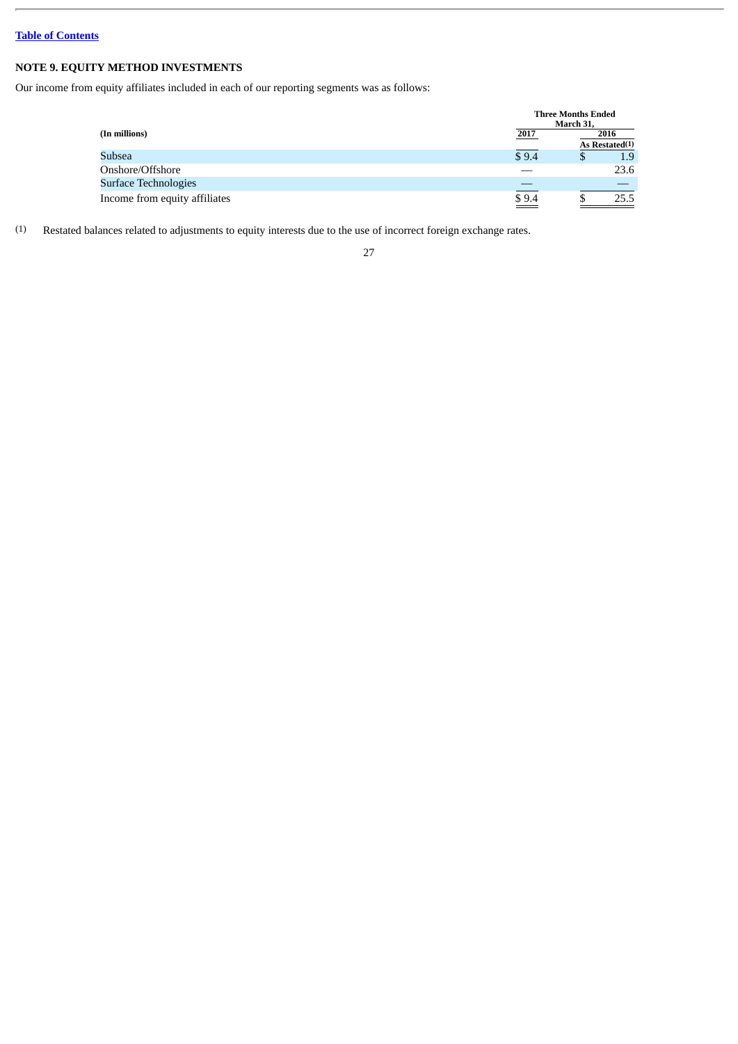## NOTE 9. EQUITY METHOD INVESTMENTS

Our income from equity affiliates included in each of our reporting segments was as follows:

| (In millions) | Three Months Ended March 31, 2017 | 2016 As Restated(1) |
|---|---|---|
| Subsea | $ 9.4 | $ 1.9 |
| Onshore/Offshore | — | 23.6 |
| Surface Technologies | — | — |
| Income from equity affiliates | $ 9.4 | $ 25.5 |

(1) Restated balances related to adjustments to equity interests due to the use of incorrect foreign exchange rates.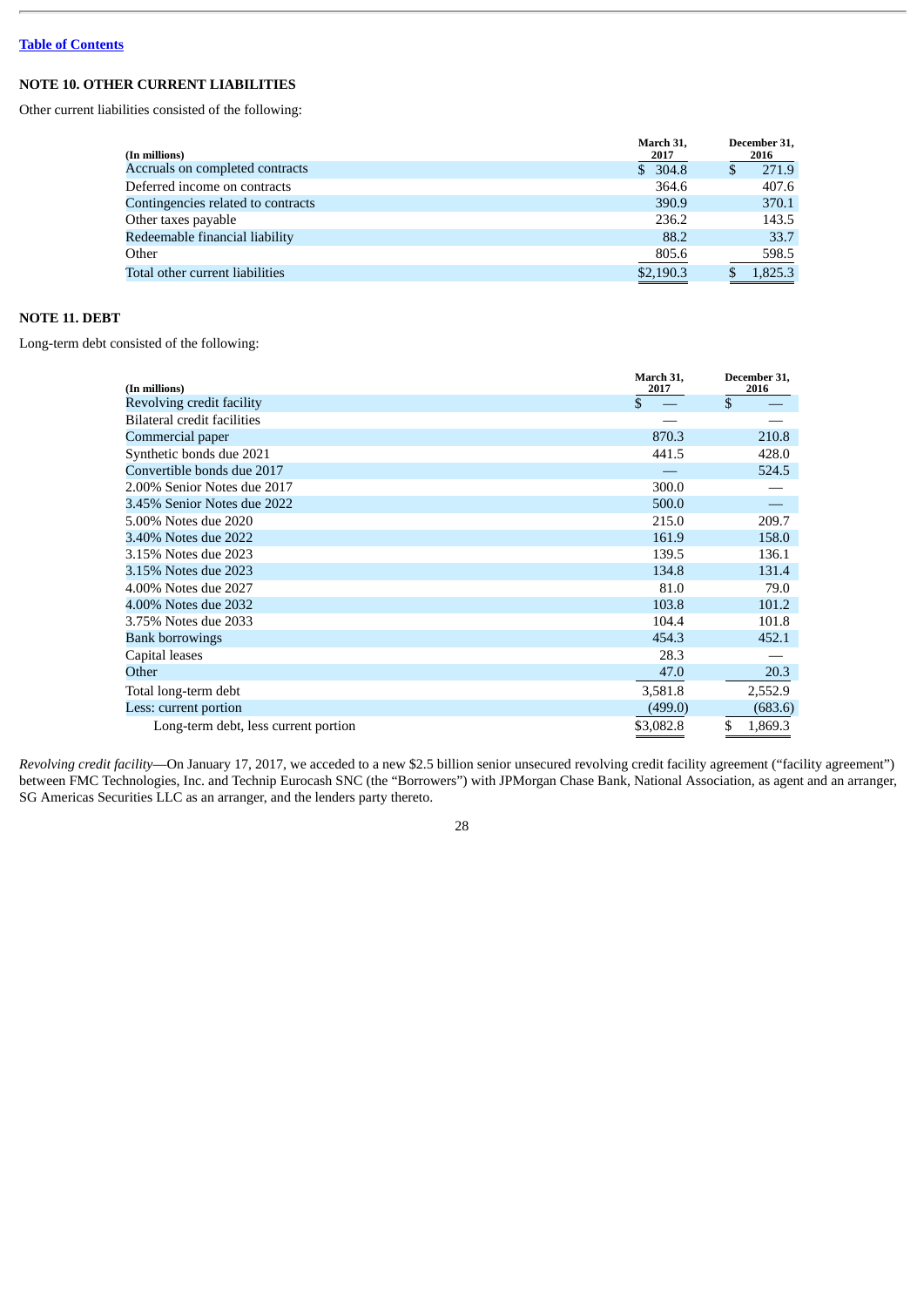Table of Contents

## NOTE 10. OTHER CURRENT LIABILITIES

Other current liabilities consisted of the following:

| (In millions) | March 31, 2017 | December 31, 2016 |
|---|---|---|
| Accruals on completed contracts | $ 304.8 | $ 271.9 |
| Deferred income on contracts | 364.6 | 407.6 |
| Contingencies related to contracts | 390.9 | 370.1 |
| Other taxes payable | 236.2 | 143.5 |
| Redeemable financial liability | 88.2 | 33.7 |
| Other | 805.6 | 598.5 |
| Total other current liabilities | $2,190.3 | $ 1,825.3 |

## NOTE 11. DEBT

Long-term debt consisted of the following:

| (In millions) | March 31, 2017 | December 31, 2016 |
|---|---|---|
| Revolving credit facility | $ — | $ — |
| Bilateral credit facilities | — | — |
| Commercial paper | 870.3 | 210.8 |
| Synthetic bonds due 2021 | 441.5 | 428.0 |
| Convertible bonds due 2017 | — | 524.5 |
| 2.00% Senior Notes due 2017 | 300.0 | — |
| 3.45% Senior Notes due 2022 | 500.0 | — |
| 5.00% Notes due 2020 | 215.0 | 209.7 |
| 3.40% Notes due 2022 | 161.9 | 158.0 |
| 3.15% Notes due 2023 | 139.5 | 136.1 |
| 3.15% Notes due 2023 | 134.8 | 131.4 |
| 4.00% Notes due 2027 | 81.0 | 79.0 |
| 4.00% Notes due 2032 | 103.8 | 101.2 |
| 3.75% Notes due 2033 | 104.4 | 101.8 |
| Bank borrowings | 454.3 | 452.1 |
| Capital leases | 28.3 | — |
| Other | 47.0 | 20.3 |
| Total long-term debt | 3,581.8 | 2,552.9 |
| Less: current portion | (499.0) | (683.6) |
| Long-term debt, less current portion | $3,082.8 | $ 1,869.3 |

*Revolving credit facility*—On January 17, 2017, we acceded to a new $2.5 billion senior unsecured revolving credit facility agreement ("facility agreement") between FMC Technologies, Inc. and Technip Eurocash SNC (the "Borrowers") with JPMorgan Chase Bank, National Association, as agent and an arranger, SG Americas Securities LLC as an arranger, and the lenders party thereto.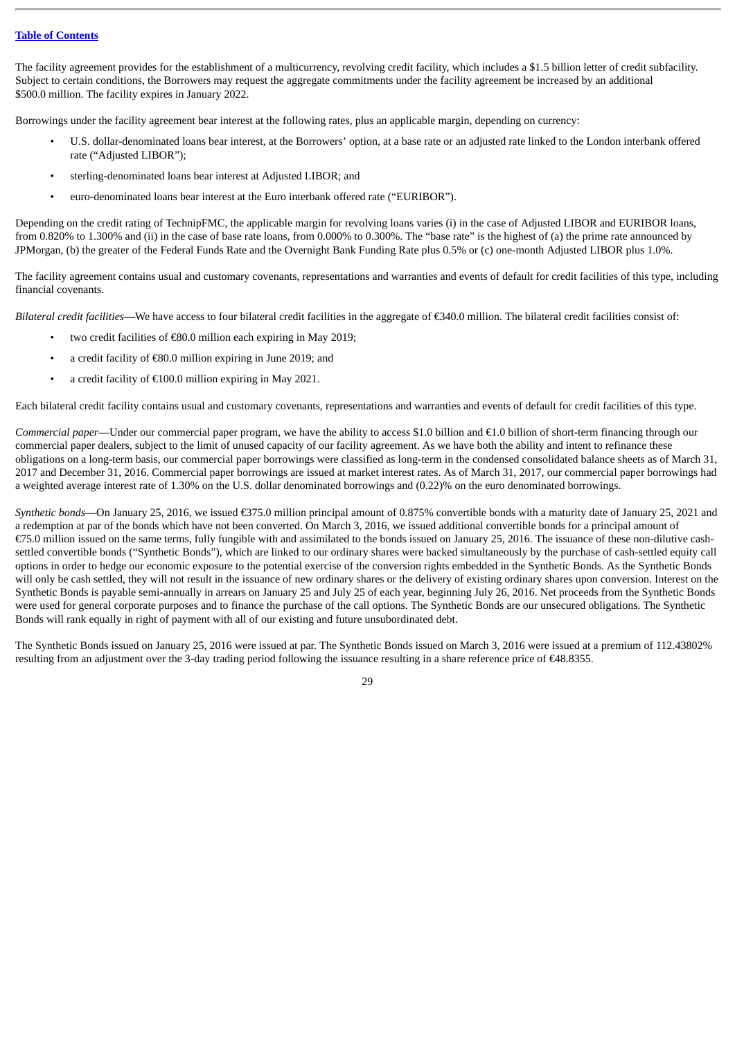The facility agreement provides for the establishment of a multicurrency, revolving credit facility, which includes a $1.5 billion letter of credit subfacility. Subject to certain conditions, the Borrowers may request the aggregate commitments under the facility agreement be increased by an additional $500.0 million. The facility expires in January 2022.

Borrowings under the facility agreement bear interest at the following rates, plus an applicable margin, depending on currency:

- U.S. dollar-denominated loans bear interest, at the Borrowers' option, at a base rate or an adjusted rate linked to the London interbank offered rate ("Adjusted LIBOR");
- sterling-denominated loans bear interest at Adjusted LIBOR; and
- euro-denominated loans bear interest at the Euro interbank offered rate ("EURIBOR").

Depending on the credit rating of TechnipFMC, the applicable margin for revolving loans varies (i) in the case of Adjusted LIBOR and EURIBOR loans, from 0.820% to 1.300% and (ii) in the case of base rate loans, from 0.000% to 0.300%. The "base rate" is the highest of (a) the prime rate announced by JPMorgan, (b) the greater of the Federal Funds Rate and the Overnight Bank Funding Rate plus 0.5% or (c) one-month Adjusted LIBOR plus 1.0%.

The facility agreement contains usual and customary covenants, representations and warranties and events of default for credit facilities of this type, including financial covenants.

*Bilateral credit facilities*—We have access to four bilateral credit facilities in the aggregate of €340.0 million. The bilateral credit facilities consist of:

- two credit facilities of €80.0 million each expiring in May 2019;
- a credit facility of €80.0 million expiring in June 2019; and
- a credit facility of €100.0 million expiring in May 2021.

Each bilateral credit facility contains usual and customary covenants, representations and warranties and events of default for credit facilities of this type.

*Commercial paper*—Under our commercial paper program, we have the ability to access $1.0 billion and €1.0 billion of short-term financing through our commercial paper dealers, subject to the limit of unused capacity of our facility agreement. As we have both the ability and intent to refinance these obligations on a long-term basis, our commercial paper borrowings were classified as long-term in the condensed consolidated balance sheets as of March 31, 2017 and December 31, 2016. Commercial paper borrowings are issued at market interest rates. As of March 31, 2017, our commercial paper borrowings had a weighted average interest rate of 1.30% on the U.S. dollar denominated borrowings and (0.22)% on the euro denominated borrowings.

*Synthetic bonds*—On January 25, 2016, we issued €375.0 million principal amount of 0.875% convertible bonds with a maturity date of January 25, 2021 and a redemption at par of the bonds which have not been converted. On March 3, 2016, we issued additional convertible bonds for a principal amount of €75.0 million issued on the same terms, fully fungible with and assimilated to the bonds issued on January 25, 2016. The issuance of these non-dilutive cash-settled convertible bonds ("Synthetic Bonds"), which are linked to our ordinary shares were backed simultaneously by the purchase of cash-settled equity call options in order to hedge our economic exposure to the potential exercise of the conversion rights embedded in the Synthetic Bonds. As the Synthetic Bonds will only be cash settled, they will not result in the issuance of new ordinary shares or the delivery of existing ordinary shares upon conversion. Interest on the Synthetic Bonds is payable semi-annually in arrears on January 25 and July 25 of each year, beginning July 26, 2016. Net proceeds from the Synthetic Bonds were used for general corporate purposes and to finance the purchase of the call options. The Synthetic Bonds are our unsecured obligations. The Synthetic Bonds will rank equally in right of payment with all of our existing and future unsubordinated debt.

The Synthetic Bonds issued on January 25, 2016 were issued at par. The Synthetic Bonds issued on March 3, 2016 were issued at a premium of 112.43802% resulting from an adjustment over the 3-day trading period following the issuance resulting in a share reference price of €48.8355.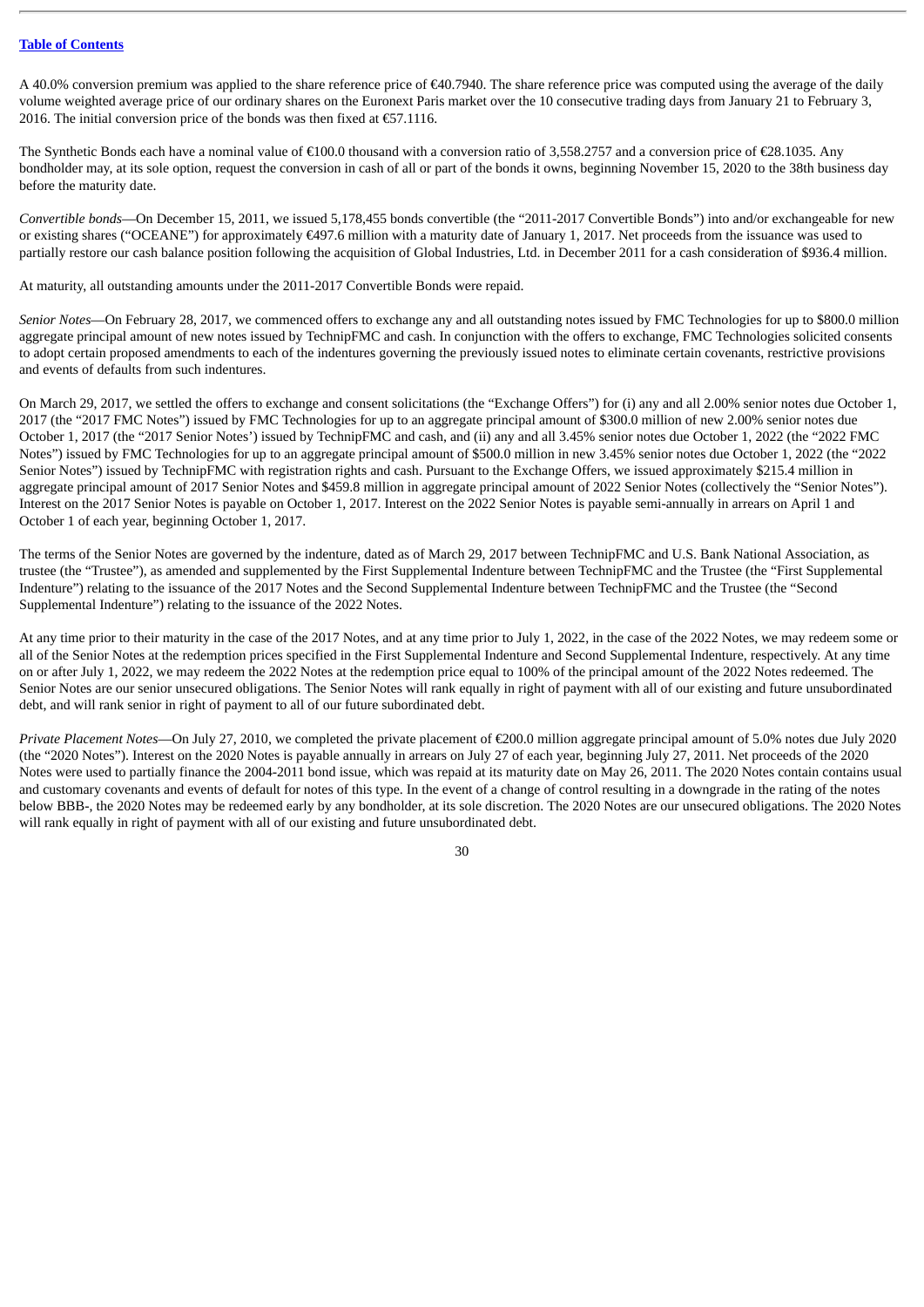A 40.0% conversion premium was applied to the share reference price of €40.7940. The share reference price was computed using the average of the daily volume weighted average price of our ordinary shares on the Euronext Paris market over the 10 consecutive trading days from January 21 to February 3, 2016. The initial conversion price of the bonds was then fixed at €57.1116.

The Synthetic Bonds each have a nominal value of €100.0 thousand with a conversion ratio of 3,558.2757 and a conversion price of €28.1035. Any bondholder may, at its sole option, request the conversion in cash of all or part of the bonds it owns, beginning November 15, 2020 to the 38th business day before the maturity date.

*Convertible bonds*—On December 15, 2011, we issued 5,178,455 bonds convertible (the "2011-2017 Convertible Bonds") into and/or exchangeable for new or existing shares ("OCEANE") for approximately €497.6 million with a maturity date of January 1, 2017. Net proceeds from the issuance was used to partially restore our cash balance position following the acquisition of Global Industries, Ltd. in December 2011 for a cash consideration of $936.4 million.

At maturity, all outstanding amounts under the 2011-2017 Convertible Bonds were repaid.

*Senior Notes*—On February 28, 2017, we commenced offers to exchange any and all outstanding notes issued by FMC Technologies for up to $800.0 million aggregate principal amount of new notes issued by TechnipFMC and cash. In conjunction with the offers to exchange, FMC Technologies solicited consents to adopt certain proposed amendments to each of the indentures governing the previously issued notes to eliminate certain covenants, restrictive provisions and events of defaults from such indentures.

On March 29, 2017, we settled the offers to exchange and consent solicitations (the "Exchange Offers") for (i) any and all 2.00% senior notes due October 1, 2017 (the "2017 FMC Notes") issued by FMC Technologies for up to an aggregate principal amount of $300.0 million of new 2.00% senior notes due October 1, 2017 (the "2017 Senior Notes') issued by TechnipFMC and cash, and (ii) any and all 3.45% senior notes due October 1, 2022 (the "2022 FMC Notes") issued by FMC Technologies for up to an aggregate principal amount of $500.0 million in new 3.45% senior notes due October 1, 2022 (the "2022 Senior Notes") issued by TechnipFMC with registration rights and cash. Pursuant to the Exchange Offers, we issued approximately $215.4 million in aggregate principal amount of 2017 Senior Notes and $459.8 million in aggregate principal amount of 2022 Senior Notes (collectively the "Senior Notes"). Interest on the 2017 Senior Notes is payable on October 1, 2017. Interest on the 2022 Senior Notes is payable semi-annually in arrears on April 1 and October 1 of each year, beginning October 1, 2017.

The terms of the Senior Notes are governed by the indenture, dated as of March 29, 2017 between TechnipFMC and U.S. Bank National Association, as trustee (the "Trustee"), as amended and supplemented by the First Supplemental Indenture between TechnipFMC and the Trustee (the "First Supplemental Indenture") relating to the issuance of the 2017 Notes and the Second Supplemental Indenture between TechnipFMC and the Trustee (the "Second Supplemental Indenture") relating to the issuance of the 2022 Notes.

At any time prior to their maturity in the case of the 2017 Notes, and at any time prior to July 1, 2022, in the case of the 2022 Notes, we may redeem some or all of the Senior Notes at the redemption prices specified in the First Supplemental Indenture and Second Supplemental Indenture, respectively. At any time on or after July 1, 2022, we may redeem the 2022 Notes at the redemption price equal to 100% of the principal amount of the 2022 Notes redeemed. The Senior Notes are our senior unsecured obligations. The Senior Notes will rank equally in right of payment with all of our existing and future unsubordinated debt, and will rank senior in right of payment to all of our future subordinated debt.

*Private Placement Notes*—On July 27, 2010, we completed the private placement of €200.0 million aggregate principal amount of 5.0% notes due July 2020 (the "2020 Notes"). Interest on the 2020 Notes is payable annually in arrears on July 27 of each year, beginning July 27, 2011. Net proceeds of the 2020 Notes were used to partially finance the 2004-2011 bond issue, which was repaid at its maturity date on May 26, 2011. The 2020 Notes contain contains usual and customary covenants and events of default for notes of this type. In the event of a change of control resulting in a downgrade in the rating of the notes below BBB-, the 2020 Notes may be redeemed early by any bondholder, at its sole discretion. The 2020 Notes are our unsecured obligations. The 2020 Notes will rank equally in right of payment with all of our existing and future unsubordinated debt.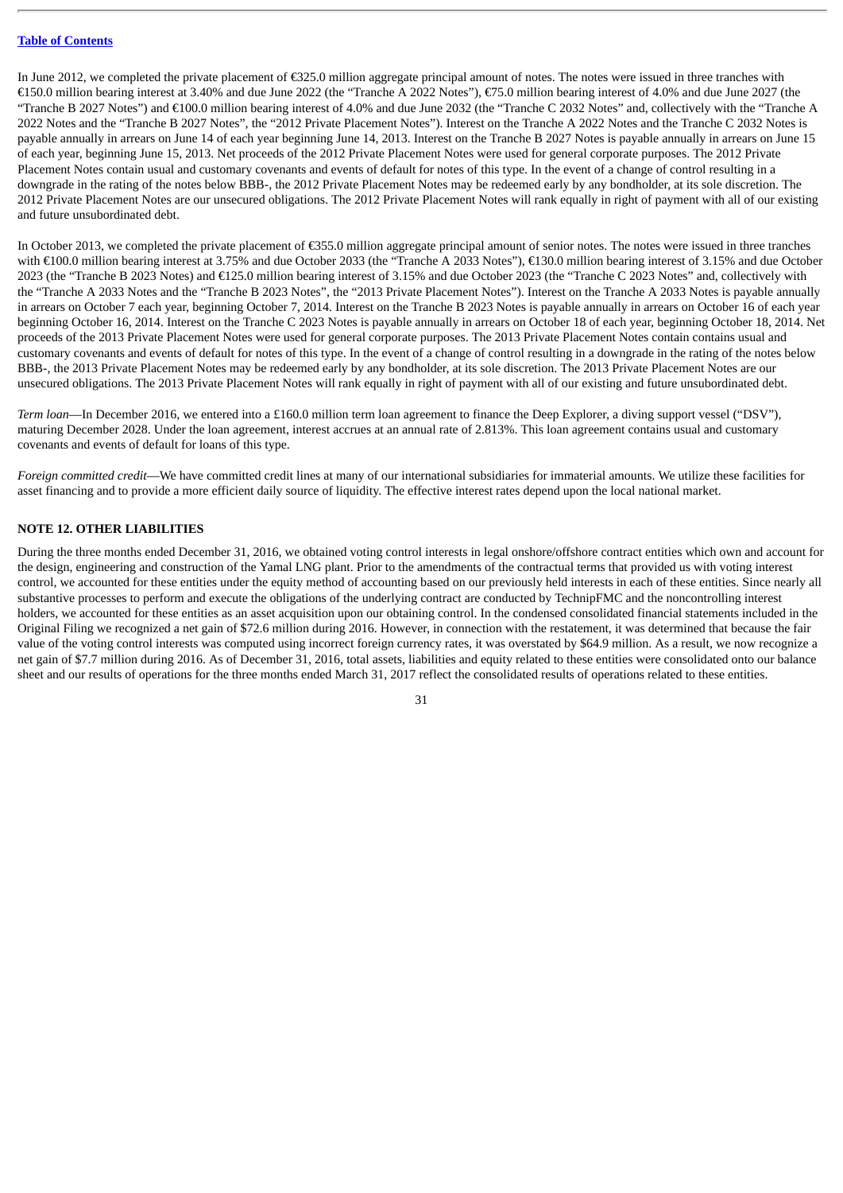In June 2012, we completed the private placement of €325.0 million aggregate principal amount of notes. The notes were issued in three tranches with €150.0 million bearing interest at 3.40% and due June 2022 (the "Tranche A 2022 Notes"), €75.0 million bearing interest of 4.0% and due June 2027 (the "Tranche B 2027 Notes") and €100.0 million bearing interest of 4.0% and due June 2032 (the "Tranche C 2032 Notes" and, collectively with the "Tranche A 2022 Notes and the "Tranche B 2027 Notes", the "2012 Private Placement Notes"). Interest on the Tranche A 2022 Notes and the Tranche C 2032 Notes is payable annually in arrears on June 14 of each year beginning June 14, 2013. Interest on the Tranche B 2027 Notes is payable annually in arrears on June 15 of each year, beginning June 15, 2013. Net proceeds of the 2012 Private Placement Notes were used for general corporate purposes. The 2012 Private Placement Notes contain usual and customary covenants and events of default for notes of this type. In the event of a change of control resulting in a downgrade in the rating of the notes below BBB-, the 2012 Private Placement Notes may be redeemed early by any bondholder, at its sole discretion. The 2012 Private Placement Notes are our unsecured obligations. The 2012 Private Placement Notes will rank equally in right of payment with all of our existing and future unsubordinated debt.

In October 2013, we completed the private placement of €355.0 million aggregate principal amount of senior notes. The notes were issued in three tranches with €100.0 million bearing interest at 3.75% and due October 2033 (the "Tranche A 2033 Notes"), €130.0 million bearing interest of 3.15% and due October 2023 (the "Tranche B 2023 Notes) and €125.0 million bearing interest of 3.15% and due October 2023 (the "Tranche C 2023 Notes" and, collectively with the "Tranche A 2033 Notes and the "Tranche B 2023 Notes", the "2013 Private Placement Notes"). Interest on the Tranche A 2033 Notes is payable annually in arrears on October 7 each year, beginning October 7, 2014. Interest on the Tranche B 2023 Notes is payable annually in arrears on October 16 of each year beginning October 16, 2014. Interest on the Tranche C 2023 Notes is payable annually in arrears on October 18 of each year, beginning October 18, 2014. Net proceeds of the 2013 Private Placement Notes were used for general corporate purposes. The 2013 Private Placement Notes contain contains usual and customary covenants and events of default for notes of this type. In the event of a change of control resulting in a downgrade in the rating of the notes below BBB-, the 2013 Private Placement Notes may be redeemed early by any bondholder, at its sole discretion. The 2013 Private Placement Notes are our unsecured obligations. The 2013 Private Placement Notes will rank equally in right of payment with all of our existing and future unsubordinated debt.

*Term loan*—In December 2016, we entered into a £160.0 million term loan agreement to finance the Deep Explorer, a diving support vessel ("DSV"), maturing December 2028. Under the loan agreement, interest accrues at an annual rate of 2.813%. This loan agreement contains usual and customary covenants and events of default for loans of this type.

*Foreign committed credit*—We have committed credit lines at many of our international subsidiaries for immaterial amounts. We utilize these facilities for asset financing and to provide a more efficient daily source of liquidity. The effective interest rates depend upon the local national market.

## NOTE 12. OTHER LIABILITIES

During the three months ended December 31, 2016, we obtained voting control interests in legal onshore/offshore contract entities which own and account for the design, engineering and construction of the Yamal LNG plant. Prior to the amendments of the contractual terms that provided us with voting interest control, we accounted for these entities under the equity method of accounting based on our previously held interests in each of these entities. Since nearly all substantive processes to perform and execute the obligations of the underlying contract are conducted by TechnipFMC and the noncontrolling interest holders, we accounted for these entities as an asset acquisition upon our obtaining control. In the condensed consolidated financial statements included in the Original Filing we recognized a net gain of $72.6 million during 2016. However, in connection with the restatement, it was determined that because the fair value of the voting control interests was computed using incorrect foreign currency rates, it was overstated by $64.9 million. As a result, we now recognize a net gain of $7.7 million during 2016. As of December 31, 2016, total assets, liabilities and equity related to these entities were consolidated onto our balance sheet and our results of operations for the three months ended March 31, 2017 reflect the consolidated results of operations related to these entities.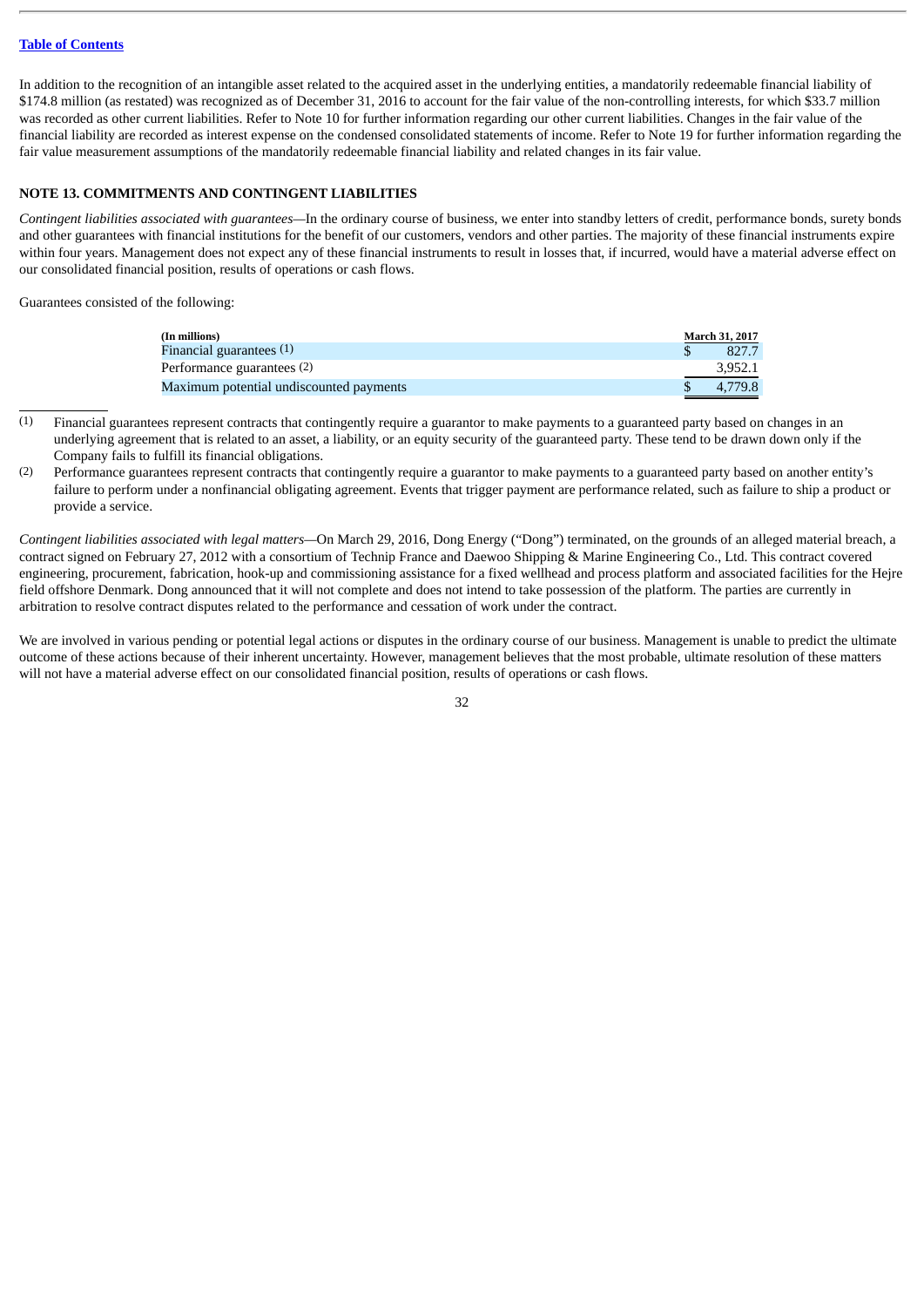In addition to the recognition of an intangible asset related to the acquired asset in the underlying entities, a mandatorily redeemable financial liability of $174.8 million (as restated) was recognized as of December 31, 2016 to account for the fair value of the non-controlling interests, for which $33.7 million was recorded as other current liabilities. Refer to Note 10 for further information regarding our other current liabilities. Changes in the fair value of the financial liability are recorded as interest expense on the condensed consolidated statements of income. Refer to Note 19 for further information regarding the fair value measurement assumptions of the mandatorily redeemable financial liability and related changes in its fair value.

## NOTE 13. COMMITMENTS AND CONTINGENT LIABILITIES

*Contingent liabilities associated with guarantees*—In the ordinary course of business, we enter into standby letters of credit, performance bonds, surety bonds and other guarantees with financial institutions for the benefit of our customers, vendors and other parties. The majority of these financial instruments expire within four years. Management does not expect any of these financial instruments to result in losses that, if incurred, would have a material adverse effect on our consolidated financial position, results of operations or cash flows.

Guarantees consisted of the following:

| (In millions) | March 31, 2017 |
|---|---|
| Financial guarantees (1) | $ 827.7 |
| Performance guarantees (2) | 3,952.1 |
| Maximum potential undiscounted payments | $ 4,779.8 |

(1) Financial guarantees represent contracts that contingently require a guarantor to make payments to a guaranteed party based on changes in an underlying agreement that is related to an asset, a liability, or an equity security of the guaranteed party. These tend to be drawn down only if the Company fails to fulfill its financial obligations.

(2) Performance guarantees represent contracts that contingently require a guarantor to make payments to a guaranteed party based on another entity's failure to perform under a nonfinancial obligating agreement. Events that trigger payment are performance related, such as failure to ship a product or provide a service.

*Contingent liabilities associated with legal matters*—On March 29, 2016, Dong Energy ("Dong") terminated, on the grounds of an alleged material breach, a contract signed on February 27, 2012 with a consortium of Technip France and Daewoo Shipping & Marine Engineering Co., Ltd. This contract covered engineering, procurement, fabrication, hook-up and commissioning assistance for a fixed wellhead and process platform and associated facilities for the Hejre field offshore Denmark. Dong announced that it will not complete and does not intend to take possession of the platform. The parties are currently in arbitration to resolve contract disputes related to the performance and cessation of work under the contract.

We are involved in various pending or potential legal actions or disputes in the ordinary course of our business. Management is unable to predict the ultimate outcome of these actions because of their inherent uncertainty. However, management believes that the most probable, ultimate resolution of these matters will not have a material adverse effect on our consolidated financial position, results of operations or cash flows.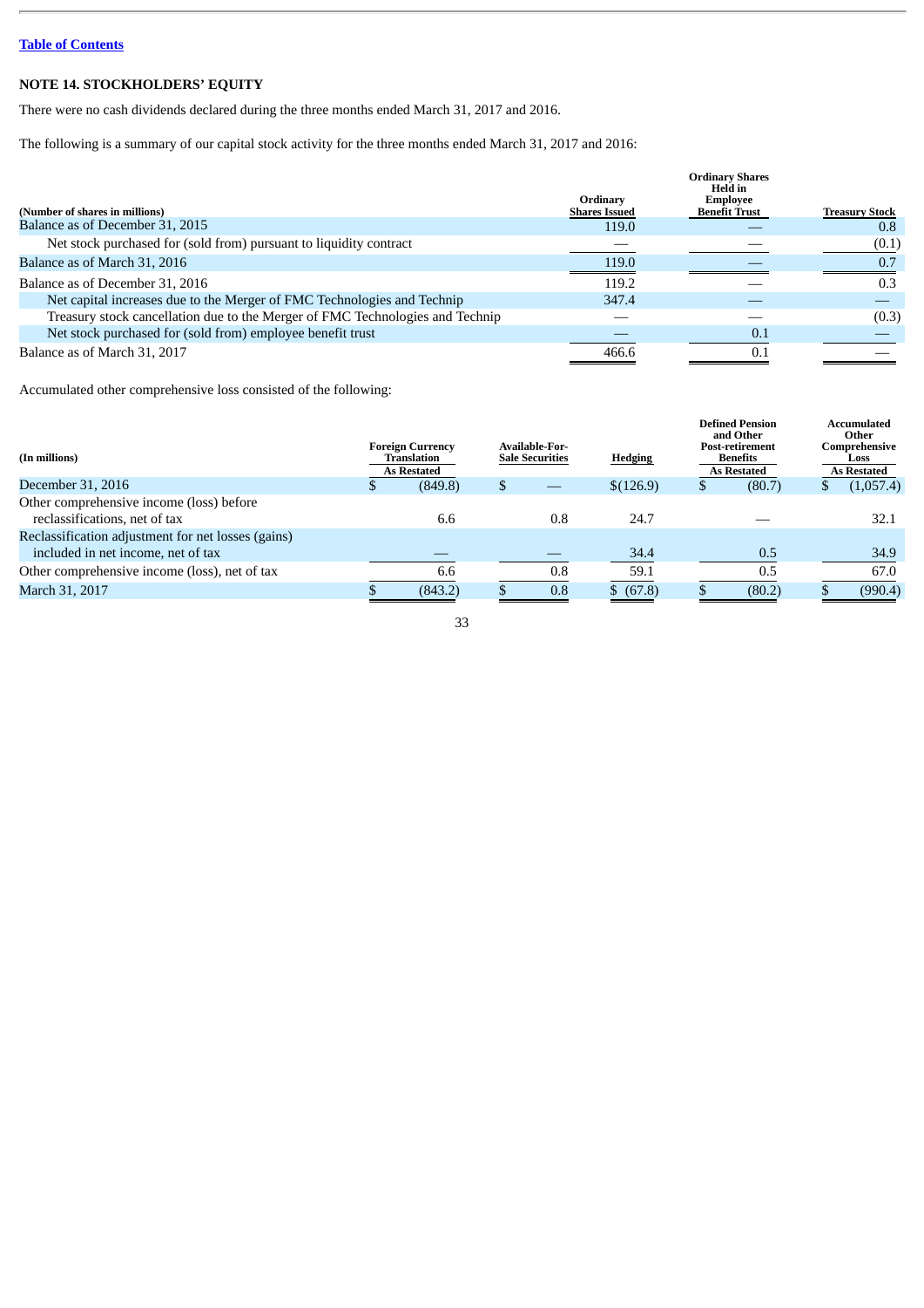[Table of Contents](#)

## NOTE 14. STOCKHOLDERS' EQUITY

There were no cash dividends declared during the three months ended March 31, 2017 and 2016.

The following is a summary of our capital stock activity for the three months ended March 31, 2017 and 2016:

| (Number of shares in millions) | Ordinary Shares Issued | Ordinary Shares Held in Employee Benefit Trust | Treasury Stock |
|---|---|---|---|
| Balance as of December 31, 2015 | 119.0 | — | 0.8 |
| Net stock purchased for (sold from) pursuant to liquidity contract | — | — | (0.1) |
| Balance as of March 31, 2016 | 119.0 | — | 0.7 |
| Balance as of December 31, 2016 | 119.2 | — | 0.3 |
| Net capital increases due to the Merger of FMC Technologies and Technip | 347.4 | — | — |
| Treasury stock cancellation due to the Merger of FMC Technologies and Technip | — | — | (0.3) |
| Net stock purchased for (sold from) employee benefit trust | — | 0.1 | — |
| Balance as of March 31, 2017 | 466.6 | 0.1 | — |

Accumulated other comprehensive loss consisted of the following:

| (In millions) | Foreign Currency Translation As Restated | Available-For-Sale Securities | Hedging | Defined Pension and Other Post-retirement Benefits As Restated | Accumulated Other Comprehensive Loss As Restated |
|---|---|---|---|---|---|
| December 31, 2016 | $ (849.8) | $ — | $(126.9) | $ (80.7) | $ (1,057.4) |
| Other comprehensive income (loss) before reclassifications, net of tax | 6.6 | 0.8 | 24.7 | — | 32.1 |
| Reclassification adjustment for net losses (gains) included in net income, net of tax | — | — | 34.4 | 0.5 | 34.9 |
| Other comprehensive income (loss), net of tax | 6.6 | 0.8 | 59.1 | 0.5 | 67.0 |
| March 31, 2017 | $ (843.2) | $ 0.8 | $ (67.8) | $ (80.2) | $ (990.4) |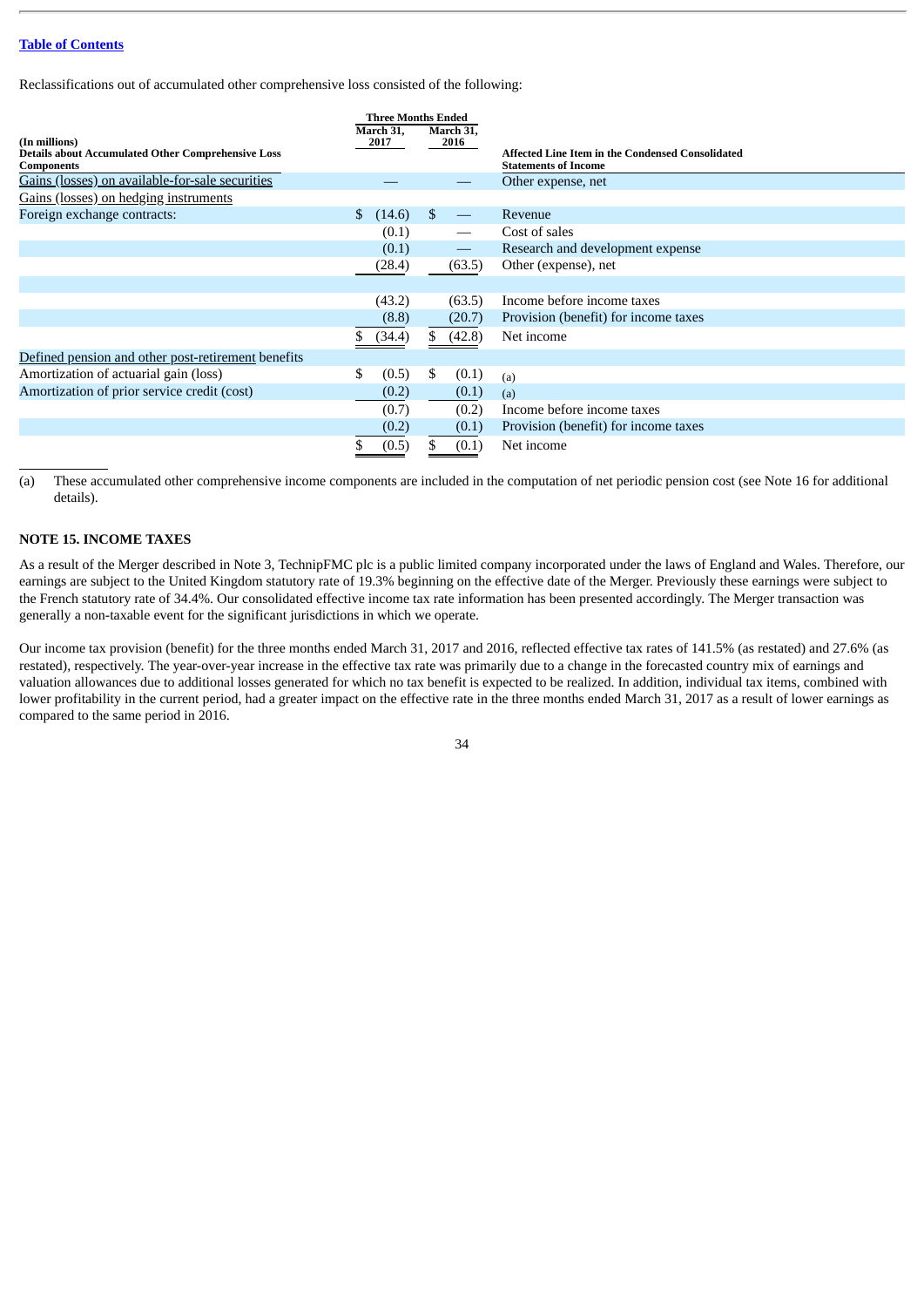Reclassifications out of accumulated other comprehensive loss consisted of the following:

| (In millions)<br>Details about Accumulated Other Comprehensive Loss Components | Three Months Ended<br>March 31, 2017 | <br>March 31, 2016 | Affected Line Item in the Condensed Consolidated Statements of Income |
|---|---|---|---|
| Gains (losses) on available-for-sale securities | — | — | Other expense, net |
| Gains (losses) on hedging instruments | | | |
| Foreign exchange contracts: | $ (14.6) | $ — | Revenue |
| | (0.1) | — | Cost of sales |
| | (0.1) | — | Research and development expense |
| | (28.4) | (63.5) | Other (expense), net |
| | | | |
| | (43.2) | (63.5) | Income before income taxes |
| | (8.8) | (20.7) | Provision (benefit) for income taxes |
| | $ (34.4) | $ (42.8) | Net income |
| Defined pension and other post-retirement benefits | | | |
| Amortization of actuarial gain (loss) | $ (0.5) | $ (0.1) | (a) |
| Amortization of prior service credit (cost) | (0.2) | (0.1) | (a) |
| | (0.7) | (0.2) | Income before income taxes |
| | (0.2) | (0.1) | Provision (benefit) for income taxes |
| | $ (0.5) | $ (0.1) | Net income |

(a) These accumulated other comprehensive income components are included in the computation of net periodic pension cost (see Note 16 for additional details).

## NOTE 15. INCOME TAXES

As a result of the Merger described in Note 3, TechnipFMC plc is a public limited company incorporated under the laws of England and Wales. Therefore, our earnings are subject to the United Kingdom statutory rate of 19.3% beginning on the effective date of the Merger. Previously these earnings were subject to the French statutory rate of 34.4%. Our consolidated effective income tax rate information has been presented accordingly. The Merger transaction was generally a non-taxable event for the significant jurisdictions in which we operate.

Our income tax provision (benefit) for the three months ended March 31, 2017 and 2016, reflected effective tax rates of 141.5% (as restated) and 27.6% (as restated), respectively. The year-over-year increase in the effective tax rate was primarily due to a change in the forecasted country mix of earnings and valuation allowances due to additional losses generated for which no tax benefit is expected to be realized. In addition, individual tax items, combined with lower profitability in the current period, had a greater impact on the effective rate in the three months ended March 31, 2017 as a result of lower earnings as compared to the same period in 2016.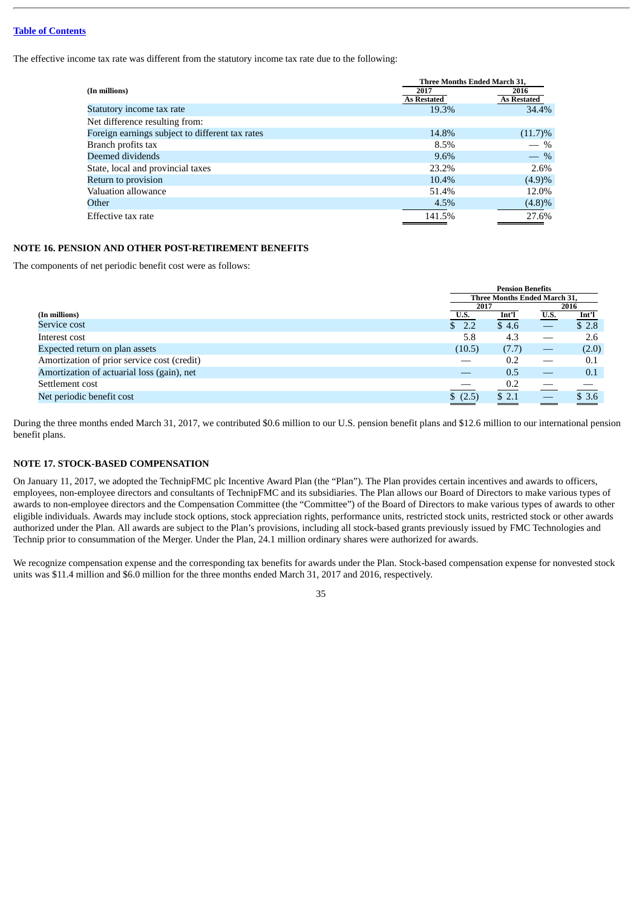The effective income tax rate was different from the statutory income tax rate due to the following:

| (In millions) | Three Months Ended March 31, 2017 As Restated | Three Months Ended March 31, 2016 As Restated |
|---|---|---|
| Statutory income tax rate | 19.3% | 34.4% |
| Net difference resulting from: | | |
| Foreign earnings subject to different tax rates | 14.8% | (11.7)% |
| Branch profits tax | 8.5% | — % |
| Deemed dividends | 9.6% | — % |
| State, local and provincial taxes | 23.2% | 2.6% |
| Return to provision | 10.4% | (4.9)% |
| Valuation allowance | 51.4% | 12.0% |
| Other | 4.5% | (4.8)% |
| Effective tax rate | 141.5% | 27.6% |

## NOTE 16. PENSION AND OTHER POST-RETIREMENT BENEFITS

The components of net periodic benefit cost were as follows:

| | Pension Benefits | | | |
|---|---|---|---|---|
| | Three Months Ended March 31, | | | |
| | 2017 | | 2016 | |
| (In millions) | U.S. | Int'l | U.S. | Int'l |
| Service cost | $ 2.2 | $ 4.6 | — | $ 2.8 |
| Interest cost | 5.8 | 4.3 | — | 2.6 |
| Expected return on plan assets | (10.5) | (7.7) | — | (2.0) |
| Amortization of prior service cost (credit) | — | 0.2 | — | 0.1 |
| Amortization of actuarial loss (gain), net | — | 0.5 | — | 0.1 |
| Settlement cost | — | 0.2 | — | — |
| Net periodic benefit cost | $ (2.5) | $ 2.1 | — | $ 3.6 |

During the three months ended March 31, 2017, we contributed $0.6 million to our U.S. pension benefit plans and $12.6 million to our international pension benefit plans.

## NOTE 17. STOCK-BASED COMPENSATION

On January 11, 2017, we adopted the TechnipFMC plc Incentive Award Plan (the "Plan"). The Plan provides certain incentives and awards to officers, employees, non-employee directors and consultants of TechnipFMC and its subsidiaries. The Plan allows our Board of Directors to make various types of awards to non-employee directors and the Compensation Committee (the "Committee") of the Board of Directors to make various types of awards to other eligible individuals. Awards may include stock options, stock appreciation rights, performance units, restricted stock units, restricted stock or other awards authorized under the Plan. All awards are subject to the Plan's provisions, including all stock-based grants previously issued by FMC Technologies and Technip prior to consummation of the Merger. Under the Plan, 24.1 million ordinary shares were authorized for awards.

We recognize compensation expense and the corresponding tax benefits for awards under the Plan. Stock-based compensation expense for nonvested stock units was $11.4 million and $6.0 million for the three months ended March 31, 2017 and 2016, respectively.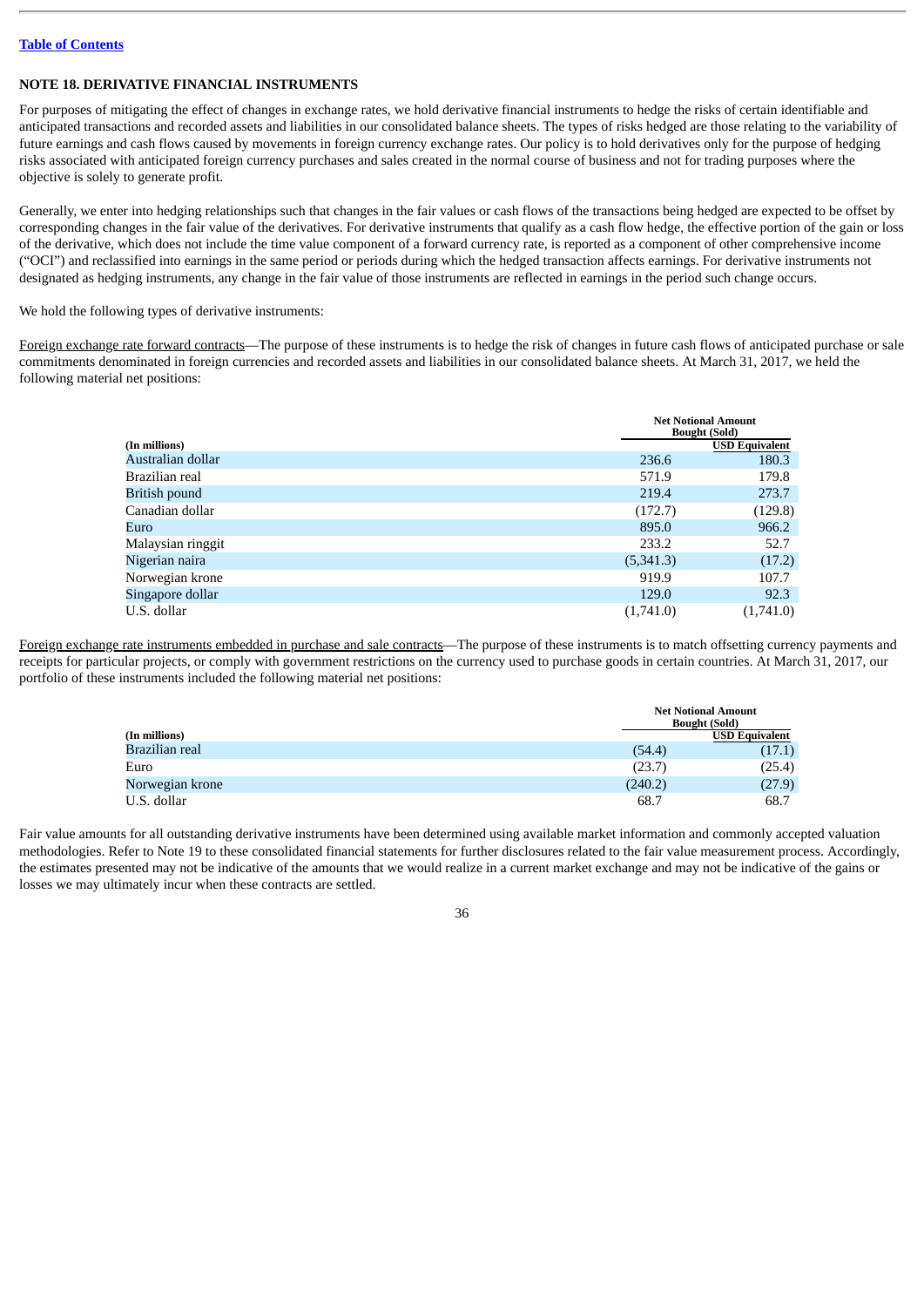## NOTE 18. DERIVATIVE FINANCIAL INSTRUMENTS

For purposes of mitigating the effect of changes in exchange rates, we hold derivative financial instruments to hedge the risks of certain identifiable and anticipated transactions and recorded assets and liabilities in our consolidated balance sheets. The types of risks hedged are those relating to the variability of future earnings and cash flows caused by movements in foreign currency exchange rates. Our policy is to hold derivatives only for the purpose of hedging risks associated with anticipated foreign currency purchases and sales created in the normal course of business and not for trading purposes where the objective is solely to generate profit.

Generally, we enter into hedging relationships such that changes in the fair values or cash flows of the transactions being hedged are expected to be offset by corresponding changes in the fair value of the derivatives. For derivative instruments that qualify as a cash flow hedge, the effective portion of the gain or loss of the derivative, which does not include the time value component of a forward currency rate, is reported as a component of other comprehensive income ("OCI") and reclassified into earnings in the same period or periods during which the hedged transaction affects earnings. For derivative instruments not designated as hedging instruments, any change in the fair value of those instruments are reflected in earnings in the period such change occurs.

We hold the following types of derivative instruments:

Foreign exchange rate forward contracts—The purpose of these instruments is to hedge the risk of changes in future cash flows of anticipated purchase or sale commitments denominated in foreign currencies and recorded assets and liabilities in our consolidated balance sheets. At March 31, 2017, we held the following material net positions:

| (In millions) | Net Notional Amount Bought (Sold) | USD Equivalent |
|---|---|---|
| Australian dollar | 236.6 | 180.3 |
| Brazilian real | 571.9 | 179.8 |
| British pound | 219.4 | 273.7 |
| Canadian dollar | (172.7) | (129.8) |
| Euro | 895.0 | 966.2 |
| Malaysian ringgit | 233.2 | 52.7 |
| Nigerian naira | (5,341.3) | (17.2) |
| Norwegian krone | 919.9 | 107.7 |
| Singapore dollar | 129.0 | 92.3 |
| U.S. dollar | (1,741.0) | (1,741.0) |

Foreign exchange rate instruments embedded in purchase and sale contracts—The purpose of these instruments is to match offsetting currency payments and receipts for particular projects, or comply with government restrictions on the currency used to purchase goods in certain countries. At March 31, 2017, our portfolio of these instruments included the following material net positions:

| (In millions) | Net Notional Amount Bought (Sold) | USD Equivalent |
|---|---|---|
| Brazilian real | (54.4) | (17.1) |
| Euro | (23.7) | (25.4) |
| Norwegian krone | (240.2) | (27.9) |
| U.S. dollar | 68.7 | 68.7 |

Fair value amounts for all outstanding derivative instruments have been determined using available market information and commonly accepted valuation methodologies. Refer to Note 19 to these consolidated financial statements for further disclosures related to the fair value measurement process. Accordingly, the estimates presented may not be indicative of the amounts that we would realize in a current market exchange and may not be indicative of the gains or losses we may ultimately incur when these contracts are settled.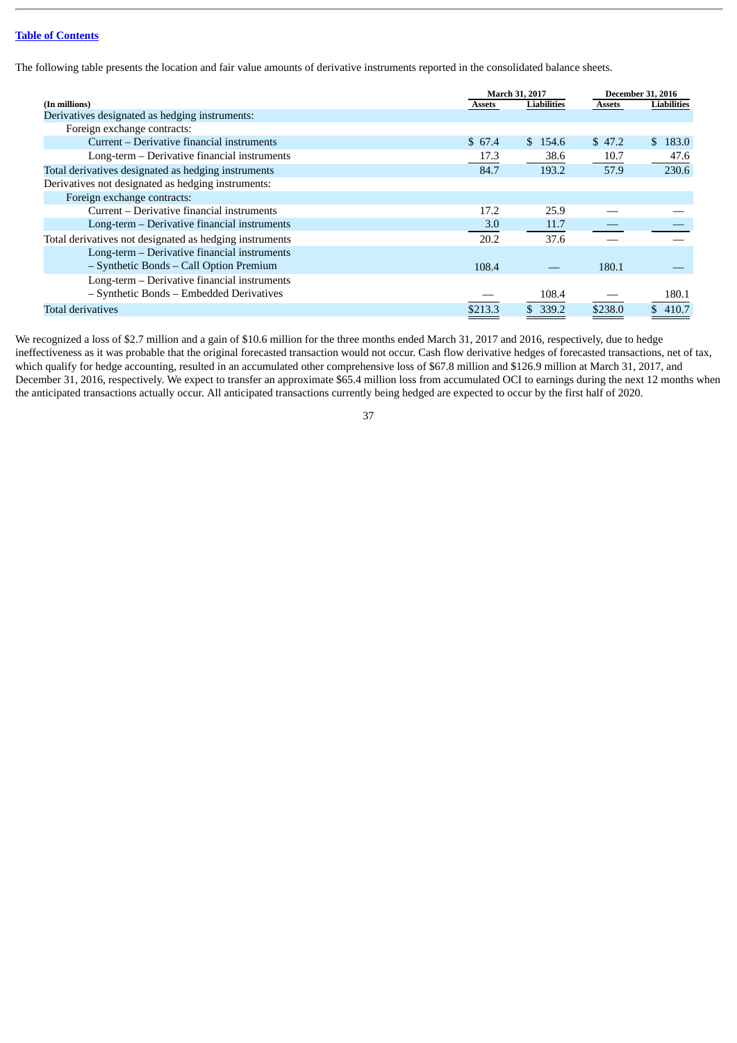Table of Contents

The following table presents the location and fair value amounts of derivative instruments reported in the consolidated balance sheets.

| (In millions) | March 31, 2017 | | December 31, 2016 | |
|---|---|---|---|---|
| | Assets | Liabilities | Assets | Liabilities |
| Derivatives designated as hedging instruments: | | | | |
| Foreign exchange contracts: | | | | |
| Current – Derivative financial instruments | $ 67.4 | $ 154.6 | $ 47.2 | $ 183.0 |
| Long-term – Derivative financial instruments | 17.3 | 38.6 | 10.7 | 47.6 |
| Total derivatives designated as hedging instruments | 84.7 | 193.2 | 57.9 | 230.6 |
| Derivatives not designated as hedging instruments: | | | | |
| Foreign exchange contracts: | | | | |
| Current – Derivative financial instruments | 17.2 | 25.9 | — | — |
| Long-term – Derivative financial instruments | 3.0 | 11.7 | — | — |
| Total derivatives not designated as hedging instruments | 20.2 | 37.6 | — | — |
| Long-term – Derivative financial instruments – Synthetic Bonds – Call Option Premium | 108.4 | — | 180.1 | — |
| Long-term – Derivative financial instruments – Synthetic Bonds – Embedded Derivatives | — | 108.4 | — | 180.1 |
| Total derivatives | $213.3 | $ 339.2 | $238.0 | $ 410.7 |

We recognized a loss of $2.7 million and a gain of $10.6 million for the three months ended March 31, 2017 and 2016, respectively, due to hedge ineffectiveness as it was probable that the original forecasted transaction would not occur. Cash flow derivative hedges of forecasted transactions, net of tax, which qualify for hedge accounting, resulted in an accumulated other comprehensive loss of $67.8 million and $126.9 million at March 31, 2017, and December 31, 2016, respectively. We expect to transfer an approximate $65.4 million loss from accumulated OCI to earnings during the next 12 months when the anticipated transactions actually occur. All anticipated transactions currently being hedged are expected to occur by the first half of 2020.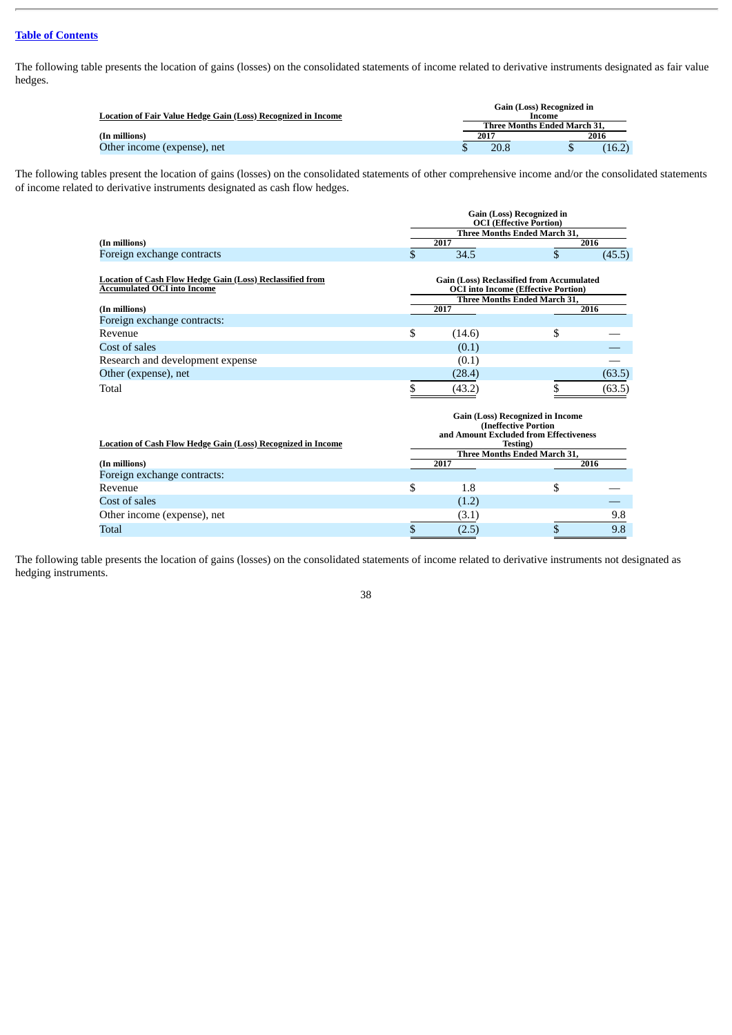The following table presents the location of gains (losses) on the consolidated statements of income related to derivative instruments designated as fair value hedges.

| Location of Fair Value Hedge Gain (Loss) Recognized in Income | Gain (Loss) Recognized in Income | |
|---|---|---|
| | Three Months Ended March 31, | |
| (In millions) | 2017 | 2016 |
| Other income (expense), net | $ 20.8 | $ (16.2) |

The following tables present the location of gains (losses) on the consolidated statements of other comprehensive income and/or the consolidated statements of income related to derivative instruments designated as cash flow hedges.

| | Gain (Loss) Recognized in OCI (Effective Portion) | |
|---|---|---|
| | Three Months Ended March 31, | |
| (In millions) | 2017 | 2016 |
| Foreign exchange contracts | $ 34.5 | $ (45.5) |

| Location of Cash Flow Hedge Gain (Loss) Reclassified from Accumulated OCI into Income | Gain (Loss) Reclassified from Accumulated OCI into Income (Effective Portion) | |
|---|---|---|
| | Three Months Ended March 31, | |
| (In millions) | 2017 | 2016 |
| Foreign exchange contracts: | | |
| Revenue | $ (14.6) | $ — |
| Cost of sales | (0.1) | — |
| Research and development expense | (0.1) | — |
| Other (expense), net | (28.4) | (63.5) |
| Total | $ (43.2) | $ (63.5) |

| Location of Cash Flow Hedge Gain (Loss) Recognized in Income | Gain (Loss) Recognized in Income (Ineffective Portion and Amount Excluded from Effectiveness Testing) | |
|---|---|---|
| | Three Months Ended March 31, | |
| (In millions) | 2017 | 2016 |
| Foreign exchange contracts: | | |
| Revenue | $ 1.8 | $ — |
| Cost of sales | (1.2) | — |
| Other income (expense), net | (3.1) | 9.8 |
| Total | $ (2.5) | $ 9.8 |

The following table presents the location of gains (losses) on the consolidated statements of income related to derivative instruments not designated as hedging instruments.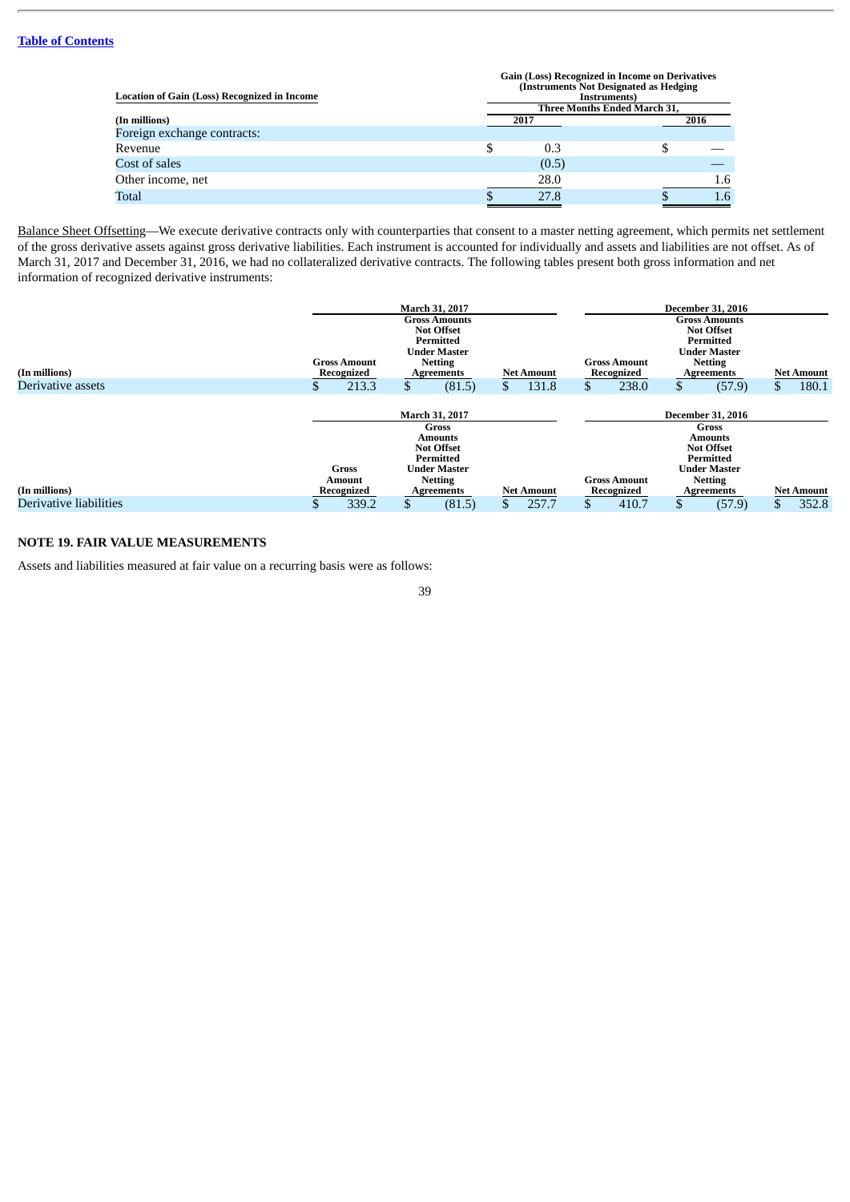| Location of Gain (Loss) Recognized in Income | Gain (Loss) Recognized in Income on Derivatives (Instruments Not Designated as Hedging Instruments) | |
|---|---|---|
| | Three Months Ended March 31, | |
| (In millions) | 2017 | 2016 |
| Foreign exchange contracts: | | |
| Revenue | $ 0.3 | $ — |
| Cost of sales | (0.5) | — |
| Other income, net | 28.0 | 1.6 |
| Total | $ 27.8 | $ 1.6 |

Balance Sheet Offsetting—We execute derivative contracts only with counterparties that consent to a master netting agreement, which permits net settlement of the gross derivative assets against gross derivative liabilities. Each instrument is accounted for individually and assets and liabilities are not offset. As of March 31, 2017 and December 31, 2016, we had no collateralized derivative contracts. The following tables present both gross information and net information of recognized derivative instruments:

| | March 31, 2017 | | | December 31, 2016 | | |
|---|---|---|---|---|---|---|
| (In millions) | Gross Amount Recognized | Gross Amounts Not Offset Permitted Under Master Netting Agreements | Net Amount | Gross Amount Recognized | Gross Amounts Not Offset Permitted Under Master Netting Agreements | Net Amount |
| Derivative assets | $ 213.3 | $ (81.5) | $ 131.8 | $ 238.0 | $ (57.9) | $ 180.1 |

| | March 31, 2017 | | | December 31, 2016 | | |
|---|---|---|---|---|---|---|
| (In millions) | Gross Amount Recognized | Gross Amounts Not Offset Permitted Under Master Netting Agreements | Net Amount | Gross Amount Recognized | Gross Amounts Not Offset Permitted Under Master Netting Agreements | Net Amount |
| Derivative liabilities | $ 339.2 | $ (81.5) | $ 257.7 | $ 410.7 | $ (57.9) | $ 352.8 |

## NOTE 19. FAIR VALUE MEASUREMENTS

Assets and liabilities measured at fair value on a recurring basis were as follows: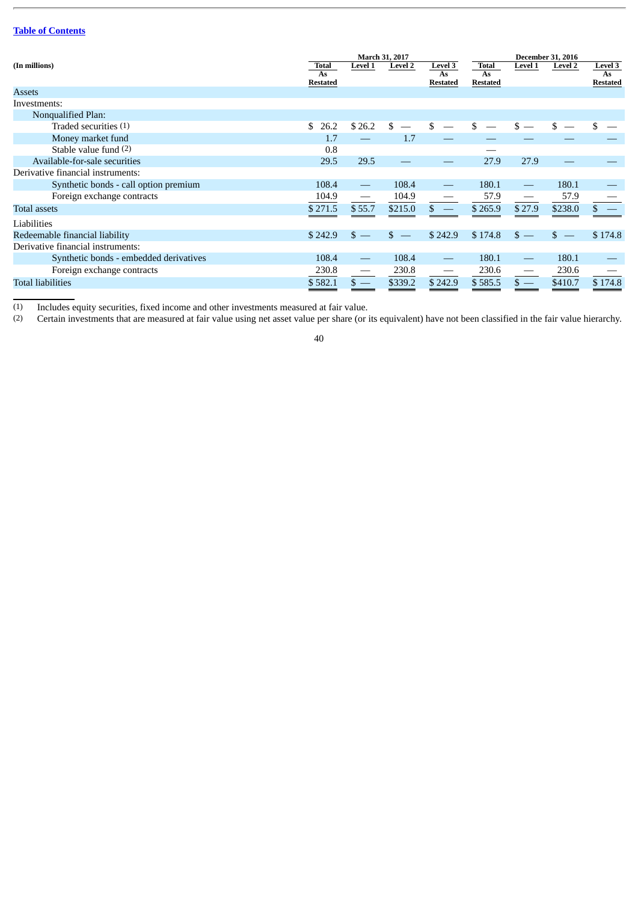[Table of Contents](#)

| (In millions) | March 31, 2017 | | | | December 31, 2016 | | | |
|---|---|---|---|---|---|---|---|---|
| | Total As Restated | Level 1 | Level 2 | Level 3 As Restated | Total As Restated | Level 1 | Level 2 | Level 3 As Restated |
| Assets | | | | | | | | |
| Investments: | | | | | | | | |
| Nonqualified Plan: | | | | | | | | |
| Traded securities (1) | $ 26.2 | $ 26.2 | $ — | $ — | $ — | $ — | $ — | $ — |
| Money market fund | 1.7 | — | 1.7 | — | — | — | — | — |
| Stable value fund (2) | 0.8 | | | | — | | | |
| Available-for-sale securities | 29.5 | 29.5 | — | — | 27.9 | 27.9 | — | — |
| Derivative financial instruments: | | | | | | | | |
| Synthetic bonds - call option premium | 108.4 | — | 108.4 | — | 180.1 | — | 180.1 | — |
| Foreign exchange contracts | 104.9 | — | 104.9 | — | 57.9 | — | 57.9 | — |
| Total assets | $ 271.5 | $ 55.7 | $215.0 | $ — | $ 265.9 | $ 27.9 | $238.0 | $ — |
| Liabilities | | | | | | | | |
| Redeemable financial liability | $ 242.9 | $ — | $ — | $ 242.9 | $ 174.8 | $ — | $ — | $ 174.8 |
| Derivative financial instruments: | | | | | | | | |
| Synthetic bonds - embedded derivatives | 108.4 | — | 108.4 | — | 180.1 | — | 180.1 | — |
| Foreign exchange contracts | 230.8 | — | 230.8 | — | 230.6 | — | 230.6 | — |
| Total liabilities | $ 582.1 | $ — | $339.2 | $ 242.9 | $ 585.5 | $ — | $410.7 | $ 174.8 |

(1) Includes equity securities, fixed income and other investments measured at fair value.

(2) Certain investments that are measured at fair value using net asset value per share (or its equivalent) have not been classified in the fair value hierarchy.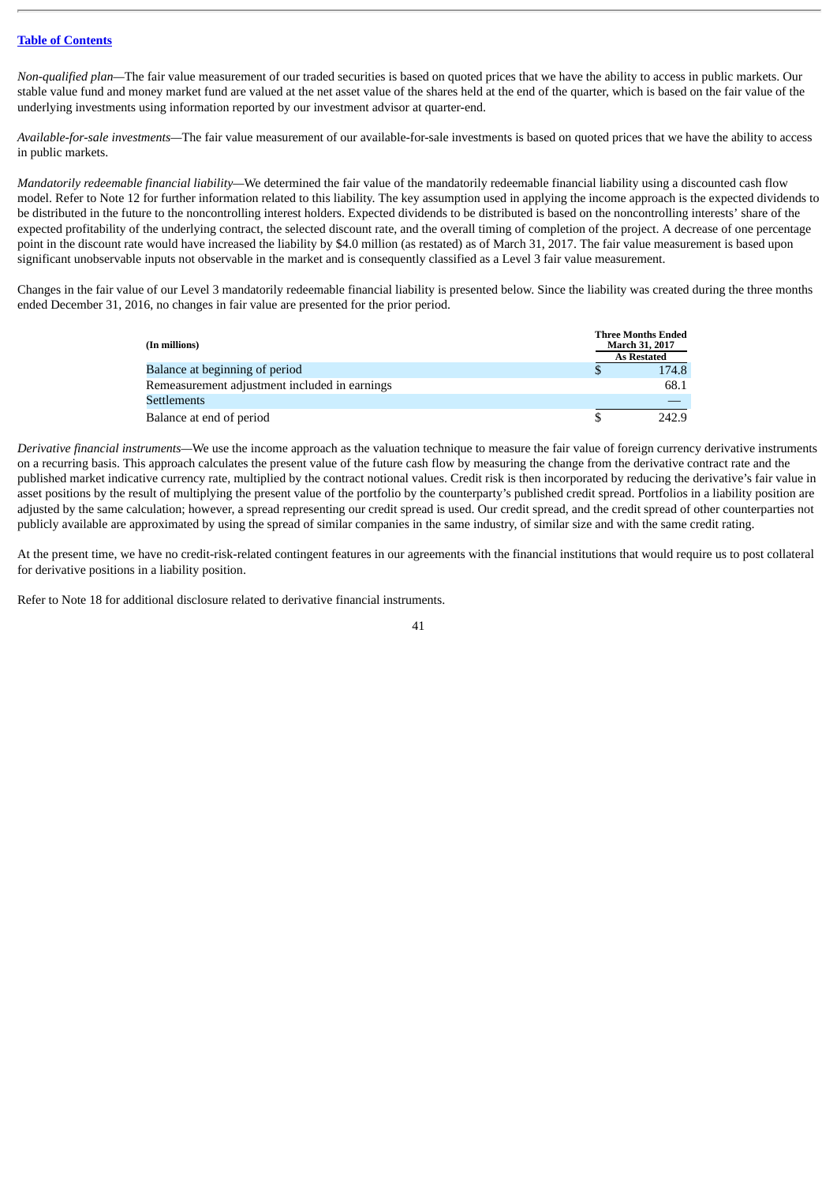*Non-qualified plan*—The fair value measurement of our traded securities is based on quoted prices that we have the ability to access in public markets. Our stable value fund and money market fund are valued at the net asset value of the shares held at the end of the quarter, which is based on the fair value of the underlying investments using information reported by our investment advisor at quarter-end.

*Available-for-sale investments*—The fair value measurement of our available-for-sale investments is based on quoted prices that we have the ability to access in public markets.

*Mandatorily redeemable financial liability*—We determined the fair value of the mandatorily redeemable financial liability using a discounted cash flow model. Refer to Note 12 for further information related to this liability. The key assumption used in applying the income approach is the expected dividends to be distributed in the future to the noncontrolling interest holders. Expected dividends to be distributed is based on the noncontrolling interests' share of the expected profitability of the underlying contract, the selected discount rate, and the overall timing of completion of the project. A decrease of one percentage point in the discount rate would have increased the liability by $4.0 million (as restated) as of March 31, 2017. The fair value measurement is based upon significant unobservable inputs not observable in the market and is consequently classified as a Level 3 fair value measurement.

Changes in the fair value of our Level 3 mandatorily redeemable financial liability is presented below. Since the liability was created during the three months ended December 31, 2016, no changes in fair value are presented for the prior period.

| (In millions) | Three Months Ended March 31, 2017 As Restated |
|---|---|
| Balance at beginning of period | $ 174.8 |
| Remeasurement adjustment included in earnings | 68.1 |
| Settlements | — |
| Balance at end of period | $ 242.9 |

*Derivative financial instruments*—We use the income approach as the valuation technique to measure the fair value of foreign currency derivative instruments on a recurring basis. This approach calculates the present value of the future cash flow by measuring the change from the derivative contract rate and the published market indicative currency rate, multiplied by the contract notional values. Credit risk is then incorporated by reducing the derivative's fair value in asset positions by the result of multiplying the present value of the portfolio by the counterparty's published credit spread. Portfolios in a liability position are adjusted by the same calculation; however, a spread representing our credit spread is used. Our credit spread, and the credit spread of other counterparties not publicly available are approximated by using the spread of similar companies in the same industry, of similar size and with the same credit rating.

At the present time, we have no credit-risk-related contingent features in our agreements with the financial institutions that would require us to post collateral for derivative positions in a liability position.

Refer to Note 18 for additional disclosure related to derivative financial instruments.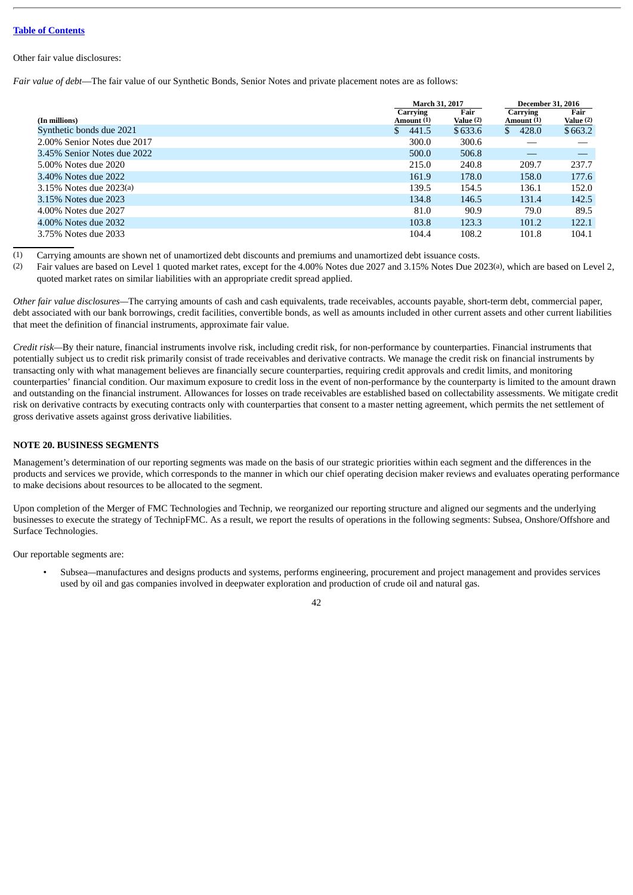Other fair value disclosures:

*Fair value of debt*—The fair value of our Synthetic Bonds, Senior Notes and private placement notes are as follows:

| (In millions) | March 31, 2017 | | December 31, 2016 | |
|---|---|---|---|---|
| | Carrying Amount (1) | Fair Value (2) | Carrying Amount (1) | Fair Value (2) |
| Synthetic bonds due 2021 | $ 441.5 | $ 633.6 | $ 428.0 | $ 663.2 |
| 2.00% Senior Notes due 2017 | 300.0 | 300.6 | — | — |
| 3.45% Senior Notes due 2022 | 500.0 | 506.8 | — | — |
| 5.00% Notes due 2020 | 215.0 | 240.8 | 209.7 | 237.7 |
| 3.40% Notes due 2022 | 161.9 | 178.0 | 158.0 | 177.6 |
| 3.15% Notes due 2023(a) | 139.5 | 154.5 | 136.1 | 152.0 |
| 3.15% Notes due 2023 | 134.8 | 146.5 | 131.4 | 142.5 |
| 4.00% Notes due 2027 | 81.0 | 90.9 | 79.0 | 89.5 |
| 4.00% Notes due 2032 | 103.8 | 123.3 | 101.2 | 122.1 |
| 3.75% Notes due 2033 | 104.4 | 108.2 | 101.8 | 104.1 |

(1) Carrying amounts are shown net of unamortized debt discounts and premiums and unamortized debt issuance costs.

(2) Fair values are based on Level 1 quoted market rates, except for the 4.00% Notes due 2027 and 3.15% Notes Due 2023(a), which are based on Level 2, quoted market rates on similar liabilities with an appropriate credit spread applied.

*Other fair value disclosures*—The carrying amounts of cash and cash equivalents, trade receivables, accounts payable, short-term debt, commercial paper, debt associated with our bank borrowings, credit facilities, convertible bonds, as well as amounts included in other current assets and other current liabilities that meet the definition of financial instruments, approximate fair value.

*Credit risk*—By their nature, financial instruments involve risk, including credit risk, for non-performance by counterparties. Financial instruments that potentially subject us to credit risk primarily consist of trade receivables and derivative contracts. We manage the credit risk on financial instruments by transacting only with what management believes are financially secure counterparties, requiring credit approvals and credit limits, and monitoring counterparties' financial condition. Our maximum exposure to credit loss in the event of non-performance by the counterparty is limited to the amount drawn and outstanding on the financial instrument. Allowances for losses on trade receivables are established based on collectability assessments. We mitigate credit risk on derivative contracts by executing contracts only with counterparties that consent to a master netting agreement, which permits the net settlement of gross derivative assets against gross derivative liabilities.

## NOTE 20. BUSINESS SEGMENTS

Management's determination of our reporting segments was made on the basis of our strategic priorities within each segment and the differences in the products and services we provide, which corresponds to the manner in which our chief operating decision maker reviews and evaluates operating performance to make decisions about resources to be allocated to the segment.

Upon completion of the Merger of FMC Technologies and Technip, we reorganized our reporting structure and aligned our segments and the underlying businesses to execute the strategy of TechnipFMC. As a result, we report the results of operations in the following segments: Subsea, Onshore/Offshore and Surface Technologies.

Our reportable segments are:

- Subsea—manufactures and designs products and systems, performs engineering, procurement and project management and provides services used by oil and gas companies involved in deepwater exploration and production of crude oil and natural gas.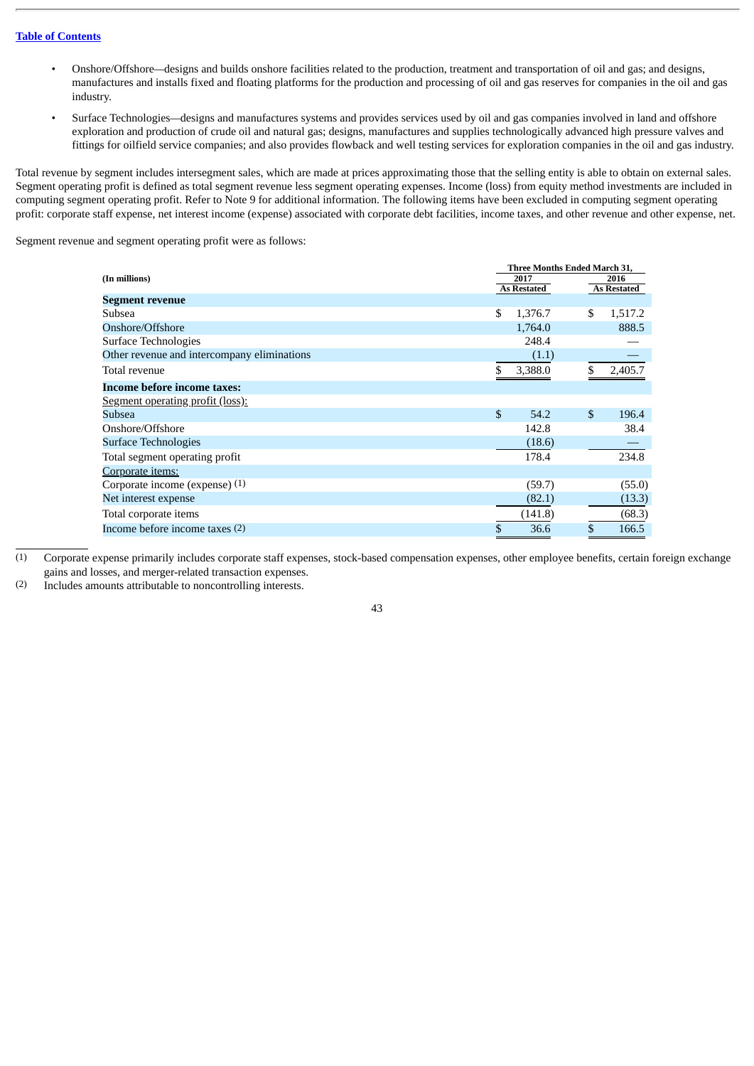[Table of Contents](#)

- Onshore/Offshore—designs and builds onshore facilities related to the production, treatment and transportation of oil and gas; and designs, manufactures and installs fixed and floating platforms for the production and processing of oil and gas reserves for companies in the oil and gas industry.
- Surface Technologies—designs and manufactures systems and provides services used by oil and gas companies involved in land and offshore exploration and production of crude oil and natural gas; designs, manufactures and supplies technologically advanced high pressure valves and fittings for oilfield service companies; and also provides flowback and well testing services for exploration companies in the oil and gas industry.

Total revenue by segment includes intersegment sales, which are made at prices approximating those that the selling entity is able to obtain on external sales. Segment operating profit is defined as total segment revenue less segment operating expenses. Income (loss) from equity method investments are included in computing segment operating profit. Refer to Note 9 for additional information. The following items have been excluded in computing segment operating profit: corporate staff expense, net interest income (expense) associated with corporate debt facilities, income taxes, and other revenue and other expense, net.

Segment revenue and segment operating profit were as follows:

| (In millions) | Three Months Ended March 31, 2017 As Restated | Three Months Ended March 31, 2016 As Restated |
|---|---|---|
| **Segment revenue** | | |
| Subsea | $ 1,376.7 | $ 1,517.2 |
| Onshore/Offshore | 1,764.0 | 888.5 |
| Surface Technologies | 248.4 | — |
| Other revenue and intercompany eliminations | (1.1) | — |
| Total revenue | $ 3,388.0 | $ 2,405.7 |
| **Income before income taxes:** | | |
| Segment operating profit (loss): | | |
| Subsea | $ 54.2 | $ 196.4 |
| Onshore/Offshore | 142.8 | 38.4 |
| Surface Technologies | (18.6) | — |
| Total segment operating profit | 178.4 | 234.8 |
| Corporate items: | | |
| Corporate income (expense) (1) | (59.7) | (55.0) |
| Net interest expense | (82.1) | (13.3) |
| Total corporate items | (141.8) | (68.3) |
| Income before income taxes (2) | $ 36.6 | $ 166.5 |

(1) Corporate expense primarily includes corporate staff expenses, stock-based compensation expenses, other employee benefits, certain foreign exchange gains and losses, and merger-related transaction expenses.

(2) Includes amounts attributable to noncontrolling interests.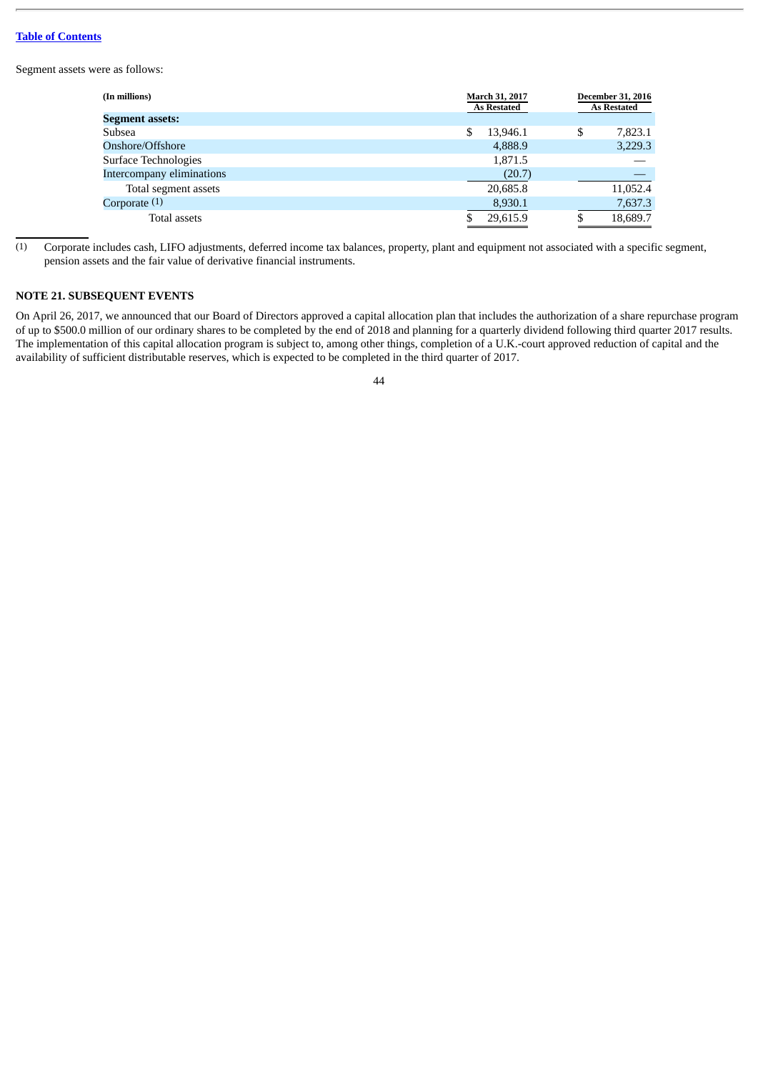Segment assets were as follows:

| (In millions) | March 31, 2017 As Restated | December 31, 2016 As Restated |
|---|---|---|
| **Segment assets:** | | |
| Subsea | $ 13,946.1 | $ 7,823.1 |
| Onshore/Offshore | 4,888.9 | 3,229.3 |
| Surface Technologies | 1,871.5 | — |
| Intercompany eliminations | (20.7) | — |
| Total segment assets | 20,685.8 | 11,052.4 |
| Corporate (1) | 8,930.1 | 7,637.3 |
| Total assets | $ 29,615.9 | $ 18,689.7 |

(1) Corporate includes cash, LIFO adjustments, deferred income tax balances, property, plant and equipment not associated with a specific segment, pension assets and the fair value of derivative financial instruments.

## NOTE 21. SUBSEQUENT EVENTS

On April 26, 2017, we announced that our Board of Directors approved a capital allocation plan that includes the authorization of a share repurchase program of up to $500.0 million of our ordinary shares to be completed by the end of 2018 and planning for a quarterly dividend following third quarter 2017 results. The implementation of this capital allocation program is subject to, among other things, completion of a U.K.-court approved reduction of capital and the availability of sufficient distributable reserves, which is expected to be completed in the third quarter of 2017.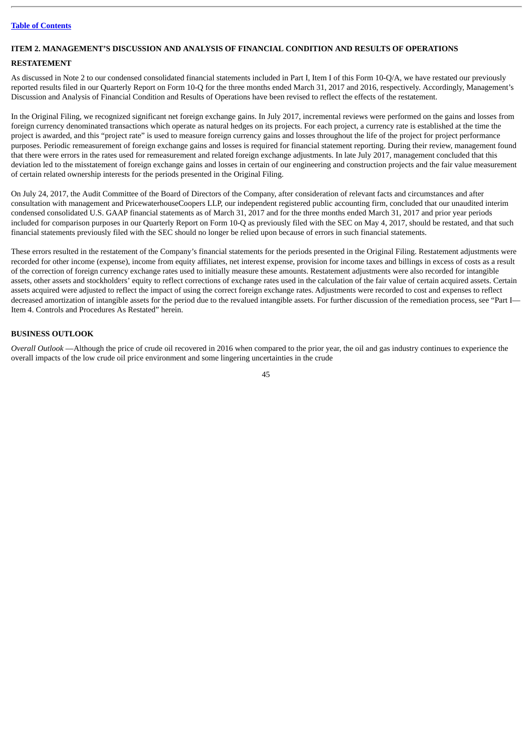## ITEM 2. MANAGEMENT'S DISCUSSION AND ANALYSIS OF FINANCIAL CONDITION AND RESULTS OF OPERATIONS

### RESTATEMENT

As discussed in Note 2 to our condensed consolidated financial statements included in Part I, Item I of this Form 10-Q/A, we have restated our previously reported results filed in our Quarterly Report on Form 10-Q for the three months ended March 31, 2017 and 2016, respectively. Accordingly, Management's Discussion and Analysis of Financial Condition and Results of Operations have been revised to reflect the effects of the restatement.

In the Original Filing, we recognized significant net foreign exchange gains. In July 2017, incremental reviews were performed on the gains and losses from foreign currency denominated transactions which operate as natural hedges on its projects. For each project, a currency rate is established at the time the project is awarded, and this "project rate" is used to measure foreign currency gains and losses throughout the life of the project for project performance purposes. Periodic remeasurement of foreign exchange gains and losses is required for financial statement reporting. During their review, management found that there were errors in the rates used for remeasurement and related foreign exchange adjustments. In late July 2017, management concluded that this deviation led to the misstatement of foreign exchange gains and losses in certain of our engineering and construction projects and the fair value measurement of certain related ownership interests for the periods presented in the Original Filing.

On July 24, 2017, the Audit Committee of the Board of Directors of the Company, after consideration of relevant facts and circumstances and after consultation with management and PricewaterhouseCoopers LLP, our independent registered public accounting firm, concluded that our unaudited interim condensed consolidated U.S. GAAP financial statements as of March 31, 2017 and for the three months ended March 31, 2017 and prior year periods included for comparison purposes in our Quarterly Report on Form 10-Q as previously filed with the SEC on May 4, 2017, should be restated, and that such financial statements previously filed with the SEC should no longer be relied upon because of errors in such financial statements.

These errors resulted in the restatement of the Company's financial statements for the periods presented in the Original Filing. Restatement adjustments were recorded for other income (expense), income from equity affiliates, net interest expense, provision for income taxes and billings in excess of costs as a result of the correction of foreign currency exchange rates used to initially measure these amounts. Restatement adjustments were also recorded for intangible assets, other assets and stockholders' equity to reflect corrections of exchange rates used in the calculation of the fair value of certain acquired assets. Certain assets acquired were adjusted to reflect the impact of using the correct foreign exchange rates. Adjustments were recorded to cost and expenses to reflect decreased amortization of intangible assets for the period due to the revalued intangible assets. For further discussion of the remediation process, see "Part I—Item 4. Controls and Procedures As Restated" herein.

### BUSINESS OUTLOOK

*Overall Outlook* —Although the price of crude oil recovered in 2016 when compared to the prior year, the oil and gas industry continues to experience the overall impacts of the low crude oil price environment and some lingering uncertainties in the crude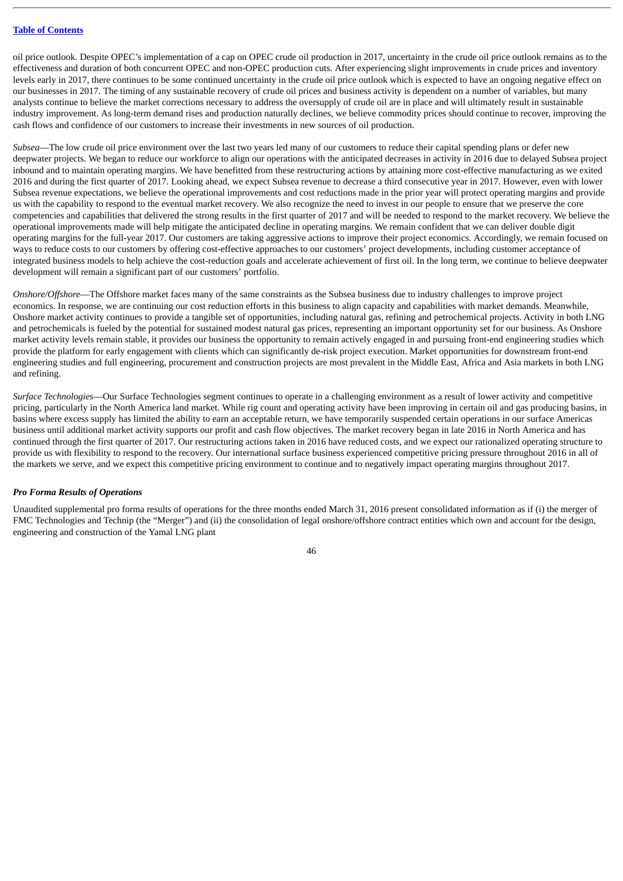oil price outlook. Despite OPEC's implementation of a cap on OPEC crude oil production in 2017, uncertainty in the crude oil price outlook remains as to the effectiveness and duration of both concurrent OPEC and non-OPEC production cuts. After experiencing slight improvements in crude prices and inventory levels early in 2017, there continues to be some continued uncertainty in the crude oil price outlook which is expected to have an ongoing negative effect on our businesses in 2017. The timing of any sustainable recovery of crude oil prices and business activity is dependent on a number of variables, but many analysts continue to believe the market corrections necessary to address the oversupply of crude oil are in place and will ultimately result in sustainable industry improvement. As long-term demand rises and production naturally declines, we believe commodity prices should continue to recover, improving the cash flows and confidence of our customers to increase their investments in new sources of oil production.

*Subsea*—The low crude oil price environment over the last two years led many of our customers to reduce their capital spending plans or defer new deepwater projects. We began to reduce our workforce to align our operations with the anticipated decreases in activity in 2016 due to delayed Subsea project inbound and to maintain operating margins. We have benefitted from these restructuring actions by attaining more cost-effective manufacturing as we exited 2016 and during the first quarter of 2017. Looking ahead, we expect Subsea revenue to decrease a third consecutive year in 2017. However, even with lower Subsea revenue expectations, we believe the operational improvements and cost reductions made in the prior year will protect operating margins and provide us with the capability to respond to the eventual market recovery. We also recognize the need to invest in our people to ensure that we preserve the core competencies and capabilities that delivered the strong results in the first quarter of 2017 and will be needed to respond to the market recovery. We believe the operational improvements made will help mitigate the anticipated decline in operating margins. We remain confident that we can deliver double digit operating margins for the full-year 2017. Our customers are taking aggressive actions to improve their project economics. Accordingly, we remain focused on ways to reduce costs to our customers by offering cost-effective approaches to our customers' project developments, including customer acceptance of integrated business models to help achieve the cost-reduction goals and accelerate achievement of first oil. In the long term, we continue to believe deepwater development will remain a significant part of our customers' portfolio.

*Onshore/Offshore*—The Offshore market faces many of the same constraints as the Subsea business due to industry challenges to improve project economics. In response, we are continuing our cost reduction efforts in this business to align capacity and capabilities with market demands. Meanwhile, Onshore market activity continues to provide a tangible set of opportunities, including natural gas, refining and petrochemical projects. Activity in both LNG and petrochemicals is fueled by the potential for sustained modest natural gas prices, representing an important opportunity set for our business. As Onshore market activity levels remain stable, it provides our business the opportunity to remain actively engaged in and pursuing front-end engineering studies which provide the platform for early engagement with clients which can significantly de-risk project execution. Market opportunities for downstream front-end engineering studies and full engineering, procurement and construction projects are most prevalent in the Middle East, Africa and Asia markets in both LNG and refining.

*Surface Technologies*—Our Surface Technologies segment continues to operate in a challenging environment as a result of lower activity and competitive pricing, particularly in the North America land market. While rig count and operating activity have been improving in certain oil and gas producing basins, in basins where excess supply has limited the ability to earn an acceptable return, we have temporarily suspended certain operations in our surface Americas business until additional market activity supports our profit and cash flow objectives. The market recovery began in late 2016 in North America and has continued through the first quarter of 2017. Our restructuring actions taken in 2016 have reduced costs, and we expect our rationalized operating structure to provide us with flexibility to respond to the recovery. Our international surface business experienced competitive pricing pressure throughout 2016 in all of the markets we serve, and we expect this competitive pricing environment to continue and to negatively impact operating margins throughout 2017.

***Pro Forma Results of Operations***

Unaudited supplemental pro forma results of operations for the three months ended March 31, 2016 present consolidated information as if (i) the merger of FMC Technologies and Technip (the "Merger") and (ii) the consolidation of legal onshore/offshore contract entities which own and account for the design, engineering and construction of the Yamal LNG plant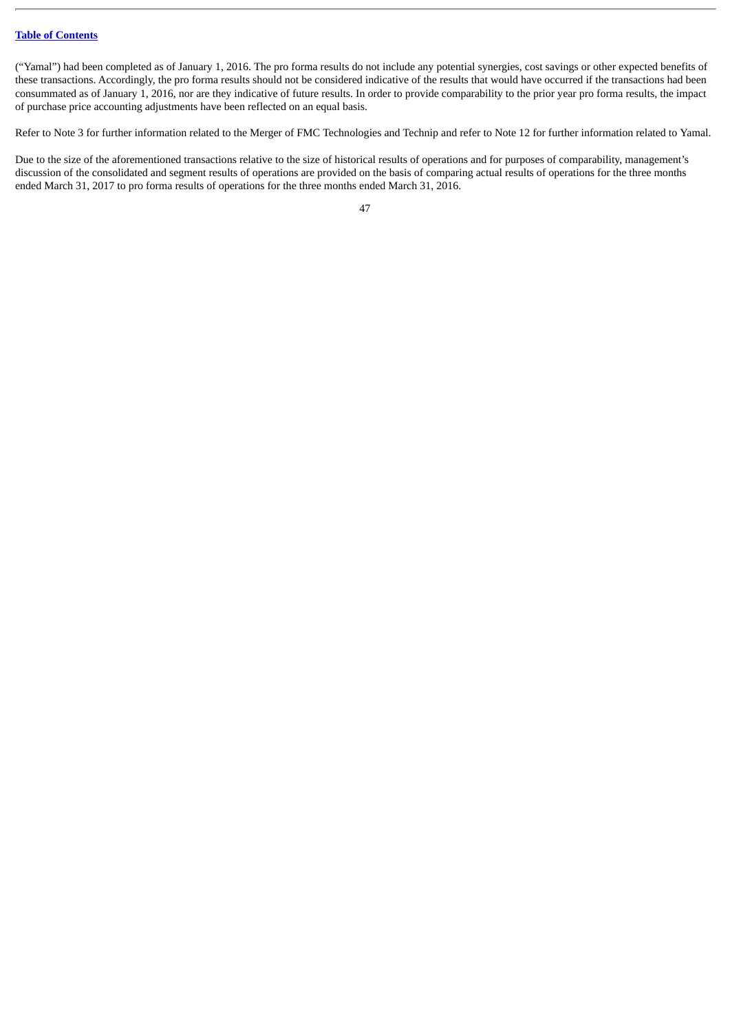(“Yamal”) had been completed as of January 1, 2016. The pro forma results do not include any potential synergies, cost savings or other expected benefits of these transactions. Accordingly, the pro forma results should not be considered indicative of the results that would have occurred if the transactions had been consummated as of January 1, 2016, nor are they indicative of future results. In order to provide comparability to the prior year pro forma results, the impact of purchase price accounting adjustments have been reflected on an equal basis.

Refer to Note 3 for further information related to the Merger of FMC Technologies and Technip and refer to Note 12 for further information related to Yamal.

Due to the size of the aforementioned transactions relative to the size of historical results of operations and for purposes of comparability, management’s discussion of the consolidated and segment results of operations are provided on the basis of comparing actual results of operations for the three months ended March 31, 2017 to pro forma results of operations for the three months ended March 31, 2016.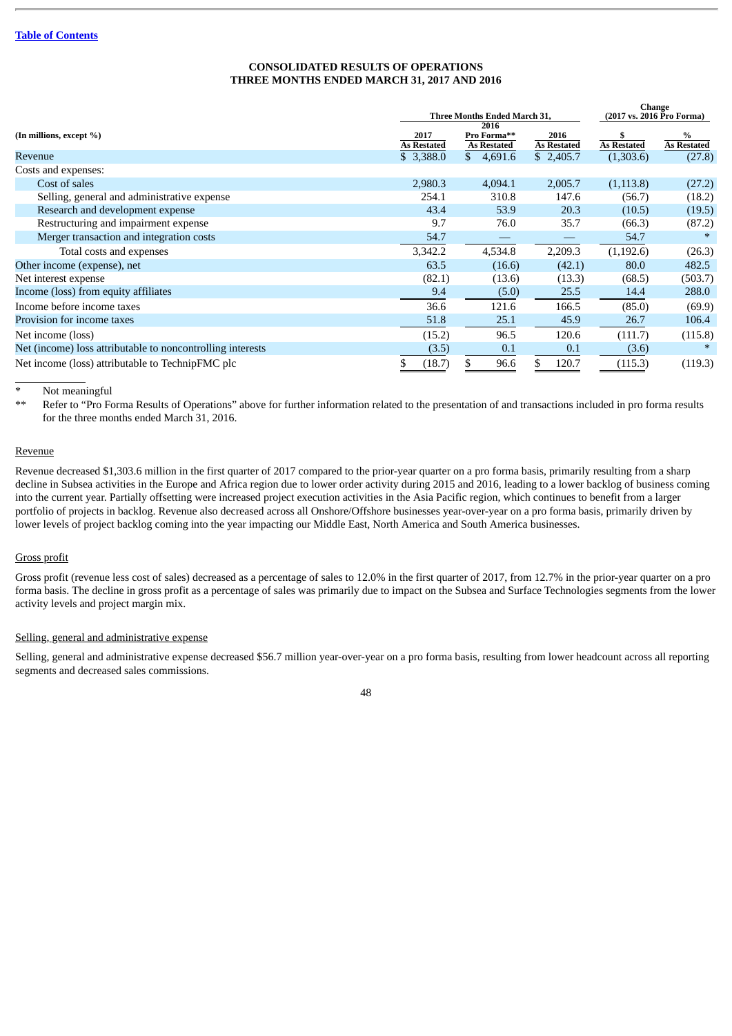[Table of Contents]

**CONSOLIDATED RESULTS OF OPERATIONS**
**THREE MONTHS ENDED MARCH 31, 2017 AND 2016**

| (In millions, except %) | Three Months Ended March 31, | | | Change (2017 vs. 2016 Pro Forma) | |
|---|---|---|---|---|---|
| | 2017 As Restated | 2016 Pro Forma** As Restated | 2016 As Restated | $ As Restated | % As Restated |
| Revenue | $ 3,388.0 | $ 4,691.6 | $ 2,405.7 | (1,303.6) | (27.8) |
| Costs and expenses: | | | | | |
| Cost of sales | 2,980.3 | 4,094.1 | 2,005.7 | (1,113.8) | (27.2) |
| Selling, general and administrative expense | 254.1 | 310.8 | 147.6 | (56.7) | (18.2) |
| Research and development expense | 43.4 | 53.9 | 20.3 | (10.5) | (19.5) |
| Restructuring and impairment expense | 9.7 | 76.0 | 35.7 | (66.3) | (87.2) |
| Merger transaction and integration costs | 54.7 | — | — | 54.7 | * |
| Total costs and expenses | 3,342.2 | 4,534.8 | 2,209.3 | (1,192.6) | (26.3) |
| Other income (expense), net | 63.5 | (16.6) | (42.1) | 80.0 | 482.5 |
| Net interest expense | (82.1) | (13.6) | (13.3) | (68.5) | (503.7) |
| Income (loss) from equity affiliates | 9.4 | (5.0) | 25.5 | 14.4 | 288.0 |
| Income before income taxes | 36.6 | 121.6 | 166.5 | (85.0) | (69.9) |
| Provision for income taxes | 51.8 | 25.1 | 45.9 | 26.7 | 106.4 |
| Net income (loss) | (15.2) | 96.5 | 120.6 | (111.7) | (115.8) |
| Net (income) loss attributable to noncontrolling interests | (3.5) | 0.1 | 0.1 | (3.6) | * |
| Net income (loss) attributable to TechnipFMC plc | $ (18.7) | $ 96.6 | $ 120.7 | (115.3) | (119.3) |

\* Not meaningful

** Refer to "Pro Forma Results of Operations" above for further information related to the presentation of and transactions included in pro forma results for the three months ended March 31, 2016.

Revenue

Revenue decreased $1,303.6 million in the first quarter of 2017 compared to the prior-year quarter on a pro forma basis, primarily resulting from a sharp decline in Subsea activities in the Europe and Africa region due to lower order activity during 2015 and 2016, leading to a lower backlog of business coming into the current year. Partially offsetting were increased project execution activities in the Asia Pacific region, which continues to benefit from a larger portfolio of projects in backlog. Revenue also decreased across all Onshore/Offshore businesses year-over-year on a pro forma basis, primarily driven by lower levels of project backlog coming into the year impacting our Middle East, North America and South America businesses.

Gross profit

Gross profit (revenue less cost of sales) decreased as a percentage of sales to 12.0% in the first quarter of 2017, from 12.7% in the prior-year quarter on a pro forma basis. The decline in gross profit as a percentage of sales was primarily due to impact on the Subsea and Surface Technologies segments from the lower activity levels and project margin mix.

Selling, general and administrative expense

Selling, general and administrative expense decreased $56.7 million year-over-year on a pro forma basis, resulting from lower headcount across all reporting segments and decreased sales commissions.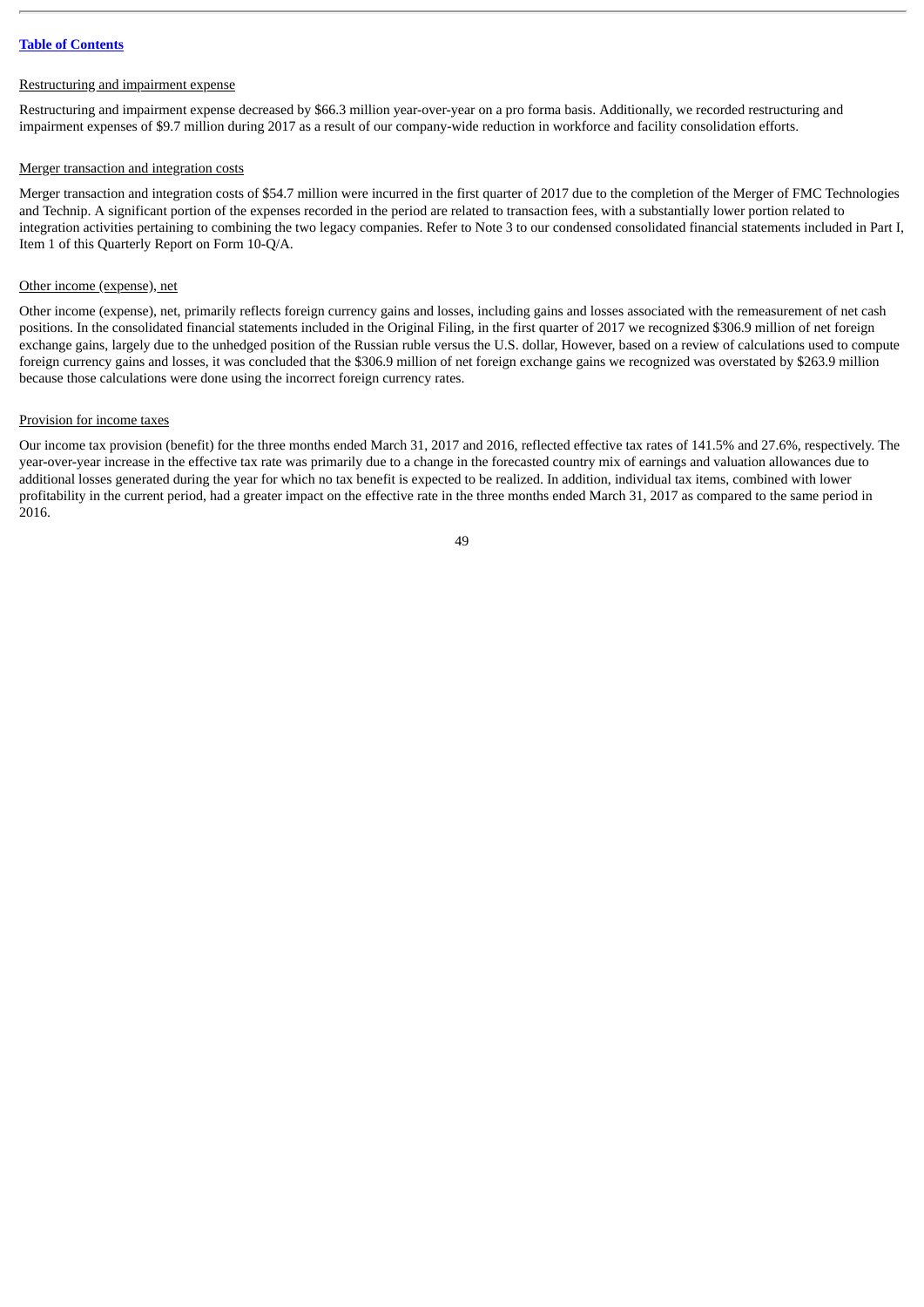Restructuring and impairment expense

Restructuring and impairment expense decreased by $66.3 million year-over-year on a pro forma basis. Additionally, we recorded restructuring and impairment expenses of $9.7 million during 2017 as a result of our company-wide reduction in workforce and facility consolidation efforts.

Merger transaction and integration costs

Merger transaction and integration costs of $54.7 million were incurred in the first quarter of 2017 due to the completion of the Merger of FMC Technologies and Technip. A significant portion of the expenses recorded in the period are related to transaction fees, with a substantially lower portion related to integration activities pertaining to combining the two legacy companies. Refer to Note 3 to our condensed consolidated financial statements included in Part I, Item 1 of this Quarterly Report on Form 10-Q/A.

Other income (expense), net

Other income (expense), net, primarily reflects foreign currency gains and losses, including gains and losses associated with the remeasurement of net cash positions. In the consolidated financial statements included in the Original Filing, in the first quarter of 2017 we recognized $306.9 million of net foreign exchange gains, largely due to the unhedged position of the Russian ruble versus the U.S. dollar, However, based on a review of calculations used to compute foreign currency gains and losses, it was concluded that the $306.9 million of net foreign exchange gains we recognized was overstated by $263.9 million because those calculations were done using the incorrect foreign currency rates.

Provision for income taxes

Our income tax provision (benefit) for the three months ended March 31, 2017 and 2016, reflected effective tax rates of 141.5% and 27.6%, respectively. The year-over-year increase in the effective tax rate was primarily due to a change in the forecasted country mix of earnings and valuation allowances due to additional losses generated during the year for which no tax benefit is expected to be realized. In addition, individual tax items, combined with lower profitability in the current period, had a greater impact on the effective rate in the three months ended March 31, 2017 as compared to the same period in 2016.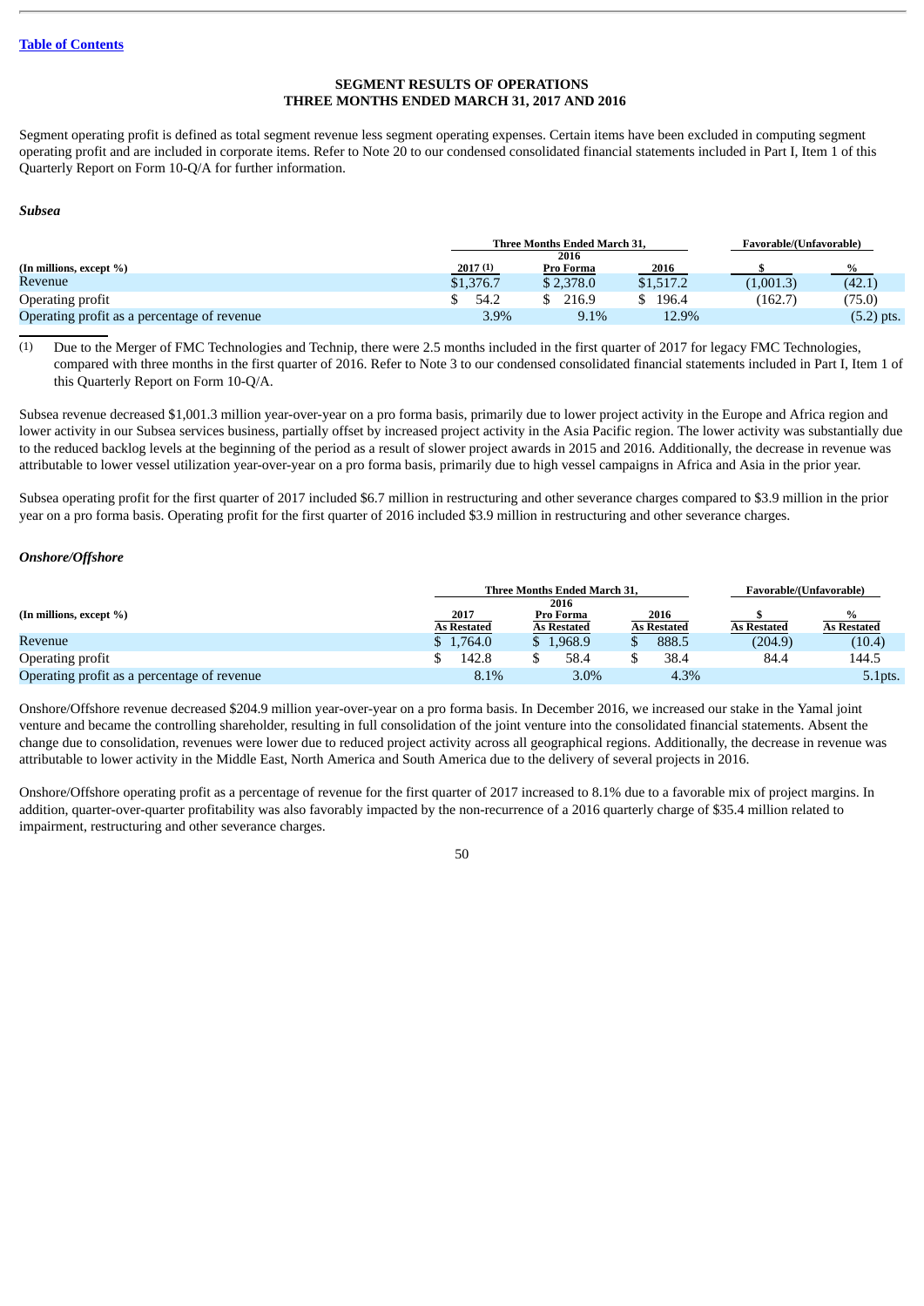Table of Contents

## SEGMENT RESULTS OF OPERATIONS
## THREE MONTHS ENDED MARCH 31, 2017 AND 2016

Segment operating profit is defined as total segment revenue less segment operating expenses. Certain items have been excluded in computing segment operating profit and are included in corporate items. Refer to Note 20 to our condensed consolidated financial statements included in Part I, Item 1 of this Quarterly Report on Form 10-Q/A for further information.

### *Subsea*

| (In millions, except %) | Three Months Ended March 31, | | | Favorable/(Unfavorable) | |
|---|---|---|---|---|---|
| | 2017 (1) | 2016 Pro Forma | 2016 | $ | % |
| Revenue | $1,376.7 | $ 2,378.0 | $1,517.2 | (1,001.3) | (42.1) |
| Operating profit | $ 54.2 | $ 216.9 | $ 196.4 | (162.7) | (75.0) |
| Operating profit as a percentage of revenue | 3.9% | 9.1% | 12.9% | | (5.2) pts. |

(1) Due to the Merger of FMC Technologies and Technip, there were 2.5 months included in the first quarter of 2017 for legacy FMC Technologies, compared with three months in the first quarter of 2016. Refer to Note 3 to our condensed consolidated financial statements included in Part I, Item 1 of this Quarterly Report on Form 10-Q/A.

Subsea revenue decreased $1,001.3 million year-over-year on a pro forma basis, primarily due to lower project activity in the Europe and Africa region and lower activity in our Subsea services business, partially offset by increased project activity in the Asia Pacific region. The lower activity was substantially due to the reduced backlog levels at the beginning of the period as a result of slower project awards in 2015 and 2016. Additionally, the decrease in revenue was attributable to lower vessel utilization year-over-year on a pro forma basis, primarily due to high vessel campaigns in Africa and Asia in the prior year.

Subsea operating profit for the first quarter of 2017 included $6.7 million in restructuring and other severance charges compared to $3.9 million in the prior year on a pro forma basis. Operating profit for the first quarter of 2016 included $3.9 million in restructuring and other severance charges.

### *Onshore/Offshore*

| (In millions, except %) | Three Months Ended March 31, | | | Favorable/(Unfavorable) | |
|---|---|---|---|---|---|
| | 2017 As Restated | 2016 Pro Forma As Restated | 2016 As Restated | $ As Restated | % As Restated |
| Revenue | $ 1,764.0 | $ 1,968.9 | $ 888.5 | (204.9) | (10.4) |
| Operating profit | $ 142.8 | $ 58.4 | $ 38.4 | 84.4 | 144.5 |
| Operating profit as a percentage of revenue | 8.1% | 3.0% | 4.3% | | 5.1pts. |

Onshore/Offshore revenue decreased $204.9 million year-over-year on a pro forma basis. In December 2016, we increased our stake in the Yamal joint venture and became the controlling shareholder, resulting in full consolidation of the joint venture into the consolidated financial statements. Absent the change due to consolidation, revenues were lower due to reduced project activity across all geographical regions. Additionally, the decrease in revenue was attributable to lower activity in the Middle East, North America and South America due to the delivery of several projects in 2016.

Onshore/Offshore operating profit as a percentage of revenue for the first quarter of 2017 increased to 8.1% due to a favorable mix of project margins. In addition, quarter-over-quarter profitability was also favorably impacted by the non-recurrence of a 2016 quarterly charge of $35.4 million related to impairment, restructuring and other severance charges.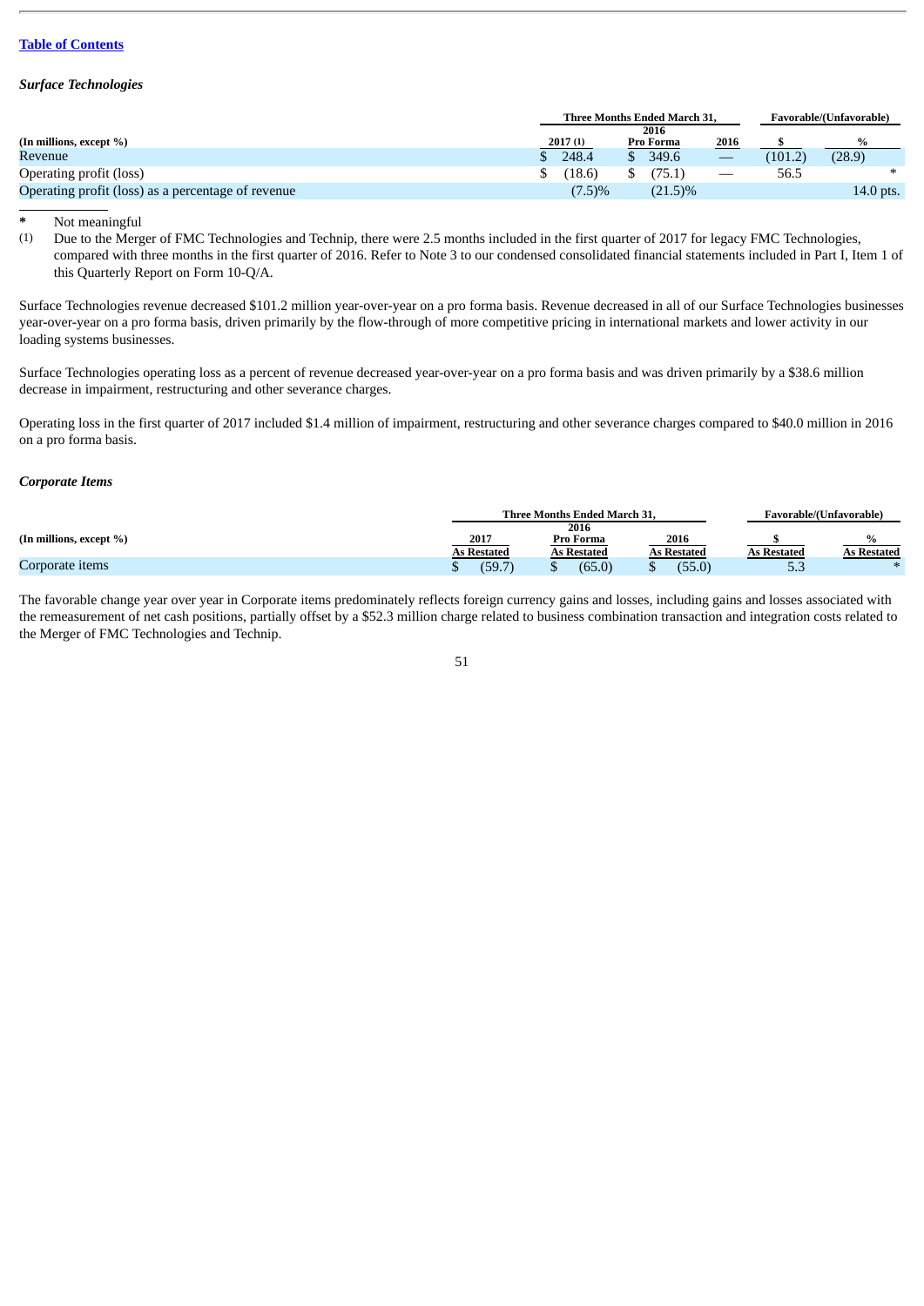[Table of Contents](#)

***Surface Technologies***

| (In millions, except %) | Three Months Ended March 31, | | | Favorable/(Unfavorable) | |
|---|---|---|---|---|---|
| | 2017 (1) | 2016 Pro Forma | 2016 | $ | % |
| Revenue | $ 248.4 | $ 349.6 | — | (101.2) | (28.9) |
| Operating profit (loss) | $ (18.6) | $ (75.1) | — | 56.5 | * |
| Operating profit (loss) as a percentage of revenue | (7.5)% | (21.5)% | | | 14.0 pts. |

\* Not meaningful

(1) Due to the Merger of FMC Technologies and Technip, there were 2.5 months included in the first quarter of 2017 for legacy FMC Technologies, compared with three months in the first quarter of 2016. Refer to Note 3 to our condensed consolidated financial statements included in Part I, Item 1 of this Quarterly Report on Form 10-Q/A.

Surface Technologies revenue decreased $101.2 million year-over-year on a pro forma basis. Revenue decreased in all of our Surface Technologies businesses year-over-year on a pro forma basis, driven primarily by the flow-through of more competitive pricing in international markets and lower activity in our loading systems businesses.

Surface Technologies operating loss as a percent of revenue decreased year-over-year on a pro forma basis and was driven primarily by a $38.6 million decrease in impairment, restructuring and other severance charges.

Operating loss in the first quarter of 2017 included $1.4 million of impairment, restructuring and other severance charges compared to $40.0 million in 2016 on a pro forma basis.

***Corporate Items***

| (In millions, except %) | Three Months Ended March 31, | | | Favorable/(Unfavorable) | |
|---|---|---|---|---|---|
| | 2017 As Restated | 2016 Pro Forma As Restated | 2016 As Restated | $ As Restated | % As Restated |
| Corporate items | $ (59.7) | $ (65.0) | $ (55.0) | 5.3 | * |

The favorable change year over year in Corporate items predominately reflects foreign currency gains and losses, including gains and losses associated with the remeasurement of net cash positions, partially offset by a $52.3 million charge related to business combination transaction and integration costs related to the Merger of FMC Technologies and Technip.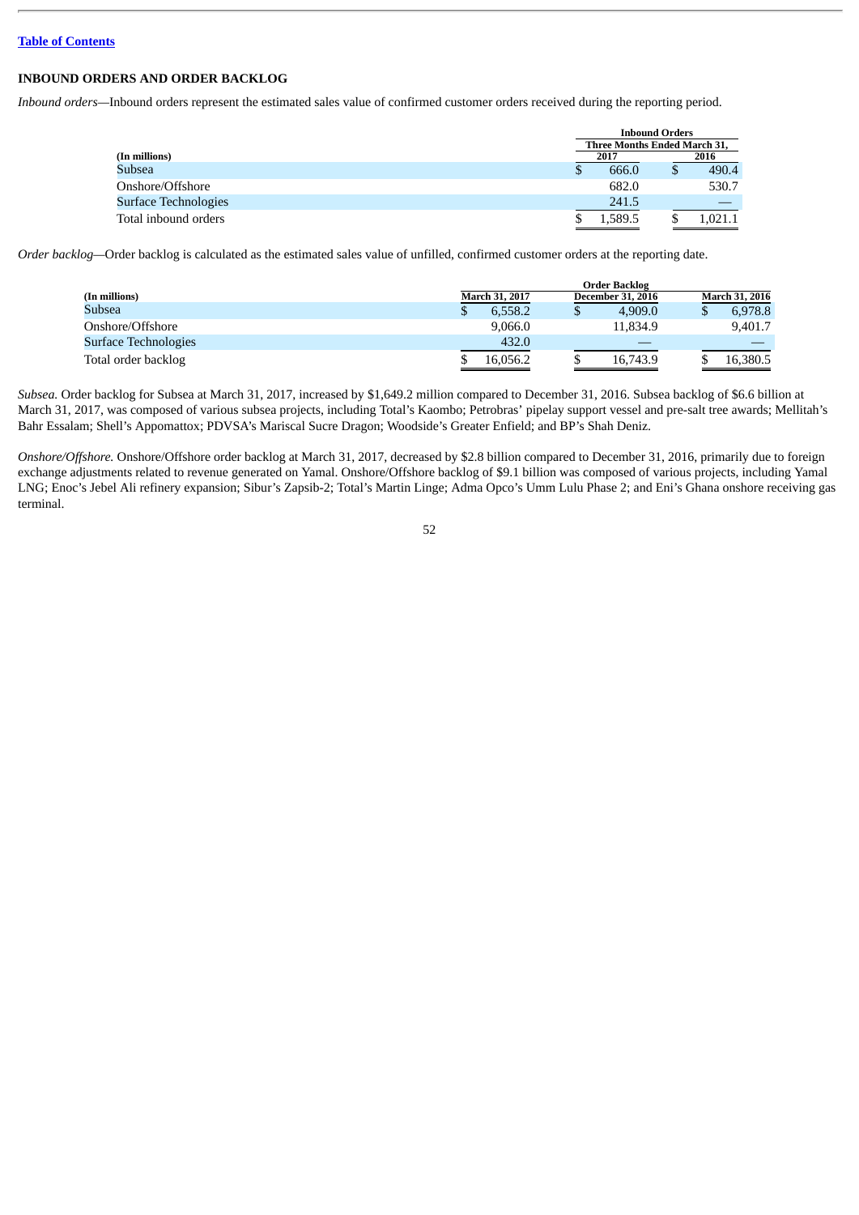## INBOUND ORDERS AND ORDER BACKLOG

*Inbound orders*—Inbound orders represent the estimated sales value of confirmed customer orders received during the reporting period.

| (In millions) | Inbound Orders Three Months Ended March 31, 2017 | 2016 |
|---|---|---|
| Subsea | $ 666.0 | $ 490.4 |
| Onshore/Offshore | 682.0 | 530.7 |
| Surface Technologies | 241.5 | — |
| Total inbound orders | $ 1,589.5 | $ 1,021.1 |

*Order backlog*—Order backlog is calculated as the estimated sales value of unfilled, confirmed customer orders at the reporting date.

| (In millions) | Order Backlog March 31, 2017 | December 31, 2016 | March 31, 2016 |
|---|---|---|---|
| Subsea | $ 6,558.2 | $ 4,909.0 | $ 6,978.8 |
| Onshore/Offshore | 9,066.0 | 11,834.9 | 9,401.7 |
| Surface Technologies | 432.0 | — | — |
| Total order backlog | $ 16,056.2 | $ 16,743.9 | $ 16,380.5 |

*Subsea.* Order backlog for Subsea at March 31, 2017, increased by $1,649.2 million compared to December 31, 2016. Subsea backlog of $6.6 billion at March 31, 2017, was composed of various subsea projects, including Total's Kaombo; Petrobras' pipelay support vessel and pre-salt tree awards; Mellitah's Bahr Essalam; Shell's Appomattox; PDVSA's Mariscal Sucre Dragon; Woodside's Greater Enfield; and BP's Shah Deniz.

*Onshore/Offshore.* Onshore/Offshore order backlog at March 31, 2017, decreased by $2.8 billion compared to December 31, 2016, primarily due to foreign exchange adjustments related to revenue generated on Yamal. Onshore/Offshore backlog of $9.1 billion was composed of various projects, including Yamal LNG; Enoc's Jebel Ali refinery expansion; Sibur's Zapsib-2; Total's Martin Linge; Adma Opco's Umm Lulu Phase 2; and Eni's Ghana onshore receiving gas terminal.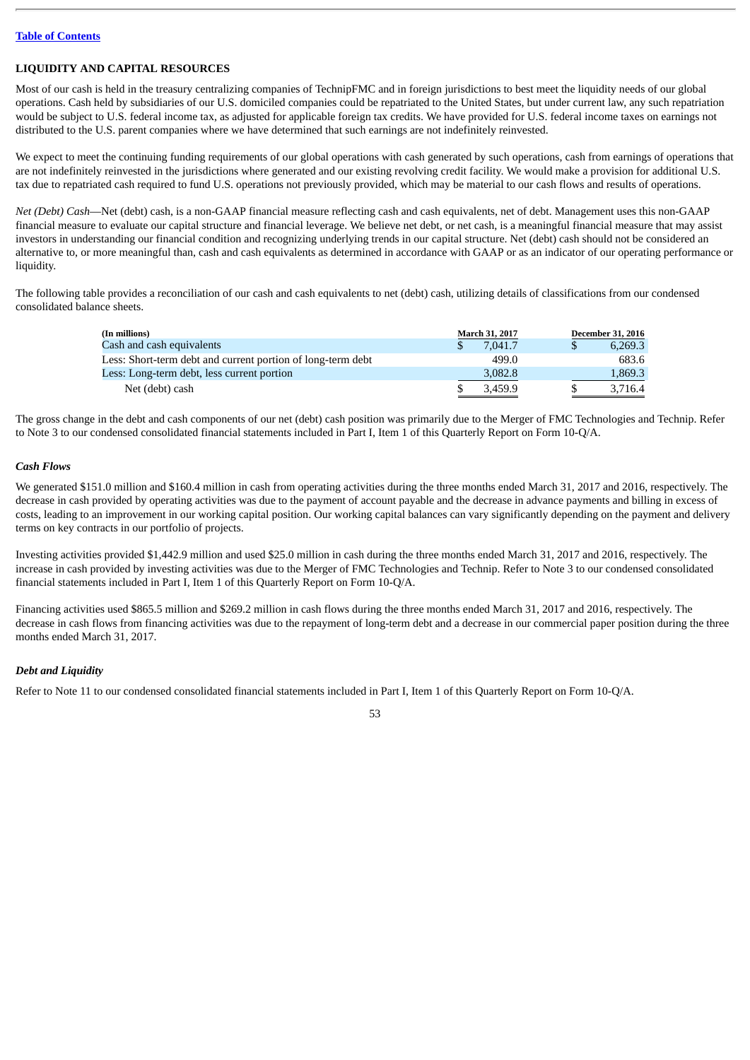## LIQUIDITY AND CAPITAL RESOURCES

Most of our cash is held in the treasury centralizing companies of TechnipFMC and in foreign jurisdictions to best meet the liquidity needs of our global operations. Cash held by subsidiaries of our U.S. domiciled companies could be repatriated to the United States, but under current law, any such repatriation would be subject to U.S. federal income tax, as adjusted for applicable foreign tax credits. We have provided for U.S. federal income taxes on earnings not distributed to the U.S. parent companies where we have determined that such earnings are not indefinitely reinvested.

We expect to meet the continuing funding requirements of our global operations with cash generated by such operations, cash from earnings of operations that are not indefinitely reinvested in the jurisdictions where generated and our existing revolving credit facility. We would make a provision for additional U.S. tax due to repatriated cash required to fund U.S. operations not previously provided, which may be material to our cash flows and results of operations.

*Net (Debt) Cash*—Net (debt) cash, is a non-GAAP financial measure reflecting cash and cash equivalents, net of debt. Management uses this non-GAAP financial measure to evaluate our capital structure and financial leverage. We believe net debt, or net cash, is a meaningful financial measure that may assist investors in understanding our financial condition and recognizing underlying trends in our capital structure. Net (debt) cash should not be considered an alternative to, or more meaningful than, cash and cash equivalents as determined in accordance with GAAP or as an indicator of our operating performance or liquidity.

The following table provides a reconciliation of our cash and cash equivalents to net (debt) cash, utilizing details of classifications from our condensed consolidated balance sheets.

| (In millions) | March 31, 2017 | December 31, 2016 |
|---|---|---|
| Cash and cash equivalents | $ 7,041.7 | $ 6,269.3 |
| Less: Short-term debt and current portion of long-term debt | 499.0 | 683.6 |
| Less: Long-term debt, less current portion | 3,082.8 | 1,869.3 |
| Net (debt) cash | $ 3,459.9 | $ 3,716.4 |

The gross change in the debt and cash components of our net (debt) cash position was primarily due to the Merger of FMC Technologies and Technip. Refer to Note 3 to our condensed consolidated financial statements included in Part I, Item 1 of this Quarterly Report on Form 10-Q/A.

### *Cash Flows*

We generated $151.0 million and $160.4 million in cash from operating activities during the three months ended March 31, 2017 and 2016, respectively. The decrease in cash provided by operating activities was due to the payment of account payable and the decrease in advance payments and billing in excess of costs, leading to an improvement in our working capital position. Our working capital balances can vary significantly depending on the payment and delivery terms on key contracts in our portfolio of projects.

Investing activities provided $1,442.9 million and used $25.0 million in cash during the three months ended March 31, 2017 and 2016, respectively. The increase in cash provided by investing activities was due to the Merger of FMC Technologies and Technip. Refer to Note 3 to our condensed consolidated financial statements included in Part I, Item 1 of this Quarterly Report on Form 10-Q/A.

Financing activities used $865.5 million and $269.2 million in cash flows during the three months ended March 31, 2017 and 2016, respectively. The decrease in cash flows from financing activities was due to the repayment of long-term debt and a decrease in our commercial paper position during the three months ended March 31, 2017.

### *Debt and Liquidity*

Refer to Note 11 to our condensed consolidated financial statements included in Part I, Item 1 of this Quarterly Report on Form 10-Q/A.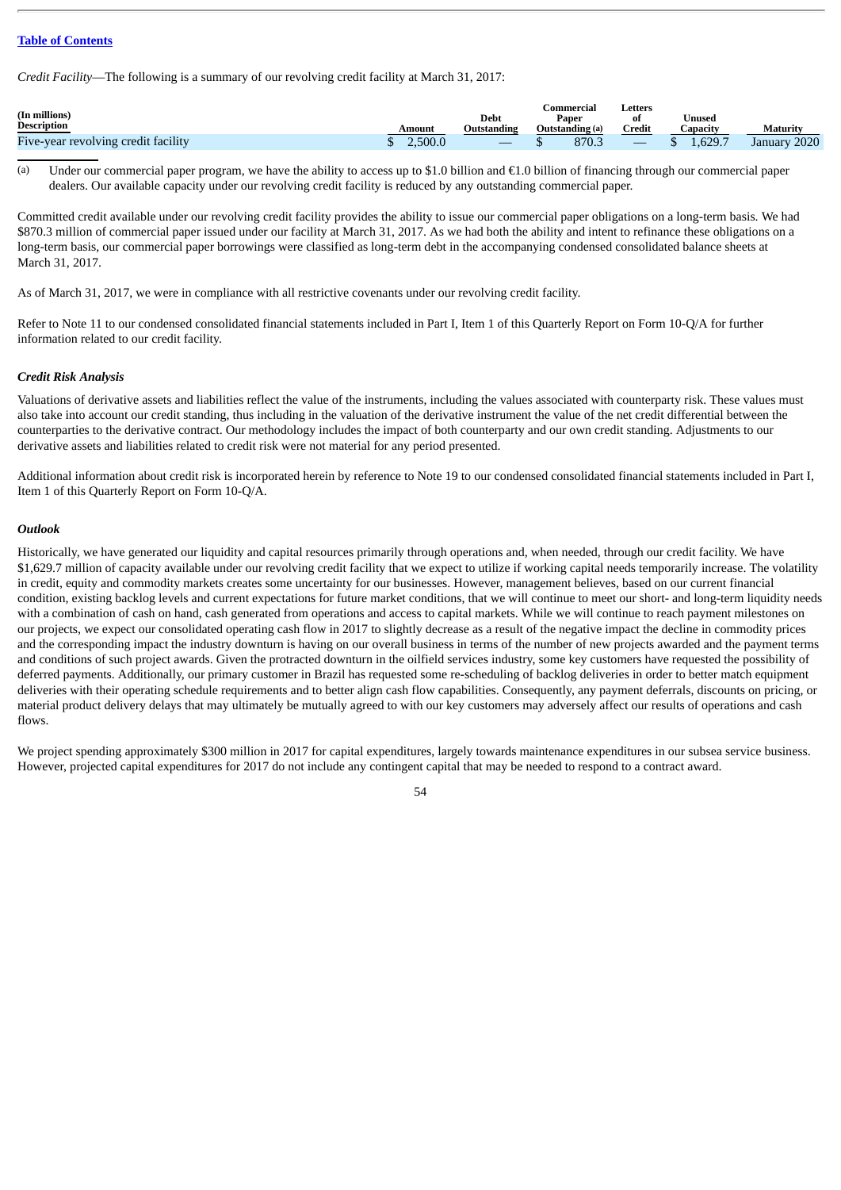*Credit Facility*—The following is a summary of our revolving credit facility at March 31, 2017:

| (In millions) Description | Amount | Debt Outstanding | Commercial Paper Outstanding (a) | Letters of Credit | Unused Capacity | Maturity |
|---|---|---|---|---|---|---|
| Five-year revolving credit facility | $ 2,500.0 | — | $ 870.3 | — | $ 1,629.7 | January 2020 |

(a) Under our commercial paper program, we have the ability to access up to $1.0 billion and €1.0 billion of financing through our commercial paper dealers. Our available capacity under our revolving credit facility is reduced by any outstanding commercial paper.

Committed credit available under our revolving credit facility provides the ability to issue our commercial paper obligations on a long-term basis. We had $870.3 million of commercial paper issued under our facility at March 31, 2017. As we had both the ability and intent to refinance these obligations on a long-term basis, our commercial paper borrowings were classified as long-term debt in the accompanying condensed consolidated balance sheets at March 31, 2017.

As of March 31, 2017, we were in compliance with all restrictive covenants under our revolving credit facility.

Refer to Note 11 to our condensed consolidated financial statements included in Part I, Item 1 of this Quarterly Report on Form 10-Q/A for further information related to our credit facility.

### *Credit Risk Analysis*

Valuations of derivative assets and liabilities reflect the value of the instruments, including the values associated with counterparty risk. These values must also take into account our credit standing, thus including in the valuation of the derivative instrument the value of the net credit differential between the counterparties to the derivative contract. Our methodology includes the impact of both counterparty and our own credit standing. Adjustments to our derivative assets and liabilities related to credit risk were not material for any period presented.

Additional information about credit risk is incorporated herein by reference to Note 19 to our condensed consolidated financial statements included in Part I, Item 1 of this Quarterly Report on Form 10-Q/A.

### *Outlook*

Historically, we have generated our liquidity and capital resources primarily through operations and, when needed, through our credit facility. We have $1,629.7 million of capacity available under our revolving credit facility that we expect to utilize if working capital needs temporarily increase. The volatility in credit, equity and commodity markets creates some uncertainty for our businesses. However, management believes, based on our current financial condition, existing backlog levels and current expectations for future market conditions, that we will continue to meet our short- and long-term liquidity needs with a combination of cash on hand, cash generated from operations and access to capital markets. While we will continue to reach payment milestones on our projects, we expect our consolidated operating cash flow in 2017 to slightly decrease as a result of the negative impact the decline in commodity prices and the corresponding impact the industry downturn is having on our overall business in terms of the number of new projects awarded and the payment terms and conditions of such project awards. Given the protracted downturn in the oilfield services industry, some key customers have requested the possibility of deferred payments. Additionally, our primary customer in Brazil has requested some re-scheduling of backlog deliveries in order to better match equipment deliveries with their operating schedule requirements and to better align cash flow capabilities. Consequently, any payment deferrals, discounts on pricing, or material product delivery delays that may ultimately be mutually agreed to with our key customers may adversely affect our results of operations and cash flows.

We project spending approximately $300 million in 2017 for capital expenditures, largely towards maintenance expenditures in our subsea service business. However, projected capital expenditures for 2017 do not include any contingent capital that may be needed to respond to a contract award.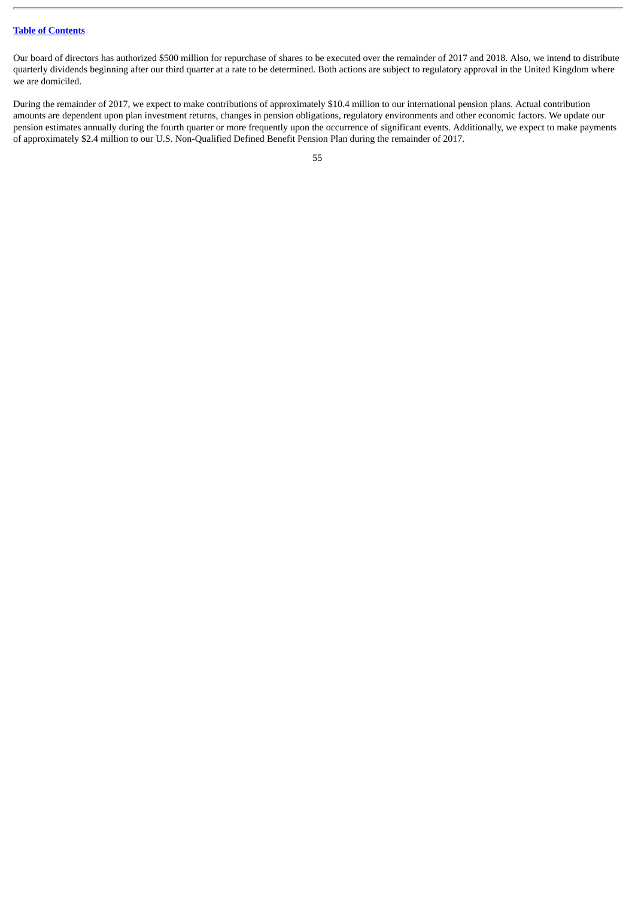Our board of directors has authorized $500 million for repurchase of shares to be executed over the remainder of 2017 and 2018. Also, we intend to distribute quarterly dividends beginning after our third quarter at a rate to be determined. Both actions are subject to regulatory approval in the United Kingdom where we are domiciled.

During the remainder of 2017, we expect to make contributions of approximately $10.4 million to our international pension plans. Actual contribution amounts are dependent upon plan investment returns, changes in pension obligations, regulatory environments and other economic factors. We update our pension estimates annually during the fourth quarter or more frequently upon the occurrence of significant events. Additionally, we expect to make payments of approximately $2.4 million to our U.S. Non-Qualified Defined Benefit Pension Plan during the remainder of 2017.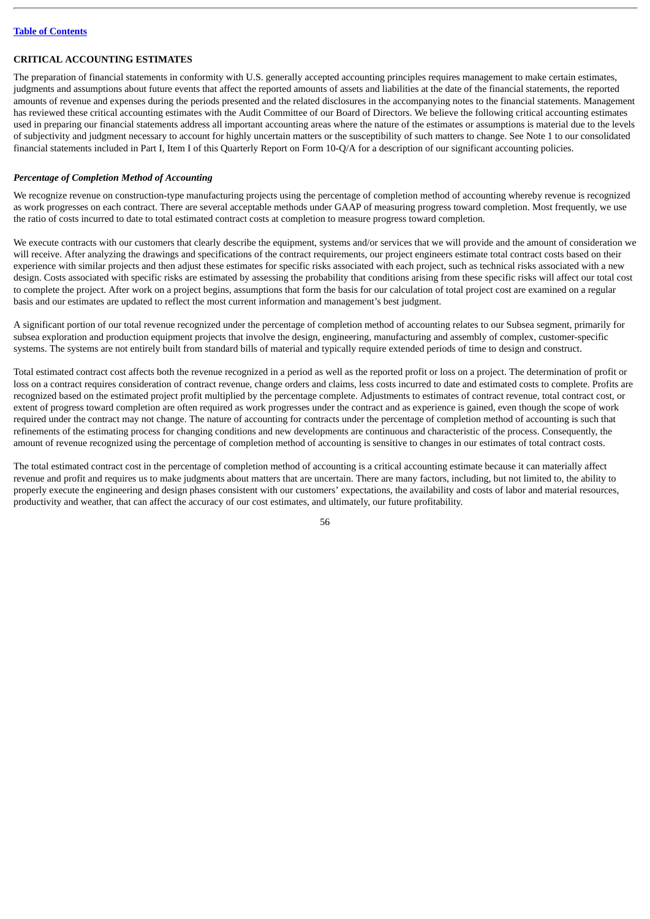## CRITICAL ACCOUNTING ESTIMATES

The preparation of financial statements in conformity with U.S. generally accepted accounting principles requires management to make certain estimates, judgments and assumptions about future events that affect the reported amounts of assets and liabilities at the date of the financial statements, the reported amounts of revenue and expenses during the periods presented and the related disclosures in the accompanying notes to the financial statements. Management has reviewed these critical accounting estimates with the Audit Committee of our Board of Directors. We believe the following critical accounting estimates used in preparing our financial statements address all important accounting areas where the nature of the estimates or assumptions is material due to the levels of subjectivity and judgment necessary to account for highly uncertain matters or the susceptibility of such matters to change. See Note 1 to our consolidated financial statements included in Part I, Item I of this Quarterly Report on Form 10-Q/A for a description of our significant accounting policies.

### *Percentage of Completion Method of Accounting*

We recognize revenue on construction-type manufacturing projects using the percentage of completion method of accounting whereby revenue is recognized as work progresses on each contract. There are several acceptable methods under GAAP of measuring progress toward completion. Most frequently, we use the ratio of costs incurred to date to total estimated contract costs at completion to measure progress toward completion.

We execute contracts with our customers that clearly describe the equipment, systems and/or services that we will provide and the amount of consideration we will receive. After analyzing the drawings and specifications of the contract requirements, our project engineers estimate total contract costs based on their experience with similar projects and then adjust these estimates for specific risks associated with each project, such as technical risks associated with a new design. Costs associated with specific risks are estimated by assessing the probability that conditions arising from these specific risks will affect our total cost to complete the project. After work on a project begins, assumptions that form the basis for our calculation of total project cost are examined on a regular basis and our estimates are updated to reflect the most current information and management's best judgment.

A significant portion of our total revenue recognized under the percentage of completion method of accounting relates to our Subsea segment, primarily for subsea exploration and production equipment projects that involve the design, engineering, manufacturing and assembly of complex, customer-specific systems. The systems are not entirely built from standard bills of material and typically require extended periods of time to design and construct.

Total estimated contract cost affects both the revenue recognized in a period as well as the reported profit or loss on a project. The determination of profit or loss on a contract requires consideration of contract revenue, change orders and claims, less costs incurred to date and estimated costs to complete. Profits are recognized based on the estimated project profit multiplied by the percentage complete. Adjustments to estimates of contract revenue, total contract cost, or extent of progress toward completion are often required as work progresses under the contract and as experience is gained, even though the scope of work required under the contract may not change. The nature of accounting for contracts under the percentage of completion method of accounting is such that refinements of the estimating process for changing conditions and new developments are continuous and characteristic of the process. Consequently, the amount of revenue recognized using the percentage of completion method of accounting is sensitive to changes in our estimates of total contract costs.

The total estimated contract cost in the percentage of completion method of accounting is a critical accounting estimate because it can materially affect revenue and profit and requires us to make judgments about matters that are uncertain. There are many factors, including, but not limited to, the ability to properly execute the engineering and design phases consistent with our customers' expectations, the availability and costs of labor and material resources, productivity and weather, that can affect the accuracy of our cost estimates, and ultimately, our future profitability.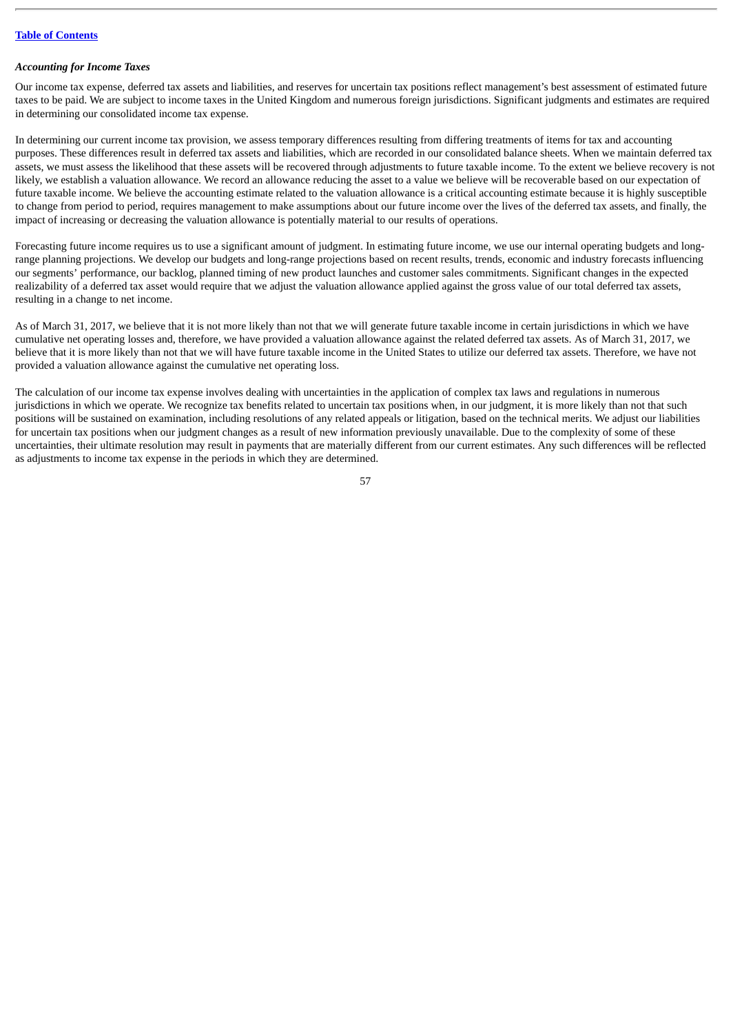### *Accounting for Income Taxes*

Our income tax expense, deferred tax assets and liabilities, and reserves for uncertain tax positions reflect management's best assessment of estimated future taxes to be paid. We are subject to income taxes in the United Kingdom and numerous foreign jurisdictions. Significant judgments and estimates are required in determining our consolidated income tax expense.

In determining our current income tax provision, we assess temporary differences resulting from differing treatments of items for tax and accounting purposes. These differences result in deferred tax assets and liabilities, which are recorded in our consolidated balance sheets. When we maintain deferred tax assets, we must assess the likelihood that these assets will be recovered through adjustments to future taxable income. To the extent we believe recovery is not likely, we establish a valuation allowance. We record an allowance reducing the asset to a value we believe will be recoverable based on our expectation of future taxable income. We believe the accounting estimate related to the valuation allowance is a critical accounting estimate because it is highly susceptible to change from period to period, requires management to make assumptions about our future income over the lives of the deferred tax assets, and finally, the impact of increasing or decreasing the valuation allowance is potentially material to our results of operations.

Forecasting future income requires us to use a significant amount of judgment. In estimating future income, we use our internal operating budgets and long-range planning projections. We develop our budgets and long-range projections based on recent results, trends, economic and industry forecasts influencing our segments' performance, our backlog, planned timing of new product launches and customer sales commitments. Significant changes in the expected realizability of a deferred tax asset would require that we adjust the valuation allowance applied against the gross value of our total deferred tax assets, resulting in a change to net income.

As of March 31, 2017, we believe that it is not more likely than not that we will generate future taxable income in certain jurisdictions in which we have cumulative net operating losses and, therefore, we have provided a valuation allowance against the related deferred tax assets. As of March 31, 2017, we believe that it is more likely than not that we will have future taxable income in the United States to utilize our deferred tax assets. Therefore, we have not provided a valuation allowance against the cumulative net operating loss.

The calculation of our income tax expense involves dealing with uncertainties in the application of complex tax laws and regulations in numerous jurisdictions in which we operate. We recognize tax benefits related to uncertain tax positions when, in our judgment, it is more likely than not that such positions will be sustained on examination, including resolutions of any related appeals or litigation, based on the technical merits. We adjust our liabilities for uncertain tax positions when our judgment changes as a result of new information previously unavailable. Due to the complexity of some of these uncertainties, their ultimate resolution may result in payments that are materially different from our current estimates. Any such differences will be reflected as adjustments to income tax expense in the periods in which they are determined.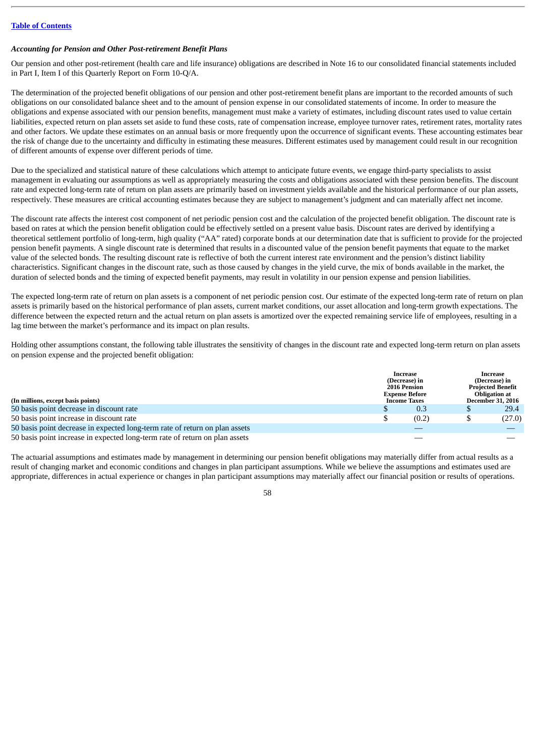[Table of Contents](#)

***Accounting for Pension and Other Post-retirement Benefit Plans***

Our pension and other post-retirement (health care and life insurance) obligations are described in Note 16 to our consolidated financial statements included in Part I, Item I of this Quarterly Report on Form 10-Q/A.

The determination of the projected benefit obligations of our pension and other post-retirement benefit plans are important to the recorded amounts of such obligations on our consolidated balance sheet and to the amount of pension expense in our consolidated statements of income. In order to measure the obligations and expense associated with our pension benefits, management must make a variety of estimates, including discount rates used to value certain liabilities, expected return on plan assets set aside to fund these costs, rate of compensation increase, employee turnover rates, retirement rates, mortality rates and other factors. We update these estimates on an annual basis or more frequently upon the occurrence of significant events. These accounting estimates bear the risk of change due to the uncertainty and difficulty in estimating these measures. Different estimates used by management could result in our recognition of different amounts of expense over different periods of time.

Due to the specialized and statistical nature of these calculations which attempt to anticipate future events, we engage third-party specialists to assist management in evaluating our assumptions as well as appropriately measuring the costs and obligations associated with these pension benefits. The discount rate and expected long-term rate of return on plan assets are primarily based on investment yields available and the historical performance of our plan assets, respectively. These measures are critical accounting estimates because they are subject to management's judgment and can materially affect net income.

The discount rate affects the interest cost component of net periodic pension cost and the calculation of the projected benefit obligation. The discount rate is based on rates at which the pension benefit obligation could be effectively settled on a present value basis. Discount rates are derived by identifying a theoretical settlement portfolio of long-term, high quality ("AA" rated) corporate bonds at our determination date that is sufficient to provide for the projected pension benefit payments. A single discount rate is determined that results in a discounted value of the pension benefit payments that equate to the market value of the selected bonds. The resulting discount rate is reflective of both the current interest rate environment and the pension's distinct liability characteristics. Significant changes in the discount rate, such as those caused by changes in the yield curve, the mix of bonds available in the market, the duration of selected bonds and the timing of expected benefit payments, may result in volatility in our pension expense and pension liabilities.

The expected long-term rate of return on plan assets is a component of net periodic pension cost. Our estimate of the expected long-term rate of return on plan assets is primarily based on the historical performance of plan assets, current market conditions, our asset allocation and long-term growth expectations. The difference between the expected return and the actual return on plan assets is amortized over the expected remaining service life of employees, resulting in a lag time between the market's performance and its impact on plan results.

Holding other assumptions constant, the following table illustrates the sensitivity of changes in the discount rate and expected long-term return on plan assets on pension expense and the projected benefit obligation:

| (In millions, except basis points) | Increase (Decrease) in 2016 Pension Expense Before Income Taxes | Increase (Decrease) in Projected Benefit Obligation at December 31, 2016 |
|---|---|---|
| 50 basis point decrease in discount rate | $ 0.3 | $ 29.4 |
| 50 basis point increase in discount rate | $ (0.2) | $ (27.0) |
| 50 basis point decrease in expected long-term rate of return on plan assets | — | — |
| 50 basis point increase in expected long-term rate of return on plan assets | — | — |

The actuarial assumptions and estimates made by management in determining our pension benefit obligations may materially differ from actual results as a result of changing market and economic conditions and changes in plan participant assumptions. While we believe the assumptions and estimates used are appropriate, differences in actual experience or changes in plan participant assumptions may materially affect our financial position or results of operations.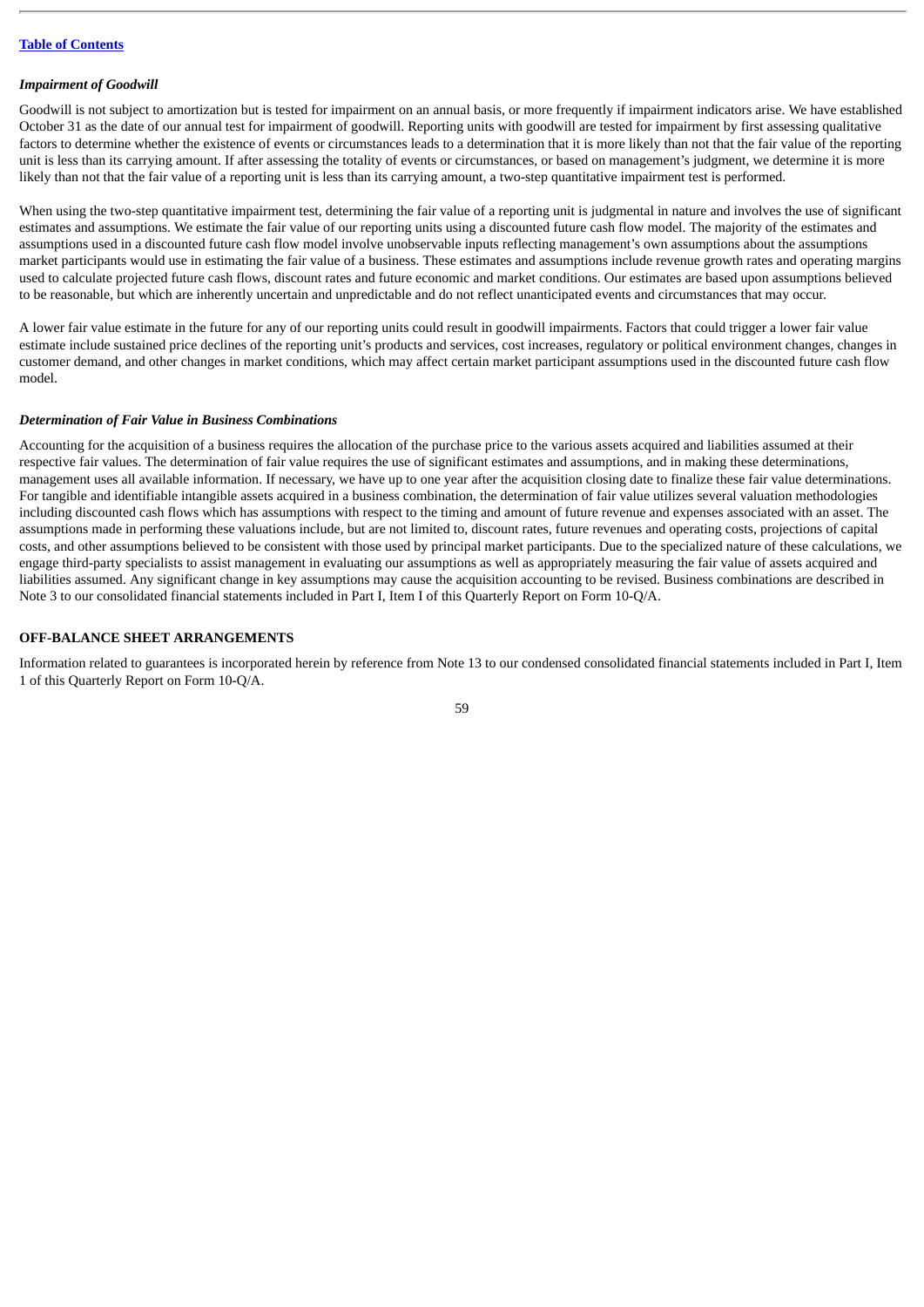### *Impairment of Goodwill*

Goodwill is not subject to amortization but is tested for impairment on an annual basis, or more frequently if impairment indicators arise. We have established October 31 as the date of our annual test for impairment of goodwill. Reporting units with goodwill are tested for impairment by first assessing qualitative factors to determine whether the existence of events or circumstances leads to a determination that it is more likely than not that the fair value of the reporting unit is less than its carrying amount. If after assessing the totality of events or circumstances, or based on management's judgment, we determine it is more likely than not that the fair value of a reporting unit is less than its carrying amount, a two-step quantitative impairment test is performed.

When using the two-step quantitative impairment test, determining the fair value of a reporting unit is judgmental in nature and involves the use of significant estimates and assumptions. We estimate the fair value of our reporting units using a discounted future cash flow model. The majority of the estimates and assumptions used in a discounted future cash flow model involve unobservable inputs reflecting management's own assumptions about the assumptions market participants would use in estimating the fair value of a business. These estimates and assumptions include revenue growth rates and operating margins used to calculate projected future cash flows, discount rates and future economic and market conditions. Our estimates are based upon assumptions believed to be reasonable, but which are inherently uncertain and unpredictable and do not reflect unanticipated events and circumstances that may occur.

A lower fair value estimate in the future for any of our reporting units could result in goodwill impairments. Factors that could trigger a lower fair value estimate include sustained price declines of the reporting unit's products and services, cost increases, regulatory or political environment changes, changes in customer demand, and other changes in market conditions, which may affect certain market participant assumptions used in the discounted future cash flow model.

### *Determination of Fair Value in Business Combinations*

Accounting for the acquisition of a business requires the allocation of the purchase price to the various assets acquired and liabilities assumed at their respective fair values. The determination of fair value requires the use of significant estimates and assumptions, and in making these determinations, management uses all available information. If necessary, we have up to one year after the acquisition closing date to finalize these fair value determinations. For tangible and identifiable intangible assets acquired in a business combination, the determination of fair value utilizes several valuation methodologies including discounted cash flows which has assumptions with respect to the timing and amount of future revenue and expenses associated with an asset. The assumptions made in performing these valuations include, but are not limited to, discount rates, future revenues and operating costs, projections of capital costs, and other assumptions believed to be consistent with those used by principal market participants. Due to the specialized nature of these calculations, we engage third-party specialists to assist management in evaluating our assumptions as well as appropriately measuring the fair value of assets acquired and liabilities assumed. Any significant change in key assumptions may cause the acquisition accounting to be revised. Business combinations are described in Note 3 to our consolidated financial statements included in Part I, Item I of this Quarterly Report on Form 10-Q/A.

## OFF-BALANCE SHEET ARRANGEMENTS

Information related to guarantees is incorporated herein by reference from Note 13 to our condensed consolidated financial statements included in Part I, Item 1 of this Quarterly Report on Form 10-Q/A.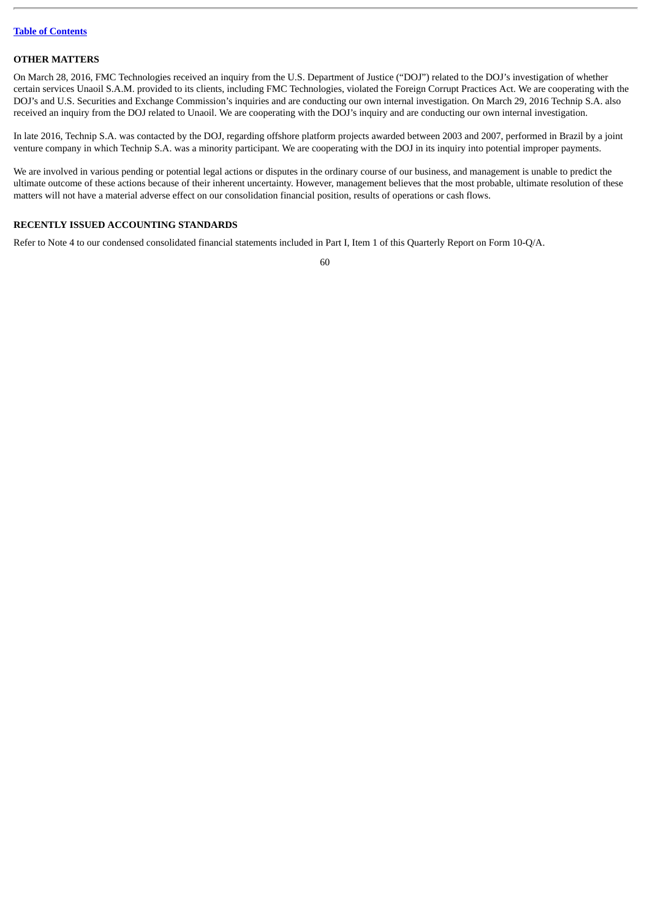## OTHER MATTERS

On March 28, 2016, FMC Technologies received an inquiry from the U.S. Department of Justice ("DOJ") related to the DOJ's investigation of whether certain services Unaoil S.A.M. provided to its clients, including FMC Technologies, violated the Foreign Corrupt Practices Act. We are cooperating with the DOJ's and U.S. Securities and Exchange Commission's inquiries and are conducting our own internal investigation. On March 29, 2016 Technip S.A. also received an inquiry from the DOJ related to Unaoil. We are cooperating with the DOJ's inquiry and are conducting our own internal investigation.

In late 2016, Technip S.A. was contacted by the DOJ, regarding offshore platform projects awarded between 2003 and 2007, performed in Brazil by a joint venture company in which Technip S.A. was a minority participant. We are cooperating with the DOJ in its inquiry into potential improper payments.

We are involved in various pending or potential legal actions or disputes in the ordinary course of our business, and management is unable to predict the ultimate outcome of these actions because of their inherent uncertainty. However, management believes that the most probable, ultimate resolution of these matters will not have a material adverse effect on our consolidation financial position, results of operations or cash flows.

## RECENTLY ISSUED ACCOUNTING STANDARDS

Refer to Note 4 to our condensed consolidated financial statements included in Part I, Item 1 of this Quarterly Report on Form 10-Q/A.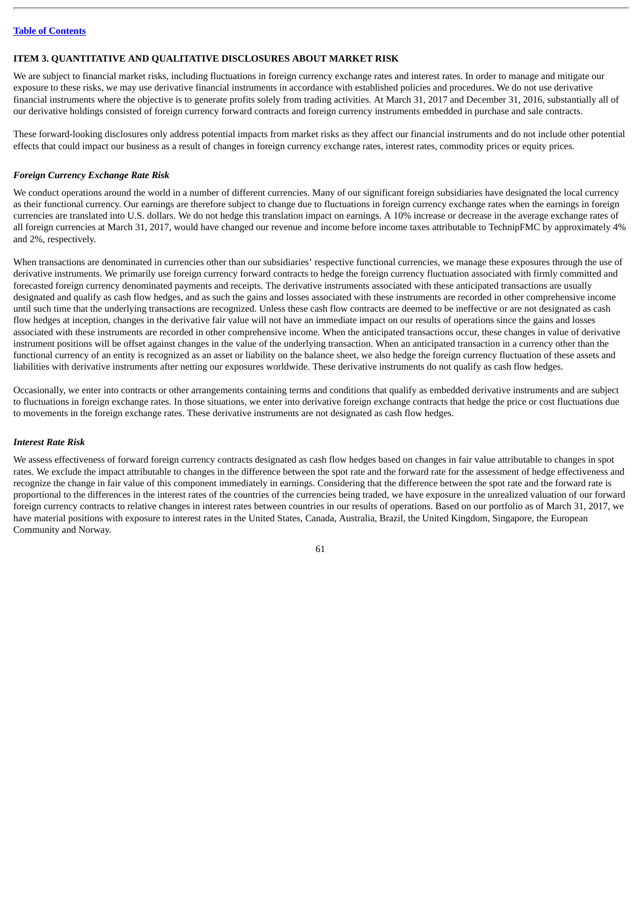## ITEM 3. QUANTITATIVE AND QUALITATIVE DISCLOSURES ABOUT MARKET RISK

We are subject to financial market risks, including fluctuations in foreign currency exchange rates and interest rates. In order to manage and mitigate our exposure to these risks, we may use derivative financial instruments in accordance with established policies and procedures. We do not use derivative financial instruments where the objective is to generate profits solely from trading activities. At March 31, 2017 and December 31, 2016, substantially all of our derivative holdings consisted of foreign currency forward contracts and foreign currency instruments embedded in purchase and sale contracts.

These forward-looking disclosures only address potential impacts from market risks as they affect our financial instruments and do not include other potential effects that could impact our business as a result of changes in foreign currency exchange rates, interest rates, commodity prices or equity prices.

### *Foreign Currency Exchange Rate Risk*

We conduct operations around the world in a number of different currencies. Many of our significant foreign subsidiaries have designated the local currency as their functional currency. Our earnings are therefore subject to change due to fluctuations in foreign currency exchange rates when the earnings in foreign currencies are translated into U.S. dollars. We do not hedge this translation impact on earnings. A 10% increase or decrease in the average exchange rates of all foreign currencies at March 31, 2017, would have changed our revenue and income before income taxes attributable to TechnipFMC by approximately 4% and 2%, respectively.

When transactions are denominated in currencies other than our subsidiaries' respective functional currencies, we manage these exposures through the use of derivative instruments. We primarily use foreign currency forward contracts to hedge the foreign currency fluctuation associated with firmly committed and forecasted foreign currency denominated payments and receipts. The derivative instruments associated with these anticipated transactions are usually designated and qualify as cash flow hedges, and as such the gains and losses associated with these instruments are recorded in other comprehensive income until such time that the underlying transactions are recognized. Unless these cash flow contracts are deemed to be ineffective or are not designated as cash flow hedges at inception, changes in the derivative fair value will not have an immediate impact on our results of operations since the gains and losses associated with these instruments are recorded in other comprehensive income. When the anticipated transactions occur, these changes in value of derivative instrument positions will be offset against changes in the value of the underlying transaction. When an anticipated transaction in a currency other than the functional currency of an entity is recognized as an asset or liability on the balance sheet, we also hedge the foreign currency fluctuation of these assets and liabilities with derivative instruments after netting our exposures worldwide. These derivative instruments do not qualify as cash flow hedges.

Occasionally, we enter into contracts or other arrangements containing terms and conditions that qualify as embedded derivative instruments and are subject to fluctuations in foreign exchange rates. In those situations, we enter into derivative foreign exchange contracts that hedge the price or cost fluctuations due to movements in the foreign exchange rates. These derivative instruments are not designated as cash flow hedges.

### *Interest Rate Risk*

We assess effectiveness of forward foreign currency contracts designated as cash flow hedges based on changes in fair value attributable to changes in spot rates. We exclude the impact attributable to changes in the difference between the spot rate and the forward rate for the assessment of hedge effectiveness and recognize the change in fair value of this component immediately in earnings. Considering that the difference between the spot rate and the forward rate is proportional to the differences in the interest rates of the countries of the currencies being traded, we have exposure in the unrealized valuation of our forward foreign currency contracts to relative changes in interest rates between countries in our results of operations. Based on our portfolio as of March 31, 2017, we have material positions with exposure to interest rates in the United States, Canada, Australia, Brazil, the United Kingdom, Singapore, the European Community and Norway.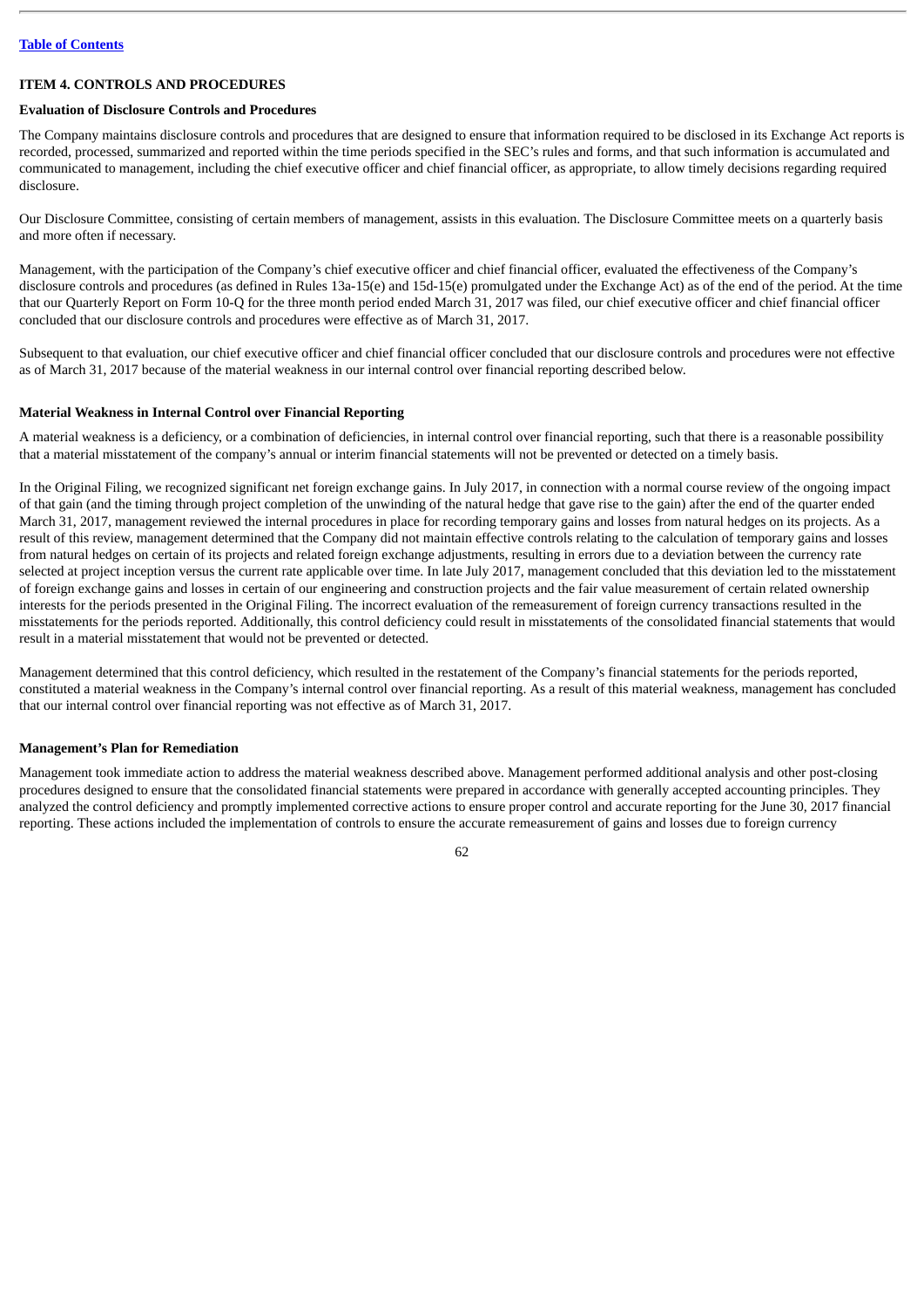## ITEM 4. CONTROLS AND PROCEDURES

### Evaluation of Disclosure Controls and Procedures

The Company maintains disclosure controls and procedures that are designed to ensure that information required to be disclosed in its Exchange Act reports is recorded, processed, summarized and reported within the time periods specified in the SEC's rules and forms, and that such information is accumulated and communicated to management, including the chief executive officer and chief financial officer, as appropriate, to allow timely decisions regarding required disclosure.

Our Disclosure Committee, consisting of certain members of management, assists in this evaluation. The Disclosure Committee meets on a quarterly basis and more often if necessary.

Management, with the participation of the Company's chief executive officer and chief financial officer, evaluated the effectiveness of the Company's disclosure controls and procedures (as defined in Rules 13a-15(e) and 15d-15(e) promulgated under the Exchange Act) as of the end of the period. At the time that our Quarterly Report on Form 10-Q for the three month period ended March 31, 2017 was filed, our chief executive officer and chief financial officer concluded that our disclosure controls and procedures were effective as of March 31, 2017.

Subsequent to that evaluation, our chief executive officer and chief financial officer concluded that our disclosure controls and procedures were not effective as of March 31, 2017 because of the material weakness in our internal control over financial reporting described below.

### Material Weakness in Internal Control over Financial Reporting

A material weakness is a deficiency, or a combination of deficiencies, in internal control over financial reporting, such that there is a reasonable possibility that a material misstatement of the company's annual or interim financial statements will not be prevented or detected on a timely basis.

In the Original Filing, we recognized significant net foreign exchange gains. In July 2017, in connection with a normal course review of the ongoing impact of that gain (and the timing through project completion of the unwinding of the natural hedge that gave rise to the gain) after the end of the quarter ended March 31, 2017, management reviewed the internal procedures in place for recording temporary gains and losses from natural hedges on its projects. As a result of this review, management determined that the Company did not maintain effective controls relating to the calculation of temporary gains and losses from natural hedges on certain of its projects and related foreign exchange adjustments, resulting in errors due to a deviation between the currency rate selected at project inception versus the current rate applicable over time. In late July 2017, management concluded that this deviation led to the misstatement of foreign exchange gains and losses in certain of our engineering and construction projects and the fair value measurement of certain related ownership interests for the periods presented in the Original Filing. The incorrect evaluation of the remeasurement of foreign currency transactions resulted in the misstatements for the periods reported. Additionally, this control deficiency could result in misstatements of the consolidated financial statements that would result in a material misstatement that would not be prevented or detected.

Management determined that this control deficiency, which resulted in the restatement of the Company's financial statements for the periods reported, constituted a material weakness in the Company's internal control over financial reporting. As a result of this material weakness, management has concluded that our internal control over financial reporting was not effective as of March 31, 2017.

### Management's Plan for Remediation

Management took immediate action to address the material weakness described above. Management performed additional analysis and other post-closing procedures designed to ensure that the consolidated financial statements were prepared in accordance with generally accepted accounting principles. They analyzed the control deficiency and promptly implemented corrective actions to ensure proper control and accurate reporting for the June 30, 2017 financial reporting. These actions included the implementation of controls to ensure the accurate remeasurement of gains and losses due to foreign currency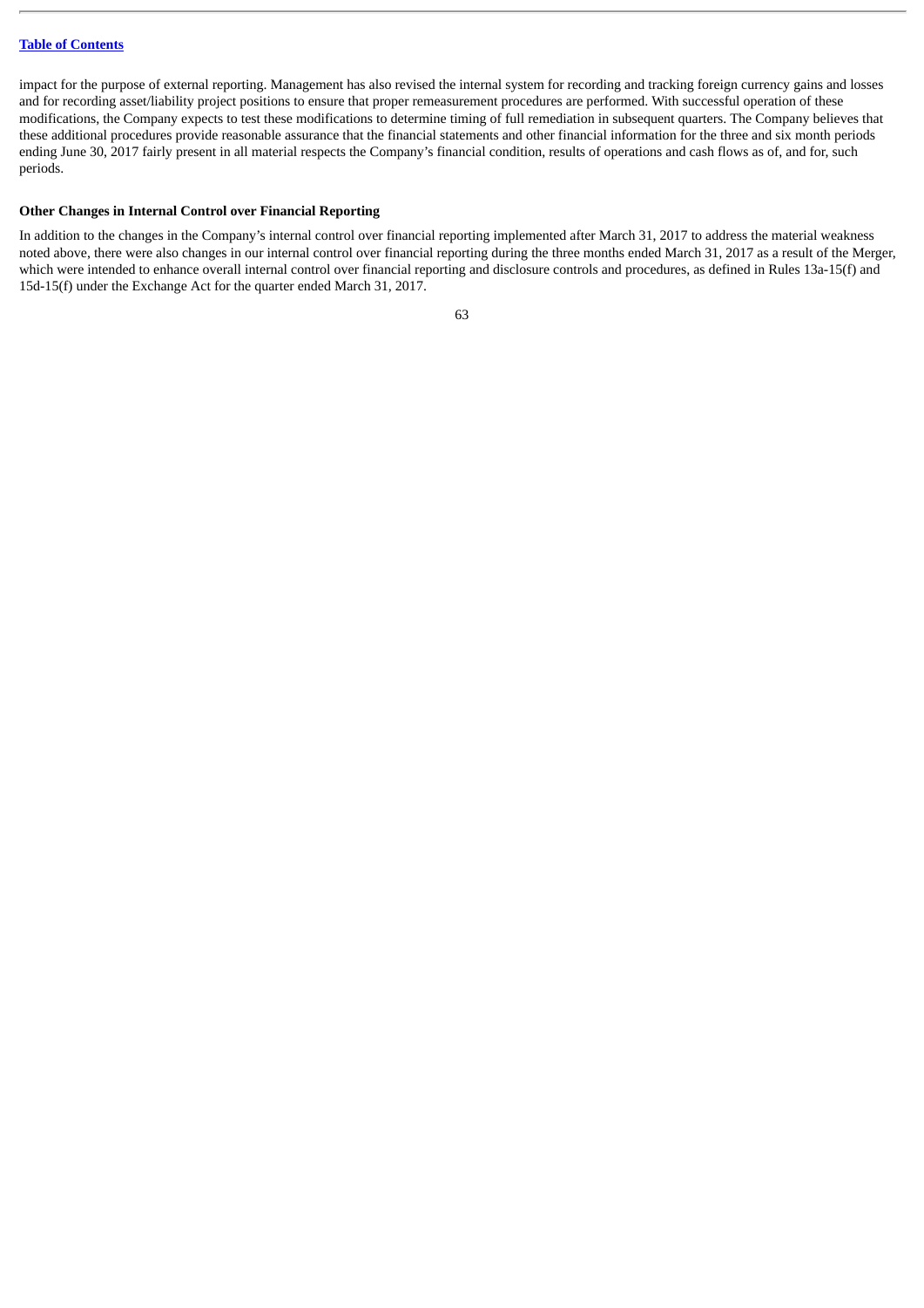impact for the purpose of external reporting. Management has also revised the internal system for recording and tracking foreign currency gains and losses and for recording asset/liability project positions to ensure that proper remeasurement procedures are performed. With successful operation of these modifications, the Company expects to test these modifications to determine timing of full remediation in subsequent quarters. The Company believes that these additional procedures provide reasonable assurance that the financial statements and other financial information for the three and six month periods ending June 30, 2017 fairly present in all material respects the Company's financial condition, results of operations and cash flows as of, and for, such periods.

**Other Changes in Internal Control over Financial Reporting**

In addition to the changes in the Company's internal control over financial reporting implemented after March 31, 2017 to address the material weakness noted above, there were also changes in our internal control over financial reporting during the three months ended March 31, 2017 as a result of the Merger, which were intended to enhance overall internal control over financial reporting and disclosure controls and procedures, as defined in Rules 13a-15(f) and 15d-15(f) under the Exchange Act for the quarter ended March 31, 2017.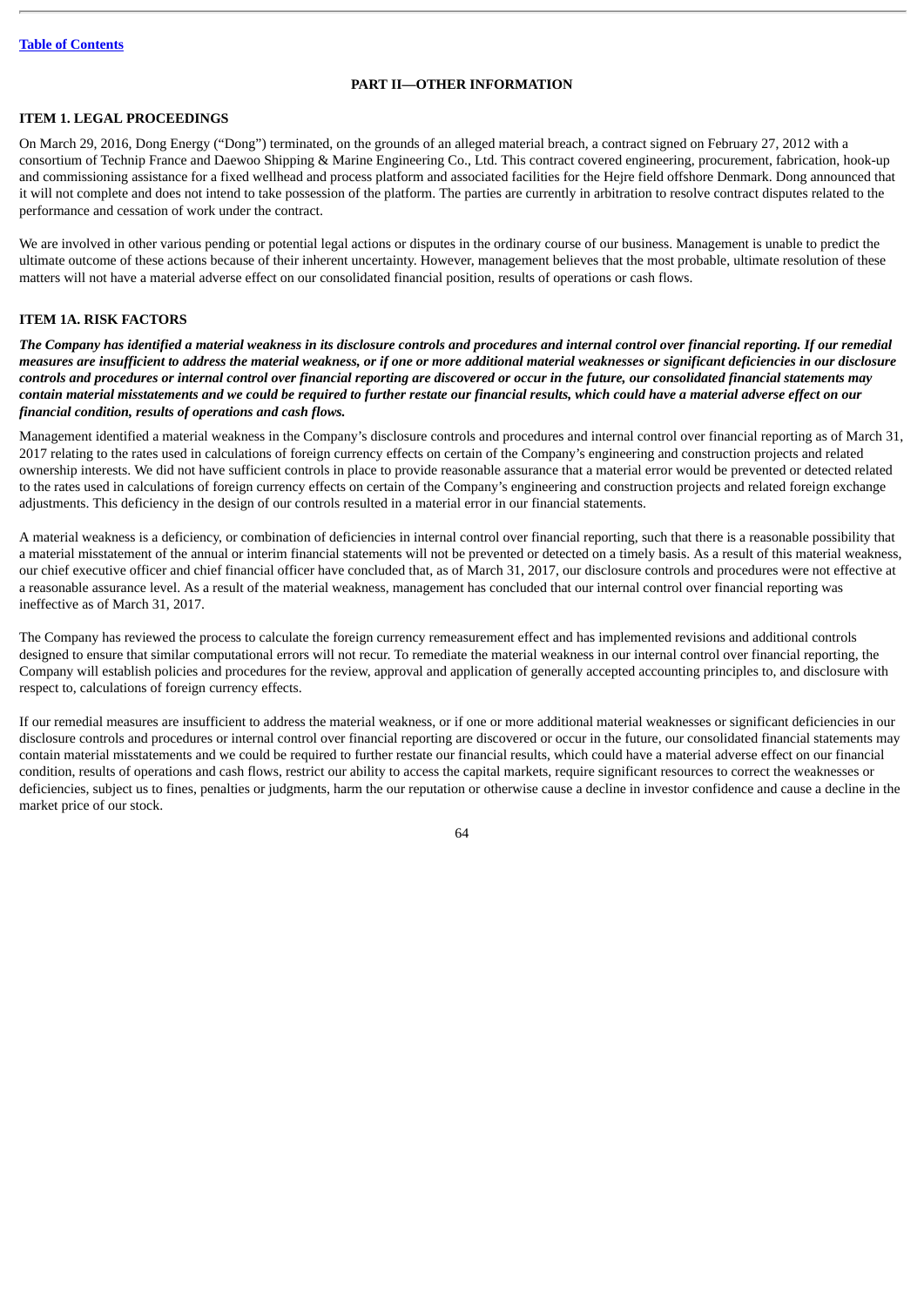## PART II—OTHER INFORMATION

### ITEM 1. LEGAL PROCEEDINGS

On March 29, 2016, Dong Energy ("Dong") terminated, on the grounds of an alleged material breach, a contract signed on February 27, 2012 with a consortium of Technip France and Daewoo Shipping & Marine Engineering Co., Ltd. This contract covered engineering, procurement, fabrication, hook-up and commissioning assistance for a fixed wellhead and process platform and associated facilities for the Hejre field offshore Denmark. Dong announced that it will not complete and does not intend to take possession of the platform. The parties are currently in arbitration to resolve contract disputes related to the performance and cessation of work under the contract.

We are involved in other various pending or potential legal actions or disputes in the ordinary course of our business. Management is unable to predict the ultimate outcome of these actions because of their inherent uncertainty. However, management believes that the most probable, ultimate resolution of these matters will not have a material adverse effect on our consolidated financial position, results of operations or cash flows.

### ITEM 1A. RISK FACTORS

***The Company has identified a material weakness in its disclosure controls and procedures and internal control over financial reporting. If our remedial measures are insufficient to address the material weakness, or if one or more additional material weaknesses or significant deficiencies in our disclosure controls and procedures or internal control over financial reporting are discovered or occur in the future, our consolidated financial statements may contain material misstatements and we could be required to further restate our financial results, which could have a material adverse effect on our financial condition, results of operations and cash flows.***

Management identified a material weakness in the Company's disclosure controls and procedures and internal control over financial reporting as of March 31, 2017 relating to the rates used in calculations of foreign currency effects on certain of the Company's engineering and construction projects and related ownership interests. We did not have sufficient controls in place to provide reasonable assurance that a material error would be prevented or detected related to the rates used in calculations of foreign currency effects on certain of the Company's engineering and construction projects and related foreign exchange adjustments. This deficiency in the design of our controls resulted in a material error in our financial statements.

A material weakness is a deficiency, or combination of deficiencies in internal control over financial reporting, such that there is a reasonable possibility that a material misstatement of the annual or interim financial statements will not be prevented or detected on a timely basis. As a result of this material weakness, our chief executive officer and chief financial officer have concluded that, as of March 31, 2017, our disclosure controls and procedures were not effective at a reasonable assurance level. As a result of the material weakness, management has concluded that our internal control over financial reporting was ineffective as of March 31, 2017.

The Company has reviewed the process to calculate the foreign currency remeasurement effect and has implemented revisions and additional controls designed to ensure that similar computational errors will not recur. To remediate the material weakness in our internal control over financial reporting, the Company will establish policies and procedures for the review, approval and application of generally accepted accounting principles to, and disclosure with respect to, calculations of foreign currency effects.

If our remedial measures are insufficient to address the material weakness, or if one or more additional material weaknesses or significant deficiencies in our disclosure controls and procedures or internal control over financial reporting are discovered or occur in the future, our consolidated financial statements may contain material misstatements and we could be required to further restate our financial results, which could have a material adverse effect on our financial condition, results of operations and cash flows, restrict our ability to access the capital markets, require significant resources to correct the weaknesses or deficiencies, subject us to fines, penalties or judgments, harm the our reputation or otherwise cause a decline in investor confidence and cause a decline in the market price of our stock.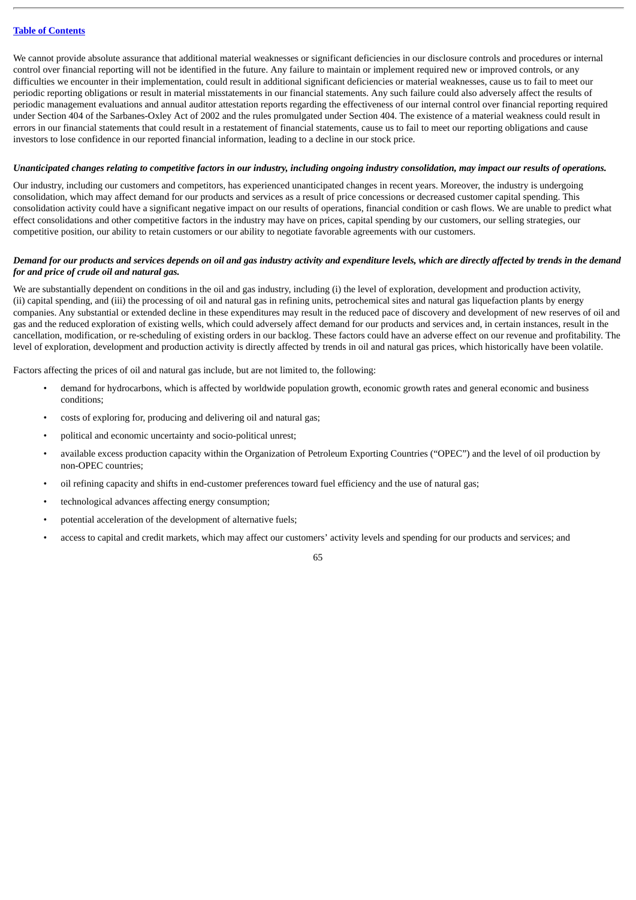We cannot provide absolute assurance that additional material weaknesses or significant deficiencies in our disclosure controls and procedures or internal control over financial reporting will not be identified in the future. Any failure to maintain or implement required new or improved controls, or any difficulties we encounter in their implementation, could result in additional significant deficiencies or material weaknesses, cause us to fail to meet our periodic reporting obligations or result in material misstatements in our financial statements. Any such failure could also adversely affect the results of periodic management evaluations and annual auditor attestation reports regarding the effectiveness of our internal control over financial reporting required under Section 404 of the Sarbanes-Oxley Act of 2002 and the rules promulgated under Section 404. The existence of a material weakness could result in errors in our financial statements that could result in a restatement of financial statements, cause us to fail to meet our reporting obligations and cause investors to lose confidence in our reported financial information, leading to a decline in our stock price.

***Unanticipated changes relating to competitive factors in our industry, including ongoing industry consolidation, may impact our results of operations.***

Our industry, including our customers and competitors, has experienced unanticipated changes in recent years. Moreover, the industry is undergoing consolidation, which may affect demand for our products and services as a result of price concessions or decreased customer capital spending. This consolidation activity could have a significant negative impact on our results of operations, financial condition or cash flows. We are unable to predict what effect consolidations and other competitive factors in the industry may have on prices, capital spending by our customers, our selling strategies, our competitive position, our ability to retain customers or our ability to negotiate favorable agreements with our customers.

***Demand for our products and services depends on oil and gas industry activity and expenditure levels, which are directly affected by trends in the demand for and price of crude oil and natural gas.***

We are substantially dependent on conditions in the oil and gas industry, including (i) the level of exploration, development and production activity, (ii) capital spending, and (iii) the processing of oil and natural gas in refining units, petrochemical sites and natural gas liquefaction plants by energy companies. Any substantial or extended decline in these expenditures may result in the reduced pace of discovery and development of new reserves of oil and gas and the reduced exploration of existing wells, which could adversely affect demand for our products and services and, in certain instances, result in the cancellation, modification, or re-scheduling of existing orders in our backlog. These factors could have an adverse effect on our revenue and profitability. The level of exploration, development and production activity is directly affected by trends in oil and natural gas prices, which historically have been volatile.

Factors affecting the prices of oil and natural gas include, but are not limited to, the following:

- demand for hydrocarbons, which is affected by worldwide population growth, economic growth rates and general economic and business conditions;
- costs of exploring for, producing and delivering oil and natural gas;
- political and economic uncertainty and socio-political unrest;
- available excess production capacity within the Organization of Petroleum Exporting Countries ("OPEC") and the level of oil production by non-OPEC countries;
- oil refining capacity and shifts in end-customer preferences toward fuel efficiency and the use of natural gas;
- technological advances affecting energy consumption;
- potential acceleration of the development of alternative fuels;
- access to capital and credit markets, which may affect our customers' activity levels and spending for our products and services; and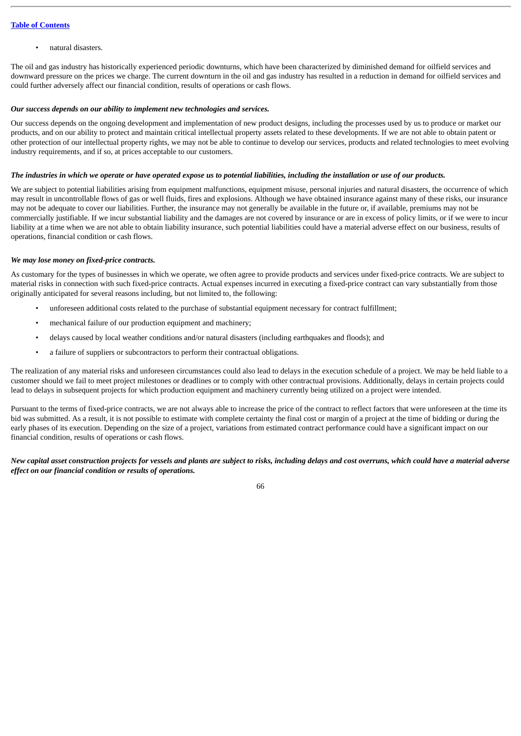- natural disasters.

The oil and gas industry has historically experienced periodic downturns, which have been characterized by diminished demand for oilfield services and downward pressure on the prices we charge. The current downturn in the oil and gas industry has resulted in a reduction in demand for oilfield services and could further adversely affect our financial condition, results of operations or cash flows.

***Our success depends on our ability to implement new technologies and services.***

Our success depends on the ongoing development and implementation of new product designs, including the processes used by us to produce or market our products, and on our ability to protect and maintain critical intellectual property assets related to these developments. If we are not able to obtain patent or other protection of our intellectual property rights, we may not be able to continue to develop our services, products and related technologies to meet evolving industry requirements, and if so, at prices acceptable to our customers.

***The industries in which we operate or have operated expose us to potential liabilities, including the installation or use of our products.***

We are subject to potential liabilities arising from equipment malfunctions, equipment misuse, personal injuries and natural disasters, the occurrence of which may result in uncontrollable flows of gas or well fluids, fires and explosions. Although we have obtained insurance against many of these risks, our insurance may not be adequate to cover our liabilities. Further, the insurance may not generally be available in the future or, if available, premiums may not be commercially justifiable. If we incur substantial liability and the damages are not covered by insurance or are in excess of policy limits, or if we were to incur liability at a time when we are not able to obtain liability insurance, such potential liabilities could have a material adverse effect on our business, results of operations, financial condition or cash flows.

***We may lose money on fixed-price contracts.***

As customary for the types of businesses in which we operate, we often agree to provide products and services under fixed-price contracts. We are subject to material risks in connection with such fixed-price contracts. Actual expenses incurred in executing a fixed-price contract can vary substantially from those originally anticipated for several reasons including, but not limited to, the following:

- unforeseen additional costs related to the purchase of substantial equipment necessary for contract fulfillment;
- mechanical failure of our production equipment and machinery;
- delays caused by local weather conditions and/or natural disasters (including earthquakes and floods); and
- a failure of suppliers or subcontractors to perform their contractual obligations.

The realization of any material risks and unforeseen circumstances could also lead to delays in the execution schedule of a project. We may be held liable to a customer should we fail to meet project milestones or deadlines or to comply with other contractual provisions. Additionally, delays in certain projects could lead to delays in subsequent projects for which production equipment and machinery currently being utilized on a project were intended.

Pursuant to the terms of fixed-price contracts, we are not always able to increase the price of the contract to reflect factors that were unforeseen at the time its bid was submitted. As a result, it is not possible to estimate with complete certainty the final cost or margin of a project at the time of bidding or during the early phases of its execution. Depending on the size of a project, variations from estimated contract performance could have a significant impact on our financial condition, results of operations or cash flows.

***New capital asset construction projects for vessels and plants are subject to risks, including delays and cost overruns, which could have a material adverse effect on our financial condition or results of operations.***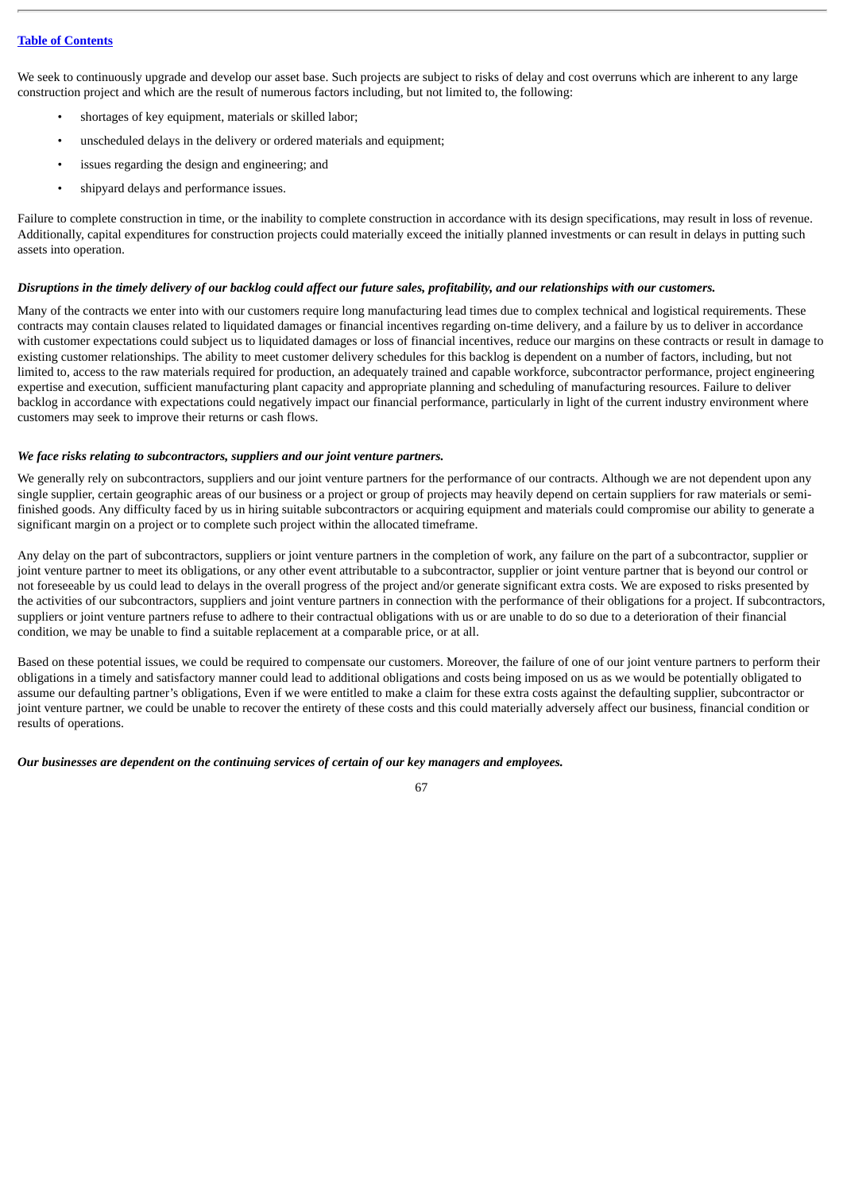We seek to continuously upgrade and develop our asset base. Such projects are subject to risks of delay and cost overruns which are inherent to any large construction project and which are the result of numerous factors including, but not limited to, the following:

- shortages of key equipment, materials or skilled labor;
- unscheduled delays in the delivery or ordered materials and equipment;
- issues regarding the design and engineering; and
- shipyard delays and performance issues.

Failure to complete construction in time, or the inability to complete construction in accordance with its design specifications, may result in loss of revenue. Additionally, capital expenditures for construction projects could materially exceed the initially planned investments or can result in delays in putting such assets into operation.

***Disruptions in the timely delivery of our backlog could affect our future sales, profitability, and our relationships with our customers.***

Many of the contracts we enter into with our customers require long manufacturing lead times due to complex technical and logistical requirements. These contracts may contain clauses related to liquidated damages or financial incentives regarding on-time delivery, and a failure by us to deliver in accordance with customer expectations could subject us to liquidated damages or loss of financial incentives, reduce our margins on these contracts or result in damage to existing customer relationships. The ability to meet customer delivery schedules for this backlog is dependent on a number of factors, including, but not limited to, access to the raw materials required for production, an adequately trained and capable workforce, subcontractor performance, project engineering expertise and execution, sufficient manufacturing plant capacity and appropriate planning and scheduling of manufacturing resources. Failure to deliver backlog in accordance with expectations could negatively impact our financial performance, particularly in light of the current industry environment where customers may seek to improve their returns or cash flows.

***We face risks relating to subcontractors, suppliers and our joint venture partners.***

We generally rely on subcontractors, suppliers and our joint venture partners for the performance of our contracts. Although we are not dependent upon any single supplier, certain geographic areas of our business or a project or group of projects may heavily depend on certain suppliers for raw materials or semi-finished goods. Any difficulty faced by us in hiring suitable subcontractors or acquiring equipment and materials could compromise our ability to generate a significant margin on a project or to complete such project within the allocated timeframe.

Any delay on the part of subcontractors, suppliers or joint venture partners in the completion of work, any failure on the part of a subcontractor, supplier or joint venture partner to meet its obligations, or any other event attributable to a subcontractor, supplier or joint venture partner that is beyond our control or not foreseeable by us could lead to delays in the overall progress of the project and/or generate significant extra costs. We are exposed to risks presented by the activities of our subcontractors, suppliers and joint venture partners in connection with the performance of their obligations for a project. If subcontractors, suppliers or joint venture partners refuse to adhere to their contractual obligations with us or are unable to do so due to a deterioration of their financial condition, we may be unable to find a suitable replacement at a comparable price, or at all.

Based on these potential issues, we could be required to compensate our customers. Moreover, the failure of one of our joint venture partners to perform their obligations in a timely and satisfactory manner could lead to additional obligations and costs being imposed on us as we would be potentially obligated to assume our defaulting partner's obligations, Even if we were entitled to make a claim for these extra costs against the defaulting supplier, subcontractor or joint venture partner, we could be unable to recover the entirety of these costs and this could materially adversely affect our business, financial condition or results of operations.

***Our businesses are dependent on the continuing services of certain of our key managers and employees.***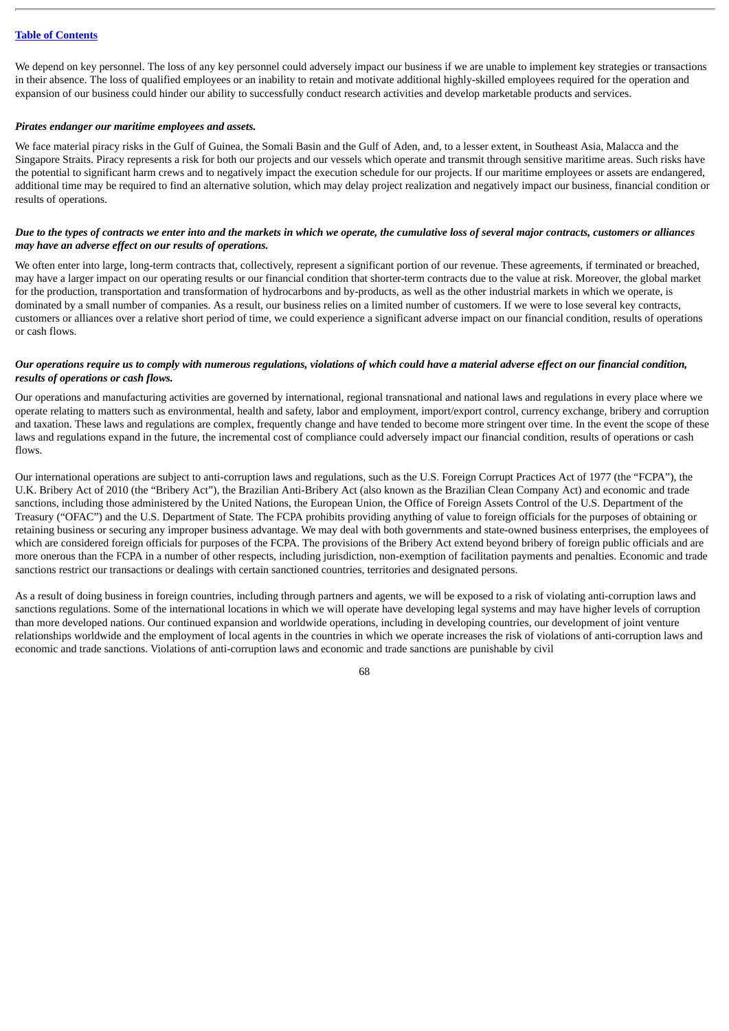We depend on key personnel. The loss of any key personnel could adversely impact our business if we are unable to implement key strategies or transactions in their absence. The loss of qualified employees or an inability to retain and motivate additional highly-skilled employees required for the operation and expansion of our business could hinder our ability to successfully conduct research activities and develop marketable products and services.

***Pirates endanger our maritime employees and assets.***

We face material piracy risks in the Gulf of Guinea, the Somali Basin and the Gulf of Aden, and, to a lesser extent, in Southeast Asia, Malacca and the Singapore Straits. Piracy represents a risk for both our projects and our vessels which operate and transmit through sensitive maritime areas. Such risks have the potential to significant harm crews and to negatively impact the execution schedule for our projects. If our maritime employees or assets are endangered, additional time may be required to find an alternative solution, which may delay project realization and negatively impact our business, financial condition or results of operations.

***Due to the types of contracts we enter into and the markets in which we operate, the cumulative loss of several major contracts, customers or alliances may have an adverse effect on our results of operations.***

We often enter into large, long-term contracts that, collectively, represent a significant portion of our revenue. These agreements, if terminated or breached, may have a larger impact on our operating results or our financial condition that shorter-term contracts due to the value at risk. Moreover, the global market for the production, transportation and transformation of hydrocarbons and by-products, as well as the other industrial markets in which we operate, is dominated by a small number of companies. As a result, our business relies on a limited number of customers. If we were to lose several key contracts, customers or alliances over a relative short period of time, we could experience a significant adverse impact on our financial condition, results of operations or cash flows.

***Our operations require us to comply with numerous regulations, violations of which could have a material adverse effect on our financial condition, results of operations or cash flows.***

Our operations and manufacturing activities are governed by international, regional transnational and national laws and regulations in every place where we operate relating to matters such as environmental, health and safety, labor and employment, import/export control, currency exchange, bribery and corruption and taxation. These laws and regulations are complex, frequently change and have tended to become more stringent over time. In the event the scope of these laws and regulations expand in the future, the incremental cost of compliance could adversely impact our financial condition, results of operations or cash flows.

Our international operations are subject to anti-corruption laws and regulations, such as the U.S. Foreign Corrupt Practices Act of 1977 (the "FCPA"), the U.K. Bribery Act of 2010 (the "Bribery Act"), the Brazilian Anti-Bribery Act (also known as the Brazilian Clean Company Act) and economic and trade sanctions, including those administered by the United Nations, the European Union, the Office of Foreign Assets Control of the U.S. Department of the Treasury ("OFAC") and the U.S. Department of State. The FCPA prohibits providing anything of value to foreign officials for the purposes of obtaining or retaining business or securing any improper business advantage. We may deal with both governments and state-owned business enterprises, the employees of which are considered foreign officials for purposes of the FCPA. The provisions of the Bribery Act extend beyond bribery of foreign public officials and are more onerous than the FCPA in a number of other respects, including jurisdiction, non-exemption of facilitation payments and penalties. Economic and trade sanctions restrict our transactions or dealings with certain sanctioned countries, territories and designated persons.

As a result of doing business in foreign countries, including through partners and agents, we will be exposed to a risk of violating anti-corruption laws and sanctions regulations. Some of the international locations in which we will operate have developing legal systems and may have higher levels of corruption than more developed nations. Our continued expansion and worldwide operations, including in developing countries, our development of joint venture relationships worldwide and the employment of local agents in the countries in which we operate increases the risk of violations of anti-corruption laws and economic and trade sanctions. Violations of anti-corruption laws and economic and trade sanctions are punishable by civil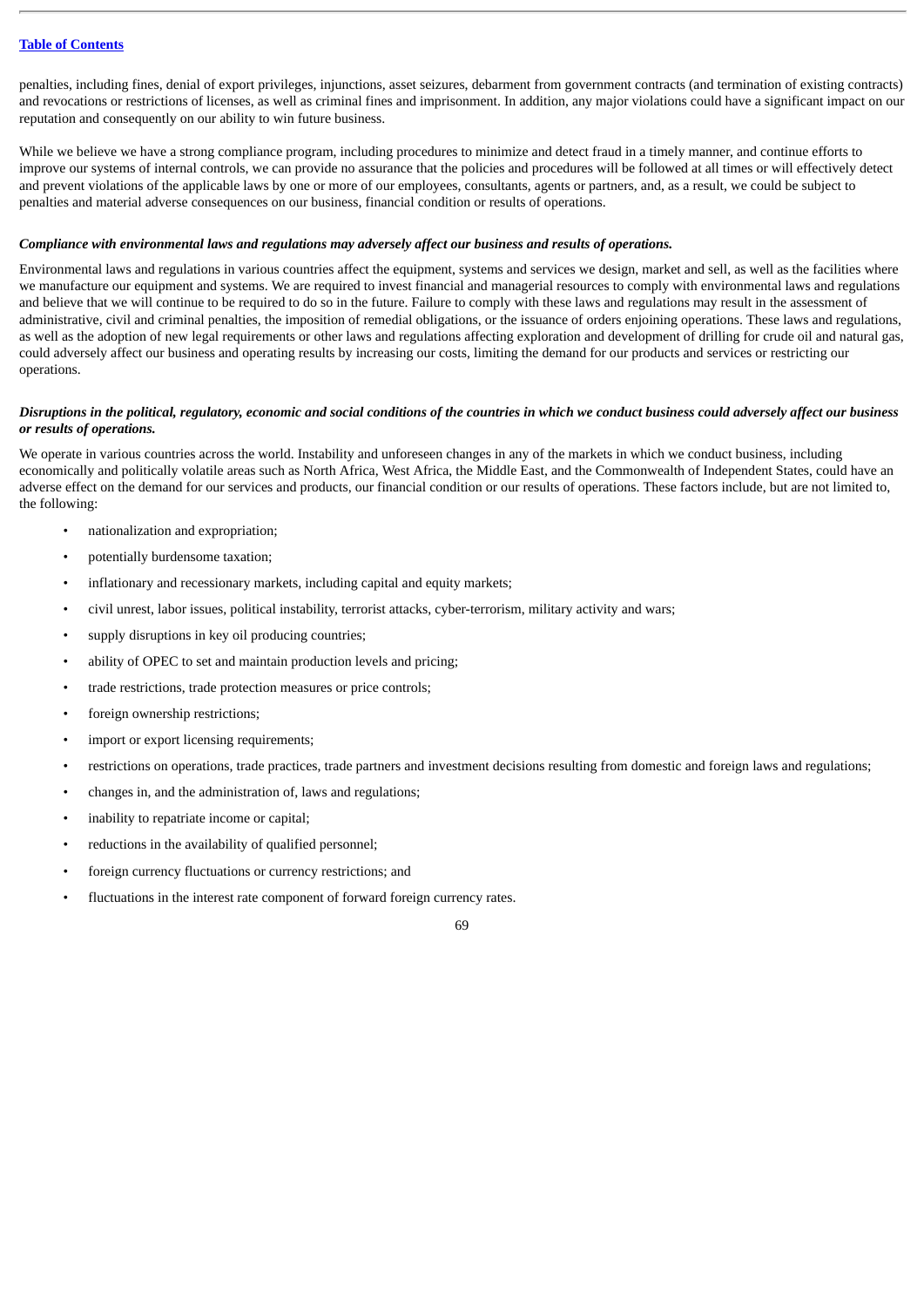penalties, including fines, denial of export privileges, injunctions, asset seizures, debarment from government contracts (and termination of existing contracts) and revocations or restrictions of licenses, as well as criminal fines and imprisonment. In addition, any major violations could have a significant impact on our reputation and consequently on our ability to win future business.

While we believe we have a strong compliance program, including procedures to minimize and detect fraud in a timely manner, and continue efforts to improve our systems of internal controls, we can provide no assurance that the policies and procedures will be followed at all times or will effectively detect and prevent violations of the applicable laws by one or more of our employees, consultants, agents or partners, and, as a result, we could be subject to penalties and material adverse consequences on our business, financial condition or results of operations.

***Compliance with environmental laws and regulations may adversely affect our business and results of operations.***

Environmental laws and regulations in various countries affect the equipment, systems and services we design, market and sell, as well as the facilities where we manufacture our equipment and systems. We are required to invest financial and managerial resources to comply with environmental laws and regulations and believe that we will continue to be required to do so in the future. Failure to comply with these laws and regulations may result in the assessment of administrative, civil and criminal penalties, the imposition of remedial obligations, or the issuance of orders enjoining operations. These laws and regulations, as well as the adoption of new legal requirements or other laws and regulations affecting exploration and development of drilling for crude oil and natural gas, could adversely affect our business and operating results by increasing our costs, limiting the demand for our products and services or restricting our operations.

***Disruptions in the political, regulatory, economic and social conditions of the countries in which we conduct business could adversely affect our business or results of operations.***

We operate in various countries across the world. Instability and unforeseen changes in any of the markets in which we conduct business, including economically and politically volatile areas such as North Africa, West Africa, the Middle East, and the Commonwealth of Independent States, could have an adverse effect on the demand for our services and products, our financial condition or our results of operations. These factors include, but are not limited to, the following:

- nationalization and expropriation;
- potentially burdensome taxation;
- inflationary and recessionary markets, including capital and equity markets;
- civil unrest, labor issues, political instability, terrorist attacks, cyber-terrorism, military activity and wars;
- supply disruptions in key oil producing countries;
- ability of OPEC to set and maintain production levels and pricing;
- trade restrictions, trade protection measures or price controls;
- foreign ownership restrictions;
- import or export licensing requirements;
- restrictions on operations, trade practices, trade partners and investment decisions resulting from domestic and foreign laws and regulations;
- changes in, and the administration of, laws and regulations;
- inability to repatriate income or capital;
- reductions in the availability of qualified personnel;
- foreign currency fluctuations or currency restrictions; and
- fluctuations in the interest rate component of forward foreign currency rates.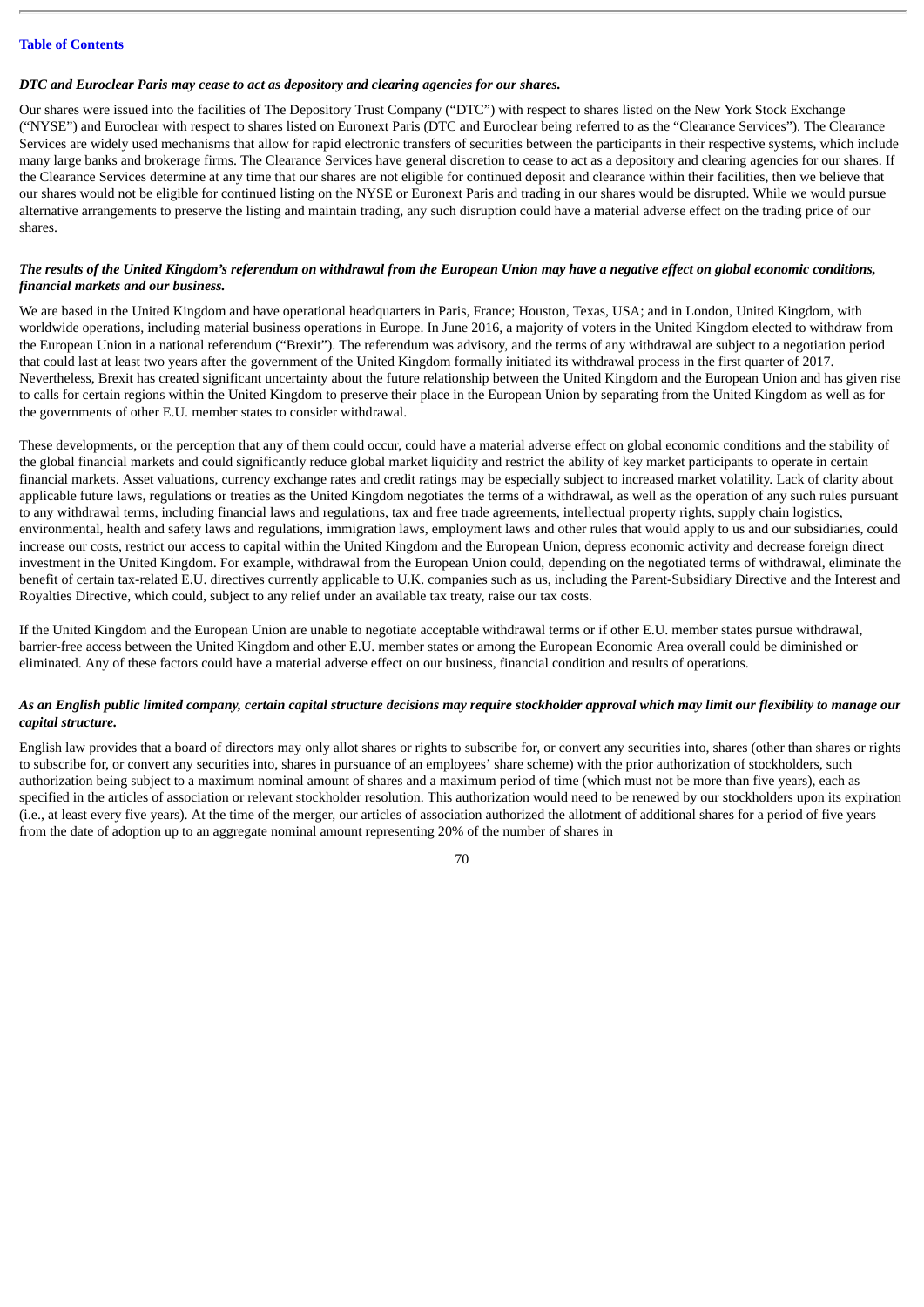***DTC and Euroclear Paris may cease to act as depository and clearing agencies for our shares.***

Our shares were issued into the facilities of The Depository Trust Company ("DTC") with respect to shares listed on the New York Stock Exchange ("NYSE") and Euroclear with respect to shares listed on Euronext Paris (DTC and Euroclear being referred to as the "Clearance Services"). The Clearance Services are widely used mechanisms that allow for rapid electronic transfers of securities between the participants in their respective systems, which include many large banks and brokerage firms. The Clearance Services have general discretion to cease to act as a depository and clearing agencies for our shares. If the Clearance Services determine at any time that our shares are not eligible for continued deposit and clearance within their facilities, then we believe that our shares would not be eligible for continued listing on the NYSE or Euronext Paris and trading in our shares would be disrupted. While we would pursue alternative arrangements to preserve the listing and maintain trading, any such disruption could have a material adverse effect on the trading price of our shares.

***The results of the United Kingdom's referendum on withdrawal from the European Union may have a negative effect on global economic conditions, financial markets and our business.***

We are based in the United Kingdom and have operational headquarters in Paris, France; Houston, Texas, USA; and in London, United Kingdom, with worldwide operations, including material business operations in Europe. In June 2016, a majority of voters in the United Kingdom elected to withdraw from the European Union in a national referendum ("Brexit"). The referendum was advisory, and the terms of any withdrawal are subject to a negotiation period that could last at least two years after the government of the United Kingdom formally initiated its withdrawal process in the first quarter of 2017. Nevertheless, Brexit has created significant uncertainty about the future relationship between the United Kingdom and the European Union and has given rise to calls for certain regions within the United Kingdom to preserve their place in the European Union by separating from the United Kingdom as well as for the governments of other E.U. member states to consider withdrawal.

These developments, or the perception that any of them could occur, could have a material adverse effect on global economic conditions and the stability of the global financial markets and could significantly reduce global market liquidity and restrict the ability of key market participants to operate in certain financial markets. Asset valuations, currency exchange rates and credit ratings may be especially subject to increased market volatility. Lack of clarity about applicable future laws, regulations or treaties as the United Kingdom negotiates the terms of a withdrawal, as well as the operation of any such rules pursuant to any withdrawal terms, including financial laws and regulations, tax and free trade agreements, intellectual property rights, supply chain logistics, environmental, health and safety laws and regulations, immigration laws, employment laws and other rules that would apply to us and our subsidiaries, could increase our costs, restrict our access to capital within the United Kingdom and the European Union, depress economic activity and decrease foreign direct investment in the United Kingdom. For example, withdrawal from the European Union could, depending on the negotiated terms of withdrawal, eliminate the benefit of certain tax-related E.U. directives currently applicable to U.K. companies such as us, including the Parent-Subsidiary Directive and the Interest and Royalties Directive, which could, subject to any relief under an available tax treaty, raise our tax costs.

If the United Kingdom and the European Union are unable to negotiate acceptable withdrawal terms or if other E.U. member states pursue withdrawal, barrier-free access between the United Kingdom and other E.U. member states or among the European Economic Area overall could be diminished or eliminated. Any of these factors could have a material adverse effect on our business, financial condition and results of operations.

***As an English public limited company, certain capital structure decisions may require stockholder approval which may limit our flexibility to manage our capital structure.***

English law provides that a board of directors may only allot shares or rights to subscribe for, or convert any securities into, shares (other than shares or rights to subscribe for, or convert any securities into, shares in pursuance of an employees' share scheme) with the prior authorization of stockholders, such authorization being subject to a maximum nominal amount of shares and a maximum period of time (which must not be more than five years), each as specified in the articles of association or relevant stockholder resolution. This authorization would need to be renewed by our stockholders upon its expiration (i.e., at least every five years). At the time of the merger, our articles of association authorized the allotment of additional shares for a period of five years from the date of adoption up to an aggregate nominal amount representing 20% of the number of shares in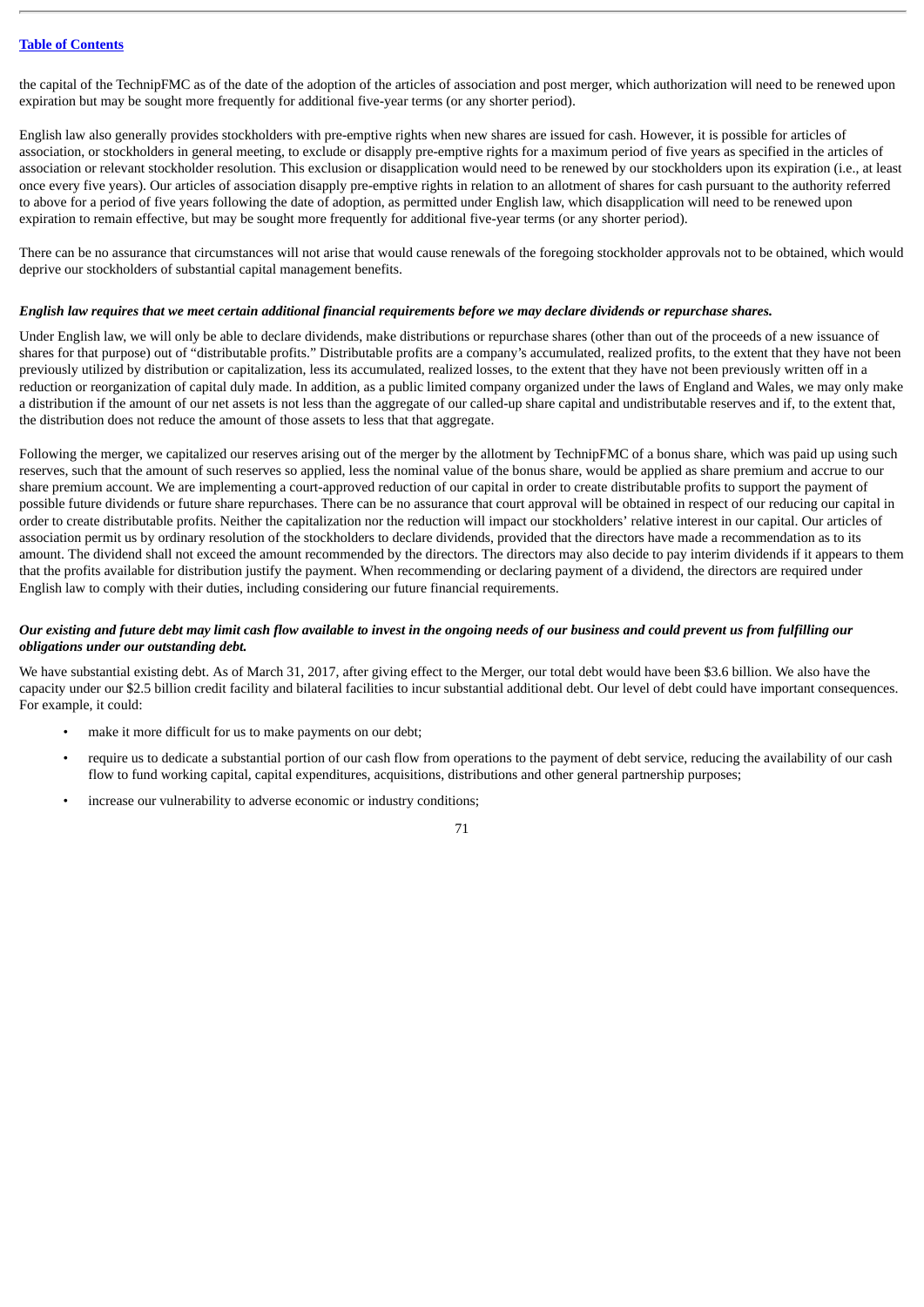the capital of the TechnipFMC as of the date of the adoption of the articles of association and post merger, which authorization will need to be renewed upon expiration but may be sought more frequently for additional five-year terms (or any shorter period).

English law also generally provides stockholders with pre-emptive rights when new shares are issued for cash. However, it is possible for articles of association, or stockholders in general meeting, to exclude or disapply pre-emptive rights for a maximum period of five years as specified in the articles of association or relevant stockholder resolution. This exclusion or disapplication would need to be renewed by our stockholders upon its expiration (i.e., at least once every five years). Our articles of association disapply pre-emptive rights in relation to an allotment of shares for cash pursuant to the authority referred to above for a period of five years following the date of adoption, as permitted under English law, which disapplication will need to be renewed upon expiration to remain effective, but may be sought more frequently for additional five-year terms (or any shorter period).

There can be no assurance that circumstances will not arise that would cause renewals of the foregoing stockholder approvals not to be obtained, which would deprive our stockholders of substantial capital management benefits.

***English law requires that we meet certain additional financial requirements before we may declare dividends or repurchase shares.***

Under English law, we will only be able to declare dividends, make distributions or repurchase shares (other than out of the proceeds of a new issuance of shares for that purpose) out of "distributable profits." Distributable profits are a company's accumulated, realized profits, to the extent that they have not been previously utilized by distribution or capitalization, less its accumulated, realized losses, to the extent that they have not been previously written off in a reduction or reorganization of capital duly made. In addition, as a public limited company organized under the laws of England and Wales, we may only make a distribution if the amount of our net assets is not less than the aggregate of our called-up share capital and undistributable reserves and if, to the extent that, the distribution does not reduce the amount of those assets to less that that aggregate.

Following the merger, we capitalized our reserves arising out of the merger by the allotment by TechnipFMC of a bonus share, which was paid up using such reserves, such that the amount of such reserves so applied, less the nominal value of the bonus share, would be applied as share premium and accrue to our share premium account. We are implementing a court-approved reduction of our capital in order to create distributable profits to support the payment of possible future dividends or future share repurchases. There can be no assurance that court approval will be obtained in respect of our reducing our capital in order to create distributable profits. Neither the capitalization nor the reduction will impact our stockholders' relative interest in our capital. Our articles of association permit us by ordinary resolution of the stockholders to declare dividends, provided that the directors have made a recommendation as to its amount. The dividend shall not exceed the amount recommended by the directors. The directors may also decide to pay interim dividends if it appears to them that the profits available for distribution justify the payment. When recommending or declaring payment of a dividend, the directors are required under English law to comply with their duties, including considering our future financial requirements.

***Our existing and future debt may limit cash flow available to invest in the ongoing needs of our business and could prevent us from fulfilling our obligations under our outstanding debt.***

We have substantial existing debt. As of March 31, 2017, after giving effect to the Merger, our total debt would have been $3.6 billion. We also have the capacity under our $2.5 billion credit facility and bilateral facilities to incur substantial additional debt. Our level of debt could have important consequences. For example, it could:

- make it more difficult for us to make payments on our debt;
- require us to dedicate a substantial portion of our cash flow from operations to the payment of debt service, reducing the availability of our cash flow to fund working capital, capital expenditures, acquisitions, distributions and other general partnership purposes;
- increase our vulnerability to adverse economic or industry conditions;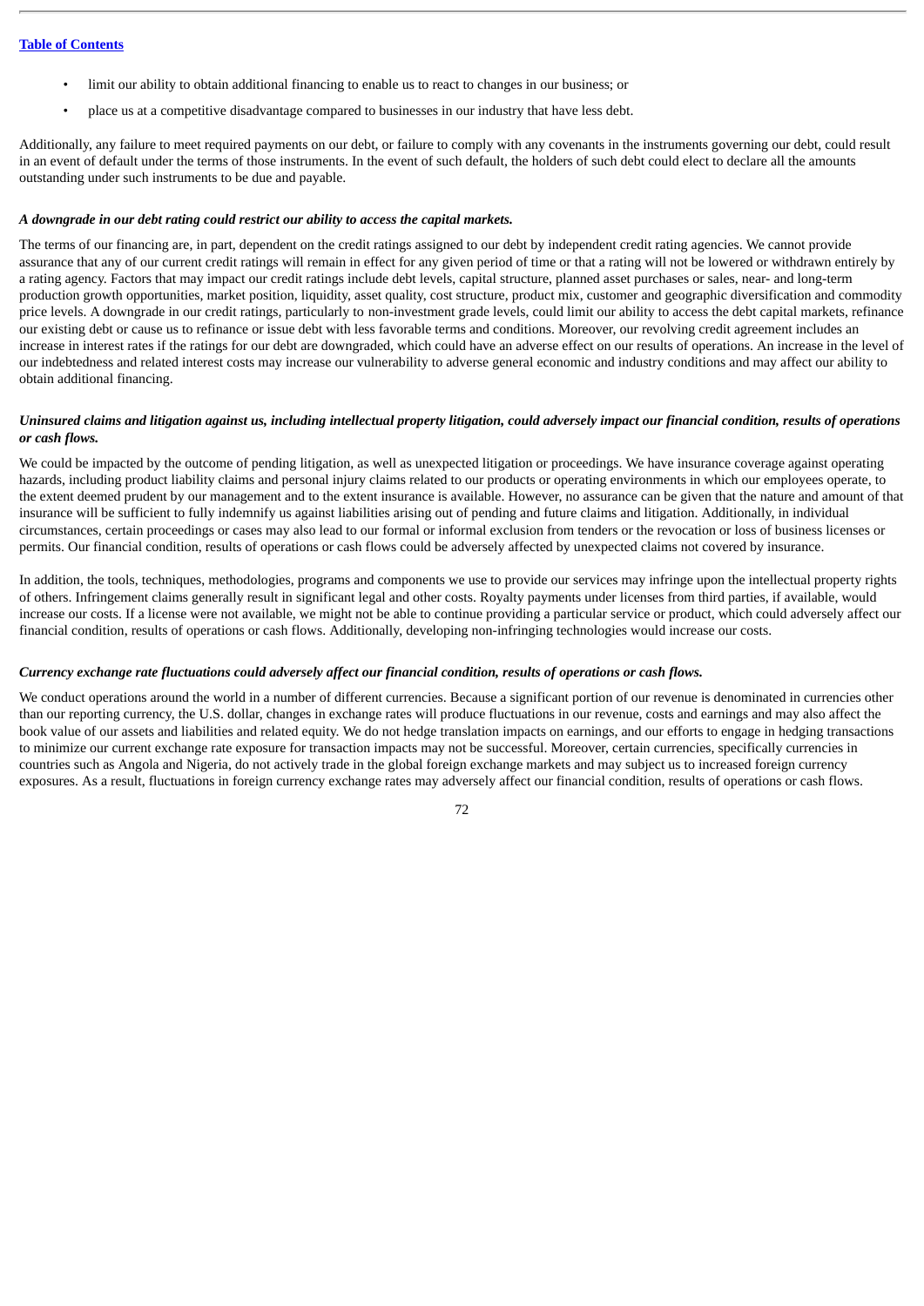- limit our ability to obtain additional financing to enable us to react to changes in our business; or
- place us at a competitive disadvantage compared to businesses in our industry that have less debt.

Additionally, any failure to meet required payments on our debt, or failure to comply with any covenants in the instruments governing our debt, could result in an event of default under the terms of those instruments. In the event of such default, the holders of such debt could elect to declare all the amounts outstanding under such instruments to be due and payable.

***A downgrade in our debt rating could restrict our ability to access the capital markets.***

The terms of our financing are, in part, dependent on the credit ratings assigned to our debt by independent credit rating agencies. We cannot provide assurance that any of our current credit ratings will remain in effect for any given period of time or that a rating will not be lowered or withdrawn entirely by a rating agency. Factors that may impact our credit ratings include debt levels, capital structure, planned asset purchases or sales, near- and long-term production growth opportunities, market position, liquidity, asset quality, cost structure, product mix, customer and geographic diversification and commodity price levels. A downgrade in our credit ratings, particularly to non-investment grade levels, could limit our ability to access the debt capital markets, refinance our existing debt or cause us to refinance or issue debt with less favorable terms and conditions. Moreover, our revolving credit agreement includes an increase in interest rates if the ratings for our debt are downgraded, which could have an adverse effect on our results of operations. An increase in the level of our indebtedness and related interest costs may increase our vulnerability to adverse general economic and industry conditions and may affect our ability to obtain additional financing.

***Uninsured claims and litigation against us, including intellectual property litigation, could adversely impact our financial condition, results of operations or cash flows.***

We could be impacted by the outcome of pending litigation, as well as unexpected litigation or proceedings. We have insurance coverage against operating hazards, including product liability claims and personal injury claims related to our products or operating environments in which our employees operate, to the extent deemed prudent by our management and to the extent insurance is available. However, no assurance can be given that the nature and amount of that insurance will be sufficient to fully indemnify us against liabilities arising out of pending and future claims and litigation. Additionally, in individual circumstances, certain proceedings or cases may also lead to our formal or informal exclusion from tenders or the revocation or loss of business licenses or permits. Our financial condition, results of operations or cash flows could be adversely affected by unexpected claims not covered by insurance.

In addition, the tools, techniques, methodologies, programs and components we use to provide our services may infringe upon the intellectual property rights of others. Infringement claims generally result in significant legal and other costs. Royalty payments under licenses from third parties, if available, would increase our costs. If a license were not available, we might not be able to continue providing a particular service or product, which could adversely affect our financial condition, results of operations or cash flows. Additionally, developing non-infringing technologies would increase our costs.

***Currency exchange rate fluctuations could adversely affect our financial condition, results of operations or cash flows.***

We conduct operations around the world in a number of different currencies. Because a significant portion of our revenue is denominated in currencies other than our reporting currency, the U.S. dollar, changes in exchange rates will produce fluctuations in our revenue, costs and earnings and may also affect the book value of our assets and liabilities and related equity. We do not hedge translation impacts on earnings, and our efforts to engage in hedging transactions to minimize our current exchange rate exposure for transaction impacts may not be successful. Moreover, certain currencies, specifically currencies in countries such as Angola and Nigeria, do not actively trade in the global foreign exchange markets and may subject us to increased foreign currency exposures. As a result, fluctuations in foreign currency exchange rates may adversely affect our financial condition, results of operations or cash flows.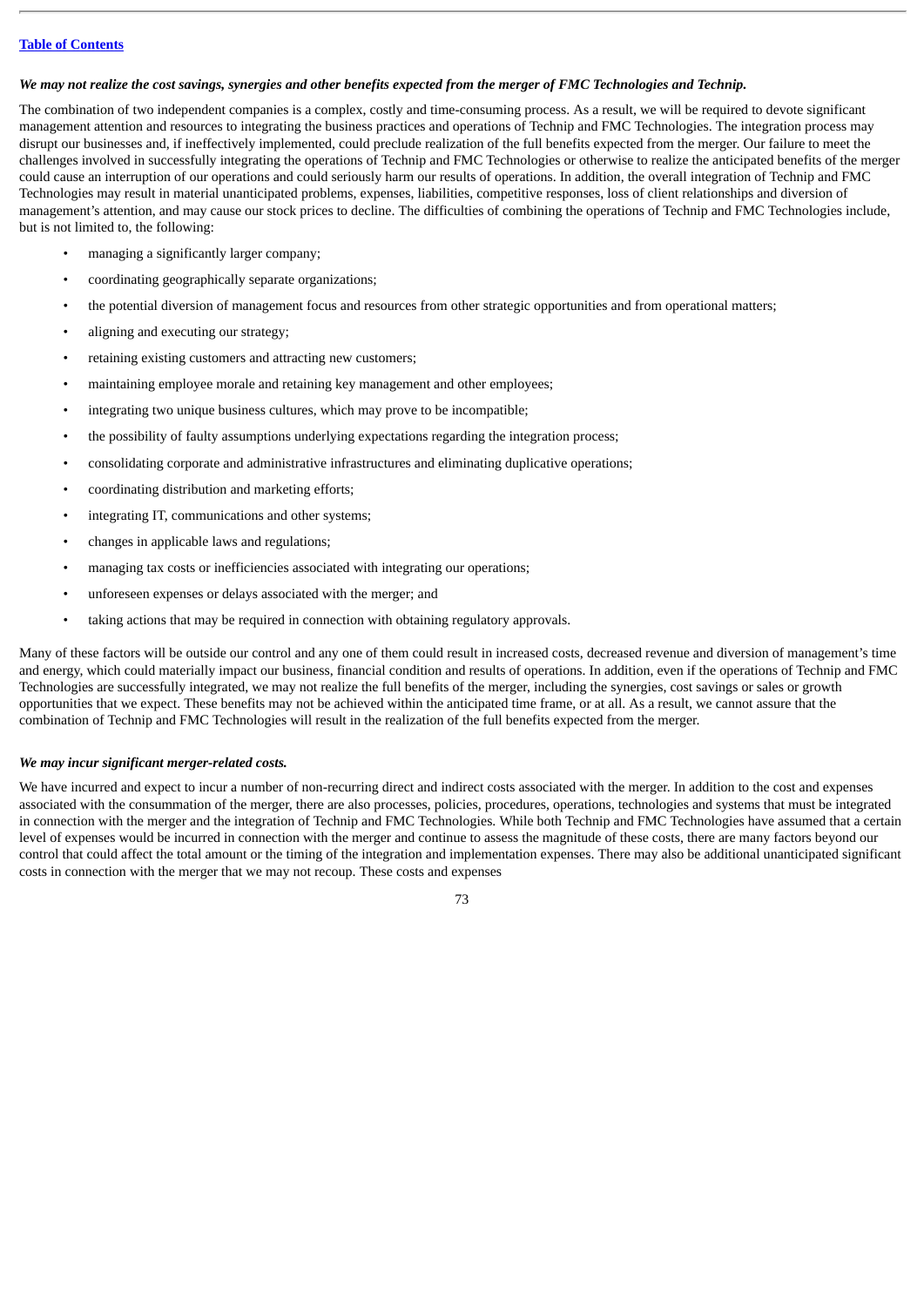***We may not realize the cost savings, synergies and other benefits expected from the merger of FMC Technologies and Technip.***

The combination of two independent companies is a complex, costly and time-consuming process. As a result, we will be required to devote significant management attention and resources to integrating the business practices and operations of Technip and FMC Technologies. The integration process may disrupt our businesses and, if ineffectively implemented, could preclude realization of the full benefits expected from the merger. Our failure to meet the challenges involved in successfully integrating the operations of Technip and FMC Technologies or otherwise to realize the anticipated benefits of the merger could cause an interruption of our operations and could seriously harm our results of operations. In addition, the overall integration of Technip and FMC Technologies may result in material unanticipated problems, expenses, liabilities, competitive responses, loss of client relationships and diversion of management's attention, and may cause our stock prices to decline. The difficulties of combining the operations of Technip and FMC Technologies include, but is not limited to, the following:

- managing a significantly larger company;
- coordinating geographically separate organizations;
- the potential diversion of management focus and resources from other strategic opportunities and from operational matters;
- aligning and executing our strategy;
- retaining existing customers and attracting new customers;
- maintaining employee morale and retaining key management and other employees;
- integrating two unique business cultures, which may prove to be incompatible;
- the possibility of faulty assumptions underlying expectations regarding the integration process;
- consolidating corporate and administrative infrastructures and eliminating duplicative operations;
- coordinating distribution and marketing efforts;
- integrating IT, communications and other systems;
- changes in applicable laws and regulations;
- managing tax costs or inefficiencies associated with integrating our operations;
- unforeseen expenses or delays associated with the merger; and
- taking actions that may be required in connection with obtaining regulatory approvals.

Many of these factors will be outside our control and any one of them could result in increased costs, decreased revenue and diversion of management's time and energy, which could materially impact our business, financial condition and results of operations. In addition, even if the operations of Technip and FMC Technologies are successfully integrated, we may not realize the full benefits of the merger, including the synergies, cost savings or sales or growth opportunities that we expect. These benefits may not be achieved within the anticipated time frame, or at all. As a result, we cannot assure that the combination of Technip and FMC Technologies will result in the realization of the full benefits expected from the merger.

***We may incur significant merger-related costs.***

We have incurred and expect to incur a number of non-recurring direct and indirect costs associated with the merger. In addition to the cost and expenses associated with the consummation of the merger, there are also processes, policies, procedures, operations, technologies and systems that must be integrated in connection with the merger and the integration of Technip and FMC Technologies. While both Technip and FMC Technologies have assumed that a certain level of expenses would be incurred in connection with the merger and continue to assess the magnitude of these costs, there are many factors beyond our control that could affect the total amount or the timing of the integration and implementation expenses. There may also be additional unanticipated significant costs in connection with the merger that we may not recoup. These costs and expenses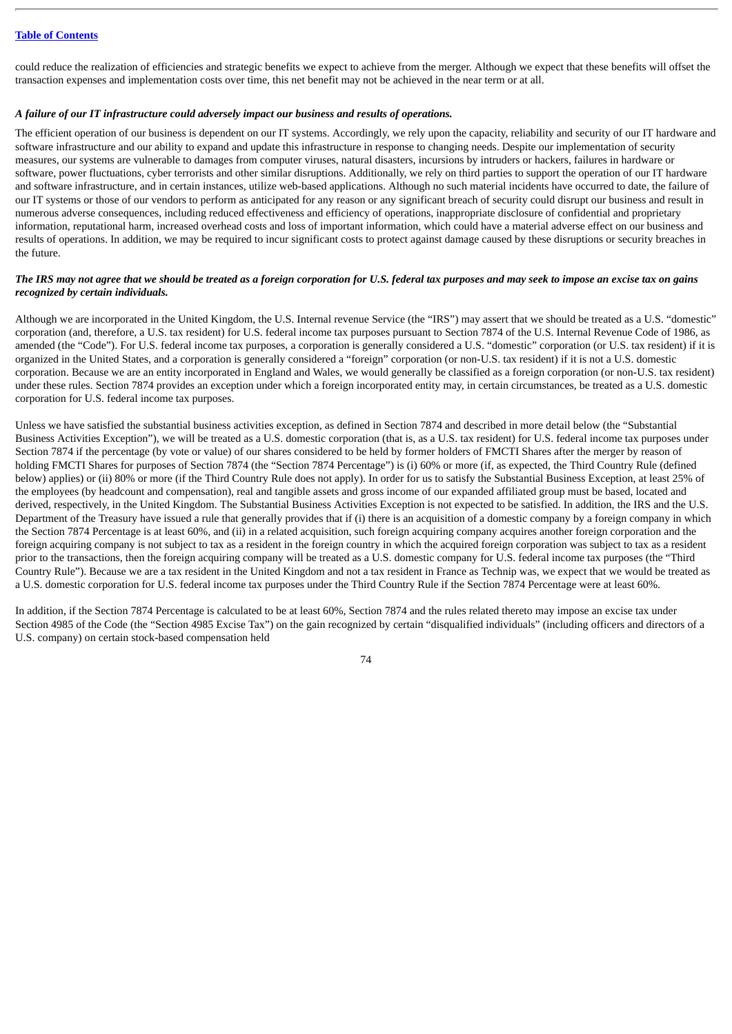could reduce the realization of efficiencies and strategic benefits we expect to achieve from the merger. Although we expect that these benefits will offset the transaction expenses and implementation costs over time, this net benefit may not be achieved in the near term or at all.

***A failure of our IT infrastructure could adversely impact our business and results of operations.***

The efficient operation of our business is dependent on our IT systems. Accordingly, we rely upon the capacity, reliability and security of our IT hardware and software infrastructure and our ability to expand and update this infrastructure in response to changing needs. Despite our implementation of security measures, our systems are vulnerable to damages from computer viruses, natural disasters, incursions by intruders or hackers, failures in hardware or software, power fluctuations, cyber terrorists and other similar disruptions. Additionally, we rely on third parties to support the operation of our IT hardware and software infrastructure, and in certain instances, utilize web-based applications. Although no such material incidents have occurred to date, the failure of our IT systems or those of our vendors to perform as anticipated for any reason or any significant breach of security could disrupt our business and result in numerous adverse consequences, including reduced effectiveness and efficiency of operations, inappropriate disclosure of confidential and proprietary information, reputational harm, increased overhead costs and loss of important information, which could have a material adverse effect on our business and results of operations. In addition, we may be required to incur significant costs to protect against damage caused by these disruptions or security breaches in the future.

***The IRS may not agree that we should be treated as a foreign corporation for U.S. federal tax purposes and may seek to impose an excise tax on gains recognized by certain individuals.***

Although we are incorporated in the United Kingdom, the U.S. Internal revenue Service (the "IRS") may assert that we should be treated as a U.S. "domestic" corporation (and, therefore, a U.S. tax resident) for U.S. federal income tax purposes pursuant to Section 7874 of the U.S. Internal Revenue Code of 1986, as amended (the "Code"). For U.S. federal income tax purposes, a corporation is generally considered a U.S. "domestic" corporation (or U.S. tax resident) if it is organized in the United States, and a corporation is generally considered a "foreign" corporation (or non-U.S. tax resident) if it is not a U.S. domestic corporation. Because we are an entity incorporated in England and Wales, we would generally be classified as a foreign corporation (or non-U.S. tax resident) under these rules. Section 7874 provides an exception under which a foreign incorporated entity may, in certain circumstances, be treated as a U.S. domestic corporation for U.S. federal income tax purposes.

Unless we have satisfied the substantial business activities exception, as defined in Section 7874 and described in more detail below (the "Substantial Business Activities Exception"), we will be treated as a U.S. domestic corporation (that is, as a U.S. tax resident) for U.S. federal income tax purposes under Section 7874 if the percentage (by vote or value) of our shares considered to be held by former holders of FMCTI Shares after the merger by reason of holding FMCTI Shares for purposes of Section 7874 (the "Section 7874 Percentage") is (i) 60% or more (if, as expected, the Third Country Rule (defined below) applies) or (ii) 80% or more (if the Third Country Rule does not apply). In order for us to satisfy the Substantial Business Exception, at least 25% of the employees (by headcount and compensation), real and tangible assets and gross income of our expanded affiliated group must be based, located and derived, respectively, in the United Kingdom. The Substantial Business Activities Exception is not expected to be satisfied. In addition, the IRS and the U.S. Department of the Treasury have issued a rule that generally provides that if (i) there is an acquisition of a domestic company by a foreign company in which the Section 7874 Percentage is at least 60%, and (ii) in a related acquisition, such foreign acquiring company acquires another foreign corporation and the foreign acquiring company is not subject to tax as a resident in the foreign country in which the acquired foreign corporation was subject to tax as a resident prior to the transactions, then the foreign acquiring company will be treated as a U.S. domestic company for U.S. federal income tax purposes (the "Third Country Rule"). Because we are a tax resident in the United Kingdom and not a tax resident in France as Technip was, we expect that we would be treated as a U.S. domestic corporation for U.S. federal income tax purposes under the Third Country Rule if the Section 7874 Percentage were at least 60%.

In addition, if the Section 7874 Percentage is calculated to be at least 60%, Section 7874 and the rules related thereto may impose an excise tax under Section 4985 of the Code (the "Section 4985 Excise Tax") on the gain recognized by certain "disqualified individuals" (including officers and directors of a U.S. company) on certain stock-based compensation held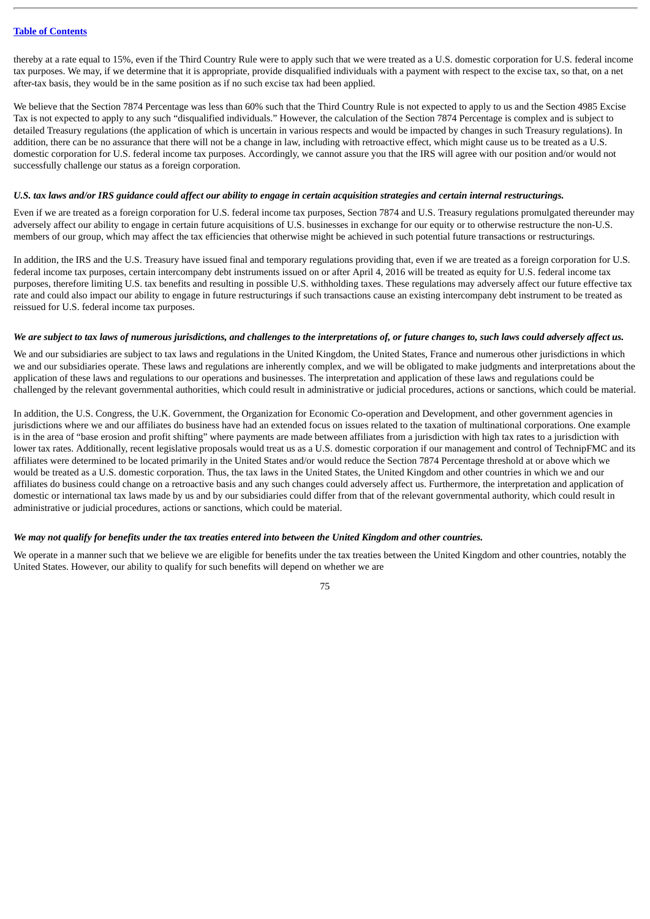thereby at a rate equal to 15%, even if the Third Country Rule were to apply such that we were treated as a U.S. domestic corporation for U.S. federal income tax purposes. We may, if we determine that it is appropriate, provide disqualified individuals with a payment with respect to the excise tax, so that, on a net after-tax basis, they would be in the same position as if no such excise tax had been applied.

We believe that the Section 7874 Percentage was less than 60% such that the Third Country Rule is not expected to apply to us and the Section 4985 Excise Tax is not expected to apply to any such "disqualified individuals." However, the calculation of the Section 7874 Percentage is complex and is subject to detailed Treasury regulations (the application of which is uncertain in various respects and would be impacted by changes in such Treasury regulations). In addition, there can be no assurance that there will not be a change in law, including with retroactive effect, which might cause us to be treated as a U.S. domestic corporation for U.S. federal income tax purposes. Accordingly, we cannot assure you that the IRS will agree with our position and/or would not successfully challenge our status as a foreign corporation.

***U.S. tax laws and/or IRS guidance could affect our ability to engage in certain acquisition strategies and certain internal restructurings.***

Even if we are treated as a foreign corporation for U.S. federal income tax purposes, Section 7874 and U.S. Treasury regulations promulgated thereunder may adversely affect our ability to engage in certain future acquisitions of U.S. businesses in exchange for our equity or to otherwise restructure the non-U.S. members of our group, which may affect the tax efficiencies that otherwise might be achieved in such potential future transactions or restructurings.

In addition, the IRS and the U.S. Treasury have issued final and temporary regulations providing that, even if we are treated as a foreign corporation for U.S. federal income tax purposes, certain intercompany debt instruments issued on or after April 4, 2016 will be treated as equity for U.S. federal income tax purposes, therefore limiting U.S. tax benefits and resulting in possible U.S. withholding taxes. These regulations may adversely affect our future effective tax rate and could also impact our ability to engage in future restructurings if such transactions cause an existing intercompany debt instrument to be treated as reissued for U.S. federal income tax purposes.

***We are subject to tax laws of numerous jurisdictions, and challenges to the interpretations of, or future changes to, such laws could adversely affect us.***

We and our subsidiaries are subject to tax laws and regulations in the United Kingdom, the United States, France and numerous other jurisdictions in which we and our subsidiaries operate. These laws and regulations are inherently complex, and we will be obligated to make judgments and interpretations about the application of these laws and regulations to our operations and businesses. The interpretation and application of these laws and regulations could be challenged by the relevant governmental authorities, which could result in administrative or judicial procedures, actions or sanctions, which could be material.

In addition, the U.S. Congress, the U.K. Government, the Organization for Economic Co-operation and Development, and other government agencies in jurisdictions where we and our affiliates do business have had an extended focus on issues related to the taxation of multinational corporations. One example is in the area of "base erosion and profit shifting" where payments are made between affiliates from a jurisdiction with high tax rates to a jurisdiction with lower tax rates. Additionally, recent legislative proposals would treat us as a U.S. domestic corporation if our management and control of TechnipFMC and its affiliates were determined to be located primarily in the United States and/or would reduce the Section 7874 Percentage threshold at or above which we would be treated as a U.S. domestic corporation. Thus, the tax laws in the United States, the United Kingdom and other countries in which we and our affiliates do business could change on a retroactive basis and any such changes could adversely affect us. Furthermore, the interpretation and application of domestic or international tax laws made by us and by our subsidiaries could differ from that of the relevant governmental authority, which could result in administrative or judicial procedures, actions or sanctions, which could be material.

***We may not qualify for benefits under the tax treaties entered into between the United Kingdom and other countries.***

We operate in a manner such that we believe we are eligible for benefits under the tax treaties between the United Kingdom and other countries, notably the United States. However, our ability to qualify for such benefits will depend on whether we are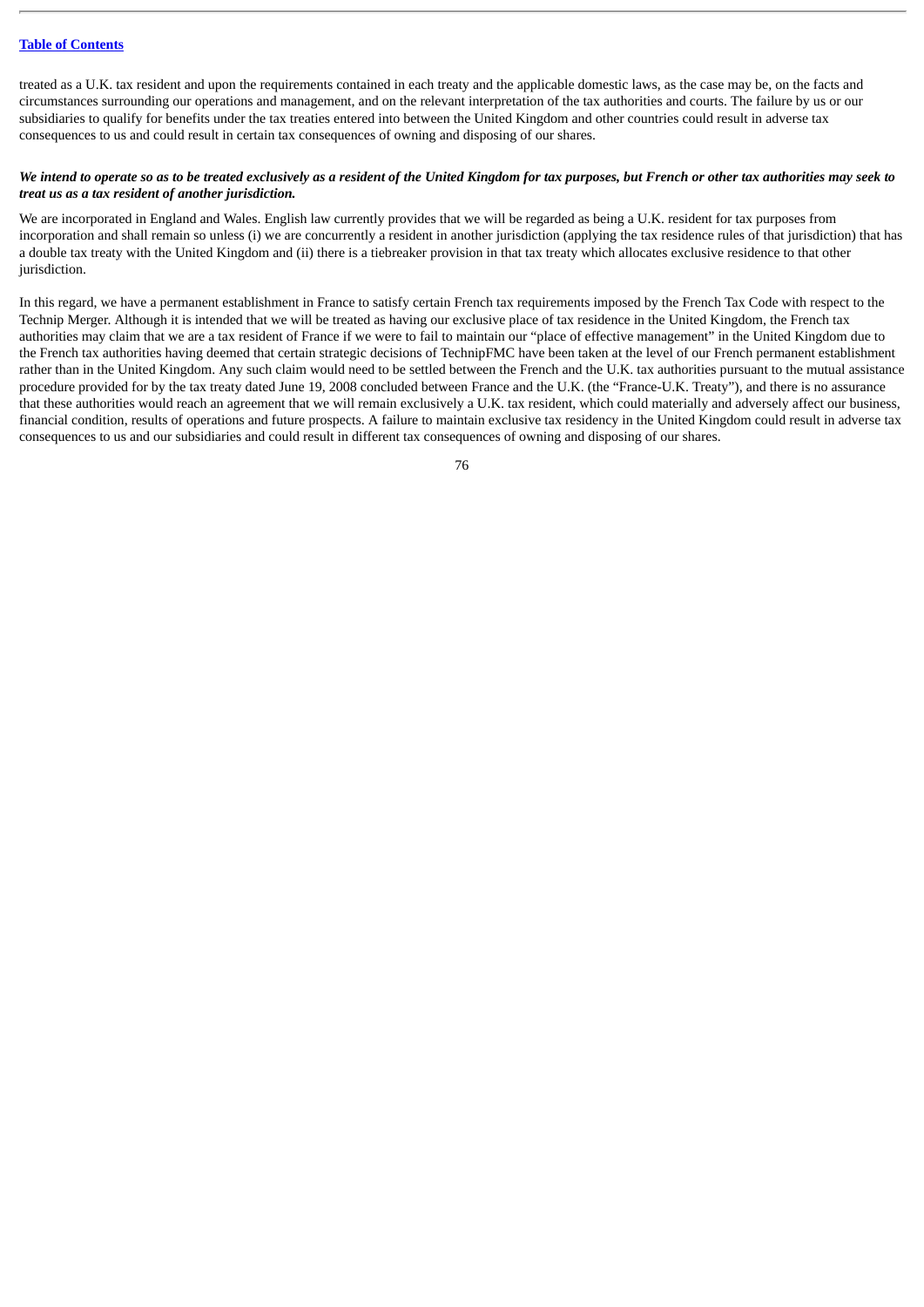treated as a U.K. tax resident and upon the requirements contained in each treaty and the applicable domestic laws, as the case may be, on the facts and circumstances surrounding our operations and management, and on the relevant interpretation of the tax authorities and courts. The failure by us or our subsidiaries to qualify for benefits under the tax treaties entered into between the United Kingdom and other countries could result in adverse tax consequences to us and could result in certain tax consequences of owning and disposing of our shares.

***We intend to operate so as to be treated exclusively as a resident of the United Kingdom for tax purposes, but French or other tax authorities may seek to treat us as a tax resident of another jurisdiction.***

We are incorporated in England and Wales. English law currently provides that we will be regarded as being a U.K. resident for tax purposes from incorporation and shall remain so unless (i) we are concurrently a resident in another jurisdiction (applying the tax residence rules of that jurisdiction) that has a double tax treaty with the United Kingdom and (ii) there is a tiebreaker provision in that tax treaty which allocates exclusive residence to that other jurisdiction.

In this regard, we have a permanent establishment in France to satisfy certain French tax requirements imposed by the French Tax Code with respect to the Technip Merger. Although it is intended that we will be treated as having our exclusive place of tax residence in the United Kingdom, the French tax authorities may claim that we are a tax resident of France if we were to fail to maintain our "place of effective management" in the United Kingdom due to the French tax authorities having deemed that certain strategic decisions of TechnipFMC have been taken at the level of our French permanent establishment rather than in the United Kingdom. Any such claim would need to be settled between the French and the U.K. tax authorities pursuant to the mutual assistance procedure provided for by the tax treaty dated June 19, 2008 concluded between France and the U.K. (the "France-U.K. Treaty"), and there is no assurance that these authorities would reach an agreement that we will remain exclusively a U.K. tax resident, which could materially and adversely affect our business, financial condition, results of operations and future prospects. A failure to maintain exclusive tax residency in the United Kingdom could result in adverse tax consequences to us and our subsidiaries and could result in different tax consequences of owning and disposing of our shares.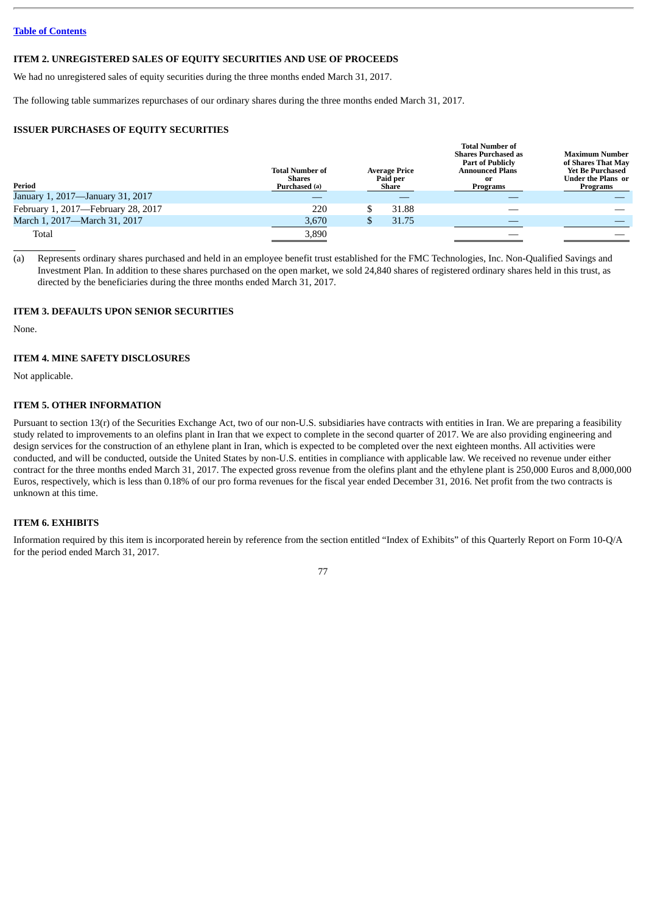[Table of Contents](#)

## ITEM 2. UNREGISTERED SALES OF EQUITY SECURITIES AND USE OF PROCEEDS

We had no unregistered sales of equity securities during the three months ended March 31, 2017.

The following table summarizes repurchases of our ordinary shares during the three months ended March 31, 2017.

### ISSUER PURCHASES OF EQUITY SECURITIES

| Period | Total Number of Shares Purchased (a) | Average Price Paid per Share | Total Number of Shares Purchased as Part of Publicly Announced Plans or Programs | Maximum Number of Shares That May Yet Be Purchased Under the Plans or Programs |
|---|---|---|---|---|
| January 1, 2017—January 31, 2017 | — | — | — | — |
| February 1, 2017—February 28, 2017 | 220 | $ 31.88 | — | — |
| March 1, 2017—March 31, 2017 | 3,670 | $ 31.75 | — | — |
| Total | 3,890 | | — | — |

(a) Represents ordinary shares purchased and held in an employee benefit trust established for the FMC Technologies, Inc. Non-Qualified Savings and Investment Plan. In addition to these shares purchased on the open market, we sold 24,840 shares of registered ordinary shares held in this trust, as directed by the beneficiaries during the three months ended March 31, 2017.

## ITEM 3. DEFAULTS UPON SENIOR SECURITIES

None.

## ITEM 4. MINE SAFETY DISCLOSURES

Not applicable.

## ITEM 5. OTHER INFORMATION

Pursuant to section 13(r) of the Securities Exchange Act, two of our non-U.S. subsidiaries have contracts with entities in Iran. We are preparing a feasibility study related to improvements to an olefins plant in Iran that we expect to complete in the second quarter of 2017. We are also providing engineering and design services for the construction of an ethylene plant in Iran, which is expected to be completed over the next eighteen months. All activities were conducted, and will be conducted, outside the United States by non-U.S. entities in compliance with applicable law. We received no revenue under either contract for the three months ended March 31, 2017. The expected gross revenue from the olefins plant and the ethylene plant is 250,000 Euros and 8,000,000 Euros, respectively, which is less than 0.18% of our pro forma revenues for the fiscal year ended December 31, 2016. Net profit from the two contracts is unknown at this time.

## ITEM 6. EXHIBITS

Information required by this item is incorporated herein by reference from the section entitled "Index of Exhibits" of this Quarterly Report on Form 10-Q/A for the period ended March 31, 2017.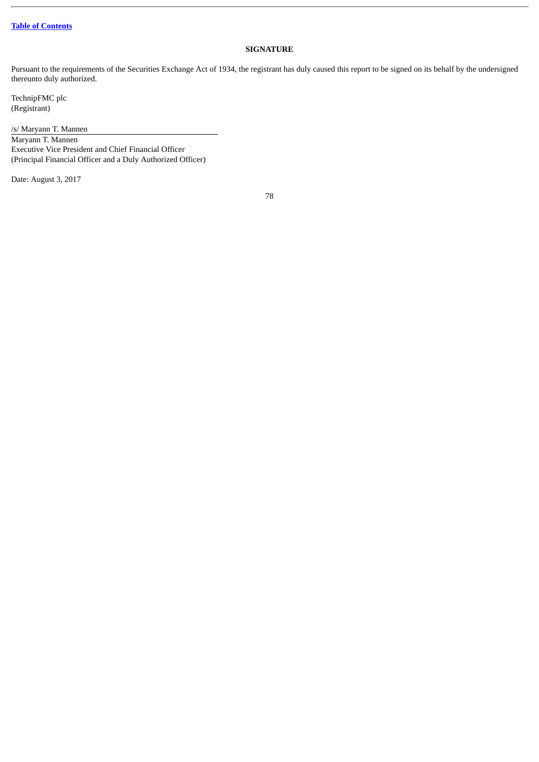Table of Contents

**SIGNATURE**

Pursuant to the requirements of the Securities Exchange Act of 1934, the registrant has duly caused this report to be signed on its behalf by the undersigned thereunto duly authorized.

TechnipFMC plc
(Registrant)

/s/ Maryann T. Mannen

Maryann T. Mannen
Executive Vice President and Chief Financial Officer
(Principal Financial Officer and a Duly Authorized Officer)

Date: August 3, 2017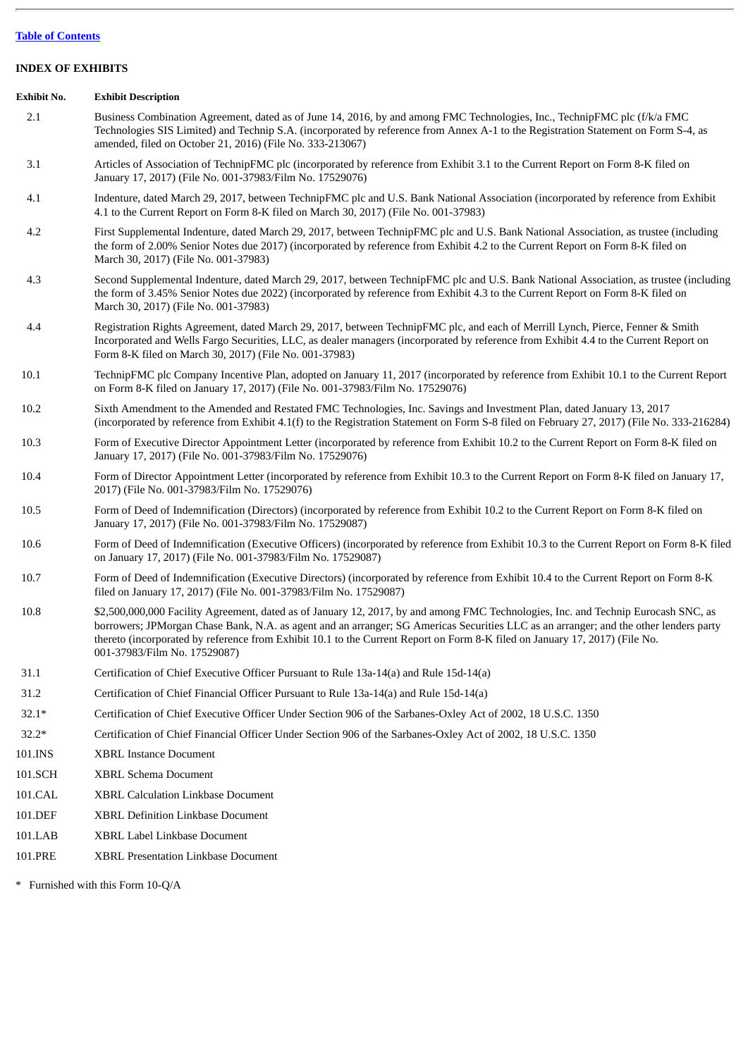Table of Contents

**INDEX OF EXHIBITS**

| Exhibit No. | Exhibit Description |
|---|---|
| 2.1 | Business Combination Agreement, dated as of June 14, 2016, by and among FMC Technologies, Inc., TechnipFMC plc (f/k/a FMC Technologies SIS Limited) and Technip S.A. (incorporated by reference from Annex A-1 to the Registration Statement on Form S-4, as amended, filed on October 21, 2016) (File No. 333-213067) |
| 3.1 | Articles of Association of TechnipFMC plc (incorporated by reference from Exhibit 3.1 to the Current Report on Form 8-K filed on January 17, 2017) (File No. 001-37983/Film No. 17529076) |
| 4.1 | Indenture, dated March 29, 2017, between TechnipFMC plc and U.S. Bank National Association (incorporated by reference from Exhibit 4.1 to the Current Report on Form 8-K filed on March 30, 2017) (File No. 001-37983) |
| 4.2 | First Supplemental Indenture, dated March 29, 2017, between TechnipFMC plc and U.S. Bank National Association, as trustee (including the form of 2.00% Senior Notes due 2017) (incorporated by reference from Exhibit 4.2 to the Current Report on Form 8-K filed on March 30, 2017) (File No. 001-37983) |
| 4.3 | Second Supplemental Indenture, dated March 29, 2017, between TechnipFMC plc and U.S. Bank National Association, as trustee (including the form of 3.45% Senior Notes due 2022) (incorporated by reference from Exhibit 4.3 to the Current Report on Form 8-K filed on March 30, 2017) (File No. 001-37983) |
| 4.4 | Registration Rights Agreement, dated March 29, 2017, between TechnipFMC plc, and each of Merrill Lynch, Pierce, Fenner & Smith Incorporated and Wells Fargo Securities, LLC, as dealer managers (incorporated by reference from Exhibit 4.4 to the Current Report on Form 8-K filed on March 30, 2017) (File No. 001-37983) |
| 10.1 | TechnipFMC plc Company Incentive Plan, adopted on January 11, 2017 (incorporated by reference from Exhibit 10.1 to the Current Report on Form 8-K filed on January 17, 2017) (File No. 001-37983/Film No. 17529076) |
| 10.2 | Sixth Amendment to the Amended and Restated FMC Technologies, Inc. Savings and Investment Plan, dated January 13, 2017 (incorporated by reference from Exhibit 4.1(f) to the Registration Statement on Form S-8 filed on February 27, 2017) (File No. 333-216284) |
| 10.3 | Form of Executive Director Appointment Letter (incorporated by reference from Exhibit 10.2 to the Current Report on Form 8-K filed on January 17, 2017) (File No. 001-37983/Film No. 17529076) |
| 10.4 | Form of Director Appointment Letter (incorporated by reference from Exhibit 10.3 to the Current Report on Form 8-K filed on January 17, 2017) (File No. 001-37983/Film No. 17529076) |
| 10.5 | Form of Deed of Indemnification (Directors) (incorporated by reference from Exhibit 10.2 to the Current Report on Form 8-K filed on January 17, 2017) (File No. 001-37983/Film No. 17529087) |
| 10.6 | Form of Deed of Indemnification (Executive Officers) (incorporated by reference from Exhibit 10.3 to the Current Report on Form 8-K filed on January 17, 2017) (File No. 001-37983/Film No. 17529087) |
| 10.7 | Form of Deed of Indemnification (Executive Directors) (incorporated by reference from Exhibit 10.4 to the Current Report on Form 8-K filed on January 17, 2017) (File No. 001-37983/Film No. 17529087) |
| 10.8 | $2,500,000,000 Facility Agreement, dated as of January 12, 2017, by and among FMC Technologies, Inc. and Technip Eurocash SNC, as borrowers; JPMorgan Chase Bank, N.A. as agent and an arranger; SG Americas Securities LLC as an arranger; and the other lenders party thereto (incorporated by reference from Exhibit 10.1 to the Current Report on Form 8-K filed on January 17, 2017) (File No. 001-37983/Film No. 17529087) |
| 31.1 | Certification of Chief Executive Officer Pursuant to Rule 13a-14(a) and Rule 15d-14(a) |
| 31.2 | Certification of Chief Financial Officer Pursuant to Rule 13a-14(a) and Rule 15d-14(a) |
| 32.1* | Certification of Chief Executive Officer Under Section 906 of the Sarbanes-Oxley Act of 2002, 18 U.S.C. 1350 |
| 32.2* | Certification of Chief Financial Officer Under Section 906 of the Sarbanes-Oxley Act of 2002, 18 U.S.C. 1350 |
| 101.INS | XBRL Instance Document |
| 101.SCH | XBRL Schema Document |
| 101.CAL | XBRL Calculation Linkbase Document |
| 101.DEF | XBRL Definition Linkbase Document |
| 101.LAB | XBRL Label Linkbase Document |
| 101.PRE | XBRL Presentation Linkbase Document |

\* Furnished with this Form 10-Q/A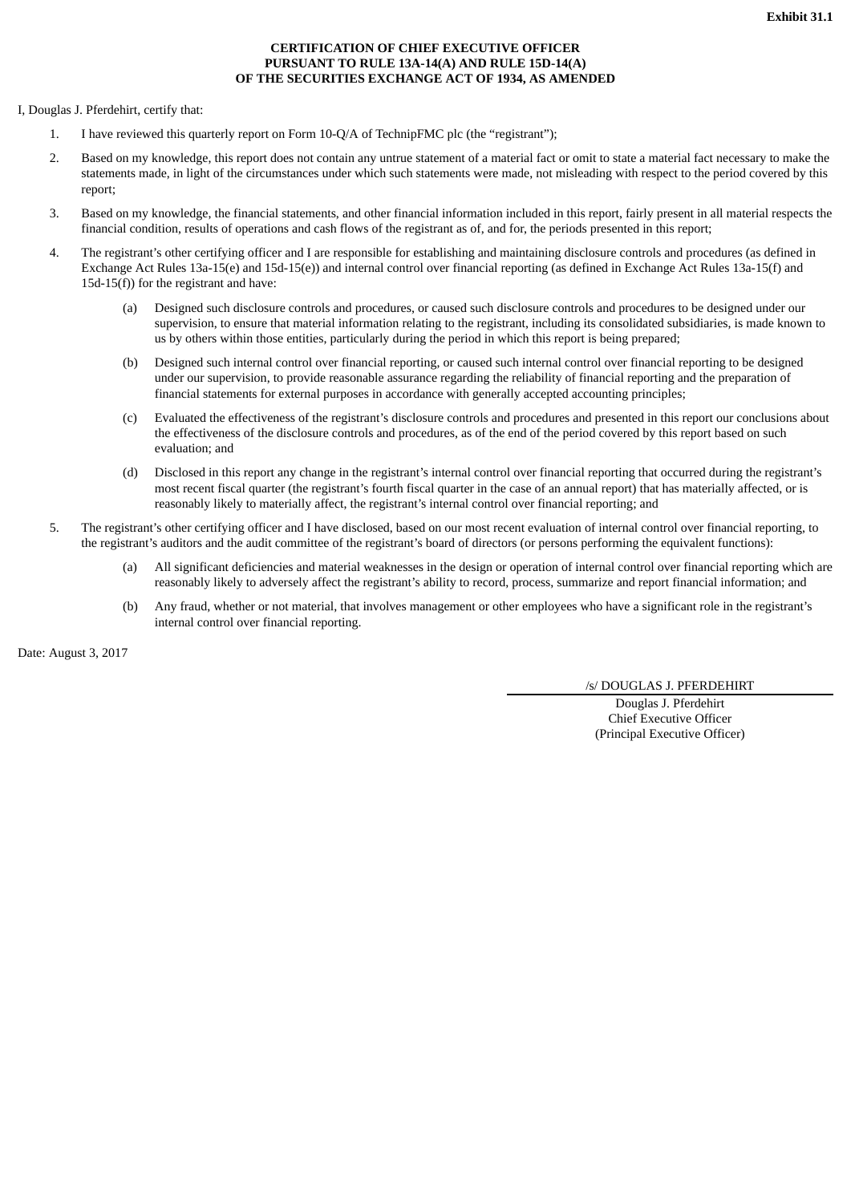**Exhibit 31.1**

**CERTIFICATION OF CHIEF EXECUTIVE OFFICER**
**PURSUANT TO RULE 13A-14(A) AND RULE 15D-14(A)**
**OF THE SECURITIES EXCHANGE ACT OF 1934, AS AMENDED**

I, Douglas J. Pferdehirt, certify that:

1. I have reviewed this quarterly report on Form 10-Q/A of TechnipFMC plc (the “registrant”);

2. Based on my knowledge, this report does not contain any untrue statement of a material fact or omit to state a material fact necessary to make the statements made, in light of the circumstances under which such statements were made, not misleading with respect to the period covered by this report;

3. Based on my knowledge, the financial statements, and other financial information included in this report, fairly present in all material respects the financial condition, results of operations and cash flows of the registrant as of, and for, the periods presented in this report;

4. The registrant’s other certifying officer and I are responsible for establishing and maintaining disclosure controls and procedures (as defined in Exchange Act Rules 13a-15(e) and 15d-15(e)) and internal control over financial reporting (as defined in Exchange Act Rules 13a-15(f) and 15d-15(f)) for the registrant and have:

   (a) Designed such disclosure controls and procedures, or caused such disclosure controls and procedures to be designed under our supervision, to ensure that material information relating to the registrant, including its consolidated subsidiaries, is made known to us by others within those entities, particularly during the period in which this report is being prepared;

   (b) Designed such internal control over financial reporting, or caused such internal control over financial reporting to be designed under our supervision, to provide reasonable assurance regarding the reliability of financial reporting and the preparation of financial statements for external purposes in accordance with generally accepted accounting principles;

   (c) Evaluated the effectiveness of the registrant’s disclosure controls and procedures and presented in this report our conclusions about the effectiveness of the disclosure controls and procedures, as of the end of the period covered by this report based on such evaluation; and

   (d) Disclosed in this report any change in the registrant’s internal control over financial reporting that occurred during the registrant’s most recent fiscal quarter (the registrant’s fourth fiscal quarter in the case of an annual report) that has materially affected, or is reasonably likely to materially affect, the registrant’s internal control over financial reporting; and

5. The registrant’s other certifying officer and I have disclosed, based on our most recent evaluation of internal control over financial reporting, to the registrant’s auditors and the audit committee of the registrant’s board of directors (or persons performing the equivalent functions):

   (a) All significant deficiencies and material weaknesses in the design or operation of internal control over financial reporting which are reasonably likely to adversely affect the registrant’s ability to record, process, summarize and report financial information; and

   (b) Any fraud, whether or not material, that involves management or other employees who have a significant role in the registrant’s internal control over financial reporting.

Date: August 3, 2017

/s/ DOUGLAS J. PFERDEHIRT

Douglas J. Pferdehirt
Chief Executive Officer
(Principal Executive Officer)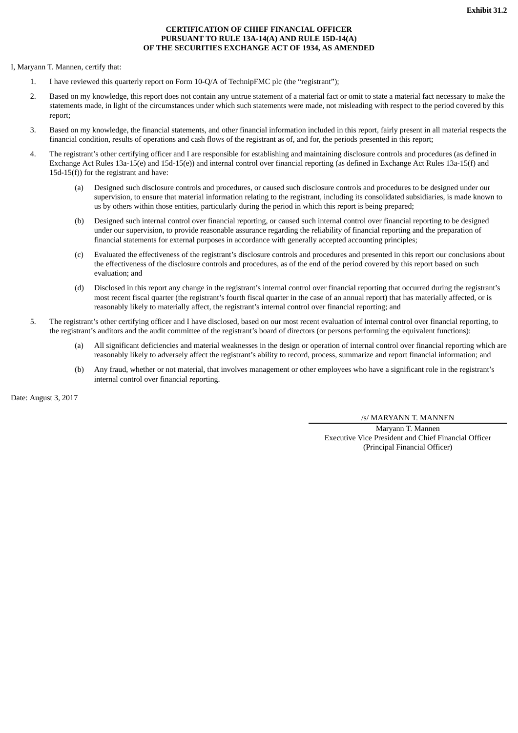**Exhibit 31.2**

**CERTIFICATION OF CHIEF FINANCIAL OFFICER**
**PURSUANT TO RULE 13A-14(A) AND RULE 15D-14(A)**
**OF THE SECURITIES EXCHANGE ACT OF 1934, AS AMENDED**

I, Maryann T. Mannen, certify that:

1. I have reviewed this quarterly report on Form 10-Q/A of TechnipFMC plc (the "registrant");

2. Based on my knowledge, this report does not contain any untrue statement of a material fact or omit to state a material fact necessary to make the statements made, in light of the circumstances under which such statements were made, not misleading with respect to the period covered by this report;

3. Based on my knowledge, the financial statements, and other financial information included in this report, fairly present in all material respects the financial condition, results of operations and cash flows of the registrant as of, and for, the periods presented in this report;

4. The registrant's other certifying officer and I are responsible for establishing and maintaining disclosure controls and procedures (as defined in Exchange Act Rules 13a-15(e) and 15d-15(e)) and internal control over financial reporting (as defined in Exchange Act Rules 13a-15(f) and 15d-15(f)) for the registrant and have:

   (a) Designed such disclosure controls and procedures, or caused such disclosure controls and procedures to be designed under our supervision, to ensure that material information relating to the registrant, including its consolidated subsidiaries, is made known to us by others within those entities, particularly during the period in which this report is being prepared;

   (b) Designed such internal control over financial reporting, or caused such internal control over financial reporting to be designed under our supervision, to provide reasonable assurance regarding the reliability of financial reporting and the preparation of financial statements for external purposes in accordance with generally accepted accounting principles;

   (c) Evaluated the effectiveness of the registrant's disclosure controls and procedures and presented in this report our conclusions about the effectiveness of the disclosure controls and procedures, as of the end of the period covered by this report based on such evaluation; and

   (d) Disclosed in this report any change in the registrant's internal control over financial reporting that occurred during the registrant's most recent fiscal quarter (the registrant's fourth fiscal quarter in the case of an annual report) that has materially affected, or is reasonably likely to materially affect, the registrant's internal control over financial reporting; and

5. The registrant's other certifying officer and I have disclosed, based on our most recent evaluation of internal control over financial reporting, to the registrant's auditors and the audit committee of the registrant's board of directors (or persons performing the equivalent functions):

   (a) All significant deficiencies and material weaknesses in the design or operation of internal control over financial reporting which are reasonably likely to adversely affect the registrant's ability to record, process, summarize and report financial information; and

   (b) Any fraud, whether or not material, that involves management or other employees who have a significant role in the registrant's internal control over financial reporting.

Date: August 3, 2017

/s/ MARYANN T. MANNEN

Maryann T. Mannen
Executive Vice President and Chief Financial Officer
(Principal Financial Officer)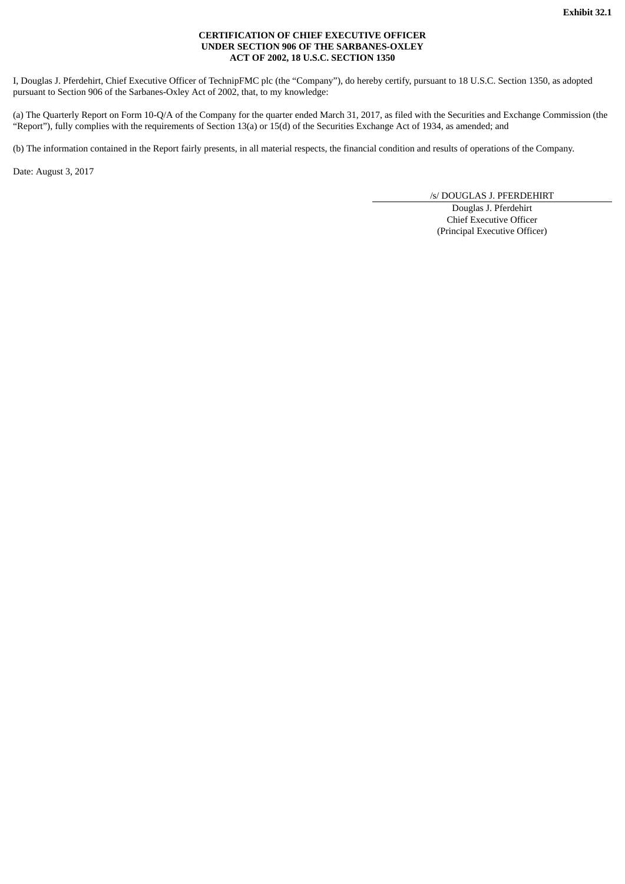**Exhibit 32.1**

**CERTIFICATION OF CHIEF EXECUTIVE OFFICER UNDER SECTION 906 OF THE SARBANES-OXLEY ACT OF 2002, 18 U.S.C. SECTION 1350**

I, Douglas J. Pferdehirt, Chief Executive Officer of TechnipFMC plc (the "Company"), do hereby certify, pursuant to 18 U.S.C. Section 1350, as adopted pursuant to Section 906 of the Sarbanes-Oxley Act of 2002, that, to my knowledge:

(a) The Quarterly Report on Form 10-Q/A of the Company for the quarter ended March 31, 2017, as filed with the Securities and Exchange Commission (the "Report"), fully complies with the requirements of Section 13(a) or 15(d) of the Securities Exchange Act of 1934, as amended; and

(b) The information contained in the Report fairly presents, in all material respects, the financial condition and results of operations of the Company.

Date: August 3, 2017

/s/ DOUGLAS J. PFERDEHIRT

Douglas J. Pferdehirt
Chief Executive Officer
(Principal Executive Officer)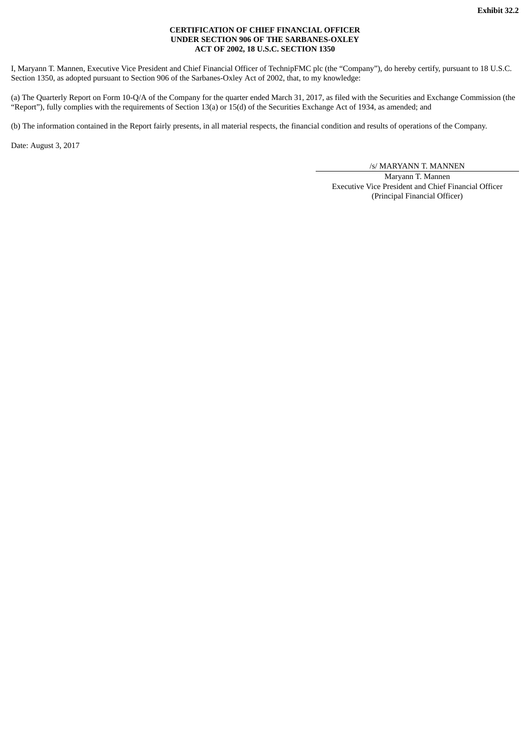**Exhibit 32.2**

**CERTIFICATION OF CHIEF FINANCIAL OFFICER**
**UNDER SECTION 906 OF THE SARBANES-OXLEY**
**ACT OF 2002, 18 U.S.C. SECTION 1350**

I, Maryann T. Mannen, Executive Vice President and Chief Financial Officer of TechnipFMC plc (the “Company”), do hereby certify, pursuant to 18 U.S.C. Section 1350, as adopted pursuant to Section 906 of the Sarbanes-Oxley Act of 2002, that, to my knowledge:

(a) The Quarterly Report on Form 10-Q/A of the Company for the quarter ended March 31, 2017, as filed with the Securities and Exchange Commission (the “Report”), fully complies with the requirements of Section 13(a) or 15(d) of the Securities Exchange Act of 1934, as amended; and

(b) The information contained in the Report fairly presents, in all material respects, the financial condition and results of operations of the Company.

Date: August 3, 2017

/s/ MARYANN T. MANNEN
Maryann T. Mannen
Executive Vice President and Chief Financial Officer
(Principal Financial Officer)